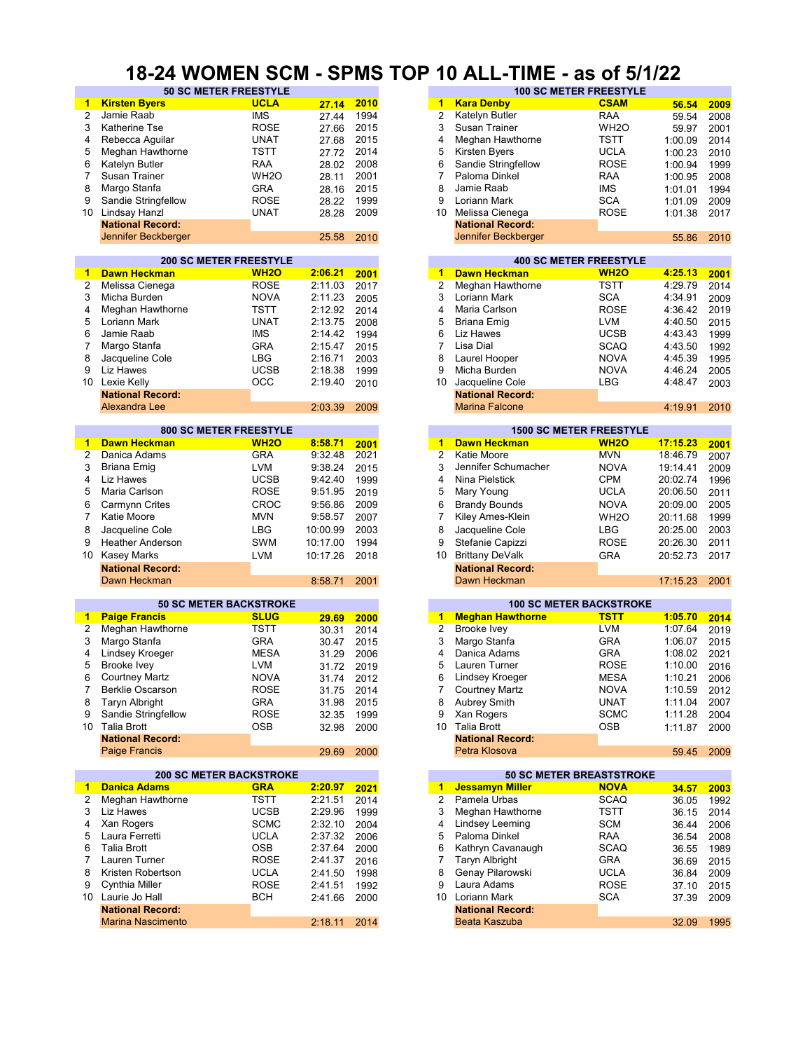# 18-24 WOMEN SCM - SPMS TOP 10 ALL-TIME - as of 5/1/22

## 50 SC METER FREESTYLE

| | Name | Team | Time | Year |
|---|---|---|---|---|
| 1 | **Kirsten Byers** | **UCLA** | **27.14** | **2010** |
| 2 | Jamie Raab | IMS | 27.44 | 1994 |
| 3 | Katherine Tse | ROSE | 27.66 | 2015 |
| 4 | Rebecca Aguilar | UNAT | 27.68 | 2015 |
| 5 | Meghan Hawthorne | TSTT | 27.72 | 2014 |
| 6 | Katelyn Butler | RAA | 28.02 | 2008 |
| 7 | Susan Trainer | WH2O | 28.11 | 2001 |
| 8 | Margo Stanfa | GRA | 28.16 | 2015 |
| 9 | Sandie Stringfellow | ROSE | 28.22 | 1999 |
| 10 | Lindsay Hanzl | UNAT | 28.28 | 2009 |
| | **National Record:** | | | |
| | Jennifer Beckberger | | 25.58 | 2010 |

## 100 SC METER FREESTYLE

| | Name | Team | Time | Year |
|---|---|---|---|---|
| 1 | **Kara Denby** | **CSAM** | **56.54** | **2009** |
| 2 | Katelyn Butler | RAA | 59.54 | 2008 |
| 3 | Susan Trainer | WH2O | 59.97 | 2001 |
| 4 | Meghan Hawthorne | TSTT | 1:00.09 | 2014 |
| 5 | Kirsten Byers | UCLA | 1:00.23 | 2010 |
| 6 | Sandie Stringfellow | ROSE | 1:00.94 | 1999 |
| 7 | Paloma Dinkel | RAA | 1:00.95 | 2008 |
| 8 | Jamie Raab | IMS | 1:01.01 | 1994 |
| 9 | Loriann Mark | SCA | 1:01.09 | 2009 |
| 10 | Melissa Cienega | ROSE | 1:01.38 | 2017 |
| | **National Record:** | | | |
| | Jennifer Beckberger | | 55.86 | 2010 |

## 200 SC METER FREESTYLE

| | Name | Team | Time | Year |
|---|---|---|---|---|
| 1 | **Dawn Heckman** | **WH2O** | **2:06.21** | **2001** |
| 2 | Melissa Cienega | ROSE | 2:11.03 | 2017 |
| 3 | Micha Burden | NOVA | 2:11.23 | 2005 |
| 4 | Meghan Hawthorne | TSTT | 2:12.92 | 2014 |
| 5 | Loriann Mark | UNAT | 2:13.75 | 2008 |
| 6 | Jamie Raab | IMS | 2:14.42 | 1994 |
| 7 | Margo Stanfa | GRA | 2:15.47 | 2015 |
| 8 | Jacqueline Cole | LBG | 2:16.71 | 2003 |
| 9 | Liz Hawes | UCSB | 2:18.38 | 1999 |
| 10 | Lexie Kelly | OCC | 2:19.40 | 2010 |
| | **National Record:** | | | |
| | Alexandra Lee | | 2:03.39 | 2009 |

## 400 SC METER FREESTYLE

| | Name | Team | Time | Year |
|---|---|---|---|---|
| 1 | **Dawn Heckman** | **WH2O** | **4:25.13** | **2001** |
| 2 | Meghan Hawthorne | TSTT | 4:29.79 | 2014 |
| 3 | Loriann Mark | SCA | 4:34.91 | 2009 |
| 4 | Maria Carlson | ROSE | 4:36.42 | 2019 |
| 5 | Briana Emig | LVM | 4:40.50 | 2015 |
| 6 | Liz Hawes | UCSB | 4:43.43 | 1999 |
| 7 | Lisa Dial | SCAQ | 4:43.50 | 1992 |
| 8 | Laurel Hooper | NOVA | 4:45.39 | 1995 |
| 9 | Micha Burden | NOVA | 4:46.24 | 2005 |
| 10 | Jacqueline Cole | LBG | 4:48.47 | 2003 |
| | **National Record:** | | | |
| | Marina Falcone | | 4:19.91 | 2010 |

## 800 SC METER FREESTYLE

| | Name | Team | Time | Year |
|---|---|---|---|---|
| 1 | **Dawn Heckman** | **WH2O** | **8:58.71** | **2001** |
| 2 | Danica Adams | GRA | 9:32.48 | 2021 |
| 3 | Briana Emig | LVM | 9:38.24 | 2015 |
| 4 | Liz Hawes | UCSB | 9:42.40 | 1999 |
| 5 | Maria Carlson | ROSE | 9:51.95 | 2019 |
| 6 | Carmynn Crites | CROC | 9:56.86 | 2009 |
| 7 | Katie Moore | MVN | 9:58.57 | 2007 |
| 8 | Jacqueline Cole | LBG | 10:00.99 | 2003 |
| 9 | Heather Anderson | SWM | 10:17.00 | 1994 |
| 10 | Kasey Marks | LVM | 10:17.26 | 2018 |
| | **National Record:** | | | |
| | Dawn Heckman | | 8:58.71 | 2001 |

## 1500 SC METER FREESTYLE

| | Name | Team | Time | Year |
|---|---|---|---|---|
| 1 | **Dawn Heckman** | **WH2O** | **17:15.23** | **2001** |
| 2 | Katie Moore | MVN | 18:46.79 | 2007 |
| 3 | Jennifer Schumacher | NOVA | 19:14.41 | 2009 |
| 4 | Nina Pielstick | CPM | 20:02.74 | 1996 |
| 5 | Mary Young | UCLA | 20:06.50 | 2011 |
| 6 | Brandy Bounds | NOVA | 20:09.00 | 2005 |
| 7 | Kiley Ames-Klein | WH2O | 20:11.68 | 1999 |
| 8 | Jacqueline Cole | LBG | 20:25.00 | 2003 |
| 9 | Stefanie Capizzi | ROSE | 20:26.30 | 2011 |
| 10 | Brittany DeValk | GRA | 20:52.73 | 2017 |
| | **National Record:** | | | |
| | Dawn Heckman | | 17:15.23 | 2001 |

## 50 SC METER BACKSTROKE

| | Name | Team | Time | Year |
|---|---|---|---|---|
| 1 | **Paige Francis** | **SLUG** | **29.69** | **2000** |
| 2 | Meghan Hawthorne | TSTT | 30.31 | 2014 |
| 3 | Margo Stanfa | GRA | 30.47 | 2015 |
| 4 | Lindsey Kroeger | MESA | 31.29 | 2006 |
| 5 | Brooke Ivey | LVM | 31.72 | 2019 |
| 6 | Courtney Martz | NOVA | 31.74 | 2012 |
| 7 | Berklie Oscarson | ROSE | 31.75 | 2014 |
| 8 | Taryn Albright | GRA | 31.98 | 2015 |
| 9 | Sandie Stringfellow | ROSE | 32.35 | 1999 |
| 10 | Talia Brott | OSB | 32.98 | 2000 |
| | **National Record:** | | | |
| | Paige Francis | | 29.69 | 2000 |

## 100 SC METER BACKSTROKE

| | Name | Team | Time | Year |
|---|---|---|---|---|
| 1 | **Meghan Hawthorne** | **TSTT** | **1:05.70** | **2014** |
| 2 | Brooke Ivey | LVM | 1:07.64 | 2019 |
| 3 | Margo Stanfa | GRA | 1:06.07 | 2015 |
| 4 | Danica Adams | GRA | 1:08.02 | 2021 |
| 5 | Lauren Turner | ROSE | 1:10.00 | 2016 |
| 6 | Lindsey Kroeger | MESA | 1:10.21 | 2006 |
| 7 | Courtney Martz | NOVA | 1:10.59 | 2012 |
| 8 | Aubrey Smith | UNAT | 1:11.04 | 2007 |
| 9 | Xan Rogers | SCMC | 1:11.28 | 2004 |
| 10 | Talia Brott | OSB | 1:11.87 | 2000 |
| | **National Record:** | | | |
| | Petra Klosova | | 59.45 | 2009 |

## 200 SC METER BACKSTROKE

| | Name | Team | Time | Year |
|---|---|---|---|---|
| 1 | **Danica Adams** | **GRA** | **2:20.97** | **2021** |
| 2 | Meghan Hawthorne | TSTT | 2:21.51 | 2014 |
| 3 | Liz Hawes | UCSB | 2:29.96 | 1999 |
| 4 | Xan Rogers | SCMC | 2:32.10 | 2004 |
| 5 | Laura Ferretti | UCLA | 2:37.32 | 2006 |
| 6 | Talia Brott | OSB | 2:37.64 | 2000 |
| 7 | Lauren Turner | ROSE | 2:41.37 | 2016 |
| 8 | Kristen Robertson | UCLA | 2:41.50 | 1998 |
| 9 | Cynthia Miller | ROSE | 2:41.51 | 1992 |
| 10 | Laurie Jo Hall | BCH | 2:41.66 | 2000 |
| | **National Record:** | | | |
| | Marina Nascimento | | 2:18.11 | 2014 |

## 50 SC METER BREASTSTROKE

| | Name | Team | Time | Year |
|---|---|---|---|---|
| 1 | **Jessamyn Miller** | **NOVA** | **34.57** | **2003** |
| 2 | Pamela Urbas | SCAQ | 36.05 | 1992 |
| 3 | Meghan Hawthorne | TSTT | 36.15 | 2014 |
| 4 | Lindsey Leeming | SCM | 36.44 | 2006 |
| 5 | Paloma Dinkel | RAA | 36.54 | 2008 |
| 6 | Kathryn Cavanaugh | SCAQ | 36.55 | 1989 |
| 7 | Taryn Albright | GRA | 36.69 | 2015 |
| 8 | Genay Pilarowski | UCLA | 36.84 | 2009 |
| 9 | Laura Adams | ROSE | 37.10 | 2015 |
| 10 | Loriann Mark | SCA | 37.39 | 2009 |
| | **National Record:** | | | |
| | Beata Kaszuba | | 32.09 | 1995 |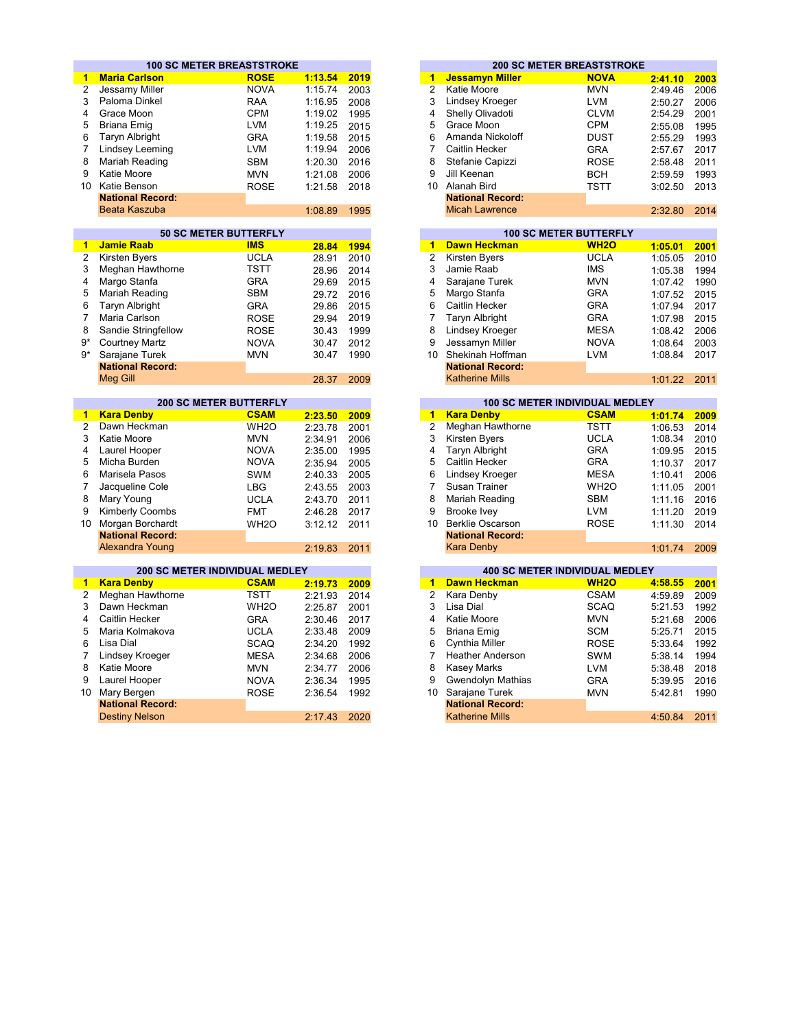## 100 SC METER BREASTSTROKE

| | | | | |
|---|---|---|---|---|
| **1** | **Maria Carlson** | **ROSE** | **1:13.54** | **2019** |
| 2 | Jessamy Miller | NOVA | 1:15.74 | 2003 |
| 3 | Paloma Dinkel | RAA | 1:16.95 | 2008 |
| 4 | Grace Moon | CPM | 1:19.02 | 1995 |
| 5 | Briana Emig | LVM | 1:19.25 | 2015 |
| 6 | Taryn Albright | GRA | 1:19.58 | 2015 |
| 7 | Lindsey Leeming | LVM | 1:19.94 | 2006 |
| 8 | Mariah Reading | SBM | 1:20.30 | 2016 |
| 9 | Katie Moore | MVN | 1:21.08 | 2006 |
| 10 | Katie Benson | ROSE | 1:21.58 | 2018 |
| | **National Record:** | | | |
| | Beata Kaszuba | | 1:08.89 | 1995 |

## 200 SC METER BREASTSTROKE

| | | | | |
|---|---|---|---|---|
| **1** | **Jessamyn Miller** | **NOVA** | **2:41.10** | **2003** |
| 2 | Katie Moore | MVN | 2:49.46 | 2006 |
| 3 | Lindsey Kroeger | LVM | 2:50.27 | 2006 |
| 4 | Shelly Olivadoti | CLVM | 2:54.29 | 2001 |
| 5 | Grace Moon | CPM | 2:55.08 | 1995 |
| 6 | Amanda Nickoloff | DUST | 2:55.29 | 1993 |
| 7 | Caitlin Hecker | GRA | 2:57.67 | 2017 |
| 8 | Stefanie Capizzi | ROSE | 2:58.48 | 2011 |
| 9 | Jill Keenan | BCH | 2:59.59 | 1993 |
| 10 | Alanah Bird | TSTT | 3:02.50 | 2013 |
| | **National Record:** | | | |
| | Micah Lawrence | | 2:32.80 | 2014 |

## 50 SC METER BUTTERFLY

| | | | | |
|---|---|---|---|---|
| **1** | **Jamie Raab** | **IMS** | **28.84** | **1994** |
| 2 | Kirsten Byers | UCLA | 28.91 | 2010 |
| 3 | Meghan Hawthorne | TSTT | 28.96 | 2014 |
| 4 | Margo Stanfa | GRA | 29.69 | 2015 |
| 5 | Mariah Reading | SBM | 29.72 | 2016 |
| 6 | Taryn Albright | GRA | 29.86 | 2015 |
| 7 | Maria Carlson | ROSE | 29.94 | 2019 |
| 8 | Sandie Stringfellow | ROSE | 30.43 | 1999 |
| 9* | Courtney Martz | NOVA | 30.47 | 2012 |
| 9* | Sarajane Turek | MVN | 30.47 | 1990 |
| | **National Record:** | | | |
| | Meg Gill | | 28.37 | 2009 |

## 100 SC METER BUTTERFLY

| | | | | |
|---|---|---|---|---|
| **1** | **Dawn Heckman** | **WH2O** | **1:05.01** | **2001** |
| 2 | Kirsten Byers | UCLA | 1:05.05 | 2010 |
| 3 | Jamie Raab | IMS | 1:05.38 | 1994 |
| 4 | Sarajane Turek | MVN | 1:07.42 | 1990 |
| 5 | Margo Stanfa | GRA | 1:07.52 | 2015 |
| 6 | Caitlin Hecker | GRA | 1:07.94 | 2017 |
| 7 | Taryn Albright | GRA | 1:07.98 | 2015 |
| 8 | Lindsey Kroeger | MESA | 1:08.42 | 2006 |
| 9 | Jessamyn Miller | NOVA | 1:08.64 | 2003 |
| 10 | Shekinah Hoffman | LVM | 1:08.84 | 2017 |
| | **National Record:** | | | |
| | Katherine Mills | | 1:01.22 | 2011 |

## 200 SC METER BUTTERFLY

| | | | | |
|---|---|---|---|---|
| **1** | **Kara Denby** | **CSAM** | **2:23.50** | **2009** |
| 2 | Dawn Heckman | WH2O | 2:23.78 | 2001 |
| 3 | Katie Moore | MVN | 2:34.91 | 2006 |
| 4 | Laurel Hooper | NOVA | 2:35.00 | 1995 |
| 5 | Micha Burden | NOVA | 2:35.94 | 2005 |
| 6 | Marisela Pasos | SWM | 2:40.33 | 2005 |
| 7 | Jacqueline Cole | LBG | 2:43.55 | 2003 |
| 8 | Mary Young | UCLA | 2:43.70 | 2011 |
| 9 | Kimberly Coombs | FMT | 2:46.28 | 2017 |
| 10 | Morgan Borchardt | WH2O | 3:12.12 | 2011 |
| | **National Record:** | | | |
| | Alexandra Young | | 2:19.83 | 2011 |

## 100 SC METER INDIVIDUAL MEDLEY

| | | | | |
|---|---|---|---|---|
| **1** | **Kara Denby** | **CSAM** | **1:01.74** | **2009** |
| 2 | Meghan Hawthorne | TSTT | 1:06.53 | 2014 |
| 3 | Kirsten Byers | UCLA | 1:08.34 | 2010 |
| 4 | Taryn Albright | GRA | 1:09.95 | 2015 |
| 5 | Caitlin Hecker | GRA | 1:10.37 | 2017 |
| 6 | Lindsey Kroeger | MESA | 1:10.41 | 2006 |
| 7 | Susan Trainer | WH2O | 1:11.05 | 2001 |
| 8 | Mariah Reading | SBM | 1:11.16 | 2016 |
| 9 | Brooke Ivey | LVM | 1:11.20 | 2019 |
| 10 | Berklie Oscarson | ROSE | 1:11.30 | 2014 |
| | **National Record:** | | | |
| | Kara Denby | | 1:01.74 | 2009 |

## 200 SC METER INDIVIDUAL MEDLEY

| | | | | |
|---|---|---|---|---|
| **1** | **Kara Denby** | **CSAM** | **2:19.73** | **2009** |
| 2 | Meghan Hawthorne | TSTT | 2:21.93 | 2014 |
| 3 | Dawn Heckman | WH2O | 2:25.87 | 2001 |
| 4 | Caitlin Hecker | GRA | 2:30.46 | 2017 |
| 5 | Maria Kolmakova | UCLA | 2:33.48 | 2009 |
| 6 | Lisa Dial | SCAQ | 2:34.20 | 1992 |
| 7 | Lindsey Kroeger | MESA | 2:34.68 | 2006 |
| 8 | Katie Moore | MVN | 2:34.77 | 2006 |
| 9 | Laurel Hooper | NOVA | 2:36.34 | 1995 |
| 10 | Mary Bergen | ROSE | 2:36.54 | 1992 |
| | **National Record:** | | | |
| | Destiny Nelson | | 2:17.43 | 2020 |

## 400 SC METER INDIVIDUAL MEDLEY

| | | | | |
|---|---|---|---|---|
| **1** | **Dawn Heckman** | **WH2O** | **4:58.55** | **2001** |
| 2 | Kara Denby | CSAM | 4:59.89 | 2009 |
| 3 | Lisa Dial | SCAQ | 5:21.53 | 1992 |
| 4 | Katie Moore | MVN | 5:21.68 | 2006 |
| 5 | Briana Emig | SCM | 5:25.71 | 2015 |
| 6 | Cynthia Miller | ROSE | 5:33.64 | 1992 |
| 7 | Heather Anderson | SWM | 5:38.14 | 1994 |
| 8 | Kasey Marks | LVM | 5:38.48 | 2018 |
| 9 | Gwendolyn Mathias | GRA | 5:39.95 | 2016 |
| 10 | Sarajane Turek | MVN | 5:42.81 | 1990 |
| | **National Record:** | | | |
| | Katherine Mills | | 4:50.84 | 2011 |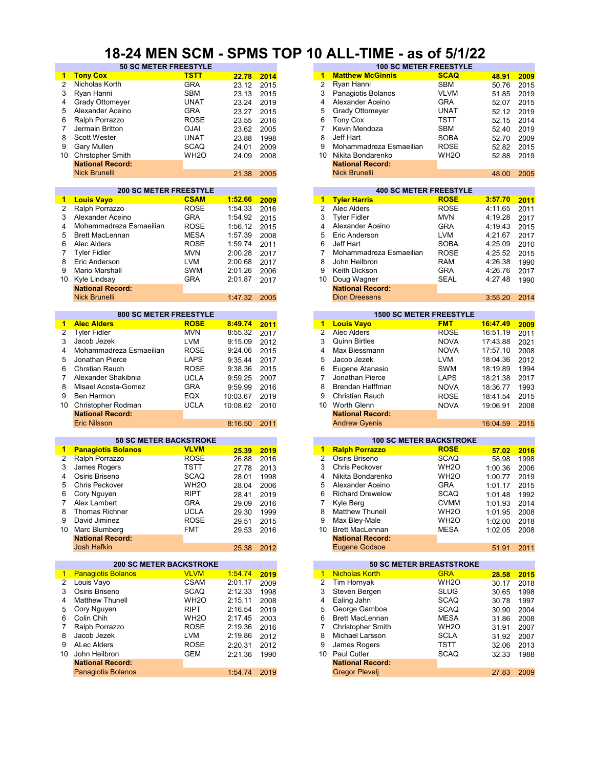# 18-24 MEN SCM - SPMS TOP 10 ALL-TIME - as of 5/1/22

## 50 SC METER FREESTYLE

| | Name | Club | Time | Year |
|---|---|---|---|---|
| 1 | **Tony Cox** | **TSTT** | **22.78** | **2014** |
| 2 | Nicholas Korth | GRA | 23.12 | 2015 |
| 3 | Ryan Hanni | SBM | 23.13 | 2015 |
| 4 | Grady Ottomeyer | UNAT | 23.24 | 2019 |
| 5 | Alexander Aceino | GRA | 23.27 | 2015 |
| 6 | Ralph Porrazzo | ROSE | 23.55 | 2016 |
| 7 | Jermain Britton | OJAI | 23.62 | 2005 |
| 8 | Scott Wester | UNAT | 23.88 | 1998 |
| 9 | Gary Mullen | SCAQ | 24.01 | 2009 |
| 10 | Chrstopher Smith | WH2O | 24.09 | 2008 |
| | **National Record:** | | | |
| | Nick Brunelli | | 21.38 | 2005 |

## 100 SC METER FREESTYLE

| | Name | Club | Time | Year |
|---|---|---|---|---|
| 1 | **Matthew McGinnis** | **SCAQ** | **48.91** | **2009** |
| 2 | Ryan Hanni | SBM | 50.76 | 2015 |
| 3 | Panagiotis Bolanos | VLVM | 51.85 | 2019 |
| 4 | Alexander Aceino | GRA | 52.07 | 2015 |
| 5 | Grady Ottomeyer | UNAT | 52.12 | 2019 |
| 6 | Tony Cox | TSTT | 52.15 | 2014 |
| 7 | Kevin Mendoza | SBM | 52.40 | 2019 |
| 8 | Jeff Hart | SOBA | 52.70 | 2009 |
| 9 | Mohammadreza Esmaeilian | ROSE | 52.82 | 2015 |
| 10 | Nikita Bondarenko | WH2O | 52.88 | 2019 |
| | **National Record:** | | | |
| | Nick Brunelli | | 48.00 | 2005 |

## 200 SC METER FREESTYLE

| | Name | Club | Time | Year |
|---|---|---|---|---|
| 1 | **Louis Vayo** | **CSAM** | **1:52.66** | **2009** |
| 2 | Ralph Porrazzo | ROSE | 1:54.33 | 2016 |
| 3 | Alexander Aceino | GRA | 1:54.92 | 2015 |
| 4 | Mohammadreza Esmaeilian | ROSE | 1:56.12 | 2015 |
| 5 | Brett MacLennan | MESA | 1:57.39 | 2008 |
| 6 | Alec Alders | ROSE | 1:59.74 | 2011 |
| 7 | Tyler Fidler | MVN | 2:00.28 | 2017 |
| 8 | Eric Anderson | LVM | 2:00.68 | 2017 |
| 9 | Mario Marshall | SWM | 2:01.26 | 2006 |
| 10 | Kyle Lindsay | GRA | 2:01.87 | 2017 |
| | **National Record:** | | | |
| | Nick Brunelli | | 1:47.32 | 2005 |

## 400 SC METER FREESTYLE

| | Name | Club | Time | Year |
|---|---|---|---|---|
| 1 | **Tyler Harris** | **ROSE** | **3:57.70** | **2011** |
| 2 | Alec Alders | ROSE | 4:11.65 | 2011 |
| 3 | Tyler Fidler | MVN | 4:19.28 | 2017 |
| 4 | Alexander Aceino | GRA | 4:19.43 | 2015 |
| 5 | Eric Anderson | LVM | 4:21.67 | 2017 |
| 6 | Jeff Hart | SOBA | 4:25.09 | 2010 |
| 7 | Mohammadreza Esmaeilian | ROSE | 4:25.52 | 2015 |
| 8 | John Heilbron | RAM | 4:26.38 | 1990 |
| 9 | Keith Dickson | GRA | 4:26.76 | 2017 |
| 10 | Doug Wagner | SEAL | 4:27.48 | 1990 |
| | **National Record:** | | | |
| | Dion Dreesens | | 3:55.20 | 2014 |

## 800 SC METER FREESTYLE

| | Name | Club | Time | Year |
|---|---|---|---|---|
| 1 | **Alec Alders** | **ROSE** | **8:49.74** | **2011** |
| 2 | Tyler Fidler | MVN | 8:55.32 | 2017 |
| 3 | Jacob Jezek | LVM | 9:15.09 | 2012 |
| 4 | Mohammadreza Esmaeilian | ROSE | 9:24.06 | 2015 |
| 5 | Jonathan Pierce | LAPS | 9:35.44 | 2017 |
| 6 | Chrstian Rauch | ROSE | 9:38.36 | 2015 |
| 7 | Alexander Shakibnia | UCLA | 9:59.25 | 2007 |
| 8 | Misael Acosta-Gomez | GRA | 9:59.99 | 2016 |
| 9 | Ben Harmon | EQX | 10:03.67 | 2019 |
| 10 | Christopher Rodman | UCLA | 10:08.62 | 2010 |
| | **National Record:** | | | |
| | Eric Nilsson | | 8:16.50 | 2011 |

## 1500 SC METER FREESTYLE

| | Name | Club | Time | Year |
|---|---|---|---|---|
| 1 | **Louis Vayo** | **FMT** | **16:47.49** | **2009** |
| 2 | Alec Alders | ROSE | 16:51.19 | 2011 |
| 3 | Quinn Birtles | NOVA | 17:43.88 | 2021 |
| 4 | Max Biessmann | NOVA | 17:57.10 | 2008 |
| 5 | Jacob Jezek | LVM | 18:04.36 | 2012 |
| 6 | Eugene Atanasio | SWM | 18:19.89 | 1994 |
| 7 | Jonathan Pierce | LAPS | 18:21.38 | 2017 |
| 8 | Brendan Halffman | NOVA | 18:36.77 | 1993 |
| 9 | Christian Rauch | ROSE | 18:41.54 | 2015 |
| 10 | Worth Glenn | NOVA | 19:06.91 | 2008 |
| | **National Record:** | | | |
| | Andrew Gyenis | | 16:04.59 | 2015 |

## 50 SC METER BACKSTROKE

| | Name | Club | Time | Year |
|---|---|---|---|---|
| 1 | **Panagiotis Bolanos** | **VLVM** | **25.39** | **2019** |
| 2 | Ralph Porrazzo | ROSE | 26.88 | 2016 |
| 3 | James Rogers | TSTT | 27.78 | 2013 |
| 4 | Osiris Briseno | SCAQ | 28.01 | 1998 |
| 5 | Chris Peckover | WH2O | 28.04 | 2006 |
| 6 | Cory Nguyen | RIPT | 28.41 | 2019 |
| 7 | Alex Lambert | GRA | 29.09 | 2016 |
| 8 | Thomas Richner | UCLA | 29.30 | 1999 |
| 9 | David Jiminez | ROSE | 29.51 | 2015 |
| 10 | Marc Blumberg | FMT | 29.53 | 2016 |
| | **National Record:** | | | |
| | Josh Hafkin | | 25.38 | 2012 |

## 100 SC METER BACKSTROKE

| | Name | Club | Time | Year |
|---|---|---|---|---|
| 1 | **Ralph Porrazzo** | **ROSE** | **57.02** | **2016** |
| 2 | Osiris Briseno | SCAQ | 58.98 | 1998 |
| 3 | Chris Peckover | WH2O | 1:00.36 | 2006 |
| 4 | Nikita Bondarenko | WH2O | 1:00.77 | 2019 |
| 5 | Alexander Aceino | GRA | 1:01.17 | 2015 |
| 6 | Richard Drewelow | SCAQ | 1:01.48 | 1992 |
| 7 | Kyle Berg | CVMM | 1:01.93 | 2014 |
| 8 | Matthew Thunell | WH2O | 1:01.95 | 2008 |
| 9 | Max Bley-Male | WH2O | 1:02.00 | 2018 |
| 10 | Brett MacLennan | MESA | 1:02.05 | 2008 |
| | **National Record:** | | | |
| | Eugene Godsoe | | 51.91 | 2011 |

## 200 SC METER BACKSTROKE

| | Name | Club | Time | Year |
|---|---|---|---|---|
| 1 | Panagiotis Bolanos | VLVM | 1:54.74 | 2019 |
| 2 | Louis Vayo | CSAM | 2:01.17 | 2009 |
| 3 | Osiris Briseno | SCAQ | 2:12.33 | 1998 |
| 4 | Matthew Thunell | WH2O | 2:15.11 | 2008 |
| 5 | Cory Nguyen | RIPT | 2:16.54 | 2019 |
| 6 | Colin Chih | WH2O | 2:17.45 | 2003 |
| 7 | Ralph Porrazzo | ROSE | 2:19.36 | 2016 |
| 8 | Jacob Jezek | LVM | 2:19.86 | 2012 |
| 9 | ALec Alders | ROSE | 2:20.31 | 2012 |
| 10 | John Heilbron | GEM | 2:21.36 | 1990 |
| | **National Record:** | | | |
| | Panagiotis Bolanos | | 1:54.74 | 2019 |

## 50 SC METER BREASTSTROKE

| | Name | Club | Time | Year |
|---|---|---|---|---|
| 1 | Nicholas Korth | GRA | **28.58** | **2015** |
| 2 | Tim Hornyak | WH2O | 30.17 | 2018 |
| 3 | Steven Bergen | SLUG | 30.65 | 1998 |
| 4 | Ealing Jahn | SCAQ | 30.78 | 1997 |
| 5 | George Gamboa | SCAQ | 30.90 | 2004 |
| 6 | Brett MacLennan | MESA | 31.86 | 2008 |
| 7 | Christopher Smith | WH2O | 31.91 | 2007 |
| 8 | Michael Larsson | SCLA | 31.92 | 2007 |
| 9 | James Rogers | TSTT | 32.06 | 2013 |
| 10 | Paul Cutler | SCAQ | 32.33 | 1988 |
| | **National Record:** | | | |
| | Gregor Plevelj | | 27.83 | 2009 |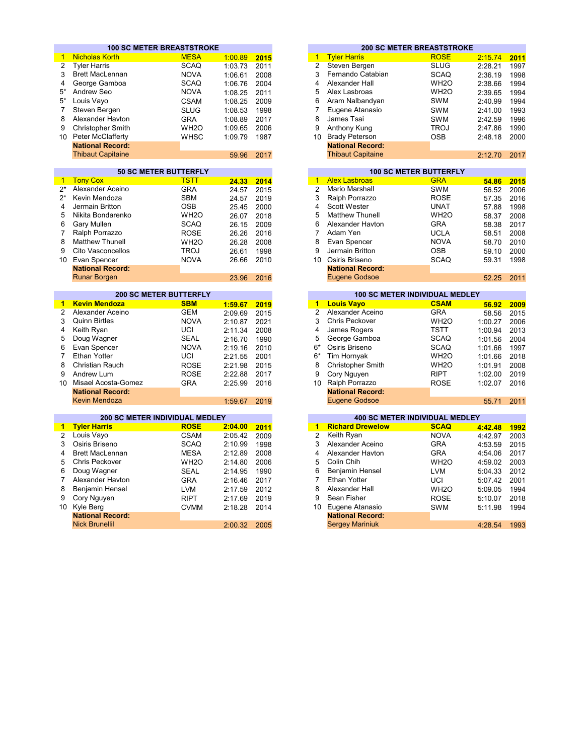## 100 SC METER BREASTSTROKE

| Rank | Name | Team | Time | Year |
|---|---|---|---|---|
| 1 | Nicholas Korth | MESA | 1:00.89 | 2015 |
| 2 | Tyler Harris | SCAQ | 1:03.73 | 2011 |
| 3 | Brett MacLennan | NOVA | 1:06.61 | 2008 |
| 4 | George Gamboa | SCAQ | 1:06.76 | 2004 |
| 5* | Andrew Seo | NOVA | 1:08.25 | 2011 |
| 5* | Louis Vayo | CSAM | 1:08.25 | 2009 |
| 7 | Steven Bergen | SLUG | 1:08.53 | 1998 |
| 8 | Alexander Havton | GRA | 1:08.89 | 2017 |
| 9 | Christopher Smith | WH2O | 1:09.65 | 2006 |
| 10 | Peter McClafferty | WHSC | 1:09.79 | 1987 |
| | **National Record:** | | | |
| | Thibaut Capitaine | | 59.96 | 2017 |

## 200 SC METER BREASTSTROKE

| Rank | Name | Team | Time | Year |
|---|---|---|---|---|
| 1 | Tyler Harris | ROSE | 2:15.74 | 2011 |
| 2 | Steven Bergen | SLUG | 2:28.21 | 1997 |
| 3 | Fernando Catabian | SCAQ | 2:36.19 | 1998 |
| 4 | Alexander Hall | WH2O | 2:38.66 | 1994 |
| 5 | Alex Lasbroas | WH2O | 2:39.65 | 1994 |
| 6 | Aram Nalbandyan | SWM | 2:40.99 | 1994 |
| 7 | Eugene Atanasio | SWM | 2:41.00 | 1993 |
| 8 | James Tsai | SWM | 2:42.59 | 1996 |
| 9 | Anthony Kung | TROJ | 2:47.86 | 1990 |
| 10 | Brady Peterson | OSB | 2:48.18 | 2000 |
| | **National Record:** | | | |
| | Thibaut Capitaine | | 2:12.70 | 2017 |

## 50 SC METER BUTTERFLY

| Rank | Name | Team | Time | Year |
|---|---|---|---|---|
| 1 | Tony Cox | TSTT | 24.33 | 2014 |
| 2* | Alexander Aceino | GRA | 24.57 | 2015 |
| 2* | Kevin Mendoza | SBM | 24.57 | 2019 |
| 4 | Jermain Britton | OSB | 25.45 | 2000 |
| 5 | Nikita Bondarenko | WH2O | 26.07 | 2018 |
| 6 | Gary Mullen | SCAQ | 26.15 | 2009 |
| 7 | Ralph Porrazzo | ROSE | 26.26 | 2016 |
| 8 | Matthew Thunell | WH2O | 26.28 | 2008 |
| 9 | Cito Vasconcellos | TROJ | 26.61 | 1998 |
| 10 | Evan Spencer | NOVA | 26.66 | 2010 |
| | **National Record:** | | | |
| | Runar Borgen | | 23.96 | 2016 |

## 100 SC METER BUTTERFLY

| Rank | Name | Team | Time | Year |
|---|---|---|---|---|
| 1 | Alex Lasbroas | GRA | 54.86 | 2015 |
| 2 | Mario Marshall | SWM | 56.52 | 2006 |
| 3 | Ralph Porrazzo | ROSE | 57.35 | 2016 |
| 4 | Scott Wester | UNAT | 57.88 | 1998 |
| 5 | Matthew Thunell | WH2O | 58.37 | 2008 |
| 6 | Alexander Havton | GRA | 58.38 | 2017 |
| 7 | Adam Yen | UCLA | 58.51 | 2008 |
| 8 | Evan Spencer | NOVA | 58.70 | 2010 |
| 9 | Jermain Britton | OSB | 59.10 | 2000 |
| 10 | Osiris Briseno | SCAQ | 59.31 | 1998 |
| | **National Record:** | | | |
| | Eugene Godsoe | | 52.25 | 2011 |

## 200 SC METER BUTTERFLY

| Rank | Name | Team | Time | Year |
|---|---|---|---|---|
| **1** | **Kevin Mendoza** | **SBM** | **1:59.67** | **2019** |
| 2 | Alexander Aceino | GEM | 2:09.69 | 2015 |
| 3 | Quinn Birtles | NOVA | 2:10.87 | 2021 |
| 4 | Keith Ryan | UCI | 2:11.34 | 2008 |
| 5 | Doug Wagner | SEAL | 2:16.70 | 1990 |
| 6 | Evan Spencer | NOVA | 2:19.16 | 2010 |
| 7 | Ethan Yotter | UCI | 2:21.55 | 2001 |
| 8 | Christian Rauch | ROSE | 2:21.98 | 2015 |
| 9 | Andrew Lum | ROSE | 2:22.88 | 2017 |
| 10 | Misael Acosta-Gomez | GRA | 2:25.99 | 2016 |
| | **National Record:** | | | |
| | Kevin Mendoza | | 1:59.67 | 2019 |

## 100 SC METER INDIVIDUAL MEDLEY

| Rank | Name | Team | Time | Year |
|---|---|---|---|---|
| **1** | **Louis Vayo** | **CSAM** | **56.92** | **2009** |
| 2 | Alexander Aceino | GRA | 58.56 | 2015 |
| 3 | Chris Peckover | WH2O | 1:00.27 | 2006 |
| 4 | James Rogers | TSTT | 1:00.94 | 2013 |
| 5 | George Gamboa | SCAQ | 1:01.56 | 2004 |
| 6* | Osiris Briseno | SCAQ | 1:01.66 | 1997 |
| 6* | Tim Hornyak | WH2O | 1:01.66 | 2018 |
| 8 | Christopher Smith | WH2O | 1:01.91 | 2008 |
| 9 | Cory Nguyen | RIPT | 1:02.00 | 2019 |
| 10 | Ralph Porrazzo | ROSE | 1:02.07 | 2016 |
| | **National Record:** | | | |
| | Eugene Godsoe | | 55.71 | 2011 |

## 200 SC METER INDIVIDUAL MEDLEY

| Rank | Name | Team | Time | Year |
|---|---|---|---|---|
| **1** | **Tyler Harris** | **ROSE** | **2:04.00** | **2011** |
| 2 | Louis Vayo | CSAM | 2:05.42 | 2009 |
| 3 | Osiris Briseno | SCAQ | 2:10.99 | 1998 |
| 4 | Brett MacLennan | MESA | 2:12.89 | 2008 |
| 5 | Chris Peckover | WH2O | 2:14.80 | 2006 |
| 6 | Doug Wagner | SEAL | 2:14.95 | 1990 |
| 7 | Alexander Havton | GRA | 2:16.46 | 2017 |
| 8 | Benjamin Hensel | LVM | 2:17.59 | 2012 |
| 9 | Cory Nguyen | RIPT | 2:17.69 | 2019 |
| 10 | Kyle Berg | CVMM | 2:18.28 | 2014 |
| | **National Record:** | | | |
| | Nick Brunellil | | 2:00.32 | 2005 |

## 400 SC METER INDIVIDUAL MEDLEY

| Rank | Name | Team | Time | Year |
|---|---|---|---|---|
| **1** | **Richard Drewelow** | **SCAQ** | **4:42.48** | **1992** |
| 2 | Keith Ryan | NOVA | 4:42.97 | 2003 |
| 3 | Alexander Aceino | GRA | 4:53.59 | 2015 |
| 4 | Alexander Havton | GRA | 4:54.06 | 2017 |
| 5 | Colin Chih | WH2O | 4:59.02 | 2003 |
| 6 | Benjamin Hensel | LVM | 5:04.33 | 2012 |
| 7 | Ethan Yotter | UCI | 5:07.42 | 2001 |
| 8 | Alexander Hall | WH2O | 5:09.05 | 1994 |
| 9 | Sean Fisher | ROSE | 5:10.07 | 2018 |
| 10 | Eugene Atanasio | SWM | 5:11.98 | 1994 |
| | **National Record:** | | | |
| | Sergey Mariniuk | | 4:28.54 | 1993 |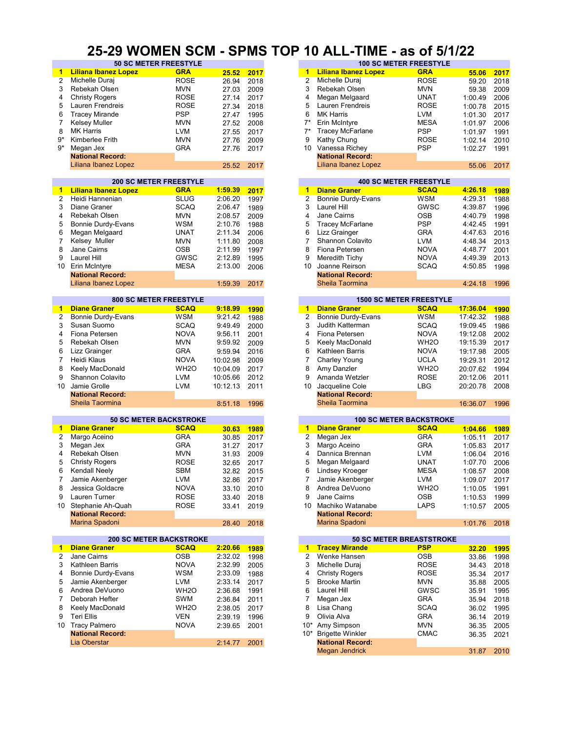# 25-29 WOMEN SCM - SPMS TOP 10 ALL-TIME - as of 5/1/22

## 50 SC METER FREESTYLE

| | Name | Team | Time | Year |
|---|---|---|---|---|
| **1** | **Liliana Ibanez Lopez** | **GRA** | **25.52** | **2017** |
| 2 | Michelle Duraj | ROSE | 26.94 | 2018 |
| 3 | Rebekah Olsen | MVN | 27.03 | 2009 |
| 4 | Christy Rogers | ROSE | 27.14 | 2017 |
| 5 | Lauren Frendreis | ROSE | 27.34 | 2018 |
| 6 | Tracey Mirande | PSP | 27.47 | 1995 |
| 7 | Kelsey Muller | MVN | 27.52 | 2008 |
| 8 | MK Harris | LVM | 27.55 | 2017 |
| 9* | Kimberlee Frith | MVN | 27.76 | 2009 |
| 9* | Megan Jex | GRA | 27.76 | 2017 |
| | **National Record:** | | | |
| | Liliana Ibanez Lopez | | 25.52 | 2017 |

## 100 SC METER FREESTYLE

| | Name | Team | Time | Year |
|---|---|---|---|---|
| **1** | **Liliana Ibanez Lopez** | **GRA** | **55.06** | **2017** |
| 2 | Michelle Duraj | ROSE | 59.20 | 2018 |
| 3 | Rebekah Olsen | MVN | 59.38 | 2009 |
| 4 | Megan Melgaard | UNAT | 1:00.49 | 2006 |
| 5 | Lauren Frendreis | ROSE | 1:00.78 | 2015 |
| 6 | MK Harris | LVM | 1:01.30 | 2017 |
| 7* | Erin McIntyre | MESA | 1:01.97 | 2006 |
| 7* | Tracey McFarlane | PSP | 1:01.97 | 1991 |
| 9 | Kathy Chung | ROSE | 1:02.14 | 2010 |
| 10 | Vanessa Richey | PSP | 1:02.27 | 1991 |
| | **National Record:** | | | |
| | Liliana Ibanez Lopez | | 55.06 | 2017 |

## 200 SC METER FREESTYLE

| | Name | Team | Time | Year |
|---|---|---|---|---|
| **1** | **Liliana Ibanez Lopez** | **GRA** | **1:59.39** | **2017** |
| 2 | Heidi Hannenian | SLUG | 2:06.20 | 1997 |
| 3 | Diane Graner | SCAQ | 2:06.47 | 1989 |
| 4 | Rebekah Olsen | MVN | 2:08.57 | 2009 |
| 5 | Bonnie Durdy-Evans | WSM | 2:10.76 | 1988 |
| 6 | Megan Melgaard | UNAT | 2:11.34 | 2006 |
| 7 | Kelsey Muller | MVN | 1:11.80 | 2008 |
| 8 | Jane Cairns | OSB | 2:11.99 | 1997 |
| 9 | Laurel Hill | GWSC | 2:12.89 | 1995 |
| 10 | Erin McIntyre | MESA | 2:13.00 | 2006 |
| | **National Record:** | | | |
| | Liliana Ibanez Lopez | | 1:59.39 | 2017 |

## 400 SC METER FREESTYLE

| | Name | Team | Time | Year |
|---|---|---|---|---|
| **1** | **Diane Graner** | **SCAQ** | **4:26.18** | **1989** |
| 2 | Bonnie Durdy-Evans | WSM | 4:29.31 | 1988 |
| 3 | Laurel Hill | GWSC | 4:39.87 | 1996 |
| 4 | Jane Cairns | OSB | 4:40.79 | 1998 |
| 5 | Tracey McFarlane | PSP | 4:42.45 | 1991 |
| 6 | Lizz Grainger | GRA | 4:47.63 | 2016 |
| 7 | Shannon Colavito | LVM | 4:48.34 | 2013 |
| 8 | Fiona Petersen | NOVA | 4:48.77 | 2001 |
| 9 | Meredith Tichy | NOVA | 4:49.39 | 2013 |
| 10 | Joanne Reirson | SCAQ | 4:50.85 | 1998 |
| | **National Record:** | | | |
| | Sheila Taormina | | 4:24.18 | 1996 |

## 800 SC METER FREESTYLE

| | Name | Team | Time | Year |
|---|---|---|---|---|
| **1** | **Diane Graner** | **SCAQ** | **9:18.99** | **1990** |
| 2 | Bonnie Durdy-Evans | WSM | 9:21.42 | 1988 |
| 3 | Susan Suomo | SCAQ | 9:49.49 | 2000 |
| 4 | Fiona Petersen | NOVA | 9:56.11 | 2001 |
| 5 | Rebekah Olsen | MVN | 9:59.92 | 2009 |
| 6 | Lizz Grainger | GRA | 9:59.94 | 2016 |
| 7 | Heidi Klaus | NOVA | 10:02.98 | 2009 |
| 8 | Keely MacDonald | WH2O | 10:04.09 | 2017 |
| 9 | Shannon Colavito | LVM | 10:05.66 | 2012 |
| 10 | Jamie Grolle | LVM | 10:12.13 | 2011 |
| | **National Record:** | | | |
| | Sheila Taormina | | 8:51.18 | 1996 |

## 1500 SC METER FREESTYLE

| | Name | Team | Time | Year |
|---|---|---|---|---|
| **1** | **Diane Graner** | **SCAQ** | **17:36.04** | **1990** |
| 2 | Bonnie Durdy-Evans | WSM | 17:42.32 | 1988 |
| 3 | Judith Katterman | SCAQ | 19:09.45 | 1986 |
| 4 | Fiona Petersen | NOVA | 19:12.08 | 2002 |
| 5 | Keely MacDonald | WH2O | 19:15.39 | 2017 |
| 6 | Kathleen Barris | NOVA | 19:17.98 | 2005 |
| 7 | Charley Young | UCLA | 19:29.31 | 2012 |
| 8 | Amy Danzler | WH2O | 20:07.62 | 1994 |
| 9 | Amanda Wetzler | ROSE | 20:12.06 | 2011 |
| 10 | Jacqueline Cole | LBG | 20:20.78 | 2008 |
| | **National Record:** | | | |
| | Sheila Taormina | | 16:36.07 | 1996 |

## 50 SC METER BACKSTROKE

| | Name | Team | Time | Year |
|---|---|---|---|---|
| **1** | **Diane Graner** | **SCAQ** | **30.63** | **1989** |
| 2 | Margo Aceino | GRA | 30.85 | 2017 |
| 3 | Megan Jex | GRA | 31.27 | 2017 |
| 4 | Rebekah Olsen | MVN | 31.93 | 2009 |
| 5 | Christy Rogers | ROSE | 32.65 | 2017 |
| 6 | Kendall Neely | SBM | 32.82 | 2015 |
| 7 | Jamie Akenberger | LVM | 32.86 | 2017 |
| 8 | Jessica Goldacre | NOVA | 33.10 | 2010 |
| 9 | Lauren Turner | ROSE | 33.40 | 2018 |
| 10 | Stephanie Ah-Quah | ROSE | 33.41 | 2019 |
| | **National Record:** | | | |
| | Marina Spadoni | | 28.40 | 2018 |

## 100 SC METER BACKSTROKE

| | Name | Team | Time | Year |
|---|---|---|---|---|
| **1** | **Diane Graner** | **SCAQ** | **1:04.66** | **1989** |
| 2 | Megan Jex | GRA | 1:05.11 | 2017 |
| 3 | Margo Aceino | GRA | 1:05.83 | 2017 |
| 4 | Dannica Brennan | LVM | 1:06.04 | 2016 |
| 5 | Megan Melgaard | UNAT | 1:07.70 | 2006 |
| 6 | Lindsey Kroeger | MESA | 1:08.57 | 2008 |
| 7 | Jamie Akenberger | LVM | 1:09.07 | 2017 |
| 8 | Andrea DeVuono | WH2O | 1:10.05 | 1991 |
| 9 | Jane Cairns | OSB | 1:10.53 | 1999 |
| 10 | Machiko Watanabe | LAPS | 1:10.57 | 2005 |
| | **National Record:** | | | |
| | Marina Spadoni | | 1:01.76 | 2018 |

## 200 SC METER BACKSTROKE

| | Name | Team | Time | Year |
|---|---|---|---|---|
| **1** | **Diane Graner** | **SCAQ** | **2:20.66** | **1989** |
| 2 | Jane Cairns | OSB | 2:32.02 | 1998 |
| 3 | Kathleen Barris | NOVA | 2:32.99 | 2005 |
| 4 | Bonnie Durdy-Evans | WSM | 2:33.09 | 1988 |
| 5 | Jamie Akenberger | LVM | 2:33.14 | 2017 |
| 6 | Andrea DeVuono | WH2O | 2:36.68 | 1991 |
| 7 | Deborah Hefter | SWM | 2:36.84 | 2011 |
| 8 | Keely MacDonald | WH2O | 2:38.05 | 2017 |
| 9 | Teri Ellis | VEN | 2:39.19 | 1996 |
| 10 | Tracy Palmero | NOVA | 2:39.65 | 2001 |
| | **National Record:** | | | |
| | Lia Oberstar | | 2:14.77 | 2001 |

## 50 SC METER BREASTSTROKE

| | Name | Team | Time | Year |
|---|---|---|---|---|
| **1** | **Tracey Mirande** | **PSP** | **32.20** | **1995** |
| 2 | Wenke Hansen | OSB | 33.86 | 1998 |
| 3 | Michelle Duraj | ROSE | 34.43 | 2018 |
| 4 | Christy Rogers | ROSE | 35.34 | 2017 |
| 5 | Brooke Martin | MVN | 35.88 | 2005 |
| 6 | Laurel Hill | GWSC | 35.91 | 1995 |
| 7 | Megan Jex | GRA | 35.94 | 2018 |
| 8 | Lisa Chang | SCAQ | 36.02 | 1995 |
| 9 | Olivia Alva | GRA | 36.14 | 2019 |
| 10* | Amy Simpson | MVN | 36.35 | 2005 |
| 10* | Brigette Winkler | CMAC | 36.35 | 2021 |
| | **National Record:** | | | |
| | Megan Jendrick | | 31.87 | 2010 |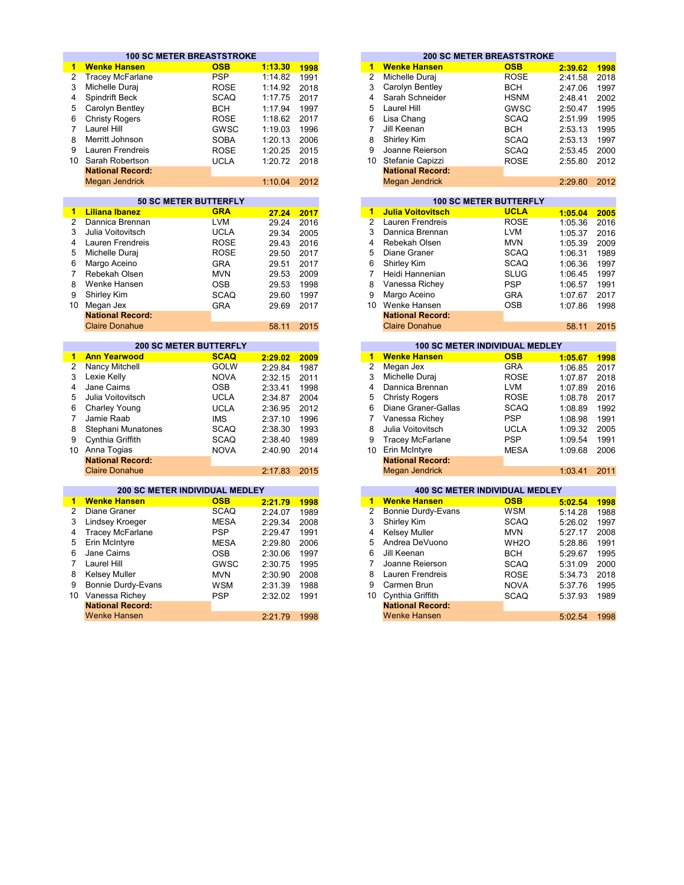## 100 SC METER BREASTSTROKE

| | Name | Team | Time | Year |
|---|---|---|---|---|
| **1** | **Wenke Hansen** | **OSB** | **1:13.30** | **1998** |
| 2 | Tracey McFarlane | PSP | 1:14.82 | 1991 |
| 3 | Michelle Duraj | ROSE | 1:14.92 | 2018 |
| 4 | Spindrift Beck | SCAQ | 1:17.75 | 2017 |
| 5 | Carolyn Bentley | BCH | 1:17.94 | 1997 |
| 6 | Christy Rogers | ROSE | 1:18.62 | 2017 |
| 7 | Laurel Hill | GWSC | 1:19.03 | 1996 |
| 8 | Merritt Johnson | SOBA | 1:20.13 | 2006 |
| 9 | Lauren Frendreis | ROSE | 1:20.25 | 2015 |
| 10 | Sarah Robertson | UCLA | 1:20.72 | 2018 |
| | **National Record:** | | | |
| | Megan Jendrick | | 1:10.04 | 2012 |

## 200 SC METER BREASTSTROKE

| | Name | Team | Time | Year |
|---|---|---|---|---|
| **1** | **Wenke Hansen** | **OSB** | **2:39.62** | **1998** |
| 2 | Michelle Duraj | ROSE | 2:41.58 | 2018 |
| 3 | Carolyn Bentley | BCH | 2:47.06 | 1997 |
| 4 | Sarah Schneider | HSNM | 2:48.41 | 2002 |
| 5 | Laurel Hill | GWSC | 2:50.47 | 1995 |
| 6 | Lisa Chang | SCAQ | 2:51.99 | 1995 |
| 7 | Jill Keenan | BCH | 2:53.13 | 1995 |
| 8 | Shirley Kim | SCAQ | 2:53.13 | 1997 |
| 9 | Joanne Reierson | SCAQ | 2:53.45 | 2000 |
| 10 | Stefanie Capizzi | ROSE | 2:55.80 | 2012 |
| | **National Record:** | | | |
| | Megan Jendrick | | 2:29.80 | 2012 |

## 50 SC METER BUTTERFLY

| | Name | Team | Time | Year |
|---|---|---|---|---|
| **1** | **Liliana Ibanez** | **GRA** | **27.24** | **2017** |
| 2 | Dannica Brennan | LVM | 29.24 | 2016 |
| 3 | Julia Voitovitsch | UCLA | 29.34 | 2005 |
| 4 | Lauren Frendreis | ROSE | 29.43 | 2016 |
| 5 | Michelle Duraj | ROSE | 29.50 | 2017 |
| 6 | Margo Aceino | GRA | 29.51 | 2017 |
| 7 | Rebekah Olsen | MVN | 29.53 | 2009 |
| 8 | Wenke Hansen | OSB | 29.53 | 1998 |
| 9 | Shirley Kim | SCAQ | 29.60 | 1997 |
| 10 | Megan Jex | GRA | 29.69 | 2017 |
| | **National Record:** | | | |
| | Claire Donahue | | 58.11 | 2015 |

## 100 SC METER BUTTERFLY

| | Name | Team | Time | Year |
|---|---|---|---|---|
| **1** | **Julia Voitovitsch** | **UCLA** | **1:05.04** | **2005** |
| 2 | Lauren Frendreis | ROSE | 1:05.36 | 2016 |
| 3 | Dannica Brennan | LVM | 1:05.37 | 2016 |
| 4 | Rebekah Olsen | MVN | 1:05.39 | 2009 |
| 5 | Diane Graner | SCAQ | 1:06.31 | 1989 |
| 6 | Shirley Kim | SCAQ | 1:06.36 | 1997 |
| 7 | Heidi Hannenian | SLUG | 1:06.45 | 1997 |
| 8 | Vanessa Richey | PSP | 1:06.57 | 1991 |
| 9 | Margo Aceino | GRA | 1:07.67 | 2017 |
| 10 | Wenke Hansen | OSB | 1:07.86 | 1998 |
| | **National Record:** | | | |
| | Claire Donahue | | 58.11 | 2015 |

## 200 SC METER BUTTERFLY

| | Name | Team | Time | Year |
|---|---|---|---|---|
| **1** | **Ann Yearwood** | **SCAQ** | **2:29.02** | **2009** |
| 2 | Nancy Mitchell | GOLW | 2:29.84 | 1987 |
| 3 | Lexie Kelly | NOVA | 2:32.15 | 2011 |
| 4 | Jane Cairns | OSB | 2:33.41 | 1998 |
| 5 | Julia Voitovitsch | UCLA | 2:34.87 | 2004 |
| 6 | Charley Young | UCLA | 2:36.95 | 2012 |
| 7 | Jamie Raab | IMS | 2:37.10 | 1996 |
| 8 | Stephani Munatones | SCAQ | 2:38.30 | 1993 |
| 9 | Cynthia Griffith | SCAQ | 2:38.40 | 1989 |
| 10 | Anna Togias | NOVA | 2:40.90 | 2014 |
| | **National Record:** | | | |
| | Claire Donahue | | 2:17.83 | 2015 |

## 100 SC METER INDIVIDUAL MEDLEY

| | Name | Team | Time | Year |
|---|---|---|---|---|
| **1** | **Wenke Hansen** | **OSB** | **1:05.67** | **1998** |
| 2 | Megan Jex | GRA | 1:06.85 | 2017 |
| 3 | Michelle Duraj | ROSE | 1:07.87 | 2018 |
| 4 | Dannica Brennan | LVM | 1:07.89 | 2016 |
| 5 | Christy Rogers | ROSE | 1:08.78 | 2017 |
| 6 | Diane Graner-Gallas | SCAQ | 1:08.89 | 1992 |
| 7 | Vanessa Richey | PSP | 1:08.98 | 1991 |
| 8 | Julia Voitovitsch | UCLA | 1:09.32 | 2005 |
| 9 | Tracey McFarlane | PSP | 1:09.54 | 1991 |
| 10 | Erin McIntyre | MESA | 1:09.68 | 2006 |
| | **National Record:** | | | |
| | Megan Jendrick | | 1:03.41 | 2011 |

## 200 SC METER INDIVIDUAL MEDLEY

| | Name | Team | Time | Year |
|---|---|---|---|---|
| **1** | **Wenke Hansen** | **OSB** | **2:21.79** | **1998** |
| 2 | Diane Graner | SCAQ | 2:24.07 | 1989 |
| 3 | Lindsey Kroeger | MESA | 2:29.34 | 2008 |
| 4 | Tracey McFarlane | PSP | 2:29.47 | 1991 |
| 5 | Erin McIntyre | MESA | 2:29.80 | 2006 |
| 6 | Jane Cairns | OSB | 2:30.06 | 1997 |
| 7 | Laurel Hill | GWSC | 2:30.75 | 1995 |
| 8 | Kelsey Muller | MVN | 2:30.90 | 2008 |
| 9 | Bonnie Durdy-Evans | WSM | 2:31.39 | 1988 |
| 10 | Vanessa Richey | PSP | 2:32.02 | 1991 |
| | **National Record:** | | | |
| | Wenke Hansen | | 2:21.79 | 1998 |

## 400 SC METER INDIVIDUAL MEDLEY

| | Name | Team | Time | Year |
|---|---|---|---|---|
| **1** | **Wenke Hansen** | **OSB** | **5:02.54** | **1998** |
| 2 | Bonnie Durdy-Evans | WSM | 5:14.28 | 1988 |
| 3 | Shirley Kim | SCAQ | 5:26.02 | 1997 |
| 4 | Kelsey Muller | MVN | 5:27.17 | 2008 |
| 5 | Andrea DeVuono | WH2O | 5:28.86 | 1991 |
| 6 | Jill Keenan | BCH | 5:29.67 | 1995 |
| 7 | Joanne Reierson | SCAQ | 5:31.09 | 2000 |
| 8 | Lauren Frendreis | ROSE | 5:34.73 | 2018 |
| 9 | Carmen Brun | NOVA | 5:37.76 | 1995 |
| 10 | Cynthia Griffith | SCAQ | 5:37.93 | 1989 |
| | **National Record:** | | | |
| | Wenke Hansen | | 5:02.54 | 1998 |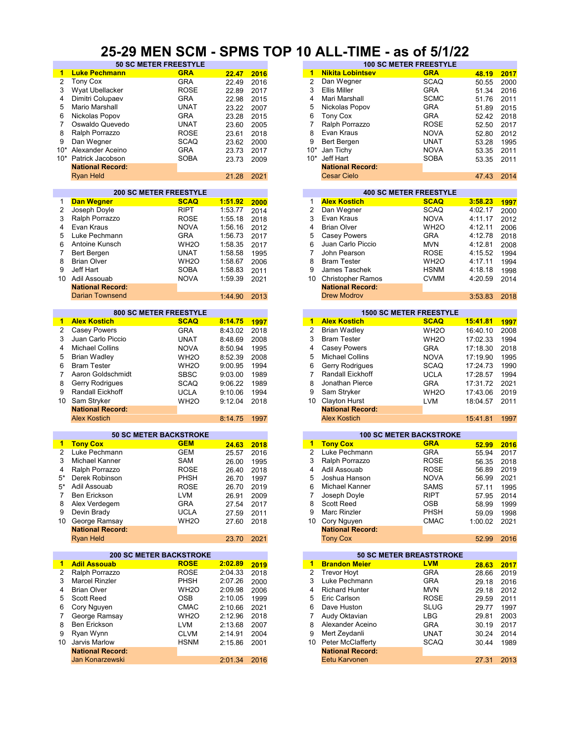# 25-29 MEN SCM - SPMS TOP 10 ALL-TIME - as of 5/1/22

## 50 SC METER FREESTYLE

| | Name | Club | Time | Year |
|---|---|---|---|---|
| 1 | **Luke Pechmann** | **GRA** | **22.47** | **2016** |
| 2 | Tony Cox | GRA | 22.49 | 2016 |
| 3 | Wyat Ubellacker | ROSE | 22.89 | 2017 |
| 4 | Dimitri Colupaev | GRA | 22.98 | 2015 |
| 5 | Mario Marshall | UNAT | 23.22 | 2007 |
| 6 | Nickolas Popov | GRA | 23.28 | 2015 |
| 7 | Oswaldo Quevedo | UNAT | 23.60 | 2005 |
| 8 | Ralph Porrazzo | ROSE | 23.61 | 2018 |
| 9 | Dan Wegner | SCAQ | 23.62 | 2000 |
| 10* | Alexander Aceino | GRA | 23.73 | 2017 |
| 10* | Patrick Jacobson | SOBA | 23.73 | 2009 |
| | **National Record:** | | | |
| | Ryan Held | | 21.28 | 2021 |

## 100 SC METER FREESTYLE

| | Name | Club | Time | Year |
|---|---|---|---|---|
| 1 | **Nikita Lobintsev** | **GRA** | **48.19** | **2017** |
| 2 | Dan Wegner | SCAQ | 50.55 | 2000 |
| 3 | Ellis Miller | GRA | 51.34 | 2016 |
| 4 | Mari Marshall | SCMC | 51.76 | 2011 |
| 5 | Nickolas Popov | GRA | 51.89 | 2015 |
| 6 | Tony Cox | GRA | 52.42 | 2018 |
| 7 | Ralph Porrazzo | ROSE | 52.50 | 2017 |
| 8 | Evan Kraus | NOVA | 52.80 | 2012 |
| 9 | Bert Bergen | UNAT | 53.28 | 1995 |
| 10* | Jan Tichy | NOVA | 53.35 | 2011 |
| 10* | Jeff Hart | SOBA | 53.35 | 2011 |
| | **National Record:** | | | |
| | Cesar Cielo | | 47.43 | 2014 |

## 200 SC METER FREESTYLE

| | Name | Club | Time | Year |
|---|---|---|---|---|
| 1 | **Dan Wegner** | **SCAQ** | **1:51.92** | **2000** |
| 2 | Joseph Doyle | RIPT | 1:53.77 | 2014 |
| 3 | Ralph Porrazzo | ROSE | 1:55.18 | 2018 |
| 4 | Evan Kraus | NOVA | 1:56.16 | 2012 |
| 5 | Luke Pechmann | GRA | 1:56.73 | 2017 |
| 6 | Antoine Kunsch | WH2O | 1:58.35 | 2017 |
| 7 | Bert Bergen | UNAT | 1:58.58 | 1995 |
| 8 | Brian Olver | WH2O | 1:58.67 | 2006 |
| 9 | Jeff Hart | SOBA | 1:58.83 | 2011 |
| 10 | Adil Assouab | NOVA | 1:59.39 | 2021 |
| | **National Record:** | | | |
| | Darian Townsend | | 1:44.90 | 2013 |

## 400 SC METER FREESTYLE

| | Name | Club | Time | Year |
|---|---|---|---|---|
| 1 | **Alex Kostich** | **SCAQ** | **3:58.23** | **1997** |
| 2 | Dan Wegner | SCAQ | 4:02.17 | 2000 |
| 3 | Evan Kraus | NOVA | 4:11.17 | 2012 |
| 4 | Brian Olver | WH2O | 4:12.11 | 2006 |
| 5 | Casey Powers | GRA | 4:12.78 | 2018 |
| 6 | Juan Carlo Piccio | MVN | 4:12.81 | 2008 |
| 7 | John Pearson | ROSE | 4:15.52 | 1994 |
| 8 | Bram Tester | WH2O | 4:17.11 | 1994 |
| 9 | James Taschek | HSNM | 4:18.18 | 1998 |
| 10 | Christopher Ramos | CVMM | 4:20.59 | 2014 |
| | **National Record:** | | | |
| | Drew Modrov | | 3:53.83 | 2018 |

## 800 SC METER FREESTYLE

| | Name | Club | Time | Year |
|---|---|---|---|---|
| 1 | **Alex Kostich** | **SCAQ** | **8:14.75** | **1997** |
| 2 | Casey Powers | GRA | 8:43.02 | 2018 |
| 3 | Juan Carlo Piccio | UNAT | 8:48.69 | 2008 |
| 4 | Michael Collins | NOVA | 8:50.94 | 1995 |
| 5 | Brian Wadley | WH2O | 8:52.39 | 2008 |
| 6 | Bram Tester | WH2O | 9:00.95 | 1994 |
| 7 | Aaron Goldschmidt | SBSC | 9:03.00 | 1989 |
| 8 | Gerry Rodrigues | SCAQ | 9:06.22 | 1989 |
| 9 | Randall Eickhoff | UCLA | 9:10.06 | 1994 |
| 10 | Sam Stryker | WH2O | 9:12.04 | 2018 |
| | **National Record:** | | | |
| | Alex Kostich | | 8:14.75 | 1997 |

## 1500 SC METER FREESTYLE

| | Name | Club | Time | Year |
|---|---|---|---|---|
| 1 | **Alex Kostich** | **SCAQ** | **15:41.81** | **1997** |
| 2 | Brian Wadley | WH2O | 16:40.10 | 2008 |
| 3 | Bram Tester | WH2O | 17:02.33 | 1994 |
| 4 | Casey Powers | GRA | 17:18.30 | 2018 |
| 5 | Michael Collins | NOVA | 17:19.90 | 1995 |
| 6 | Gerry Rodrigues | SCAQ | 17:24.73 | 1990 |
| 7 | Randall Eickhoff | UCLA | 17:28.57 | 1994 |
| 8 | Jonathan Pierce | GRA | 17:31.72 | 2021 |
| 9 | Sam Stryker | WH2O | 17:43.06 | 2019 |
| 10 | Clayton Hurst | LVM | 18:04.57 | 2011 |
| | **National Record:** | | | |
| | Alex Kostich | | 15:41.81 | 1997 |

## 50 SC METER BACKSTROKE

| | Name | Club | Time | Year |
|---|---|---|---|---|
| 1 | **Tony Cox** | **GEM** | **24.63** | **2018** |
| 2 | Luke Pechmann | GEM | 25.57 | 2016 |
| 3 | Michael Kanner | SAM | 26.00 | 1995 |
| 4 | Ralph Porrazzo | ROSE | 26.40 | 2018 |
| 5* | Derek Robinson | PHSH | 26.70 | 1997 |
| 5* | Adil Assouab | ROSE | 26.70 | 2019 |
| 7 | Ben Erickson | LVM | 26.91 | 2009 |
| 8 | Alex Verdegem | GRA | 27.54 | 2017 |
| 9 | Devin Brady | UCLA | 27.59 | 2011 |
| 10 | George Ramsay | WH2O | 27.60 | 2018 |
| | **National Record:** | | | |
| | Ryan Held | | 23.70 | 2021 |

## 100 SC METER BACKSTROKE

| | Name | Club | Time | Year |
|---|---|---|---|---|
| 1 | **Tony Cox** | **GRA** | **52.99** | **2016** |
| 2 | Luke Pechmann | GRA | 55.94 | 2017 |
| 3 | Ralph Porrazzo | ROSE | 56.35 | 2018 |
| 4 | Adil Assouab | ROSE | 56.89 | 2019 |
| 5 | Joshua Hanson | NOVA | 56.99 | 2021 |
| 6 | Michael Kanner | SAMS | 57.11 | 1995 |
| 7 | Joseph Doyle | RIPT | 57.95 | 2014 |
| 8 | Scott Reed | OSB | 58.99 | 1999 |
| 9 | Marc Rinzler | PHSH | 59.09 | 1998 |
| 10 | Cory Nguyen | CMAC | 1:00.02 | 2021 |
| | **National Record:** | | | |
| | Tony Cox | | 52.99 | 2016 |

## 200 SC METER BACKSTROKE

| | Name | Club | Time | Year |
|---|---|---|---|---|
| 1 | **Adil Assouab** | **ROSE** | **2:02.89** | **2019** |
| 2 | Ralph Porrazzo | ROSE | 2:04.33 | 2018 |
| 3 | Marcel Rinzler | PHSH | 2:07.26 | 2000 |
| 4 | Brian Olver | WH2O | 2:09.98 | 2006 |
| 5 | Scott Reed | OSB | 2:10.05 | 1999 |
| 6 | Cory Nguyen | CMAC | 2:10.66 | 2021 |
| 7 | George Ramsay | WH2O | 2:12.96 | 2018 |
| 8 | Ben Erickson | LVM | 2:13.68 | 2007 |
| 9 | Ryan Wynn | CLVM | 2:14.91 | 2004 |
| 10 | Jarvis Marlow | HSNM | 2:15.86 | 2001 |
| | **National Record:** | | | |
| | Jan Konarzewski | | 2:01.34 | 2016 |

## 50 SC METER BREASTSTROKE

| | Name | Club | Time | Year |
|---|---|---|---|---|
| 1 | **Brandon Meier** | **LVM** | **28.63** | **2017** |
| 2 | Trevor Hoyt | GRA | 28.66 | 2019 |
| 3 | Luke Pechmann | GRA | 29.18 | 2016 |
| 4 | Richard Hunter | MVN | 29.18 | 2012 |
| 5 | Eric Carlson | ROSE | 29.59 | 2011 |
| 6 | Dave Huston | SLUG | 29.77 | 1997 |
| 7 | Audy Oktavian | LBG | 29.81 | 2003 |
| 8 | Alexander Aceino | GRA | 30.19 | 2017 |
| 9 | Mert Zeydanli | UNAT | 30.24 | 2014 |
| 10 | Peter McClafferty | SCAQ | 30.44 | 1989 |
| | **National Record:** | | | |
| | Eetu Karvonen | | 27.31 | 2013 |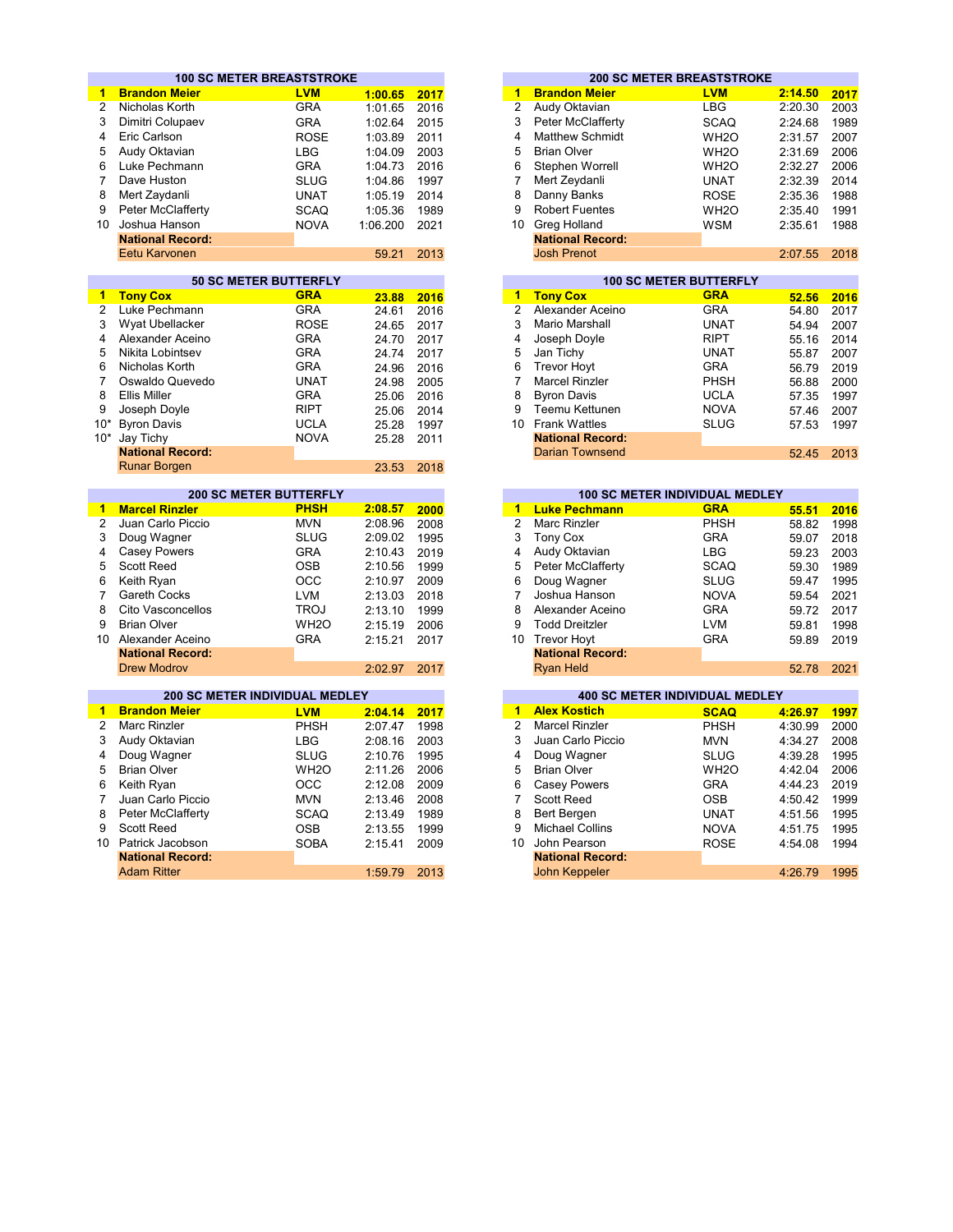## 100 SC METER BREASTSTROKE

| Rank | Name | Team | Time | Year |
|---|---|---|---|---|
| **1** | **Brandon Meier** | **LVM** | **1:00.65** | **2017** |
| 2 | Nicholas Korth | GRA | 1:01.65 | 2016 |
| 3 | Dimitri Colupaev | GRA | 1:02.64 | 2015 |
| 4 | Eric Carlson | ROSE | 1:03.89 | 2011 |
| 5 | Audy Oktavian | LBG | 1:04.09 | 2003 |
| 6 | Luke Pechmann | GRA | 1:04.73 | 2016 |
| 7 | Dave Huston | SLUG | 1:04.86 | 1997 |
| 8 | Mert Zaydanli | UNAT | 1:05.19 | 2014 |
| 9 | Peter McClafferty | SCAQ | 1:05.36 | 1989 |
| 10 | Joshua Hanson | NOVA | 1:06.200 | 2021 |
| | **National Record:** | | | |
| | Eetu Karvonen | | 59.21 | 2013 |

## 200 SC METER BREASTSTROKE

| Rank | Name | Team | Time | Year |
|---|---|---|---|---|
| **1** | **Brandon Meier** | **LVM** | **2:14.50** | **2017** |
| 2 | Audy Oktavian | LBG | 2:20.30 | 2003 |
| 3 | Peter McClafferty | SCAQ | 2:24.68 | 1989 |
| 4 | Matthew Schmidt | WH2O | 2:31.57 | 2007 |
| 5 | Brian Olver | WH2O | 2:31.69 | 2006 |
| 6 | Stephen Worrell | WH2O | 2:32.27 | 2006 |
| 7 | Mert Zeydanli | UNAT | 2:32.39 | 2014 |
| 8 | Danny Banks | ROSE | 2:35.36 | 1988 |
| 9 | Robert Fuentes | WH2O | 2:35.40 | 1991 |
| 10 | Greg Holland | WSM | 2:35.61 | 1988 |
| | **National Record:** | | | |
| | Josh Prenot | | 2:07.55 | 2018 |

## 50 SC METER BUTTERFLY

| Rank | Name | Team | Time | Year |
|---|---|---|---|---|
| **1** | **Tony Cox** | **GRA** | **23.88** | **2016** |
| 2 | Luke Pechmann | GRA | 24.61 | 2016 |
| 3 | Wyat Ubellacker | ROSE | 24.65 | 2017 |
| 4 | Alexander Aceino | GRA | 24.70 | 2017 |
| 5 | Nikita Lobintsev | GRA | 24.74 | 2017 |
| 6 | Nicholas Korth | GRA | 24.96 | 2016 |
| 7 | Oswaldo Quevedo | UNAT | 24.98 | 2005 |
| 8 | Ellis Miller | GRA | 25.06 | 2016 |
| 9 | Joseph Doyle | RIPT | 25.06 | 2014 |
| 10* | Byron Davis | UCLA | 25.28 | 1997 |
| 10* | Jay Tichy | NOVA | 25.28 | 2011 |
| | **National Record:** | | | |
| | Runar Borgen | | 23.53 | 2018 |

## 100 SC METER BUTTERFLY

| Rank | Name | Team | Time | Year |
|---|---|---|---|---|
| **1** | **Tony Cox** | **GRA** | **52.56** | **2016** |
| 2 | Alexander Aceino | GRA | 54.80 | 2017 |
| 3 | Mario Marshall | UNAT | 54.94 | 2007 |
| 4 | Joseph Doyle | RIPT | 55.16 | 2014 |
| 5 | Jan Tichy | UNAT | 55.87 | 2007 |
| 6 | Trevor Hoyt | GRA | 56.79 | 2019 |
| 7 | Marcel Rinzler | PHSH | 56.88 | 2000 |
| 8 | Byron Davis | UCLA | 57.35 | 1997 |
| 9 | Teemu Kettunen | NOVA | 57.46 | 2007 |
| 10 | Frank Wattles | SLUG | 57.53 | 1997 |
| | **National Record:** | | | |
| | Darian Townsend | | 52.45 | 2013 |

## 200 SC METER BUTTERFLY

| Rank | Name | Team | Time | Year |
|---|---|---|---|---|
| **1** | **Marcel Rinzler** | **PHSH** | **2:08.57** | **2000** |
| 2 | Juan Carlo Piccio | MVN | 2:08.96 | 2008 |
| 3 | Doug Wagner | SLUG | 2:09.02 | 1995 |
| 4 | Casey Powers | GRA | 2:10.43 | 2019 |
| 5 | Scott Reed | OSB | 2:10.56 | 1999 |
| 6 | Keith Ryan | OCC | 2:10.97 | 2009 |
| 7 | Gareth Cocks | LVM | 2:13.03 | 2018 |
| 8 | Cito Vasconcellos | TROJ | 2:13.10 | 1999 |
| 9 | Brian Olver | WH2O | 2:15.19 | 2006 |
| 10 | Alexander Aceino | GRA | 2:15.21 | 2017 |
| | **National Record:** | | | |
| | Drew Modrov | | 2:02.97 | 2017 |

## 100 SC METER INDIVIDUAL MEDLEY

| Rank | Name | Team | Time | Year |
|---|---|---|---|---|
| **1** | **Luke Pechmann** | **GRA** | **55.51** | **2016** |
| 2 | Marc Rinzler | PHSH | 58.82 | 1998 |
| 3 | Tony Cox | GRA | 59.07 | 2018 |
| 4 | Audy Oktavian | LBG | 59.23 | 2003 |
| 5 | Peter McClafferty | SCAQ | 59.30 | 1989 |
| 6 | Doug Wagner | SLUG | 59.47 | 1995 |
| 7 | Joshua Hanson | NOVA | 59.54 | 2021 |
| 8 | Alexander Aceino | GRA | 59.72 | 2017 |
| 9 | Todd Dreitzler | LVM | 59.81 | 1998 |
| 10 | Trevor Hoyt | GRA | 59.89 | 2019 |
| | **National Record:** | | | |
| | Ryan Held | | 52.78 | 2021 |

## 200 SC METER INDIVIDUAL MEDLEY

| Rank | Name | Team | Time | Year |
|---|---|---|---|---|
| **1** | **Brandon Meier** | **LVM** | **2:04.14** | **2017** |
| 2 | Marc Rinzler | PHSH | 2:07.47 | 1998 |
| 3 | Audy Oktavian | LBG | 2:08.16 | 2003 |
| 4 | Doug Wagner | SLUG | 2:10.76 | 1995 |
| 5 | Brian Olver | WH2O | 2:11.26 | 2006 |
| 6 | Keith Ryan | OCC | 2:12.08 | 2009 |
| 7 | Juan Carlo Piccio | MVN | 2:13.46 | 2008 |
| 8 | Peter McClafferty | SCAQ | 2:13.49 | 1989 |
| 9 | Scott Reed | OSB | 2:13.55 | 1999 |
| 10 | Patrick Jacobson | SOBA | 2:15.41 | 2009 |
| | **National Record:** | | | |
| | Adam Ritter | | 1:59.79 | 2013 |

## 400 SC METER INDIVIDUAL MEDLEY

| Rank | Name | Team | Time | Year |
|---|---|---|---|---|
| **1** | **Alex Kostich** | **SCAQ** | **4:26.97** | **1997** |
| 2 | Marcel Rinzler | PHSH | 4:30.99 | 2000 |
| 3 | Juan Carlo Piccio | MVN | 4:34.27 | 2008 |
| 4 | Doug Wagner | SLUG | 4:39.28 | 1995 |
| 5 | Brian Olver | WH2O | 4:42.04 | 2006 |
| 6 | Casey Powers | GRA | 4:44.23 | 2019 |
| 7 | Scott Reed | OSB | 4:50.42 | 1999 |
| 8 | Bert Bergen | UNAT | 4:51.56 | 1995 |
| 9 | Michael Collins | NOVA | 4:51.75 | 1995 |
| 10 | John Pearson | ROSE | 4:54.08 | 1994 |
| | **National Record:** | | | |
| | John Keppeler | | 4:26.79 | 1995 |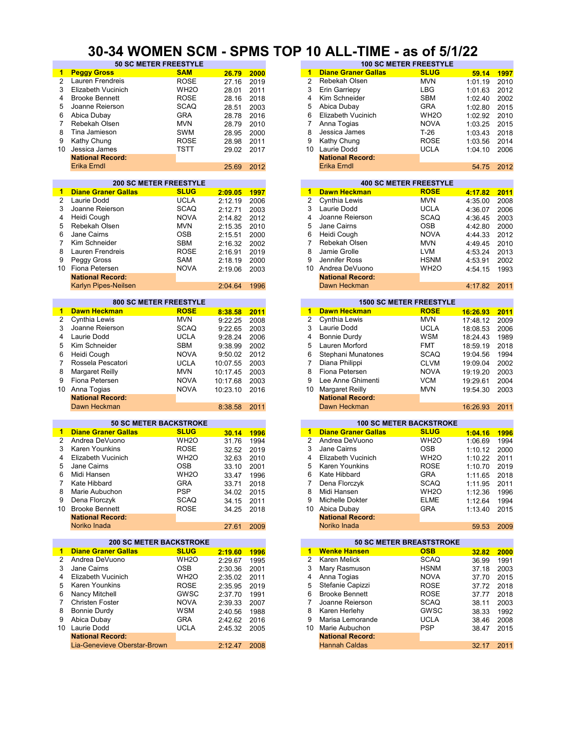# 30-34 WOMEN SCM - SPMS TOP 10 ALL-TIME - as of 5/1/22

### 50 SC METER FREESTYLE

| | Name | Club | Time | Year |
|---|---|---|---|---|
| 1 | **Peggy Gross** | **SAM** | **26.79** | **2000** |
| 2 | Lauren Frendreis | ROSE | 27.16 | 2019 |
| 3 | Elizabeth Vucinich | WH2O | 28.01 | 2011 |
| 4 | Brooke Bennett | ROSE | 28.16 | 2018 |
| 5 | Joanne Reierson | SCAQ | 28.51 | 2003 |
| 6 | Abica Dubay | GRA | 28.78 | 2016 |
| 7 | Rebekah Olsen | MVN | 28.79 | 2010 |
| 8 | Tina Jamieson | SWM | 28.95 | 2000 |
| 9 | Kathy Chung | ROSE | 28.98 | 2011 |
| 10 | Jessica James | TSTT | 29.02 | 2017 |
| | **National Record:** | | | |
| | Erika Erndl | | 25.69 | 2012 |

### 100 SC METER FREESTYLE

| | Name | Club | Time | Year |
|---|---|---|---|---|
| 1 | **Diane Graner Gallas** | **SLUG** | **59.14** | **1997** |
| 2 | Rebekah Olsen | MVN | 1:01.19 | 2010 |
| 3 | Erin Garriepy | LBG | 1:01.63 | 2012 |
| 4 | Kim Schneider | SBM | 1:02.40 | 2002 |
| 5 | Abica Dubay | GRA | 1:02.80 | 2015 |
| 6 | Elizabeth Vucinich | WH2O | 1:02.92 | 2010 |
| 7 | Anna Togias | NOVA | 1:03.25 | 2015 |
| 8 | Jessica James | T-26 | 1:03.43 | 2018 |
| 9 | Kathy Chung | ROSE | 1:03.56 | 2014 |
| 10 | Laurie Dodd | UCLA | 1:04.10 | 2006 |
| | **National Record:** | | | |
| | Erika Erndl | | 54.75 | 2012 |

### 200 SC METER FREESTYLE

| | Name | Club | Time | Year |
|---|---|---|---|---|
| 1 | **Diane Graner Gallas** | **SLUG** | **2:09.05** | **1997** |
| 2 | Laurie Dodd | UCLA | 2:12.19 | 2006 |
| 3 | Joanne Reierson | SCAQ | 2:12.71 | 2003 |
| 4 | Heidi Cough | NOVA | 2:14.82 | 2012 |
| 5 | Rebekah Olsen | MVN | 2:15.35 | 2010 |
| 6 | Jane Cairns | OSB | 2:15.51 | 2000 |
| 7 | Kim Schneider | SBM | 2:16.32 | 2002 |
| 8 | Lauren Frendreis | ROSE | 2:16.91 | 2019 |
| 9 | Peggy Gross | SAM | 2:18.19 | 2000 |
| 10 | Fiona Petersen | NOVA | 2:19.06 | 2003 |
| | **National Record:** | | | |
| | Karlyn Pipes-Neilsen | | 2:04.64 | 1996 |

### 400 SC METER FREESTYLE

| | Name | Club | Time | Year |
|---|---|---|---|---|
| 1 | **Dawn Heckman** | **ROSE** | **4:17.82** | **2011** |
| 2 | Cynthia Lewis | MVN | 4:35.00 | 2008 |
| 3 | Laurie Dodd | UCLA | 4:36.07 | 2006 |
| 4 | Joanne Reierson | SCAQ | 4:36.45 | 2003 |
| 5 | Jane Cairns | OSB | 4:42.80 | 2000 |
| 6 | Heidi Cough | NOVA | 4:44.33 | 2012 |
| 7 | Rebekah Olsen | MVN | 4:49.45 | 2010 |
| 8 | Jamie Grolle | LVM | 4:53.24 | 2013 |
| 9 | Jennifer Ross | HSNM | 4:53.91 | 2002 |
| 10 | Andrea DeVuono | WH2O | 4:54.15 | 1993 |
| | **National Record:** | | | |
| | Dawn Heckman | | 4:17.82 | 2011 |

### 800 SC METER FREESTYLE

| | Name | Club | Time | Year |
|---|---|---|---|---|
| 1 | **Dawn Heckman** | **ROSE** | **8:38.58** | **2011** |
| 2 | Cynthia Lewis | MVN | 9:22.25 | 2008 |
| 3 | Joanne Reierson | SCAQ | 9:22.65 | 2003 |
| 4 | Laurie Dodd | UCLA | 9:28.24 | 2006 |
| 5 | Kim Schneider | SBM | 9:38.99 | 2002 |
| 6 | Heidi Cough | NOVA | 9:50.02 | 2012 |
| 7 | Rossela Pescatori | UCLA | 10:07.55 | 2003 |
| 8 | Margaret Reilly | MVN | 10:17.45 | 2003 |
| 9 | Fiona Petersen | NOVA | 10:17.68 | 2003 |
| 10 | Anna Togias | NOVA | 10:23.10 | 2016 |
| | **National Record:** | | | |
| | Dawn Heckman | | 8:38.58 | 2011 |

### 1500 SC METER FREESTYLE

| | Name | Club | Time | Year |
|---|---|---|---|---|
| 1 | **Dawn Heckman** | **ROSE** | **16:26.93** | **2011** |
| 2 | Cynthia Lewis | MVN | 17:48.12 | 2009 |
| 3 | Laurie Dodd | UCLA | 18:08.53 | 2006 |
| 4 | Bonnie Durdy | WSM | 18:24.43 | 1989 |
| 5 | Lauren Morford | FMT | 18:59.19 | 2018 |
| 6 | Stephani Munatones | SCAQ | 19:04.56 | 1994 |
| 7 | Diana Philippi | CLVM | 19:09.04 | 2002 |
| 8 | Fiona Petersen | NOVA | 19:19.20 | 2003 |
| 9 | Lee Anne Ghimenti | VCM | 19:29.61 | 2004 |
| 10 | Margaret Reilly | MVN | 19:54.30 | 2003 |
| | **National Record:** | | | |
| | Dawn Heckman | | 16:26.93 | 2011 |

### 50 SC METER BACKSTROKE

| | Name | Club | Time | Year |
|---|---|---|---|---|
| 1 | **Diane Graner Gallas** | **SLUG** | **30.14** | **1996** |
| 2 | Andrea DeVuono | WH2O | 31.76 | 1994 |
| 3 | Karen Younkins | ROSE | 32.52 | 2019 |
| 4 | Elizabeth Vucinich | WH2O | 32.63 | 2010 |
| 5 | Jane Cairns | OSB | 33.10 | 2001 |
| 6 | Midi Hansen | WH2O | 33.47 | 1996 |
| 7 | Kate Hibbard | GRA | 33.71 | 2018 |
| 8 | Marie Aubuchon | PSP | 34.02 | 2015 |
| 9 | Dena Florczyk | SCAQ | 34.15 | 2011 |
| 10 | Brooke Bennett | ROSE | 34.25 | 2018 |
| | **National Record:** | | | |
| | Noriko Inada | | 27.61 | 2009 |

### 100 SC METER BACKSTROKE

| | Name | Club | Time | Year |
|---|---|---|---|---|
| 1 | **Diane Graner Gallas** | **SLUG** | **1:04.16** | **1996** |
| 2 | Andrea DeVuono | WH2O | 1:06.69 | 1994 |
| 3 | Jane Cairns | OSB | 1:10.12 | 2000 |
| 4 | Elizabeth Vucinich | WH2O | 1:10.22 | 2011 |
| 5 | Karen Younkins | ROSE | 1:10.70 | 2019 |
| 6 | Kate Hibbard | GRA | 1:11.65 | 2018 |
| 7 | Dena Florczyk | SCAQ | 1:11.95 | 2011 |
| 8 | Midi Hansen | WH2O | 1:12.36 | 1996 |
| 9 | Michelle Dokter | ELME | 1:12.64 | 1994 |
| 10 | Abica Dubay | GRA | 1:13.40 | 2015 |
| | **National Record:** | | | |
| | Noriko Inada | | 59.53 | 2009 |

### 200 SC METER BACKSTROKE

| | Name | Club | Time | Year |
|---|---|---|---|---|
| 1 | **Diane Graner Gallas** | **SLUG** | **2:19.60** | **1996** |
| 2 | Andrea DeVuono | WH2O | 2:29.67 | 1995 |
| 3 | Jane Cairns | OSB | 2:30.36 | 2001 |
| 4 | Elizabeth Vucinich | WH2O | 2:35.02 | 2011 |
| 5 | Karen Younkins | ROSE | 2:35.95 | 2019 |
| 6 | Nancy Mitchell | GWSC | 2:37.70 | 1991 |
| 7 | Christen Foster | NOVA | 2:39.33 | 2007 |
| 8 | Bonnie Durdy | WSM | 2:40.56 | 1988 |
| 9 | Abica Dubay | GRA | 2:42.62 | 2016 |
| 10 | Laurie Dodd | UCLA | 2:45.32 | 2005 |
| | **National Record:** | | | |
| | Lia-Genevieve Oberstar-Brown | | 2:12.47 | 2008 |

### 50 SC METER BREASTSTROKE

| | Name | Club | Time | Year |
|---|---|---|---|---|
| 1 | **Wenke Hansen** | **OSB** | **32.82** | **2000** |
| 2 | Karen Melick | SCAQ | 36.99 | 1991 |
| 3 | Mary Rasmuson | HSNM | 37.18 | 2003 |
| 4 | Anna Togias | NOVA | 37.70 | 2015 |
| 5 | Stefanie Capizzi | ROSE | 37.72 | 2018 |
| 6 | Brooke Bennett | ROSE | 37.77 | 2018 |
| 7 | Joanne Reierson | SCAQ | 38.11 | 2003 |
| 8 | Karen Herlehy | GWSC | 38.33 | 1992 |
| 9 | Marisa Lemorande | UCLA | 38.46 | 2008 |
| 10 | Marie Aubuchon | PSP | 38.47 | 2015 |
| | **National Record:** | | | |
| | Hannah Caldas | | 32.17 | 2011 |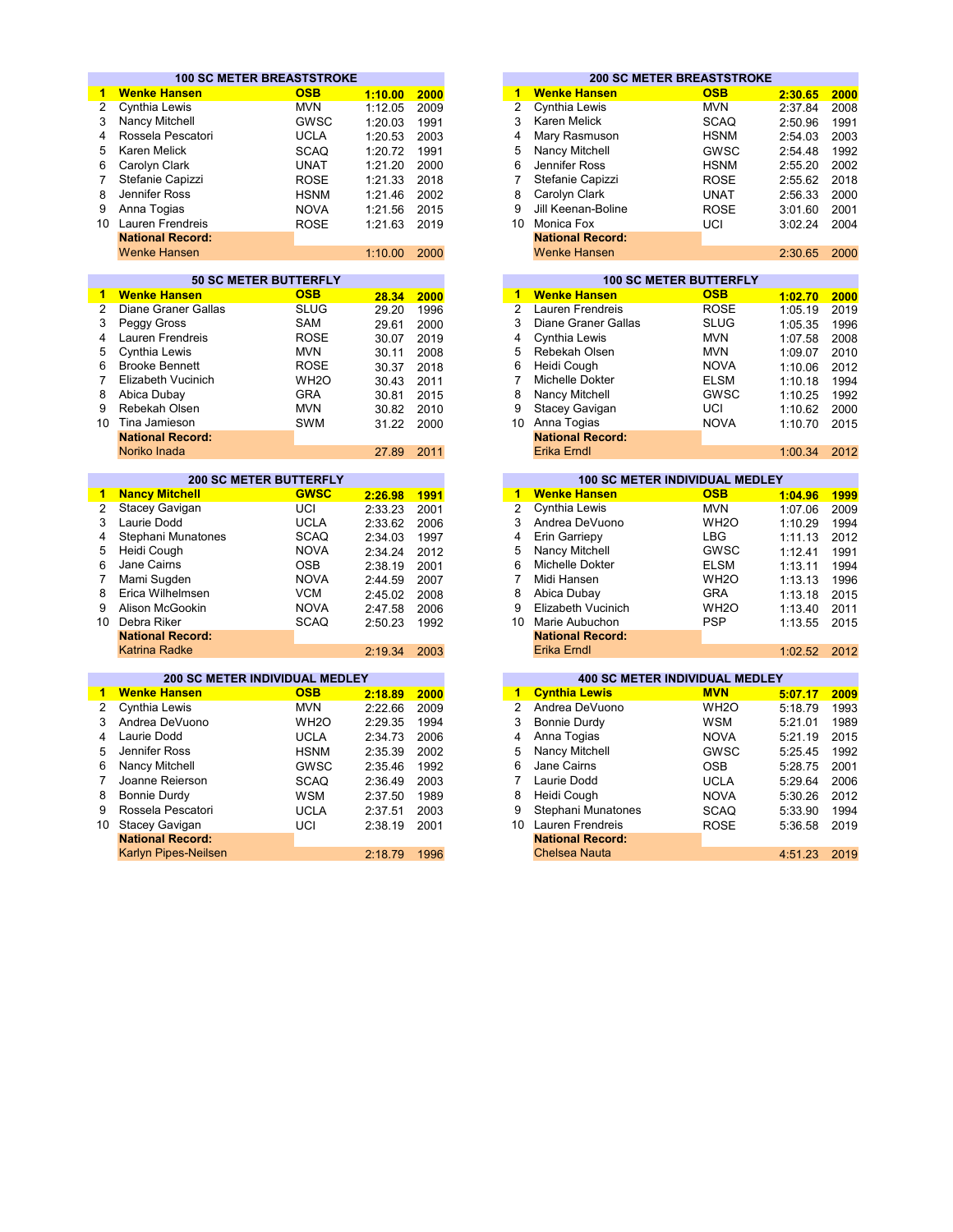## 100 SC METER BREASTSTROKE

| Rank | Name | Team | Time | Year |
|---|---|---|---|---|
| **1** | **Wenke Hansen** | **OSB** | **1:10.00** | **2000** |
| 2 | Cynthia Lewis | MVN | 1:12.05 | 2009 |
| 3 | Nancy Mitchell | GWSC | 1:20.03 | 1991 |
| 4 | Rossela Pescatori | UCLA | 1:20.53 | 2003 |
| 5 | Karen Melick | SCAQ | 1:20.72 | 1991 |
| 6 | Carolyn Clark | UNAT | 1:21.20 | 2000 |
| 7 | Stefanie Capizzi | ROSE | 1:21.33 | 2018 |
| 8 | Jennifer Ross | HSNM | 1:21.46 | 2002 |
| 9 | Anna Togias | NOVA | 1:21.56 | 2015 |
| 10 | Lauren Frendreis | ROSE | 1:21.63 | 2019 |
| | **National Record:** | | | |
| | Wenke Hansen | | 1:10.00 | 2000 |

## 200 SC METER BREASTSTROKE

| Rank | Name | Team | Time | Year |
|---|---|---|---|---|
| **1** | **Wenke Hansen** | **OSB** | **2:30.65** | **2000** |
| 2 | Cynthia Lewis | MVN | 2:37.84 | 2008 |
| 3 | Karen Melick | SCAQ | 2:50.96 | 1991 |
| 4 | Mary Rasmuson | HSNM | 2:54.03 | 2003 |
| 5 | Nancy Mitchell | GWSC | 2:54.48 | 1992 |
| 6 | Jennifer Ross | HSNM | 2:55.20 | 2002 |
| 7 | Stefanie Capizzi | ROSE | 2:55.62 | 2018 |
| 8 | Carolyn Clark | UNAT | 2:56.33 | 2000 |
| 9 | Jill Keenan-Boline | ROSE | 3:01.60 | 2001 |
| 10 | Monica Fox | UCI | 3:02.24 | 2004 |
| | **National Record:** | | | |
| | Wenke Hansen | | 2:30.65 | 2000 |

## 50 SC METER BUTTERFLY

| Rank | Name | Team | Time | Year |
|---|---|---|---|---|
| **1** | **Wenke Hansen** | **OSB** | **28.34** | **2000** |
| 2 | Diane Graner Gallas | SLUG | 29.20 | 1996 |
| 3 | Peggy Gross | SAM | 29.61 | 2000 |
| 4 | Lauren Frendreis | ROSE | 30.07 | 2019 |
| 5 | Cynthia Lewis | MVN | 30.11 | 2008 |
| 6 | Brooke Bennett | ROSE | 30.37 | 2018 |
| 7 | Elizabeth Vucinich | WH2O | 30.43 | 2011 |
| 8 | Abica Dubay | GRA | 30.81 | 2015 |
| 9 | Rebekah Olsen | MVN | 30.82 | 2010 |
| 10 | Tina Jamieson | SWM | 31.22 | 2000 |
| | **National Record:** | | | |
| | Noriko Inada | | 27.89 | 2011 |

## 100 SC METER BUTTERFLY

| Rank | Name | Team | Time | Year |
|---|---|---|---|---|
| **1** | **Wenke Hansen** | **OSB** | **1:02.70** | **2000** |
| 2 | Lauren Frendreis | ROSE | 1:05.19 | 2019 |
| 3 | Diane Graner Gallas | SLUG | 1:05.35 | 1996 |
| 4 | Cynthia Lewis | MVN | 1:07.58 | 2008 |
| 5 | Rebekah Olsen | MVN | 1:09.07 | 2010 |
| 6 | Heidi Cough | NOVA | 1:10.06 | 2012 |
| 7 | Michelle Dokter | ELSM | 1:10.18 | 1994 |
| 8 | Nancy Mitchell | GWSC | 1:10.25 | 1992 |
| 9 | Stacey Gavigan | UCI | 1:10.62 | 2000 |
| 10 | Anna Togias | NOVA | 1:10.70 | 2015 |
| | **National Record:** | | | |
| | Erika Erndl | | 1:00.34 | 2012 |

## 200 SC METER BUTTERFLY

| Rank | Name | Team | Time | Year |
|---|---|---|---|---|
| **1** | **Nancy Mitchell** | **GWSC** | **2:26.98** | **1991** |
| 2 | Stacey Gavigan | UCI | 2:33.23 | 2001 |
| 3 | Laurie Dodd | UCLA | 2:33.62 | 2006 |
| 4 | Stephani Munatones | SCAQ | 2:34.03 | 1997 |
| 5 | Heidi Cough | NOVA | 2:34.24 | 2012 |
| 6 | Jane Cairns | OSB | 2:38.19 | 2001 |
| 7 | Mami Sugden | NOVA | 2:44.59 | 2007 |
| 8 | Erica Wilhelmsen | VCM | 2:45.02 | 2008 |
| 9 | Alison McGookin | NOVA | 2:47.58 | 2006 |
| 10 | Debra Riker | SCAQ | 2:50.23 | 1992 |
| | **National Record:** | | | |
| | Katrina Radke | | 2:19.34 | 2003 |

## 100 SC METER INDIVIDUAL MEDLEY

| Rank | Name | Team | Time | Year |
|---|---|---|---|---|
| **1** | **Wenke Hansen** | **OSB** | **1:04.96** | **1999** |
| 2 | Cynthia Lewis | MVN | 1:07.06 | 2009 |
| 3 | Andrea DeVuono | WH2O | 1:10.29 | 1994 |
| 4 | Erin Garriepy | LBG | 1:11.13 | 2012 |
| 5 | Nancy Mitchell | GWSC | 1:12.41 | 1991 |
| 6 | Michelle Dokter | ELSM | 1:13.11 | 1994 |
| 7 | Midi Hansen | WH2O | 1:13.13 | 1996 |
| 8 | Abica Dubay | GRA | 1:13.18 | 2015 |
| 9 | Elizabeth Vucinich | WH2O | 1:13.40 | 2011 |
| 10 | Marie Aubuchon | PSP | 1:13.55 | 2015 |
| | **National Record:** | | | |
| | Erika Erndl | | 1:02.52 | 2012 |

## 200 SC METER INDIVIDUAL MEDLEY

| Rank | Name | Team | Time | Year |
|---|---|---|---|---|
| **1** | **Wenke Hansen** | **OSB** | **2:18.89** | **2000** |
| 2 | Cynthia Lewis | MVN | 2:22.66 | 2009 |
| 3 | Andrea DeVuono | WH2O | 2:29.35 | 1994 |
| 4 | Laurie Dodd | UCLA | 2:34.73 | 2006 |
| 5 | Jennifer Ross | HSNM | 2:35.39 | 2002 |
| 6 | Nancy Mitchell | GWSC | 2:35.46 | 1992 |
| 7 | Joanne Reierson | SCAQ | 2:36.49 | 2003 |
| 8 | Bonnie Durdy | WSM | 2:37.50 | 1989 |
| 9 | Rossela Pescatori | UCLA | 2:37.51 | 2003 |
| 10 | Stacey Gavigan | UCI | 2:38.19 | 2001 |
| | **National Record:** | | | |
| | Karlyn Pipes-Neilsen | | 2:18.79 | 1996 |

## 400 SC METER INDIVIDUAL MEDLEY

| Rank | Name | Team | Time | Year |
|---|---|---|---|---|
| **1** | **Cynthia Lewis** | **MVN** | **5:07.17** | **2009** |
| 2 | Andrea DeVuono | WH2O | 5:18.79 | 1993 |
| 3 | Bonnie Durdy | WSM | 5:21.01 | 1989 |
| 4 | Anna Togias | NOVA | 5:21.19 | 2015 |
| 5 | Nancy Mitchell | GWSC | 5:25.45 | 1992 |
| 6 | Jane Cairns | OSB | 5:28.75 | 2001 |
| 7 | Laurie Dodd | UCLA | 5:29.64 | 2006 |
| 8 | Heidi Cough | NOVA | 5:30.26 | 2012 |
| 9 | Stephani Munatones | SCAQ | 5:33.90 | 1994 |
| 10 | Lauren Frendreis | ROSE | 5:36.58 | 2019 |
| | **National Record:** | | | |
| | Chelsea Nauta | | 4:51.23 | 2019 |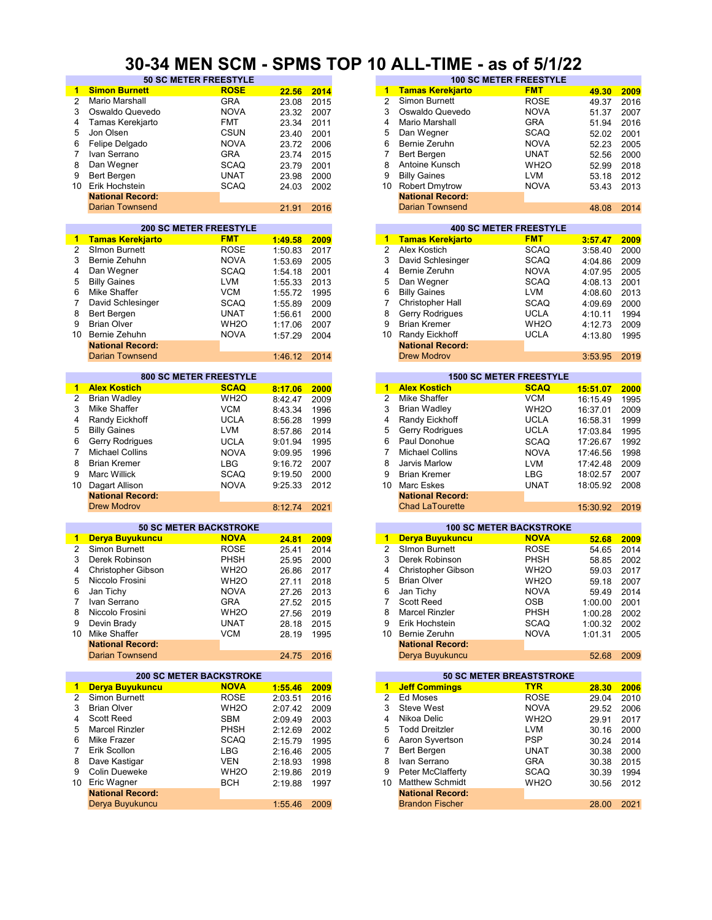# 30-34 MEN SCM - SPMS TOP 10 ALL-TIME - as of 5/1/22

## 50 SC METER FREESTYLE

| | Name | Club | Time | Year |
|---|---|---|---|---|
| 1 | **Simon Burnett** | **ROSE** | **22.56** | **2014** |
| 2 | Mario Marshall | GRA | 23.08 | 2015 |
| 3 | Oswaldo Quevedo | NOVA | 23.32 | 2007 |
| 4 | Tamas Kerekjarto | FMT | 23.34 | 2011 |
| 5 | Jon Olsen | CSUN | 23.40 | 2001 |
| 6 | Felipe Delgado | NOVA | 23.72 | 2006 |
| 7 | Ivan Serrano | GRA | 23.74 | 2015 |
| 8 | Dan Wegner | SCAQ | 23.79 | 2001 |
| 9 | Bert Bergen | UNAT | 23.98 | 2000 |
| 10 | Erik Hochstein | SCAQ | 24.03 | 2002 |
| | **National Record:** | | | |
| | Darian Townsend | | 21.91 | 2016 |

## 100 SC METER FREESTYLE

| | Name | Club | Time | Year |
|---|---|---|---|---|
| 1 | **Tamas Kerekjarto** | **FMT** | **49.30** | **2009** |
| 2 | Simon Burnett | ROSE | 49.37 | 2016 |
| 3 | Oswaldo Quevedo | NOVA | 51.37 | 2007 |
| 4 | Mario Marshall | GRA | 51.94 | 2016 |
| 5 | Dan Wegner | SCAQ | 52.02 | 2001 |
| 6 | Bernie Zeruhn | NOVA | 52.23 | 2005 |
| 7 | Bert Bergen | UNAT | 52.56 | 2000 |
| 8 | Antoine Kunsch | WH2O | 52.99 | 2018 |
| 9 | Billy Gaines | LVM | 53.18 | 2012 |
| 10 | Robert Dmytrow | NOVA | 53.43 | 2013 |
| | **National Record:** | | | |
| | Darian Townsend | | 48.08 | 2014 |

## 200 SC METER FREESTYLE

| | Name | Club | Time | Year |
|---|---|---|---|---|
| 1 | **Tamas Kerekjarto** | **FMT** | **1:49.58** | **2009** |
| 2 | SImon Burnett | ROSE | 1:50.83 | 2017 |
| 3 | Bernie Zehuhn | NOVA | 1:53.69 | 2005 |
| 4 | Dan Wegner | SCAQ | 1:54.18 | 2001 |
| 5 | Billy Gaines | LVM | 1:55.33 | 2013 |
| 6 | Mike Shaffer | VCM | 1:55.72 | 1995 |
| 7 | David Schlesinger | SCAQ | 1:55.89 | 2009 |
| 8 | Bert Bergen | UNAT | 1:56.61 | 2000 |
| 9 | Brian Olver | WH2O | 1:17.06 | 2007 |
| 10 | Bernie Zehuhn | NOVA | 1:57.29 | 2004 |
| | **National Record:** | | | |
| | Darian Townsend | | 1:46.12 | 2014 |

## 400 SC METER FREESTYLE

| | Name | Club | Time | Year |
|---|---|---|---|---|
| 1 | **Tamas Kerekjarto** | **FMT** | **3:57.47** | **2009** |
| 2 | Alex Kostich | SCAQ | 3:58.40 | 2000 |
| 3 | David Schlesinger | SCAQ | 4:04.86 | 2009 |
| 4 | Bernie Zeruhn | NOVA | 4:07.95 | 2005 |
| 5 | Dan Wegner | SCAQ | 4:08.13 | 2001 |
| 6 | Billy Gaines | LVM | 4:08.60 | 2013 |
| 7 | Christopher Hall | SCAQ | 4:09.69 | 2000 |
| 8 | Gerry Rodrigues | UCLA | 4:10.11 | 1994 |
| 9 | Brian Kremer | WH2O | 4:12.73 | 2009 |
| 10 | Randy Eickhoff | UCLA | 4:13.80 | 1995 |
| | **National Record:** | | | |
| | Drew Modrov | | 3:53.95 | 2019 |

## 800 SC METER FREESTYLE

| | Name | Club | Time | Year |
|---|---|---|---|---|
| 1 | **Alex Kostich** | **SCAQ** | **8:17.06** | **2000** |
| 2 | Brian Wadley | WH2O | 8:42.47 | 2009 |
| 3 | Mike Shaffer | VCM | 8:43.34 | 1996 |
| 4 | Randy Eickhoff | UCLA | 8:56.28 | 1999 |
| 5 | Billy Gaines | LVM | 8:57.86 | 2014 |
| 6 | Gerry Rodrigues | UCLA | 9:01.94 | 1995 |
| 7 | Michael Collins | NOVA | 9:09.95 | 1996 |
| 8 | Brian Kremer | LBG | 9:16.72 | 2007 |
| 9 | Marc Willick | SCAQ | 9:19.50 | 2000 |
| 10 | Dagart Allison | NOVA | 9:25.33 | 2012 |
| | **National Record:** | | | |
| | Drew Modrov | | 8:12.74 | 2021 |

## 1500 SC METER FREESTYLE

| | Name | Club | Time | Year |
|---|---|---|---|---|
| 1 | **Alex Kostich** | **SCAQ** | **15:51.07** | **2000** |
| 2 | Mike Shaffer | VCM | 16:15.49 | 1995 |
| 3 | Brian Wadley | WH2O | 16:37.01 | 2009 |
| 4 | Randy Eickhoff | UCLA | 16:58.31 | 1999 |
| 5 | Gerry Rodrigues | UCLA | 17:03.84 | 1995 |
| 6 | Paul Donohue | SCAQ | 17:26.67 | 1992 |
| 7 | Michael Collins | NOVA | 17:46.56 | 1998 |
| 8 | Jarvis Marlow | LVM | 17:42.48 | 2009 |
| 9 | Brian Kremer | LBG | 18:02.57 | 2007 |
| 10 | Marc Eskes | UNAT | 18:05.92 | 2008 |
| | **National Record:** | | | |
| | Chad LaTourette | | 15:30.92 | 2019 |

## 50 SC METER BACKSTROKE

| | Name | Club | Time | Year |
|---|---|---|---|---|
| 1 | **Derya Buyukuncu** | **NOVA** | **24.81** | **2009** |
| 2 | Simon Burnett | ROSE | 25.41 | 2014 |
| 3 | Derek Robinson | PHSH | 25.95 | 2000 |
| 4 | Christopher Gibson | WH2O | 26.86 | 2017 |
| 5 | Niccolo Frosini | WH2O | 27.11 | 2018 |
| 6 | Jan Tichy | NOVA | 27.26 | 2013 |
| 7 | Ivan Serrano | GRA | 27.52 | 2015 |
| 8 | Niccolo Frosini | WH2O | 27.56 | 2019 |
| 9 | Devin Brady | UNAT | 28.18 | 2015 |
| 10 | Mike Shaffer | VCM | 28.19 | 1995 |
| | **National Record:** | | | |
| | Darian Townsend | | 24.75 | 2016 |

## 100 SC METER BACKSTROKE

| | Name | Club | Time | Year |
|---|---|---|---|---|
| 1 | **Derya Buyukuncu** | **NOVA** | **52.68** | **2009** |
| 2 | SImon Burnett | ROSE | 54.65 | 2014 |
| 3 | Derek Robinson | PHSH | 58.85 | 2002 |
| 4 | Christopher Gibson | WH2O | 59.03 | 2017 |
| 5 | Brian Olver | WH2O | 59.18 | 2007 |
| 6 | Jan Tichy | NOVA | 59.49 | 2014 |
| 7 | Scott Reed | OSB | 1:00.00 | 2001 |
| 8 | Marcel Rinzler | PHSH | 1:00.28 | 2002 |
| 9 | Erik Hochstein | SCAQ | 1:00.32 | 2002 |
| 10 | Bernie Zeruhn | NOVA | 1:01.31 | 2005 |
| | **National Record:** | | | |
| | Derya Buyukuncu | | 52.68 | 2009 |

## 200 SC METER BACKSTROKE

| | Name | Club | Time | Year |
|---|---|---|---|---|
| 1 | **Derya Buyukuncu** | **NOVA** | **1:55.46** | **2009** |
| 2 | Simon Burnett | ROSE | 2:03.51 | 2016 |
| 3 | Brian Olver | WH2O | 2:07.42 | 2009 |
| 4 | Scott Reed | SBM | 2:09.49 | 2003 |
| 5 | Marcel Rinzler | PHSH | 2:12.69 | 2002 |
| 6 | Mike Frazer | SCAQ | 2:15.79 | 1995 |
| 7 | Erik Scollon | LBG | 2:16.46 | 2005 |
| 8 | Dave Kastigar | VEN | 2:18.93 | 1998 |
| 9 | Colin Dueweke | WH2O | 2:19.86 | 2019 |
| 10 | Eric Wagner | BCH | 2:19.88 | 1997 |
| | **National Record:** | | | |
| | Derya Buyukuncu | | 1:55.46 | 2009 |

## 50 SC METER BREASTSTROKE

| | Name | Club | Time | Year |
|---|---|---|---|---|
| 1 | **Jeff Commings** | **TYR** | **28.30** | **2006** |
| 2 | Ed Moses | ROSE | 29.04 | 2010 |
| 3 | Steve West | NOVA | 29.52 | 2006 |
| 4 | Nikoa Delic | WH2O | 29.91 | 2017 |
| 5 | Todd Dreitzler | LVM | 30.16 | 2000 |
| 6 | Aaron Syvertson | PSP | 30.24 | 2014 |
| 7 | Bert Bergen | UNAT | 30.38 | 2000 |
| 8 | Ivan Serrano | GRA | 30.38 | 2015 |
| 9 | Peter McClafferty | SCAQ | 30.39 | 1994 |
| 10 | Matthew Schmidt | WH2O | 30.56 | 2012 |
| | **National Record:** | | | |
| | Brandon Fischer | | 28.00 | 2021 |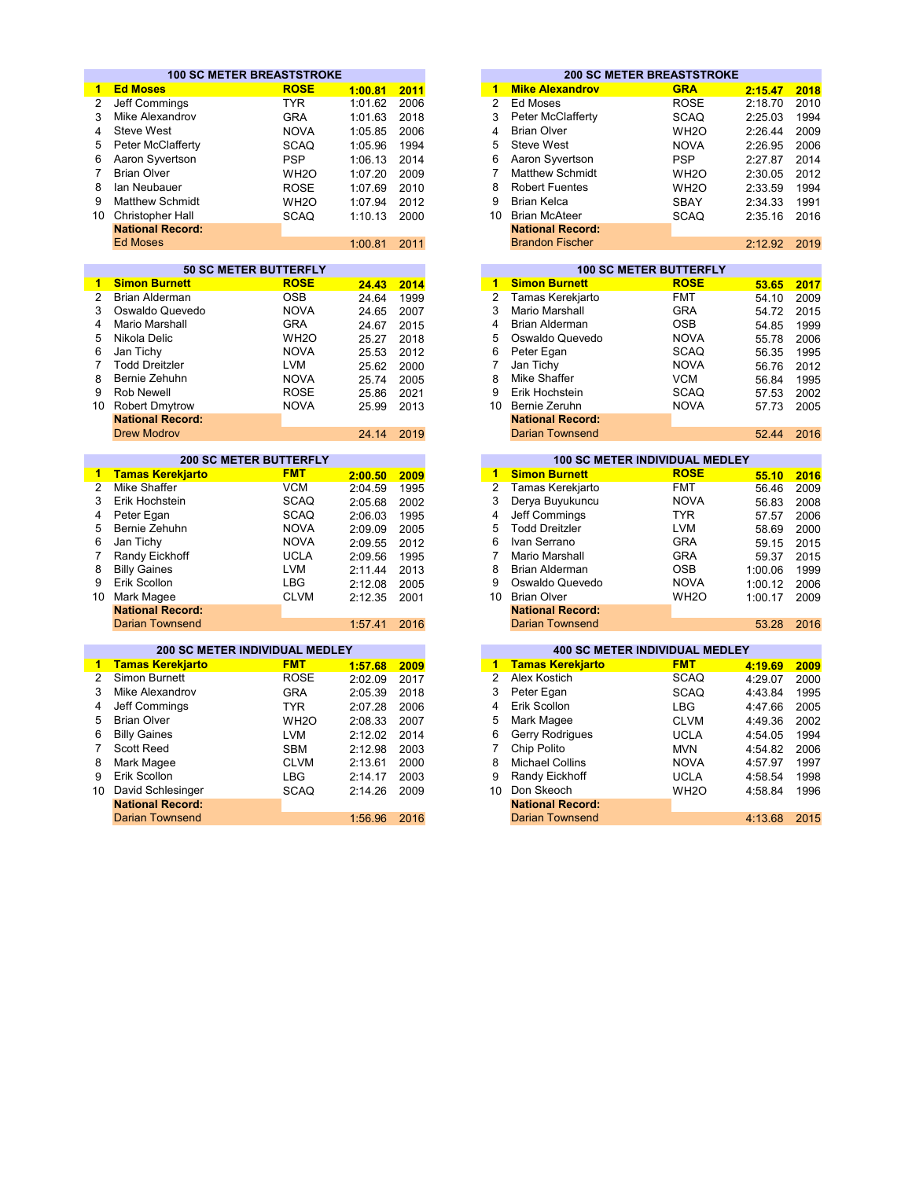### 100 SC METER BREASTSTROKE

| | Name | Team | Time | Year |
|---|---|---|---|---|
| **1** | **Ed Moses** | **ROSE** | **1:00.81** | **2011** |
| 2 | Jeff Commings | TYR | 1:01.62 | 2006 |
| 3 | Mike Alexandrov | GRA | 1:01.63 | 2018 |
| 4 | Steve West | NOVA | 1:05.85 | 2006 |
| 5 | Peter McClafferty | SCAQ | 1:05.96 | 1994 |
| 6 | Aaron Syvertson | PSP | 1:06.13 | 2014 |
| 7 | Brian Olver | WH2O | 1:07.20 | 2009 |
| 8 | Ian Neubauer | ROSE | 1:07.69 | 2010 |
| 9 | Matthew Schmidt | WH2O | 1:07.94 | 2012 |
| 10 | Christopher Hall | SCAQ | 1:10.13 | 2000 |
| | **National Record:** | | | |
| | Ed Moses | | 1:00.81 | 2011 |

### 200 SC METER BREASTSTROKE

| | Name | Team | Time | Year |
|---|---|---|---|---|
| **1** | **Mike Alexandrov** | **GRA** | **2:15.47** | **2018** |
| 2 | Ed Moses | ROSE | 2:18.70 | 2010 |
| 3 | Peter McClafferty | SCAQ | 2:25.03 | 1994 |
| 4 | Brian Olver | WH2O | 2:26.44 | 2009 |
| 5 | Steve West | NOVA | 2:26.95 | 2006 |
| 6 | Aaron Syvertson | PSP | 2:27.87 | 2014 |
| 7 | Matthew Schmidt | WH2O | 2:30.05 | 2012 |
| 8 | Robert Fuentes | WH2O | 2:33.59 | 1994 |
| 9 | Brian Kelca | SBAY | 2:34.33 | 1991 |
| 10 | Brian McAteer | SCAQ | 2:35.16 | 2016 |
| | **National Record:** | | | |
| | Brandon Fischer | | 2:12.92 | 2019 |

### 50 SC METER BUTTERFLY

| | Name | Team | Time | Year |
|---|---|---|---|---|
| **1** | **Simon Burnett** | **ROSE** | **24.43** | **2014** |
| 2 | Brian Alderman | OSB | 24.64 | 1999 |
| 3 | Oswaldo Quevedo | NOVA | 24.65 | 2007 |
| 4 | Mario Marshall | GRA | 24.67 | 2015 |
| 5 | Nikola Delic | WH2O | 25.27 | 2018 |
| 6 | Jan Tichy | NOVA | 25.53 | 2012 |
| 7 | Todd Dreitzler | LVM | 25.62 | 2000 |
| 8 | Bernie Zehuhn | NOVA | 25.74 | 2005 |
| 9 | Rob Newell | ROSE | 25.86 | 2021 |
| 10 | Robert Dmytrow | NOVA | 25.99 | 2013 |
| | **National Record:** | | | |
| | Drew Modrov | | 24.14 | 2019 |

### 100 SC METER BUTTERFLY

| | Name | Team | Time | Year |
|---|---|---|---|---|
| **1** | **Simon Burnett** | **ROSE** | **53.65** | **2017** |
| 2 | Tamas Kerekjarto | FMT | 54.10 | 2009 |
| 3 | Mario Marshall | GRA | 54.72 | 2015 |
| 4 | Brian Alderman | OSB | 54.85 | 1999 |
| 5 | Oswaldo Quevedo | NOVA | 55.78 | 2006 |
| 6 | Peter Egan | SCAQ | 56.35 | 1995 |
| 7 | Jan Tichy | NOVA | 56.76 | 2012 |
| 8 | Mike Shaffer | VCM | 56.84 | 1995 |
| 9 | Erik Hochstein | SCAQ | 57.53 | 2002 |
| 10 | Bernie Zeruhn | NOVA | 57.73 | 2005 |
| | **National Record:** | | | |
| | Darian Townsend | | 52.44 | 2016 |

### 200 SC METER BUTTERFLY

| | Name | Team | Time | Year |
|---|---|---|---|---|
| **1** | **Tamas Kerekjarto** | **FMT** | **2:00.50** | **2009** |
| 2 | Mike Shaffer | VCM | 2:04.59 | 1995 |
| 3 | Erik Hochstein | SCAQ | 2:05.68 | 2002 |
| 4 | Peter Egan | SCAQ | 2:06.03 | 1995 |
| 5 | Bernie Zehuhn | NOVA | 2:09.09 | 2005 |
| 6 | Jan Tichy | NOVA | 2:09.55 | 2012 |
| 7 | Randy Eickhoff | UCLA | 2:09.56 | 1995 |
| 8 | Billy Gaines | LVM | 2:11.44 | 2013 |
| 9 | Erik Scollon | LBG | 2:12.08 | 2005 |
| 10 | Mark Magee | CLVM | 2:12.35 | 2001 |
| | **National Record:** | | | |
| | Darian Townsend | | 1:57.41 | 2016 |

### 100 SC METER INDIVIDUAL MEDLEY

| | Name | Team | Time | Year |
|---|---|---|---|---|
| **1** | **Simon Burnett** | **ROSE** | **55.10** | **2016** |
| 2 | Tamas Kerekjarto | FMT | 56.46 | 2009 |
| 3 | Derya Buyukuncu | NOVA | 56.83 | 2008 |
| 4 | Jeff Commings | TYR | 57.57 | 2006 |
| 5 | Todd Dreitzler | LVM | 58.69 | 2000 |
| 6 | Ivan Serrano | GRA | 59.15 | 2015 |
| 7 | Mario Marshall | GRA | 59.37 | 2015 |
| 8 | Brian Alderman | OSB | 1:00.06 | 1999 |
| 9 | Oswaldo Quevedo | NOVA | 1:00.12 | 2006 |
| 10 | Brian Olver | WH2O | 1:00.17 | 2009 |
| | **National Record:** | | | |
| | Darian Townsend | | 53.28 | 2016 |

### 200 SC METER INDIVIDUAL MEDLEY

| | Name | Team | Time | Year |
|---|---|---|---|---|
| **1** | **Tamas Kerekjarto** | **FMT** | **1:57.68** | **2009** |
| 2 | Simon Burnett | ROSE | 2:02.09 | 2017 |
| 3 | Mike Alexandrov | GRA | 2:05.39 | 2018 |
| 4 | Jeff Commings | TYR | 2:07.28 | 2006 |
| 5 | Brian Olver | WH2O | 2:08.33 | 2007 |
| 6 | Billy Gaines | LVM | 2:12.02 | 2014 |
| 7 | Scott Reed | SBM | 2:12.98 | 2003 |
| 8 | Mark Magee | CLVM | 2:13.61 | 2000 |
| 9 | Erik Scollon | LBG | 2:14.17 | 2003 |
| 10 | David Schlesinger | SCAQ | 2:14.26 | 2009 |
| | **National Record:** | | | |
| | Darian Townsend | | 1:56.96 | 2016 |

### 400 SC METER INDIVIDUAL MEDLEY

| | Name | Team | Time | Year |
|---|---|---|---|---|
| **1** | **Tamas Kerekjarto** | **FMT** | **4:19.69** | **2009** |
| 2 | Alex Kostich | SCAQ | 4:29.07 | 2000 |
| 3 | Peter Egan | SCAQ | 4:43.84 | 1995 |
| 4 | Erik Scollon | LBG | 4:47.66 | 2005 |
| 5 | Mark Magee | CLVM | 4:49.36 | 2002 |
| 6 | Gerry Rodrigues | UCLA | 4:54.05 | 1994 |
| 7 | Chip Polito | MVN | 4:54.82 | 2006 |
| 8 | Michael Collins | NOVA | 4:57.97 | 1997 |
| 9 | Randy Eickhoff | UCLA | 4:58.54 | 1998 |
| 10 | Don Skeoch | WH2O | 4:58.84 | 1996 |
| | **National Record:** | | | |
| | Darian Townsend | | 4:13.68 | 2015 |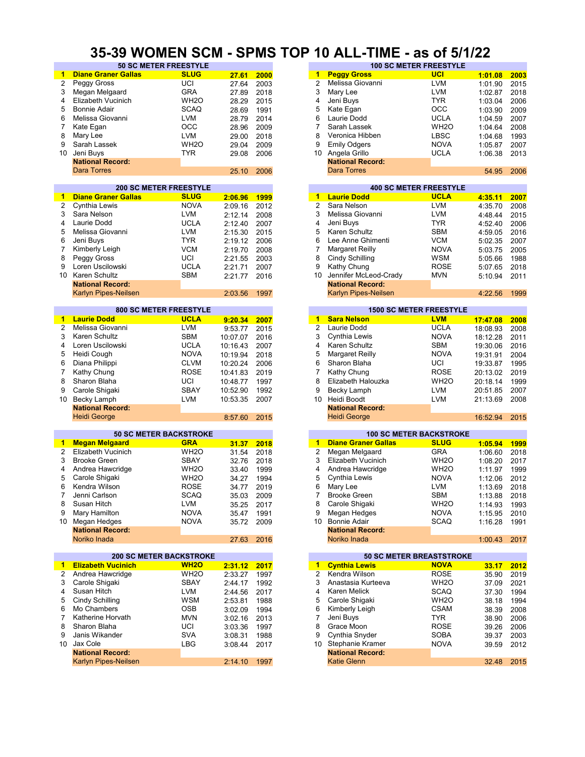# 35-39 WOMEN SCM - SPMS TOP 10 ALL-TIME - as of 5/1/22

## 50 SC METER FREESTYLE

| | Name | Team | Time | Year |
|---|---|---|---|---|
| 1 | **Diane Graner Gallas** | **SLUG** | **27.61** | **2000** |
| 2 | Peggy Gross | UCI | 27.64 | 2003 |
| 3 | Megan Melgaard | GRA | 27.89 | 2018 |
| 4 | Elizabeth Vucinich | WH2O | 28.29 | 2015 |
| 5 | Bonnie Adair | SCAQ | 28.69 | 1991 |
| 6 | Melissa Giovanni | LVM | 28.79 | 2014 |
| 7 | Kate Egan | OCC | 28.96 | 2009 |
| 8 | Mary Lee | LVM | 29.00 | 2018 |
| 9 | Sarah Lassek | WH2O | 29.04 | 2009 |
| 10 | Jeni Buys | TYR | 29.08 | 2006 |
| | **National Record:** | | | |
| | Dara Torres | | 25.10 | 2006 |

## 100 SC METER FREESTYLE

| | Name | Team | Time | Year |
|---|---|---|---|---|
| 1 | **Peggy Gross** | **UCI** | **1:01.08** | **2003** |
| 2 | Melissa Giovanni | LVM | 1:01.90 | 2015 |
| 3 | Mary Lee | LVM | 1:02.87 | 2018 |
| 4 | Jeni Buys | TYR | 1:03.04 | 2006 |
| 5 | Kate Egan | OCC | 1:03.90 | 2009 |
| 6 | Laurie Dodd | UCLA | 1:04.59 | 2007 |
| 7 | Sarah Lassek | WH2O | 1:04.64 | 2008 |
| 8 | Veronica Hibben | LBSC | 1:04.68 | 1993 |
| 9 | Emily Odgers | NOVA | 1:05.87 | 2007 |
| 10 | Angela Grillo | UCLA | 1:06.38 | 2013 |
| | **National Record:** | | | |
| | Dara Torres | | 54.95 | 2006 |

## 200 SC METER FREESTYLE

| | Name | Team | Time | Year |
|---|---|---|---|---|
| 1 | **Diane Graner Gallas** | **SLUG** | **2:06.96** | **1999** |
| 2 | Cynthia Lewis | NOVA | 2:09.16 | 2012 |
| 3 | Sara Nelson | LVM | 2:12.14 | 2008 |
| 4 | Laurie Dodd | UCLA | 2:12.40 | 2007 |
| 5 | Melissa Giovanni | LVM | 2:15.30 | 2015 |
| 6 | Jeni Buys | TYR | 2:19.12 | 2006 |
| 7 | Kimberly Leigh | VCM | 2:19.70 | 2008 |
| 8 | Peggy Gross | UCI | 2:21.55 | 2003 |
| 9 | Loren Uscilowski | UCLA | 2:21.71 | 2007 |
| 10 | Karen Schultz | SBM | 2:21.77 | 2016 |
| | **National Record:** | | | |
| | Karlyn Pipes-Neilsen | | 2:03.56 | 1997 |

## 400 SC METER FREESTYLE

| | Name | Team | Time | Year |
|---|---|---|---|---|
| 1 | **Laurie Dodd** | **UCLA** | **4:35.11** | **2007** |
| 2 | Sara Nelson | LVM | 4:35.70 | 2008 |
| 3 | Melissa Giovanni | LVM | 4:48.44 | 2015 |
| 4 | Jeni Buys | TYR | 4:52.40 | 2006 |
| 5 | Karen Schultz | SBM | 4:59.05 | 2016 |
| 6 | Lee Anne Ghimenti | VCM | 5:02.35 | 2007 |
| 7 | Margaret Reilly | NOVA | 5:03.75 | 2005 |
| 8 | Cindy Schilling | WSM | 5:05.66 | 1988 |
| 9 | Kathy Chung | ROSE | 5:07.65 | 2018 |
| 10 | Jennifer McLeod-Crady | MVN | 5:10.94 | 2011 |
| | **National Record:** | | | |
| | Karlyn Pipes-Neilsen | | 4:22.56 | 1999 |

## 800 SC METER FREESTYLE

| | Name | Team | Time | Year |
|---|---|---|---|---|
| 1 | **Laurie Dodd** | **UCLA** | **9:20.34** | **2007** |
| 2 | Melissa Giovanni | LVM | 9:53.77 | 2015 |
| 3 | Karen Schultz | SBM | 10:07.07 | 2016 |
| 4 | Loren Uscilowski | UCLA | 10:16.43 | 2007 |
| 5 | Heidi Cough | NOVA | 10:19.94 | 2018 |
| 6 | Diana Philippi | CLVM | 10:20.24 | 2006 |
| 7 | Kathy Chung | ROSE | 10:41.83 | 2019 |
| 8 | Sharon Blaha | UCI | 10:48.77 | 1997 |
| 9 | Carole Shigaki | SBAY | 10:52.90 | 1992 |
| 10 | Becky Lamph | LVM | 10:53.35 | 2007 |
| | **National Record:** | | | |
| | Heidi George | | 8:57.60 | 2015 |

## 1500 SC METER FREESTYLE

| | Name | Team | Time | Year |
|---|---|---|---|---|
| 1 | **Sara Nelson** | **LVM** | **17:47.08** | **2008** |
| 2 | Laurie Dodd | UCLA | 18:08.93 | 2008 |
| 3 | Cynthia Lewis | NOVA | 18:12.28 | 2011 |
| 4 | Karen Schultz | SBM | 19:30.06 | 2016 |
| 5 | Margaret Reilly | NOVA | 19:31.91 | 2004 |
| 6 | Sharon Blaha | UCI | 19:33.87 | 1995 |
| 7 | Kathy Chung | ROSE | 20:13.02 | 2019 |
| 8 | Elizabeth Halouzka | WH2O | 20:18.14 | 1999 |
| 9 | Becky Lamph | LVM | 20:51.85 | 2007 |
| 10 | Heidi Boodt | LVM | 21:13.69 | 2008 |
| | **National Record:** | | | |
| | Heidi George | | 16:52.94 | 2015 |

## 50 SC METER BACKSTROKE

| | Name | Team | Time | Year |
|---|---|---|---|---|
| 1 | **Megan Melgaard** | **GRA** | **31.37** | **2018** |
| 2 | Elizabeth Vucinich | WH2O | 31.54 | 2018 |
| 3 | Brooke Green | SBAY | 32.76 | 2018 |
| 4 | Andrea Hawcridge | WH2O | 33.40 | 1999 |
| 5 | Carole Shigaki | WH2O | 34.27 | 1994 |
| 6 | Kendra Wilson | ROSE | 34.77 | 2019 |
| 7 | Jenni Carlson | SCAQ | 35.03 | 2009 |
| 8 | Susan Hitch | LVM | 35.25 | 2017 |
| 9 | Mary Hamilton | NOVA | 35.47 | 1991 |
| 10 | Megan Hedges | NOVA | 35.72 | 2009 |
| | **National Record:** | | | |
| | Noriko Inada | | 27.63 | 2016 |

## 100 SC METER BACKSTROKE

| | Name | Team | Time | Year |
|---|---|---|---|---|
| 1 | **Diane Graner Gallas** | **SLUG** | **1:05.94** | **1999** |
| 2 | Megan Melgaard | GRA | 1:06.60 | 2018 |
| 3 | Elizabeth Vucinich | WH2O | 1:08.20 | 2017 |
| 4 | Andrea Hawcridge | WH2O | 1:11.97 | 1999 |
| 5 | Cynthia Lewis | NOVA | 1:12.06 | 2012 |
| 6 | Mary Lee | LVM | 1:13.69 | 2018 |
| 7 | Brooke Green | SBM | 1:13.88 | 2018 |
| 8 | Carole Shigaki | WH2O | 1:14.93 | 1993 |
| 9 | Megan Hedges | NOVA | 1:15.95 | 2010 |
| 10 | Bonnie Adair | SCAQ | 1:16.28 | 1991 |
| | **National Record:** | | | |
| | Noriko Inada | | 1:00.43 | 2017 |

## 200 SC METER BACKSTROKE

| | Name | Team | Time | Year |
|---|---|---|---|---|
| 1 | **Elizabeth Vucinich** | **WH2O** | **2:31.12** | **2017** |
| 2 | Andrea Hawcridge | WH2O | 2:33.27 | 1997 |
| 3 | Carole Shigaki | SBAY | 2:44.17 | 1992 |
| 4 | Susan Hitch | LVM | 2:44.56 | 2017 |
| 5 | Cindy Schilling | WSM | 2:53.81 | 1988 |
| 6 | Mo Chambers | OSB | 3:02.09 | 1994 |
| 7 | Katherine Horvath | MVN | 3:02.16 | 2013 |
| 8 | Sharon Blaha | UCI | 3:03.36 | 1997 |
| 9 | Janis Wikander | SVA | 3:08.31 | 1988 |
| 10 | Jax Cole | LBG | 3:08.44 | 2017 |
| | **National Record:** | | | |
| | Karlyn Pipes-Neilsen | | 2:14.10 | 1997 |

## 50 SC METER BREASTSTROKE

| | Name | Team | Time | Year |
|---|---|---|---|---|
| 1 | **Cynthia Lewis** | **NOVA** | **33.17** | **2012** |
| 2 | Kendra Wilson | ROSE | 35.90 | 2019 |
| 3 | Anastasia Kurteeva | WH2O | 37.09 | 2021 |
| 4 | Karen Melick | SCAQ | 37.30 | 1994 |
| 5 | Carole Shigaki | WH2O | 38.18 | 1994 |
| 6 | Kimberly Leigh | CSAM | 38.39 | 2008 |
| 7 | Jeni Buys | TYR | 38.90 | 2006 |
| 8 | Grace Moon | ROSE | 39.26 | 2006 |
| 9 | Cynthia Snyder | SOBA | 39.37 | 2003 |
| 10 | Stephanie Kramer | NOVA | 39.59 | 2012 |
| | **National Record:** | | | |
| | Katie Glenn | | 32.48 | 2015 |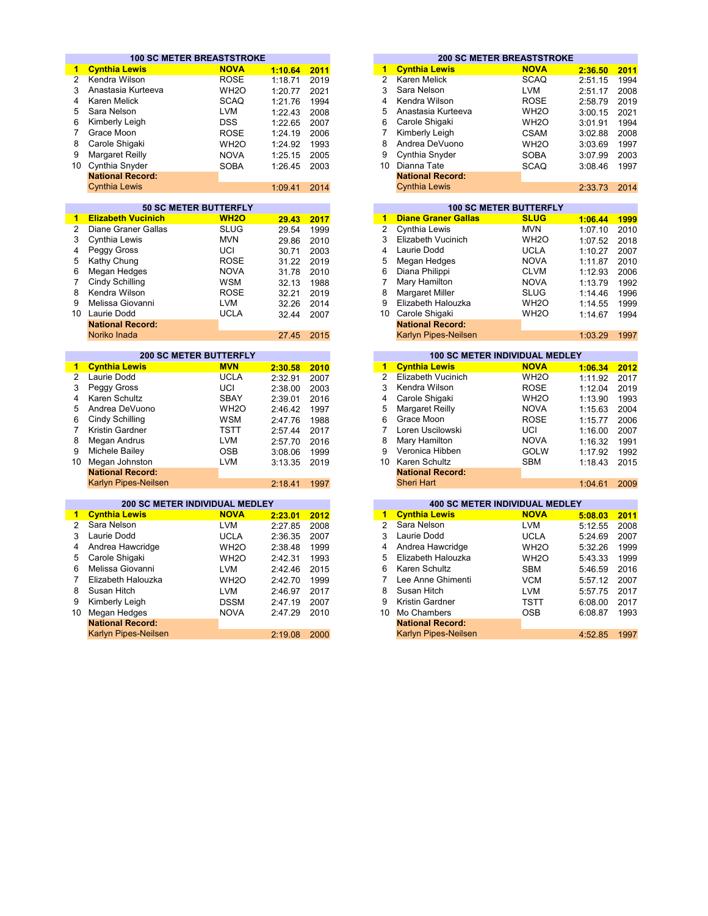## 100 SC METER BREASTSTROKE

| | Name | Team | Time | Year |
|---|---|---|---|---|
| 1 | **Cynthia Lewis** | **NOVA** | **1:10.64** | **2011** |
| 2 | Kendra Wilson | ROSE | 1:18.71 | 2019 |
| 3 | Anastasia Kurteeva | WH2O | 1:20.77 | 2021 |
| 4 | Karen Melick | SCAQ | 1:21.76 | 1994 |
| 5 | Sara Nelson | LVM | 1:22.43 | 2008 |
| 6 | Kimberly Leigh | DSS | 1:22.65 | 2007 |
| 7 | Grace Moon | ROSE | 1:24.19 | 2006 |
| 8 | Carole Shigaki | WH2O | 1:24.92 | 1993 |
| 9 | Margaret Reilly | NOVA | 1:25.15 | 2005 |
| 10 | Cynthia Snyder | SOBA | 1:26.45 | 2003 |
| | **National Record:** | | | |
| | Cynthia Lewis | | 1:09.41 | 2014 |

## 200 SC METER BREASTSTROKE

| | Name | Team | Time | Year |
|---|---|---|---|---|
| 1 | **Cynthia Lewis** | **NOVA** | **2:36.50** | **2011** |
| 2 | Karen Melick | SCAQ | 2:51.15 | 1994 |
| 3 | Sara Nelson | LVM | 2:51.17 | 2008 |
| 4 | Kendra Wilson | ROSE | 2:58.79 | 2019 |
| 5 | Anastasia Kurteeva | WH2O | 3:00.15 | 2021 |
| 6 | Carole Shigaki | WH2O | 3:01.91 | 1994 |
| 7 | Kimberly Leigh | CSAM | 3:02.88 | 2008 |
| 8 | Andrea DeVuono | WH2O | 3:03.69 | 1997 |
| 9 | Cynthia Snyder | SOBA | 3:07.99 | 2003 |
| 10 | Dianna Tate | SCAQ | 3:08.46 | 1997 |
| | **National Record:** | | | |
| | Cynthia Lewis | | 2:33.73 | 2014 |

## 50 SC METER BUTTERFLY

| | Name | Team | Time | Year |
|---|---|---|---|---|
| 1 | **Elizabeth Vucinich** | **WH2O** | **29.43** | **2017** |
| 2 | Diane Graner Gallas | SLUG | 29.54 | 1999 |
| 3 | Cynthia Lewis | MVN | 29.86 | 2010 |
| 4 | Peggy Gross | UCI | 30.71 | 2003 |
| 5 | Kathy Chung | ROSE | 31.22 | 2019 |
| 6 | Megan Hedges | NOVA | 31.78 | 2010 |
| 7 | Cindy Schilling | WSM | 32.13 | 1988 |
| 8 | Kendra Wilson | ROSE | 32.21 | 2019 |
| 9 | Melissa Giovanni | LVM | 32.26 | 2014 |
| 10 | Laurie Dodd | UCLA | 32.44 | 2007 |
| | **National Record:** | | | |
| | Noriko Inada | | 27.45 | 2015 |

## 100 SC METER BUTTERFLY

| | Name | Team | Time | Year |
|---|---|---|---|---|
| 1 | **Diane Graner Gallas** | **SLUG** | **1:06.44** | **1999** |
| 2 | Cynthia Lewis | MVN | 1:07.10 | 2010 |
| 3 | Elizabeth Vucinich | WH2O | 1:07.52 | 2018 |
| 4 | Laurie Dodd | UCLA | 1:10.27 | 2007 |
| 5 | Megan Hedges | NOVA | 1:11.87 | 2010 |
| 6 | Diana Philippi | CLVM | 1:12.93 | 2006 |
| 7 | Mary Hamilton | NOVA | 1:13.79 | 1992 |
| 8 | Margaret Miller | SLUG | 1:14.46 | 1996 |
| 9 | Elizabeth Halouzka | WH2O | 1:14.55 | 1999 |
| 10 | Carole Shigaki | WH2O | 1:14.67 | 1994 |
| | **National Record:** | | | |
| | Karlyn Pipes-Neilsen | | 1:03.29 | 1997 |

## 200 SC METER BUTTERFLY

| | Name | Team | Time | Year |
|---|---|---|---|---|
| 1 | **Cynthia Lewis** | **MVN** | **2:30.58** | **2010** |
| 2 | Laurie Dodd | UCLA | 2:32.91 | 2007 |
| 3 | Peggy Gross | UCI | 2:38.00 | 2003 |
| 4 | Karen Schultz | SBAY | 2:39.01 | 2016 |
| 5 | Andrea DeVuono | WH2O | 2:46.42 | 1997 |
| 6 | Cindy Schilling | WSM | 2:47.76 | 1988 |
| 7 | Kristin Gardner | TSTT | 2:57.44 | 2017 |
| 8 | Megan Andrus | LVM | 2:57.70 | 2016 |
| 9 | Michele Bailey | OSB | 3:08.06 | 1999 |
| 10 | Megan Johnston | LVM | 3:13.35 | 2019 |
| | **National Record:** | | | |
| | Karlyn Pipes-Neilsen | | 2:18.41 | 1997 |

## 100 SC METER INDIVIDUAL MEDLEY

| | Name | Team | Time | Year |
|---|---|---|---|---|
| 1 | **Cynthia Lewis** | **NOVA** | **1:06.34** | **2012** |
| 2 | Elizabeth Vucinich | WH2O | 1:11.92 | 2017 |
| 3 | Kendra Wilson | ROSE | 1:12.04 | 2019 |
| 4 | Carole Shigaki | WH2O | 1:13.90 | 1993 |
| 5 | Margaret Reilly | NOVA | 1:15.63 | 2004 |
| 6 | Grace Moon | ROSE | 1:15.77 | 2006 |
| 7 | Loren Uscilowski | UCI | 1:16.00 | 2007 |
| 8 | Mary Hamilton | NOVA | 1:16.32 | 1991 |
| 9 | Veronica Hibben | GOLW | 1:17.92 | 1992 |
| 10 | Karen Schultz | SBM | 1:18.43 | 2015 |
| | **National Record:** | | | |
| | Sheri Hart | | 1:04.61 | 2009 |

## 200 SC METER INDIVIDUAL MEDLEY

| | Name | Team | Time | Year |
|---|---|---|---|---|
| 1 | **Cynthia Lewis** | **NOVA** | **2:23.01** | **2012** |
| 2 | Sara Nelson | LVM | 2:27.85 | 2008 |
| 3 | Laurie Dodd | UCLA | 2:36.35 | 2007 |
| 4 | Andrea Hawcridge | WH2O | 2:38.48 | 1999 |
| 5 | Carole Shigaki | WH2O | 2:42.31 | 1993 |
| 6 | Melissa Giovanni | LVM | 2:42.46 | 2015 |
| 7 | Elizabeth Halouzka | WH2O | 2:42.70 | 1999 |
| 8 | Susan Hitch | LVM | 2:46.97 | 2017 |
| 9 | Kimberly Leigh | DSSM | 2:47.19 | 2007 |
| 10 | Megan Hedges | NOVA | 2:47.29 | 2010 |
| | **National Record:** | | | |
| | Karlyn Pipes-Neilsen | | 2:19.08 | 2000 |

## 400 SC METER INDIVIDUAL MEDLEY

| | Name | Team | Time | Year |
|---|---|---|---|---|
| 1 | **Cynthia Lewis** | **NOVA** | **5:08.03** | **2011** |
| 2 | Sara Nelson | LVM | 5:12.55 | 2008 |
| 3 | Laurie Dodd | UCLA | 5:24.69 | 2007 |
| 4 | Andrea Hawcridge | WH2O | 5:32.26 | 1999 |
| 5 | Elizabeth Halouzka | WH2O | 5:43.33 | 1999 |
| 6 | Karen Schultz | SBM | 5:46.59 | 2016 |
| 7 | Lee Anne Ghimenti | VCM | 5:57.12 | 2007 |
| 8 | Susan Hitch | LVM | 5:57.75 | 2017 |
| 9 | Kristin Gardner | TSTT | 6:08.00 | 2017 |
| 10 | Mo Chambers | OSB | 6:08.87 | 1993 |
| | **National Record:** | | | |
| | Karlyn Pipes-Neilsen | | 4:52.85 | 1997 |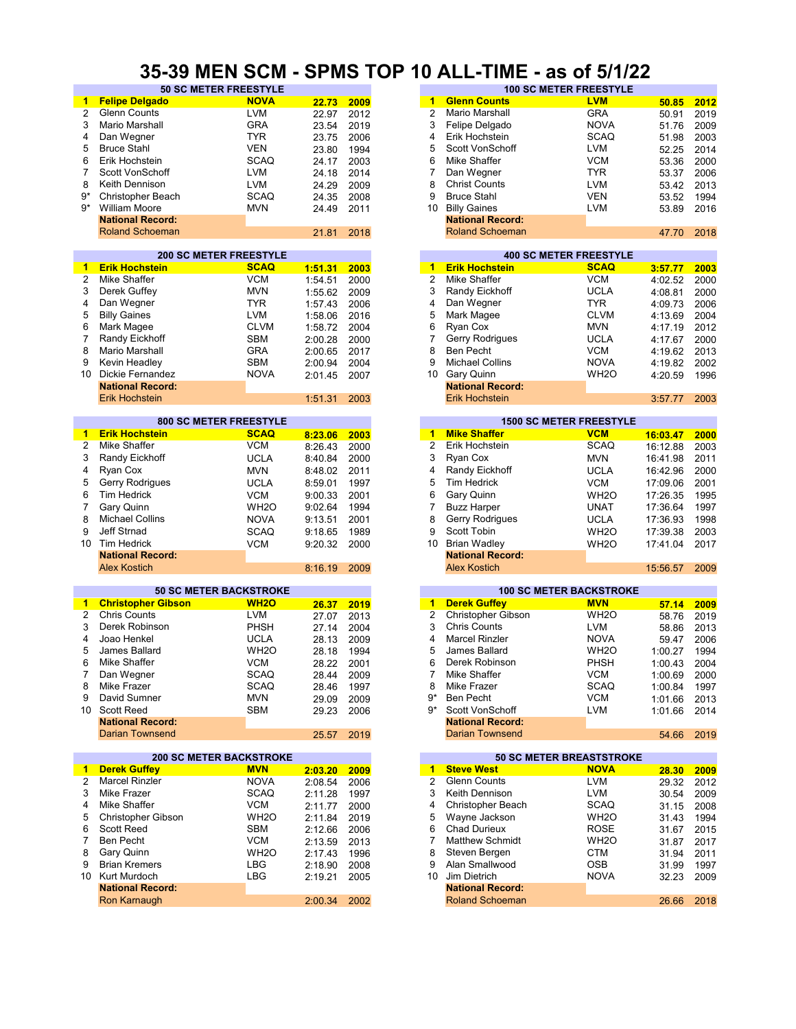# 35-39 MEN SCM - SPMS TOP 10 ALL-TIME - as of 5/1/22

## 50 SC METER FREESTYLE

| Rank | Name | Club | Time | Year |
|---|---|---|---|---|
| **1** | **Felipe Delgado** | **NOVA** | **22.73** | **2009** |
| 2 | Glenn Counts | LVM | 22.97 | 2012 |
| 3 | Mario Marshall | GRA | 23.54 | 2019 |
| 4 | Dan Wegner | TYR | 23.75 | 2006 |
| 5 | Bruce Stahl | VEN | 23.80 | 1994 |
| 6 | Erik Hochstein | SCAQ | 24.17 | 2003 |
| 7 | Scott VonSchoff | LVM | 24.18 | 2014 |
| 8 | Keith Dennison | LVM | 24.29 | 2009 |
| 9* | Christopher Beach | SCAQ | 24.35 | 2008 |
| 9* | William Moore | MVN | 24.49 | 2011 |
| | **National Record:** | | | |
| | Roland Schoeman | | 21.81 | 2018 |

## 100 SC METER FREESTYLE

| Rank | Name | Club | Time | Year |
|---|---|---|---|---|
| **1** | **Glenn Counts** | **LVM** | **50.85** | **2012** |
| 2 | Mario Marshall | GRA | 50.91 | 2019 |
| 3 | Felipe Delgado | NOVA | 51.76 | 2009 |
| 4 | Erik Hochstein | SCAQ | 51.98 | 2003 |
| 5 | Scott VonSchoff | LVM | 52.25 | 2014 |
| 6 | Mike Shaffer | VCM | 53.36 | 2000 |
| 7 | Dan Wegner | TYR | 53.37 | 2006 |
| 8 | Christ Counts | LVM | 53.42 | 2013 |
| 9 | Bruce Stahl | VEN | 53.52 | 1994 |
| 10 | Billy Gaines | LVM | 53.89 | 2016 |
| | **National Record:** | | | |
| | Roland Schoeman | | 47.70 | 2018 |

## 200 SC METER FREESTYLE

| Rank | Name | Club | Time | Year |
|---|---|---|---|---|
| **1** | **Erik Hochstein** | **SCAQ** | **1:51.31** | **2003** |
| 2 | Mike Shaffer | VCM | 1:54.51 | 2000 |
| 3 | Derek Guffey | MVN | 1:55.62 | 2009 |
| 4 | Dan Wegner | TYR | 1:57.43 | 2006 |
| 5 | Billy Gaines | LVM | 1:58.06 | 2016 |
| 6 | Mark Magee | CLVM | 1:58.72 | 2004 |
| 7 | Randy Eickhoff | SBM | 2:00.28 | 2000 |
| 8 | Mario Marshall | GRA | 2:00.65 | 2017 |
| 9 | Kevin Headley | SBM | 2:00.94 | 2004 |
| 10 | Dickie Fernandez | NOVA | 2:01.45 | 2007 |
| | **National Record:** | | | |
| | Erik Hochstein | | 1:51.31 | 2003 |

## 400 SC METER FREESTYLE

| Rank | Name | Club | Time | Year |
|---|---|---|---|---|
| **1** | **Erik Hochstein** | **SCAQ** | **3:57.77** | **2003** |
| 2 | Mike Shaffer | VCM | 4:02.52 | 2000 |
| 3 | Randy Eickhoff | UCLA | 4:08.81 | 2000 |
| 4 | Dan Wegner | TYR | 4:09.73 | 2006 |
| 5 | Mark Magee | CLVM | 4:13.69 | 2004 |
| 6 | Ryan Cox | MVN | 4:17.19 | 2012 |
| 7 | Gerry Rodrigues | UCLA | 4:17.67 | 2000 |
| 8 | Ben Pecht | VCM | 4:19.62 | 2013 |
| 9 | Michael Collins | NOVA | 4:19.82 | 2002 |
| 10 | Gary Quinn | WH2O | 4:20.59 | 1996 |
| | **National Record:** | | | |
| | Erik Hochstein | | 3:57.77 | 2003 |

## 800 SC METER FREESTYLE

| Rank | Name | Club | Time | Year |
|---|---|---|---|---|
| **1** | **Erik Hochstein** | **SCAQ** | **8:23.06** | **2003** |
| 2 | Mike Shaffer | VCM | 8:26.43 | 2000 |
| 3 | Randy Eickhoff | UCLA | 8:40.84 | 2000 |
| 4 | Ryan Cox | MVN | 8:48.02 | 2011 |
| 5 | Gerry Rodrigues | UCLA | 8:59.01 | 1997 |
| 6 | Tim Hedrick | VCM | 9:00.33 | 2001 |
| 7 | Gary Quinn | WH2O | 9:02.64 | 1994 |
| 8 | Michael Collins | NOVA | 9:13.51 | 2001 |
| 9 | Jeff Strnad | SCAQ | 9:18.65 | 1989 |
| 10 | Tim Hedrick | VCM | 9:20.32 | 2000 |
| | **National Record:** | | | |
| | Alex Kostich | | 8:16.19 | 2009 |

## 1500 SC METER FREESTYLE

| Rank | Name | Club | Time | Year |
|---|---|---|---|---|
| **1** | **Mike Shaffer** | **VCM** | **16:03.47** | **2000** |
| 2 | Erik Hochstein | SCAQ | 16:12.88 | 2003 |
| 3 | Ryan Cox | MVN | 16:41.98 | 2011 |
| 4 | Randy Eickhoff | UCLA | 16:42.96 | 2000 |
| 5 | Tim Hedrick | VCM | 17:09.06 | 2001 |
| 6 | Gary Quinn | WH2O | 17:26.35 | 1995 |
| 7 | Buzz Harper | UNAT | 17:36.64 | 1997 |
| 8 | Gerry Rodrigues | UCLA | 17:36.93 | 1998 |
| 9 | Scott Tobin | WH2O | 17:39.38 | 2003 |
| 10 | Brian Wadley | WH2O | 17:41.04 | 2017 |
| | **National Record:** | | | |
| | Alex Kostich | | 15:56.57 | 2009 |

## 50 SC METER BACKSTROKE

| Rank | Name | Club | Time | Year |
|---|---|---|---|---|
| **1** | **Christopher Gibson** | **WH2O** | **26.37** | **2019** |
| 2 | Chris Counts | LVM | 27.07 | 2013 |
| 3 | Derek Robinson | PHSH | 27.14 | 2004 |
| 4 | Joao Henkel | UCLA | 28.13 | 2009 |
| 5 | James Ballard | WH2O | 28.18 | 1994 |
| 6 | Mike Shaffer | VCM | 28.22 | 2001 |
| 7 | Dan Wegner | SCAQ | 28.44 | 2009 |
| 8 | Mike Frazer | SCAQ | 28.46 | 1997 |
| 9 | David Sumner | MVN | 29.09 | 2009 |
| 10 | Scott Reed | SBM | 29.23 | 2006 |
| | **National Record:** | | | |
| | Darian Townsend | | 25.57 | 2019 |

## 100 SC METER BACKSTROKE

| Rank | Name | Club | Time | Year |
|---|---|---|---|---|
| **1** | **Derek Guffey** | **MVN** | **57.14** | **2009** |
| 2 | Christopher Gibson | WH2O | 58.76 | 2019 |
| 3 | Chris Counts | LVM | 58.86 | 2013 |
| 4 | Marcel Rinzler | NOVA | 59.47 | 2006 |
| 5 | James Ballard | WH2O | 1:00.27 | 1994 |
| 6 | Derek Robinson | PHSH | 1:00.43 | 2004 |
| 7 | Mike Shaffer | VCM | 1:00.69 | 2000 |
| 8 | Mike Frazer | SCAQ | 1:00.84 | 1997 |
| 9* | Ben Pecht | VCM | 1:01.66 | 2013 |
| 9* | Scott VonSchoff | LVM | 1:01.66 | 2014 |
| | **National Record:** | | | |
| | Darian Townsend | | 54.66 | 2019 |

## 200 SC METER BACKSTROKE

| Rank | Name | Club | Time | Year |
|---|---|---|---|---|
| **1** | **Derek Guffey** | **MVN** | **2:03.20** | **2009** |
| 2 | Marcel Rinzler | NOVA | 2:08.54 | 2006 |
| 3 | Mike Frazer | SCAQ | 2:11.28 | 1997 |
| 4 | Mike Shaffer | VCM | 2:11.77 | 2000 |
| 5 | Christopher Gibson | WH2O | 2:11.84 | 2019 |
| 6 | Scott Reed | SBM | 2:12.66 | 2006 |
| 7 | Ben Pecht | VCM | 2:13.59 | 2013 |
| 8 | Gary Quinn | WH2O | 2:17.43 | 1996 |
| 9 | Brian Kremers | LBG | 2:18.90 | 2008 |
| 10 | Kurt Murdoch | LBG | 2:19.21 | 2005 |
| | **National Record:** | | | |
| | Ron Karnaugh | | 2:00.34 | 2002 |

## 50 SC METER BREASTSTROKE

| Rank | Name | Club | Time | Year |
|---|---|---|---|---|
| **1** | **Steve West** | **NOVA** | **28.30** | **2009** |
| 2 | Glenn Counts | LVM | 29.32 | 2012 |
| 3 | Keith Dennison | LVM | 30.54 | 2009 |
| 4 | Christopher Beach | SCAQ | 31.15 | 2008 |
| 5 | Wayne Jackson | WH2O | 31.43 | 1994 |
| 6 | Chad Durieux | ROSE | 31.67 | 2015 |
| 7 | Matthew Schmidt | WH2O | 31.87 | 2017 |
| 8 | Steven Bergen | CTM | 31.94 | 2011 |
| 9 | Alan Smallwood | OSB | 31.99 | 1997 |
| 10 | Jim Dietrich | NOVA | 32.23 | 2009 |
| | **National Record:** | | | |
| | Roland Schoeman | | 26.66 | 2018 |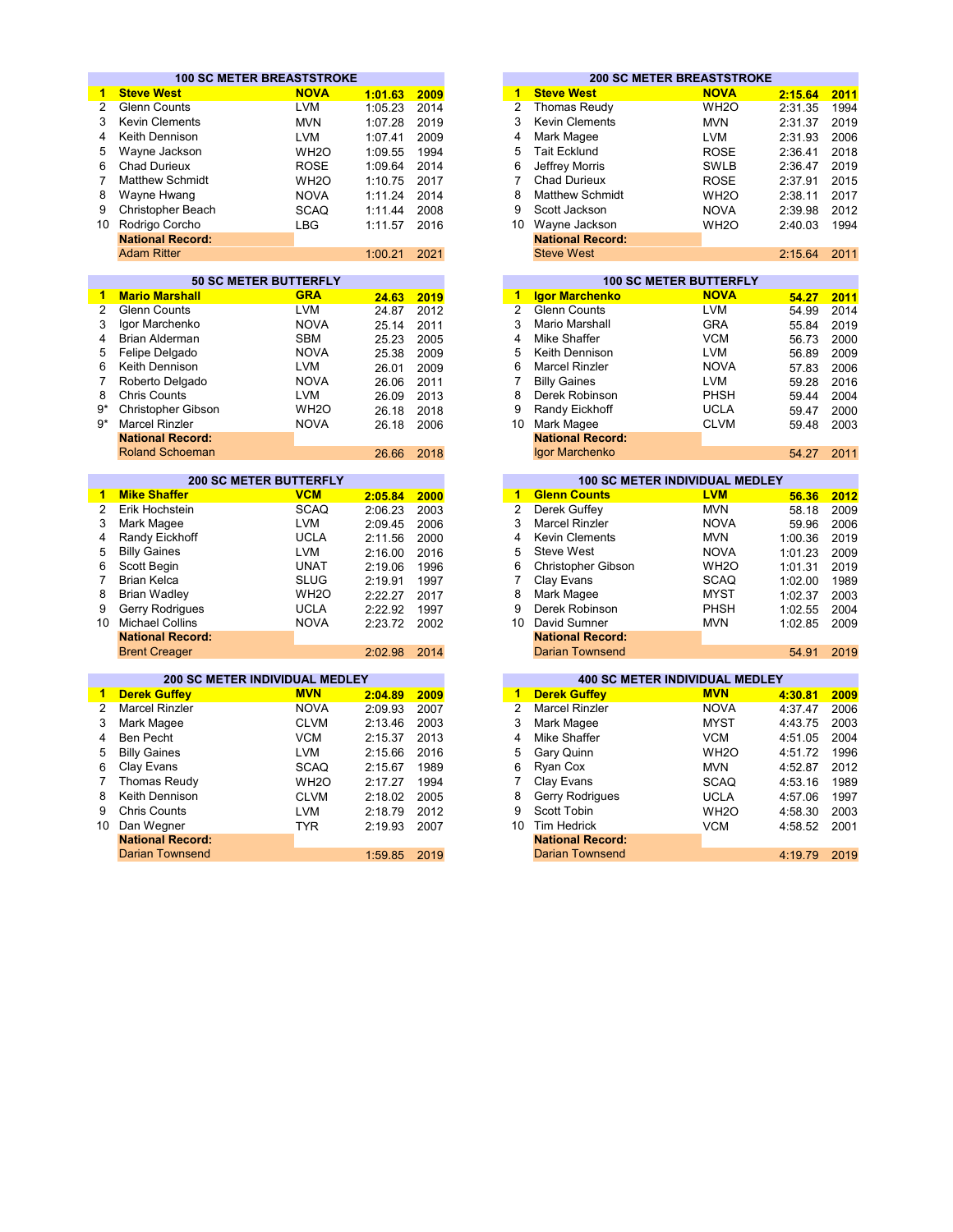## 100 SC METER BREASTSTROKE

| Rank | Name | Team | Time | Year |
|---|---|---|---|---|
| **1** | **Steve West** | **NOVA** | **1:01.63** | **2009** |
| 2 | Glenn Counts | LVM | 1:05.23 | 2014 |
| 3 | Kevin Clements | MVN | 1:07.28 | 2019 |
| 4 | Keith Dennison | LVM | 1:07.41 | 2009 |
| 5 | Wayne Jackson | WH2O | 1:09.55 | 1994 |
| 6 | Chad Durieux | ROSE | 1:09.64 | 2014 |
| 7 | Matthew Schmidt | WH2O | 1:10.75 | 2017 |
| 8 | Wayne Hwang | NOVA | 1:11.24 | 2014 |
| 9 | Christopher Beach | SCAQ | 1:11.44 | 2008 |
| 10 | Rodrigo Corcho | LBG | 1:11.57 | 2016 |
| | **National Record:** | | | |
| | Adam Ritter | | 1:00.21 | 2021 |

## 200 SC METER BREASTSTROKE

| Rank | Name | Team | Time | Year |
|---|---|---|---|---|
| **1** | **Steve West** | **NOVA** | **2:15.64** | **2011** |
| 2 | Thomas Reudy | WH2O | 2:31.35 | 1994 |
| 3 | Kevin Clements | MVN | 2:31.37 | 2019 |
| 4 | Mark Magee | LVM | 2:31.93 | 2006 |
| 5 | Tait Ecklund | ROSE | 2:36.41 | 2018 |
| 6 | Jeffrey Morris | SWLB | 2:36.47 | 2019 |
| 7 | Chad Durieux | ROSE | 2:37.91 | 2015 |
| 8 | Matthew Schmidt | WH2O | 2:38.11 | 2017 |
| 9 | Scott Jackson | NOVA | 2:39.98 | 2012 |
| 10 | Wayne Jackson | WH2O | 2:40.03 | 1994 |
| | **National Record:** | | | |
| | Steve West | | 2:15.64 | 2011 |

## 50 SC METER BUTTERFLY

| Rank | Name | Team | Time | Year |
|---|---|---|---|---|
| **1** | **Mario Marshall** | **GRA** | **24.63** | **2019** |
| 2 | Glenn Counts | LVM | 24.87 | 2012 |
| 3 | Igor Marchenko | NOVA | 25.14 | 2011 |
| 4 | Brian Alderman | SBM | 25.23 | 2005 |
| 5 | Felipe Delgado | NOVA | 25.38 | 2009 |
| 6 | Keith Dennison | LVM | 26.01 | 2009 |
| 7 | Roberto Delgado | NOVA | 26.06 | 2011 |
| 8 | Chris Counts | LVM | 26.09 | 2013 |
| 9* | Christopher Gibson | WH2O | 26.18 | 2018 |
| 9* | Marcel Rinzler | NOVA | 26.18 | 2006 |
| | **National Record:** | | | |
| | Roland Schoeman | | 26.66 | 2018 |

## 100 SC METER BUTTERFLY

| Rank | Name | Team | Time | Year |
|---|---|---|---|---|
| **1** | **Igor Marchenko** | **NOVA** | **54.27** | **2011** |
| 2 | Glenn Counts | LVM | 54.99 | 2014 |
| 3 | Mario Marshall | GRA | 55.84 | 2019 |
| 4 | Mike Shaffer | VCM | 56.73 | 2000 |
| 5 | Keith Dennison | LVM | 56.89 | 2009 |
| 6 | Marcel Rinzler | NOVA | 57.83 | 2006 |
| 7 | Billy Gaines | LVM | 59.28 | 2016 |
| 8 | Derek Robinson | PHSH | 59.44 | 2004 |
| 9 | Randy Eickhoff | UCLA | 59.47 | 2000 |
| 10 | Mark Magee | CLVM | 59.48 | 2003 |
| | **National Record:** | | | |
| | Igor Marchenko | | 54.27 | 2011 |

## 200 SC METER BUTTERFLY

| Rank | Name | Team | Time | Year |
|---|---|---|---|---|
| **1** | **Mike Shaffer** | **VCM** | **2:05.84** | **2000** |
| 2 | Erik Hochstein | SCAQ | 2:06.23 | 2003 |
| 3 | Mark Magee | LVM | 2:09.45 | 2006 |
| 4 | Randy Eickhoff | UCLA | 2:11.56 | 2000 |
| 5 | Billy Gaines | LVM | 2:16.00 | 2016 |
| 6 | Scott Begin | UNAT | 2:19.06 | 1996 |
| 7 | Brian Kelca | SLUG | 2:19.91 | 1997 |
| 8 | Brian Wadley | WH2O | 2:22.27 | 2017 |
| 9 | Gerry Rodrigues | UCLA | 2:22.92 | 1997 |
| 10 | Michael Collins | NOVA | 2:23.72 | 2002 |
| | **National Record:** | | | |
| | Brent Creager | | 2:02.98 | 2014 |

## 100 SC METER INDIVIDUAL MEDLEY

| Rank | Name | Team | Time | Year |
|---|---|---|---|---|
| **1** | **Glenn Counts** | **LVM** | **56.36** | **2012** |
| 2 | Derek Guffey | MVN | 58.18 | 2009 |
| 3 | Marcel Rinzler | NOVA | 59.96 | 2006 |
| 4 | Kevin Clements | MVN | 1:00.36 | 2019 |
| 5 | Steve West | NOVA | 1:01.23 | 2009 |
| 6 | Christopher Gibson | WH2O | 1:01.31 | 2019 |
| 7 | Clay Evans | SCAQ | 1:02.00 | 1989 |
| 8 | Mark Magee | MYST | 1:02.37 | 2003 |
| 9 | Derek Robinson | PHSH | 1:02.55 | 2004 |
| 10 | David Sumner | MVN | 1:02.85 | 2009 |
| | **National Record:** | | | |
| | Darian Townsend | | 54.91 | 2019 |

## 200 SC METER INDIVIDUAL MEDLEY

| Rank | Name | Team | Time | Year |
|---|---|---|---|---|
| **1** | **Derek Guffey** | **MVN** | **2:04.89** | **2009** |
| 2 | Marcel Rinzler | NOVA | 2:09.93 | 2007 |
| 3 | Mark Magee | CLVM | 2:13.46 | 2003 |
| 4 | Ben Pecht | VCM | 2:15.37 | 2013 |
| 5 | Billy Gaines | LVM | 2:15.66 | 2016 |
| 6 | Clay Evans | SCAQ | 2:15.67 | 1989 |
| 7 | Thomas Reudy | WH2O | 2:17.27 | 1994 |
| 8 | Keith Dennison | CLVM | 2:18.02 | 2005 |
| 9 | Chris Counts | LVM | 2:18.79 | 2012 |
| 10 | Dan Wegner | TYR | 2:19.93 | 2007 |
| | **National Record:** | | | |
| | Darian Townsend | | 1:59.85 | 2019 |

## 400 SC METER INDIVIDUAL MEDLEY

| Rank | Name | Team | Time | Year |
|---|---|---|---|---|
| **1** | **Derek Guffey** | **MVN** | **4:30.81** | **2009** |
| 2 | Marcel Rinzler | NOVA | 4:37.47 | 2006 |
| 3 | Mark Magee | MYST | 4:43.75 | 2003 |
| 4 | Mike Shaffer | VCM | 4:51.05 | 2004 |
| 5 | Gary Quinn | WH2O | 4:51.72 | 1996 |
| 6 | Ryan Cox | MVN | 4:52.87 | 2012 |
| 7 | Clay Evans | SCAQ | 4:53.16 | 1989 |
| 8 | Gerry Rodrigues | UCLA | 4:57.06 | 1997 |
| 9 | Scott Tobin | WH2O | 4:58.30 | 2003 |
| 10 | Tim Hedrick | VCM | 4:58.52 | 2001 |
| | **National Record:** | | | |
| | Darian Townsend | | 4:19.79 | 2019 |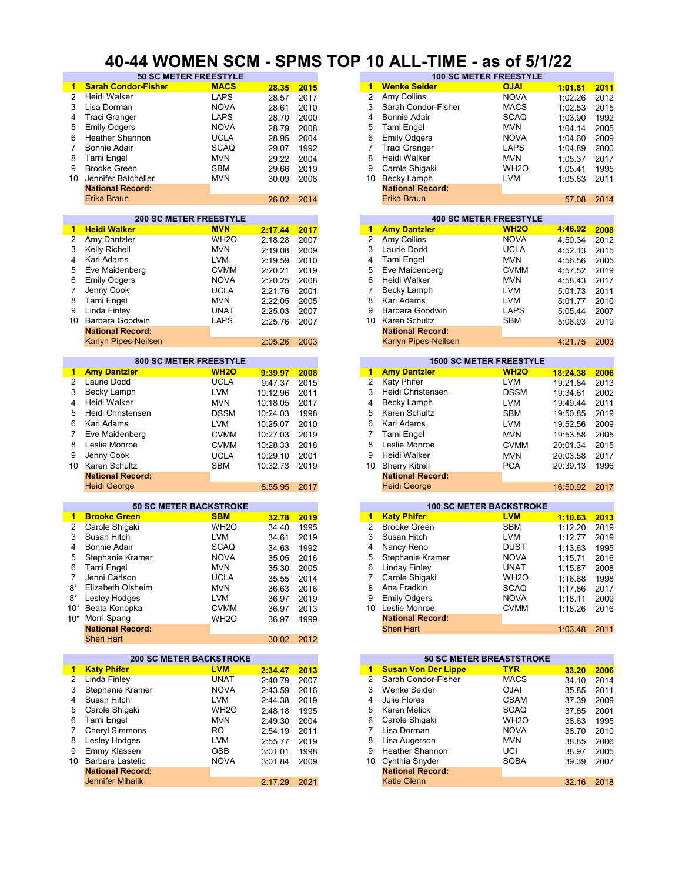# 40-44 WOMEN SCM - SPMS TOP 10 ALL-TIME - as of 5/1/22

## 50 SC METER FREESTYLE

| | Name | Team | Time | Year |
|---|---|---|---|---|
| 1 | **Sarah Condor-Fisher** | **MACS** | **28.35** | **2015** |
| 2 | Heidi Walker | LAPS | 28.57 | 2017 |
| 3 | Lisa Dorman | NOVA | 28.61 | 2010 |
| 4 | Traci Granger | LAPS | 28.70 | 2000 |
| 5 | Emily Odgers | NOVA | 28.79 | 2008 |
| 6 | Heather Shannon | UCLA | 28.95 | 2004 |
| 7 | Bonnie Adair | SCAQ | 29.07 | 1992 |
| 8 | Tami Engel | MVN | 29.22 | 2004 |
| 9 | Brooke Green | SBM | 29.66 | 2019 |
| 10 | Jennifer Batcheller | MVN | 30.09 | 2008 |
| | **National Record:** | | | |
| | Erika Braun | | 26.02 | 2014 |

## 100 SC METER FREESTYLE

| | Name | Team | Time | Year |
|---|---|---|---|---|
| 1 | **Wenke Seider** | **OJAI** | **1:01.81** | **2011** |
| 2 | Amy Collins | NOVA | 1:02.26 | 2012 |
| 3 | Sarah Condor-Fisher | MACS | 1:02.53 | 2015 |
| 4 | Bonnie Adair | SCAQ | 1:03.90 | 1992 |
| 5 | Tami Engel | MVN | 1:04.14 | 2005 |
| 6 | Emily Odgers | NOVA | 1:04.60 | 2009 |
| 7 | Traci Granger | LAPS | 1:04.89 | 2000 |
| 8 | Heidi Walker | MVN | 1:05.37 | 2017 |
| 9 | Carole Shigaki | WH2O | 1:05.41 | 1995 |
| 10 | Becky Lamph | LVM | 1:05.63 | 2011 |
| | **National Record:** | | | |
| | Erika Braun | | 57.08 | 2014 |

## 200 SC METER FREESTYLE

| | Name | Team | Time | Year |
|---|---|---|---|---|
| 1 | **Heidi Walker** | **MVN** | **2:17.44** | **2017** |
| 2 | Amy Dantzler | WH2O | 2:18.28 | 2007 |
| 3 | Kelly Richell | MVN | 2:19.08 | 2009 |
| 4 | Kari Adams | LVM | 2:19.59 | 2010 |
| 5 | Eve Maidenberg | CVMM | 2:20.21 | 2019 |
| 6 | Emily Odgers | NOVA | 2:20.25 | 2008 |
| 7 | Jenny Cook | UCLA | 2:21.76 | 2001 |
| 8 | Tami Engel | MVN | 2:22.05 | 2005 |
| 9 | Linda Finley | UNAT | 2:25.03 | 2007 |
| 10 | Barbara Goodwin | LAPS | 2:25.76 | 2007 |
| | **National Record:** | | | |
| | Karlyn Pipes-Neilsen | | 2:05.26 | 2003 |

## 400 SC METER FREESTYLE

| | Name | Team | Time | Year |
|---|---|---|---|---|
| 1 | **Amy Dantzler** | **WH2O** | **4:46.92** | **2008** |
| 2 | Amy Collins | NOVA | 4:50.34 | 2012 |
| 3 | Laurie Dodd | UCLA | 4:52.13 | 2015 |
| 4 | Tami Engel | MVN | 4:56.56 | 2005 |
| 5 | Eve Maidenberg | CVMM | 4:57.52 | 2019 |
| 6 | Heidi Walker | MVN | 4:58.43 | 2017 |
| 7 | Becky Lamph | LVM | 5:01.73 | 2011 |
| 8 | Kari Adams | LVM | 5:01.77 | 2010 |
| 9 | Barbara Goodwin | LAPS | 5:05.44 | 2007 |
| 10 | Karen Schultz | SBM | 5:06.93 | 2019 |
| | **National Record:** | | | |
| | Karlyn Pipes-Neilsen | | 4:21.75 | 2003 |

## 800 SC METER FREESTYLE

| | Name | Team | Time | Year |
|---|---|---|---|---|
| 1 | **Amy Dantzler** | **WH2O** | **9:39.97** | **2008** |
| 2 | Laurie Dodd | UCLA | 9:47.37 | 2015 |
| 3 | Becky Lamph | LVM | 10:12.96 | 2011 |
| 4 | Heidi Walker | MVN | 10:18.05 | 2017 |
| 5 | Heidi Christensen | DSSM | 10:24.03 | 1998 |
| 6 | Kari Adams | LVM | 10:25.07 | 2010 |
| 7 | Eve Maidenberg | CVMM | 10:27.03 | 2019 |
| 8 | Leslie Monroe | CVMM | 10:28.33 | 2018 |
| 9 | Jenny Cook | UCLA | 10:29.10 | 2001 |
| 10 | Karen Schultz | SBM | 10:32.73 | 2019 |
| | **National Record:** | | | |
| | Heidi George | | 8:55.95 | 2017 |

## 1500 SC METER FREESTYLE

| | Name | Team | Time | Year |
|---|---|---|---|---|
| 1 | **Amy Dantzler** | **WH2O** | **18:24.38** | **2006** |
| 2 | Katy Phifer | LVM | 19:21.84 | 2013 |
| 3 | Heidi Christensen | DSSM | 19:34.61 | 2002 |
| 4 | Becky Lamph | LVM | 19:49.44 | 2011 |
| 5 | Karen Schultz | SBM | 19:50.85 | 2019 |
| 6 | Kari Adams | LVM | 19:52.56 | 2009 |
| 7 | Tami Engel | MVN | 19:53.58 | 2005 |
| 8 | Leslie Monroe | CVMM | 20:01.34 | 2015 |
| 9 | Heidi Walker | MVN | 20:03.58 | 2017 |
| 10 | Sherry Kitrell | PCA | 20:39.13 | 1996 |
| | **National Record:** | | | |
| | Heidi George | | 16:50.92 | 2017 |

## 50 SC METER BACKSTROKE

| | Name | Team | Time | Year |
|---|---|---|---|---|
| 1 | **Brooke Green** | **SBM** | **32.78** | **2019** |
| 2 | Carole Shigaki | WH2O | 34.40 | 1995 |
| 3 | Susan Hitch | LVM | 34.61 | 2019 |
| 4 | Bonnie Adair | SCAQ | 34.63 | 1992 |
| 5 | Stephanie Kramer | NOVA | 35.05 | 2016 |
| 6 | Tami Engel | MVN | 35.30 | 2005 |
| 7 | Jenni Carlson | UCLA | 35.55 | 2014 |
| 8* | Elizabeth Olsheim | MVN | 36.63 | 2016 |
| 8* | Lesley Hodges | LVM | 36.97 | 2019 |
| 10* | Beata Konopka | CVMM | 36.97 | 2013 |
| 10* | Morri Spang | WH2O | 36.97 | 1999 |
| | **National Record:** | | | |
| | Sheri Hart | | 30.02 | 2012 |

## 100 SC METER BACKSTROKE

| | Name | Team | Time | Year |
|---|---|---|---|---|
| 1 | **Katy Phifer** | **LVM** | **1:10.63** | **2013** |
| 2 | Brooke Green | SBM | 1:12.20 | 2019 |
| 3 | Susan Hitch | LVM | 1:12.77 | 2019 |
| 4 | Nancy Reno | DUST | 1:13.63 | 1995 |
| 5 | Stephanie Kramer | NOVA | 1:15.71 | 2016 |
| 6 | Linday Finley | UNAT | 1:15.87 | 2008 |
| 7 | Carole Shigaki | WH2O | 1:16.68 | 1998 |
| 8 | Ana Fradkin | SCAQ | 1:17.86 | 2017 |
| 9 | Emily Odgers | NOVA | 1:18.11 | 2009 |
| 10 | Leslie Monroe | CVMM | 1:18.26 | 2016 |
| | **National Record:** | | | |
| | Sheri Hart | | 1:03.48 | 2011 |

## 200 SC METER BACKSTROKE

| | Name | Team | Time | Year |
|---|---|---|---|---|
| 1 | **Katy Phifer** | **LVM** | **2:34.47** | **2013** |
| 2 | Linda Finley | UNAT | 2:40.79 | 2007 |
| 3 | Stephanie Kramer | NOVA | 2:43.59 | 2016 |
| 4 | Susan Hitch | LVM | 2:44.38 | 2019 |
| 5 | Carole Shigaki | WH2O | 2:48.18 | 1995 |
| 6 | Tami Engel | MVN | 2:49.30 | 2004 |
| 7 | Cheryl Simmons | RO | 2:54.19 | 2011 |
| 8 | Lesley Hodges | LVM | 2:55.77 | 2019 |
| 9 | Emmy Klassen | OSB | 3:01.01 | 1998 |
| 10 | Barbara Lastelic | NOVA | 3:01.84 | 2009 |
| | **National Record:** | | | |
| | Jennifer Mihalik | | 2:17.29 | 2021 |

## 50 SC METER BREASTSTROKE

| | Name | Team | Time | Year |
|---|---|---|---|---|
| 1 | **Susan Von Der Lippe** | **TYR** | **33.20** | **2006** |
| 2 | Sarah Condor-Fisher | MACS | 34.10 | 2014 |
| 3 | Wenke Seider | OJAI | 35.85 | 2011 |
| 4 | Julie Flores | CSAM | 37.39 | 2009 |
| 5 | Karen Melick | SCAQ | 37.65 | 2001 |
| 6 | Carole Shigaki | WH2O | 38.63 | 1995 |
| 7 | Lisa Dorman | NOVA | 38.70 | 2010 |
| 8 | Lisa Augerson | MVN | 38.85 | 2006 |
| 9 | Heather Shannon | UCI | 38.97 | 2005 |
| 10 | Cynthia Snyder | SOBA | 39.39 | 2007 |
| | **National Record:** | | | |
| | Katie Glenn | | 32.16 | 2018 |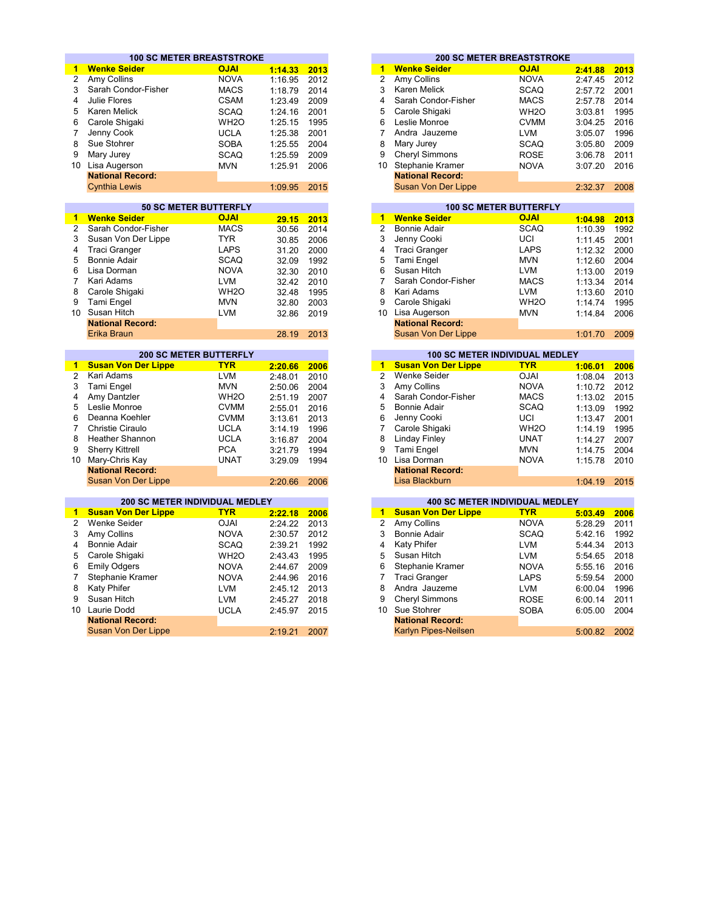## 100 SC METER BREASTSTROKE

| Rank | Name | Team | Time | Year |
|---|---|---|---|---|
| **1** | **Wenke Seider** | **OJAI** | **1:14.33** | **2013** |
| 2 | Amy Collins | NOVA | 1:16.95 | 2012 |
| 3 | Sarah Condor-Fisher | MACS | 1:18.79 | 2014 |
| 4 | Julie Flores | CSAM | 1:23.49 | 2009 |
| 5 | Karen Melick | SCAQ | 1:24.16 | 2001 |
| 6 | Carole Shigaki | WH2O | 1:25.15 | 1995 |
| 7 | Jenny Cook | UCLA | 1:25.38 | 2001 |
| 8 | Sue Stohrer | SOBA | 1:25.55 | 2004 |
| 9 | Mary Jurey | SCAQ | 1:25.59 | 2009 |
| 10 | Lisa Augerson | MVN | 1:25.91 | 2006 |
| | **National Record:** | | | |
| | Cynthia Lewis | | 1:09.95 | 2015 |

## 200 SC METER BREASTSTROKE

| Rank | Name | Team | Time | Year |
|---|---|---|---|---|
| **1** | **Wenke Seider** | **OJAI** | **2:41.88** | **2013** |
| 2 | Amy Collins | NOVA | 2:47.45 | 2012 |
| 3 | Karen Melick | SCAQ | 2:57.72 | 2001 |
| 4 | Sarah Condor-Fisher | MACS | 2:57.78 | 2014 |
| 5 | Carole Shigaki | WH2O | 3:03.81 | 1995 |
| 6 | Leslie Monroe | CVMM | 3:04.25 | 2016 |
| 7 | Andra Jauzeme | LVM | 3:05.07 | 1996 |
| 8 | Mary Jurey | SCAQ | 3:05.80 | 2009 |
| 9 | Cheryl Simmons | ROSE | 3:06.78 | 2011 |
| 10 | Stephanie Kramer | NOVA | 3:07.20 | 2016 |
| | **National Record:** | | | |
| | Susan Von Der Lippe | | 2:32.37 | 2008 |

## 50 SC METER BUTTERFLY

| Rank | Name | Team | Time | Year |
|---|---|---|---|---|
| **1** | **Wenke Seider** | **OJAI** | **29.15** | **2013** |
| 2 | Sarah Condor-Fisher | MACS | 30.56 | 2014 |
| 3 | Susan Von Der Lippe | TYR | 30.85 | 2006 |
| 4 | Traci Granger | LAPS | 31.20 | 2000 |
| 5 | Bonnie Adair | SCAQ | 32.09 | 1992 |
| 6 | Lisa Dorman | NOVA | 32.30 | 2010 |
| 7 | Kari Adams | LVM | 32.42 | 2010 |
| 8 | Carole Shigaki | WH2O | 32.48 | 1995 |
| 9 | Tami Engel | MVN | 32.80 | 2003 |
| 10 | Susan Hitch | LVM | 32.86 | 2019 |
| | **National Record:** | | | |
| | Erika Braun | | 28.19 | 2013 |

## 100 SC METER BUTTERFLY

| Rank | Name | Team | Time | Year |
|---|---|---|---|---|
| **1** | **Wenke Seider** | **OJAI** | **1:04.98** | **2013** |
| 2 | Bonnie Adair | SCAQ | 1:10.39 | 1992 |
| 3 | Jenny Cooki | UCI | 1:11.45 | 2001 |
| 4 | Traci Granger | LAPS | 1:12.32 | 2000 |
| 5 | Tami Engel | MVN | 1:12.60 | 2004 |
| 6 | Susan Hitch | LVM | 1:13.00 | 2019 |
| 7 | Sarah Condor-Fisher | MACS | 1:13.34 | 2014 |
| 8 | Kari Adams | LVM | 1:13.60 | 2010 |
| 9 | Carole Shigaki | WH2O | 1:14.74 | 1995 |
| 10 | Lisa Augerson | MVN | 1:14.84 | 2006 |
| | **National Record:** | | | |
| | Susan Von Der Lippe | | 1:01.70 | 2009 |

## 200 SC METER BUTTERFLY

| Rank | Name | Team | Time | Year |
|---|---|---|---|---|
| **1** | **Susan Von Der Lippe** | **TYR** | **2:20.66** | **2006** |
| 2 | Kari Adams | LVM | 2:48.01 | 2010 |
| 3 | Tami Engel | MVN | 2:50.06 | 2004 |
| 4 | Amy Dantzler | WH2O | 2:51.19 | 2007 |
| 5 | Leslie Monroe | CVMM | 2:55.01 | 2016 |
| 6 | Deanna Koehler | CVMM | 3:13.61 | 2013 |
| 7 | Christie Ciraulo | UCLA | 3:14.19 | 1996 |
| 8 | Heather Shannon | UCLA | 3:16.87 | 2004 |
| 9 | Sherry Kittrell | PCA | 3:21.79 | 1994 |
| 10 | Mary-Chris Kay | UNAT | 3:29.09 | 1994 |
| | **National Record:** | | | |
| | Susan Von Der Lippe | | 2:20.66 | 2006 |

## 100 SC METER INDIVIDUAL MEDLEY

| Rank | Name | Team | Time | Year |
|---|---|---|---|---|
| **1** | **Susan Von Der Lippe** | **TYR** | **1:06.01** | **2006** |
| 2 | Wenke Seider | OJAI | 1:08.04 | 2013 |
| 3 | Amy Collins | NOVA | 1:10.72 | 2012 |
| 4 | Sarah Condor-Fisher | MACS | 1:13.02 | 2015 |
| 5 | Bonnie Adair | SCAQ | 1:13.09 | 1992 |
| 6 | Jenny Cooki | UCI | 1:13.47 | 2001 |
| 7 | Carole Shigaki | WH2O | 1:14.19 | 1995 |
| 8 | Linday Finley | UNAT | 1:14.27 | 2007 |
| 9 | Tami Engel | MVN | 1:14.75 | 2004 |
| 10 | Lisa Dorman | NOVA | 1:15.78 | 2010 |
| | **National Record:** | | | |
| | Lisa Blackburn | | 1:04.19 | 2015 |

## 200 SC METER INDIVIDUAL MEDLEY

| Rank | Name | Team | Time | Year |
|---|---|---|---|---|
| **1** | **Susan Von Der Lippe** | **TYR** | **2:22.18** | **2006** |
| 2 | Wenke Seider | OJAI | 2:24.22 | 2013 |
| 3 | Amy Collins | NOVA | 2:30.57 | 2012 |
| 4 | Bonnie Adair | SCAQ | 2:39.21 | 1992 |
| 5 | Carole Shigaki | WH2O | 2:43.43 | 1995 |
| 6 | Emily Odgers | NOVA | 2:44.67 | 2009 |
| 7 | Stephanie Kramer | NOVA | 2:44.96 | 2016 |
| 8 | Katy Phifer | LVM | 2:45.12 | 2013 |
| 9 | Susan Hitch | LVM | 2:45.27 | 2018 |
| 10 | Laurie Dodd | UCLA | 2:45.97 | 2015 |
| | **National Record:** | | | |
| | Susan Von Der Lippe | | 2:19.21 | 2007 |

## 400 SC METER INDIVIDUAL MEDLEY

| Rank | Name | Team | Time | Year |
|---|---|---|---|---|
| **1** | **Susan Von Der Lippe** | **TYR** | **5:03.49** | **2006** |
| 2 | Amy Collins | NOVA | 5:28.29 | 2011 |
| 3 | Bonnie Adair | SCAQ | 5:42.16 | 1992 |
| 4 | Katy Phifer | LVM | 5:44.34 | 2013 |
| 5 | Susan Hitch | LVM | 5:54.65 | 2018 |
| 6 | Stephanie Kramer | NOVA | 5:55.16 | 2016 |
| 7 | Traci Granger | LAPS | 5:59.54 | 2000 |
| 8 | Andra Jauzeme | LVM | 6:00.04 | 1996 |
| 9 | Cheryl Simmons | ROSE | 6:00.14 | 2011 |
| 10 | Sue Stohrer | SOBA | 6:05.00 | 2004 |
| | **National Record:** | | | |
| | Karlyn Pipes-Neilsen | | 5:00.82 | 2002 |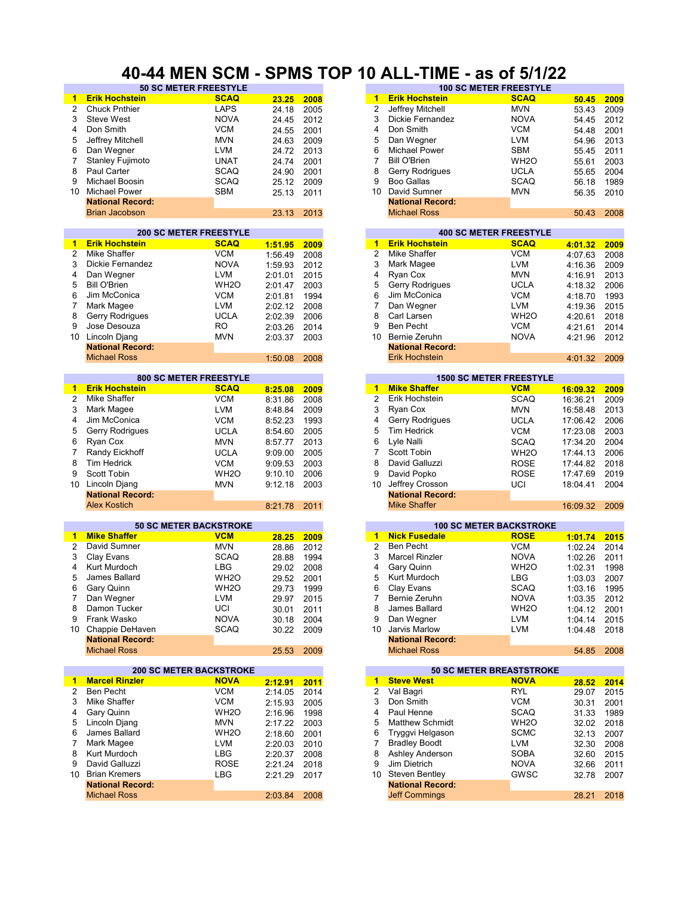# 40-44 MEN SCM - SPMS TOP 10 ALL-TIME - as of 5/1/22

## 50 SC METER FREESTYLE

| Rank | Name | Club | Time | Year |
|---|---|---|---|---|
| 1 | **Erik Hochstein** | **SCAQ** | **23.25** | **2008** |
| 2 | Chuck Pnthier | LAPS | 24.18 | 2005 |
| 3 | Steve West | NOVA | 24.45 | 2012 |
| 4 | Don Smith | VCM | 24.55 | 2001 |
| 5 | Jeffrey Mitchell | MVN | 24.63 | 2009 |
| 6 | Dan Wegner | LVM | 24.72 | 2013 |
| 7 | Stanley Fujimoto | UNAT | 24.74 | 2001 |
| 8 | Paul Carter | SCAQ | 24.90 | 2001 |
| 9 | Michael Boosin | SCAQ | 25.12 | 2009 |
| 10 | Michael Power | SBM | 25.13 | 2011 |
| | **National Record:** | | | |
| | Brian Jacobson | | 23.13 | 2013 |

## 100 SC METER FREESTYLE

| Rank | Name | Club | Time | Year |
|---|---|---|---|---|
| 1 | **Erik Hochstein** | **SCAQ** | **50.45** | **2009** |
| 2 | Jeffrey Mitchell | MVN | 53.43 | 2009 |
| 3 | Dickie Fernandez | NOVA | 54.45 | 2012 |
| 4 | Don Smith | VCM | 54.48 | 2001 |
| 5 | Dan Wegner | LVM | 54.96 | 2013 |
| 6 | Michael Power | SBM | 55.45 | 2011 |
| 7 | Bill O'Brien | WH2O | 55.61 | 2003 |
| 8 | Gerry Rodrigues | UCLA | 55.65 | 2004 |
| 9 | Boo Gallas | SCAQ | 56.18 | 1989 |
| 10 | David Sumner | MVN | 56.35 | 2010 |
| | **National Record:** | | | |
| | Michael Ross | | 50.43 | 2008 |

## 200 SC METER FREESTYLE

| Rank | Name | Club | Time | Year |
|---|---|---|---|---|
| 1 | **Erik Hochstein** | **SCAQ** | **1:51.95** | **2009** |
| 2 | Mike Shaffer | VCM | 1:56.49 | 2008 |
| 3 | Dickie Fernandez | NOVA | 1:59.93 | 2012 |
| 4 | Dan Wegner | LVM | 2:01.01 | 2015 |
| 5 | Bill O'Brien | WH2O | 2:01.47 | 2003 |
| 6 | Jim McConica | VCM | 2:01.81 | 1994 |
| 7 | Mark Magee | LVM | 2:02.12 | 2008 |
| 8 | Gerry Rodrigues | UCLA | 2:02.39 | 2006 |
| 9 | Jose Desouza | RO | 2:03.26 | 2014 |
| 10 | Lincoln Djang | MVN | 2:03.37 | 2003 |
| | **National Record:** | | | |
| | Michael Ross | | 1:50.08 | 2008 |

## 400 SC METER FREESTYLE

| Rank | Name | Club | Time | Year |
|---|---|---|---|---|
| 1 | **Erik Hochstein** | **SCAQ** | **4:01.32** | **2009** |
| 2 | Mike Shaffer | VCM | 4:07.63 | 2008 |
| 3 | Mark Magee | LVM | 4:16.36 | 2009 |
| 4 | Ryan Cox | MVN | 4:16.91 | 2013 |
| 5 | Gerry Rodrigues | UCLA | 4:18.32 | 2006 |
| 6 | Jim McConica | VCM | 4:18.70 | 1993 |
| 7 | Dan Wegner | LVM | 4:19.36 | 2015 |
| 8 | Carl Larsen | WH2O | 4:20.61 | 2018 |
| 9 | Ben Pecht | VCM | 4:21.61 | 2014 |
| 10 | Bernie Zeruhn | NOVA | 4:21.96 | 2012 |
| | **National Record:** | | | |
| | Erik Hochstein | | 4:01.32 | 2009 |

## 800 SC METER FREESTYLE

| Rank | Name | Club | Time | Year |
|---|---|---|---|---|
| 1 | **Erik Hochstein** | **SCAQ** | **8:25.08** | **2009** |
| 2 | Mike Shaffer | VCM | 8:31.86 | 2008 |
| 3 | Mark Magee | LVM | 8:48.84 | 2009 |
| 4 | Jim McConica | VCM | 8:52.23 | 1993 |
| 5 | Gerry Rodrigues | UCLA | 8:54.60 | 2005 |
| 6 | Ryan Cox | MVN | 8:57.77 | 2013 |
| 7 | Randy Eickhoff | UCLA | 9:09.00 | 2005 |
| 8 | Tim Hedrick | VCM | 9:09.53 | 2003 |
| 9 | Scott Tobin | WH2O | 9:10.10 | 2006 |
| 10 | Lincoln Djang | MVN | 9:12.18 | 2003 |
| | **National Record:** | | | |
| | Alex Kostich | | 8:21.78 | 2011 |

## 1500 SC METER FREESTYLE

| Rank | Name | Club | Time | Year |
|---|---|---|---|---|
| 1 | **Mike Shaffer** | **VCM** | **16:09.32** | **2009** |
| 2 | Erik Hochstein | SCAQ | 16:36.21 | 2009 |
| 3 | Ryan Cox | MVN | 16:58.48 | 2013 |
| 4 | Gerry Rodrigues | UCLA | 17:06.42 | 2006 |
| 5 | Tim Hedrick | VCM | 17:23.08 | 2003 |
| 6 | Lyle Nalli | SCAQ | 17:34.20 | 2004 |
| 7 | Scott Tobin | WH2O | 17:44.13 | 2006 |
| 8 | David Galluzzi | ROSE | 17:44.82 | 2018 |
| 9 | David Popko | ROSE | 17:47.69 | 2019 |
| 10 | Jeffrey Crosson | UCI | 18:04.41 | 2004 |
| | **National Record:** | | | |
| | Mike Shaffer | | 16:09.32 | 2009 |

## 50 SC METER BACKSTROKE

| Rank | Name | Club | Time | Year |
|---|---|---|---|---|
| 1 | **Mike Shaffer** | **VCM** | **28.25** | **2009** |
| 2 | David Sumner | MVN | 28.86 | 2012 |
| 3 | Clay Evans | SCAQ | 28.88 | 1994 |
| 4 | Kurt Murdoch | LBG | 29.02 | 2008 |
| 5 | James Ballard | WH2O | 29.52 | 2001 |
| 6 | Gary Quinn | WH2O | 29.73 | 1999 |
| 7 | Dan Wegner | LVM | 29.97 | 2015 |
| 8 | Damon Tucker | UCI | 30.01 | 2011 |
| 9 | Frank Wasko | NOVA | 30.18 | 2004 |
| 10 | Chappie DeHaven | SCAQ | 30.22 | 2009 |
| | **National Record:** | | | |
| | Michael Ross | | 25.53 | 2009 |

## 100 SC METER BACKSTROKE

| Rank | Name | Club | Time | Year |
|---|---|---|---|---|
| 1 | **Nick Fusedale** | **ROSE** | **1:01.74** | **2015** |
| 2 | Ben Pecht | VCM | 1:02.24 | 2014 |
| 3 | Marcel Rinzler | NOVA | 1:02.26 | 2011 |
| 4 | Gary Quinn | WH2O | 1:02.31 | 1998 |
| 5 | Kurt Murdoch | LBG | 1:03.03 | 2007 |
| 6 | Clay Evans | SCAQ | 1:03.16 | 1995 |
| 7 | Bernie Zeruhn | NOVA | 1:03.35 | 2012 |
| 8 | James Ballard | WH2O | 1:04.12 | 2001 |
| 9 | Dan Wegner | LVM | 1:04.14 | 2015 |
| 10 | Jarvis Marlow | LVM | 1:04.48 | 2018 |
| | **National Record:** | | | |
| | Michael Ross | | 54.85 | 2008 |

## 200 SC METER BACKSTROKE

| Rank | Name | Club | Time | Year |
|---|---|---|---|---|
| 1 | **Marcel Rinzler** | **NOVA** | **2:12.91** | **2011** |
| 2 | Ben Pecht | VCM | 2:14.05 | 2014 |
| 3 | Mike Shaffer | VCM | 2:15.93 | 2005 |
| 4 | Gary Quinn | WH2O | 2:16.96 | 1998 |
| 5 | Lincoln Djang | MVN | 2:17.22 | 2003 |
| 6 | James Ballard | WH2O | 2:18.60 | 2001 |
| 7 | Mark Magee | LVM | 2:20.03 | 2010 |
| 8 | Kurt Murdoch | LBG | 2:20.37 | 2008 |
| 9 | David Galluzzi | ROSE | 2:21.24 | 2018 |
| 10 | Brian Kremers | LBG | 2:21.29 | 2017 |
| | **National Record:** | | | |
| | Michael Ross | | 2:03.84 | 2008 |

## 50 SC METER BREASTSTROKE

| Rank | Name | Club | Time | Year |
|---|---|---|---|---|
| 1 | **Steve West** | **NOVA** | **28.52** | **2014** |
| 2 | Val Bagri | RYL | 29.07 | 2015 |
| 3 | Don Smith | VCM | 30.31 | 2001 |
| 4 | Paul Henne | SCAQ | 31.33 | 1989 |
| 5 | Matthew Schmidt | WH2O | 32.02 | 2018 |
| 6 | Tryggvi Helgason | SCMC | 32.13 | 2007 |
| 7 | Bradley Boodt | LVM | 32.30 | 2008 |
| 8 | Ashley Anderson | SOBA | 32.60 | 2015 |
| 9 | Jim Dietrich | NOVA | 32.66 | 2011 |
| 10 | Steven Bentley | GWSC | 32.78 | 2007 |
| | **National Record:** | | | |
| | Jeff Commings | | 28.21 | 2018 |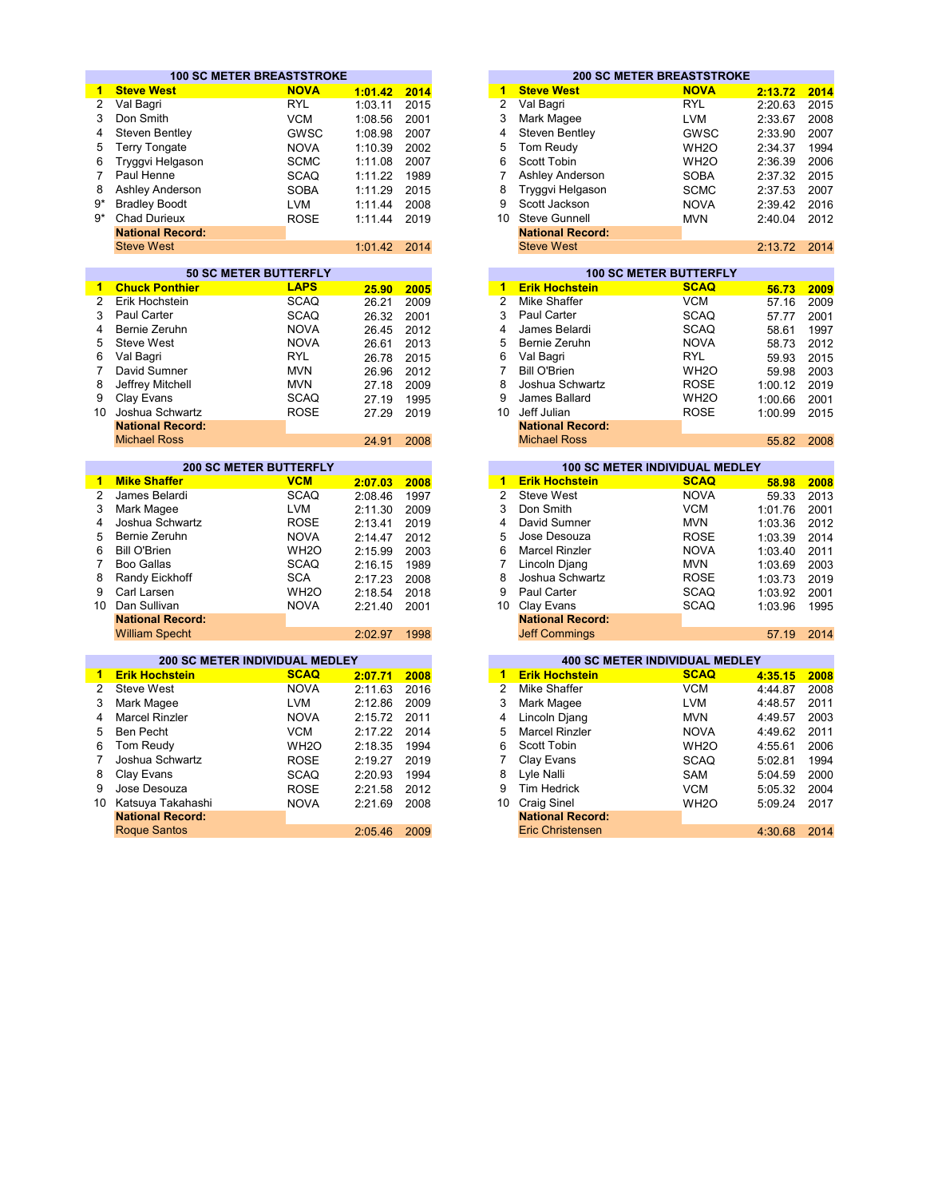## 100 SC METER BREASTSTROKE

| Rank | Name | Team | Time | Year |
|---|---|---|---|---|
| 1 | **Steve West** | **NOVA** | **1:01.42** | **2014** |
| 2 | Val Bagri | RYL | 1:03.11 | 2015 |
| 3 | Don Smith | VCM | 1:08.56 | 2001 |
| 4 | Steven Bentley | GWSC | 1:08.98 | 2007 |
| 5 | Terry Tongate | NOVA | 1:10.39 | 2002 |
| 6 | Tryggvi Helgason | SCMC | 1:11.08 | 2007 |
| 7 | Paul Henne | SCAQ | 1:11.22 | 1989 |
| 8 | Ashley Anderson | SOBA | 1:11.29 | 2015 |
| 9* | Bradley Boodt | LVM | 1:11.44 | 2008 |
| 9* | Chad Durieux | ROSE | 1:11.44 | 2019 |
| | **National Record:** | | | |
| | Steve West | | 1:01.42 | 2014 |

## 200 SC METER BREASTSTROKE

| Rank | Name | Team | Time | Year |
|---|---|---|---|---|
| 1 | **Steve West** | **NOVA** | **2:13.72** | **2014** |
| 2 | Val Bagri | RYL | 2:20.63 | 2015 |
| 3 | Mark Magee | LVM | 2:33.67 | 2008 |
| 4 | Steven Bentley | GWSC | 2:33.90 | 2007 |
| 5 | Tom Reudy | WH2O | 2:34.37 | 1994 |
| 6 | Scott Tobin | WH2O | 2:36.39 | 2006 |
| 7 | Ashley Anderson | SOBA | 2:37.32 | 2015 |
| 8 | Tryggvi Helgason | SCMC | 2:37.53 | 2007 |
| 9 | Scott Jackson | NOVA | 2:39.42 | 2016 |
| 10 | Steve Gunnell | MVN | 2:40.04 | 2012 |
| | **National Record:** | | | |
| | Steve West | | 2:13.72 | 2014 |

## 50 SC METER BUTTERFLY

| Rank | Name | Team | Time | Year |
|---|---|---|---|---|
| 1 | **Chuck Ponthier** | **LAPS** | **25.90** | **2005** |
| 2 | Erik Hochstein | SCAQ | 26.21 | 2009 |
| 3 | Paul Carter | SCAQ | 26.32 | 2001 |
| 4 | Bernie Zeruhn | NOVA | 26.45 | 2012 |
| 5 | Steve West | NOVA | 26.61 | 2013 |
| 6 | Val Bagri | RYL | 26.78 | 2015 |
| 7 | David Sumner | MVN | 26.96 | 2012 |
| 8 | Jeffrey Mitchell | MVN | 27.18 | 2009 |
| 9 | Clay Evans | SCAQ | 27.19 | 1995 |
| 10 | Joshua Schwartz | ROSE | 27.29 | 2019 |
| | **National Record:** | | | |
| | Michael Ross | | 24.91 | 2008 |

## 100 SC METER BUTTERFLY

| Rank | Name | Team | Time | Year |
|---|---|---|---|---|
| 1 | **Erik Hochstein** | **SCAQ** | **56.73** | **2009** |
| 2 | Mike Shaffer | VCM | 57.16 | 2009 |
| 3 | Paul Carter | SCAQ | 57.77 | 2001 |
| 4 | James Belardi | SCAQ | 58.61 | 1997 |
| 5 | Bernie Zeruhn | NOVA | 58.73 | 2012 |
| 6 | Val Bagri | RYL | 59.93 | 2015 |
| 7 | Bill O'Brien | WH2O | 59.98 | 2003 |
| 8 | Joshua Schwartz | ROSE | 1:00.12 | 2019 |
| 9 | James Ballard | WH2O | 1:00.66 | 2001 |
| 10 | Jeff Julian | ROSE | 1:00.99 | 2015 |
| | **National Record:** | | | |
| | Michael Ross | | 55.82 | 2008 |

## 200 SC METER BUTTERFLY

| Rank | Name | Team | Time | Year |
|---|---|---|---|---|
| 1 | **Mike Shaffer** | **VCM** | **2:07.03** | **2008** |
| 2 | James Belardi | SCAQ | 2:08.46 | 1997 |
| 3 | Mark Magee | LVM | 2:11.30 | 2009 |
| 4 | Joshua Schwartz | ROSE | 2:13.41 | 2019 |
| 5 | Bernie Zeruhn | NOVA | 2:14.47 | 2012 |
| 6 | Bill O'Brien | WH2O | 2:15.99 | 2003 |
| 7 | Boo Gallas | SCAQ | 2:16.15 | 1989 |
| 8 | Randy Eickhoff | SCA | 2:17.23 | 2008 |
| 9 | Carl Larsen | WH2O | 2:18.54 | 2018 |
| 10 | Dan Sullivan | NOVA | 2:21.40 | 2001 |
| | **National Record:** | | | |
| | William Specht | | 2:02.97 | 1998 |

## 100 SC METER INDIVIDUAL MEDLEY

| Rank | Name | Team | Time | Year |
|---|---|---|---|---|
| 1 | **Erik Hochstein** | **SCAQ** | **58.98** | **2008** |
| 2 | Steve West | NOVA | 59.33 | 2013 |
| 3 | Don Smith | VCM | 1:01.76 | 2001 |
| 4 | David Sumner | MVN | 1:03.36 | 2012 |
| 5 | Jose Desouza | ROSE | 1:03.39 | 2014 |
| 6 | Marcel Rinzler | NOVA | 1:03.40 | 2011 |
| 7 | Lincoln Djang | MVN | 1:03.69 | 2003 |
| 8 | Joshua Schwartz | ROSE | 1:03.73 | 2019 |
| 9 | Paul Carter | SCAQ | 1:03.92 | 2001 |
| 10 | Clay Evans | SCAQ | 1:03.96 | 1995 |
| | **National Record:** | | | |
| | Jeff Commings | | 57.19 | 2014 |

## 200 SC METER INDIVIDUAL MEDLEY

| Rank | Name | Team | Time | Year |
|---|---|---|---|---|
| 1 | **Erik Hochstein** | **SCAQ** | **2:07.71** | **2008** |
| 2 | Steve West | NOVA | 2:11.63 | 2016 |
| 3 | Mark Magee | LVM | 2:12.86 | 2009 |
| 4 | Marcel Rinzler | NOVA | 2:15.72 | 2011 |
| 5 | Ben Pecht | VCM | 2:17.22 | 2014 |
| 6 | Tom Reudy | WH2O | 2:18.35 | 1994 |
| 7 | Joshua Schwartz | ROSE | 2:19.27 | 2019 |
| 8 | Clay Evans | SCAQ | 2:20.93 | 1994 |
| 9 | Jose Desouza | ROSE | 2:21.58 | 2012 |
| 10 | Katsuya Takahashi | NOVA | 2:21.69 | 2008 |
| | **National Record:** | | | |
| | Roque Santos | | 2:05.46 | 2009 |

## 400 SC METER INDIVIDUAL MEDLEY

| Rank | Name | Team | Time | Year |
|---|---|---|---|---|
| 1 | **Erik Hochstein** | **SCAQ** | **4:35.15** | **2008** |
| 2 | Mike Shaffer | VCM | 4:44.87 | 2008 |
| 3 | Mark Magee | LVM | 4:48.57 | 2011 |
| 4 | Lincoln Djang | MVN | 4:49.57 | 2003 |
| 5 | Marcel Rinzler | NOVA | 4:49.62 | 2011 |
| 6 | Scott Tobin | WH2O | 4:55.61 | 2006 |
| 7 | Clay Evans | SCAQ | 5:02.81 | 1994 |
| 8 | Lyle Nalli | SAM | 5:04.59 | 2000 |
| 9 | Tim Hedrick | VCM | 5:05.32 | 2004 |
| 10 | Craig Sinel | WH2O | 5:09.24 | 2017 |
| | **National Record:** | | | |
| | Eric Christensen | | 4:30.68 | 2014 |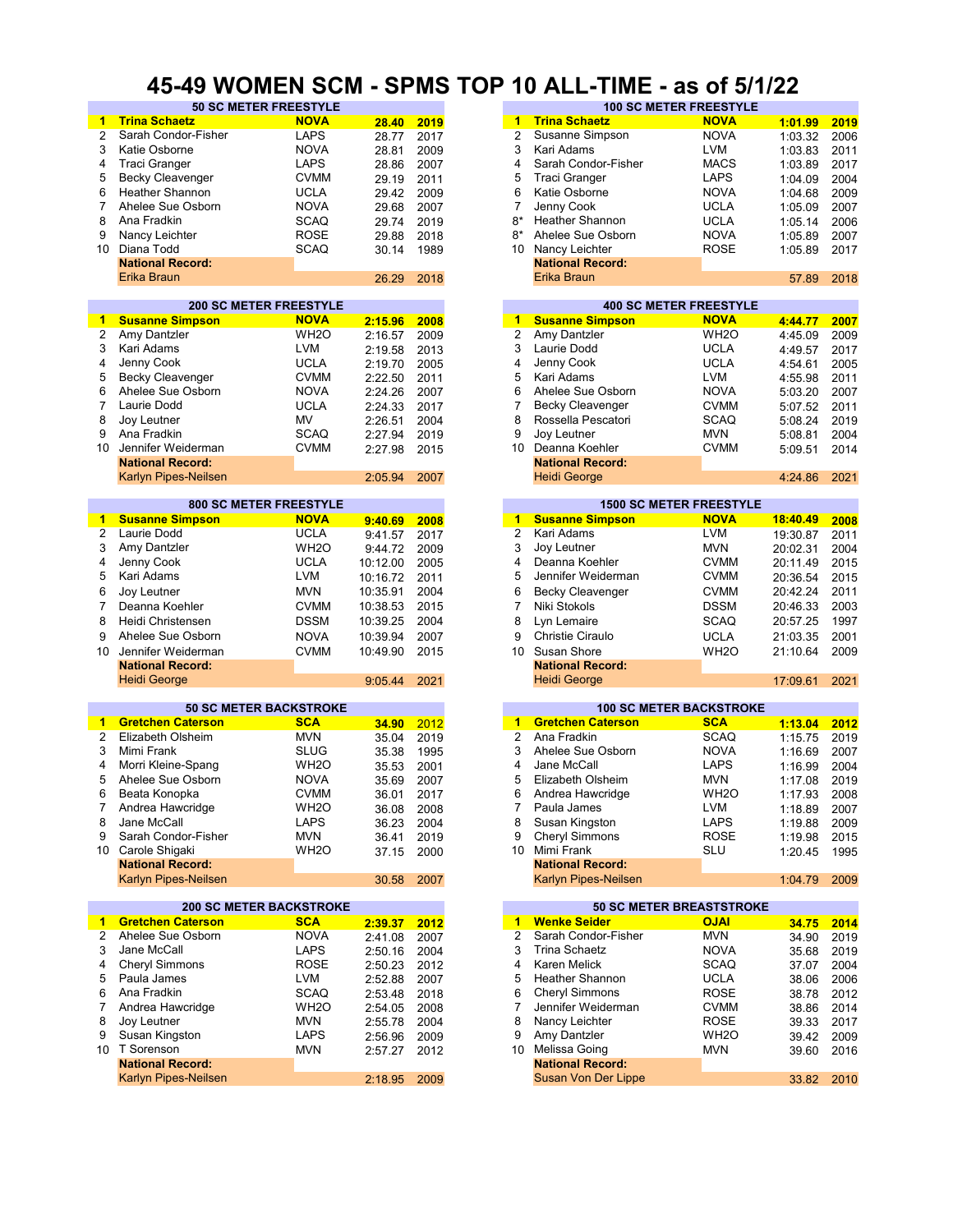# 45-49 WOMEN SCM - SPMS TOP 10 ALL-TIME - as of 5/1/22

## 50 SC METER FREESTYLE

| | Name | Club | Time | Year |
|---|---|---|---|---|
| **1** | **Trina Schaetz** | **NOVA** | **28.40** | **2019** |
| 2 | Sarah Condor-Fisher | LAPS | 28.77 | 2017 |
| 3 | Katie Osborne | NOVA | 28.81 | 2009 |
| 4 | Traci Granger | LAPS | 28.86 | 2007 |
| 5 | Becky Cleavenger | CVMM | 29.19 | 2011 |
| 6 | Heather Shannon | UCLA | 29.42 | 2009 |
| 7 | Ahelee Sue Osborn | NOVA | 29.68 | 2007 |
| 8 | Ana Fradkin | SCAQ | 29.74 | 2019 |
| 9 | Nancy Leichter | ROSE | 29.88 | 2018 |
| 10 | Diana Todd | SCAQ | 30.14 | 1989 |
| | **National Record:** | | | |
| | Erika Braun | | 26.29 | 2018 |

## 100 SC METER FREESTYLE

| | Name | Club | Time | Year |
|---|---|---|---|---|
| **1** | **Trina Schaetz** | **NOVA** | **1:01.99** | **2019** |
| 2 | Susanne Simpson | NOVA | 1:03.32 | 2006 |
| 3 | Kari Adams | LVM | 1:03.83 | 2011 |
| 4 | Sarah Condor-Fisher | MACS | 1:03.89 | 2017 |
| 5 | Traci Granger | LAPS | 1:04.09 | 2004 |
| 6 | Katie Osborne | NOVA | 1:04.68 | 2009 |
| 7 | Jenny Cook | UCLA | 1:05.09 | 2007 |
| 8* | Heather Shannon | UCLA | 1:05.14 | 2006 |
| 8* | Ahelee Sue Osborn | NOVA | 1:05.89 | 2007 |
| 10 | Nancy Leichter | ROSE | 1:05.89 | 2017 |
| | **National Record:** | | | |
| | Erika Braun | | 57.89 | 2018 |

## 200 SC METER FREESTYLE

| | Name | Club | Time | Year |
|---|---|---|---|---|
| **1** | **Susanne Simpson** | **NOVA** | **2:15.96** | **2008** |
| 2 | Amy Dantzler | WH2O | 2:16.57 | 2009 |
| 3 | Kari Adams | LVM | 2:19.58 | 2013 |
| 4 | Jenny Cook | UCLA | 2:19.70 | 2005 |
| 5 | Becky Cleavenger | CVMM | 2:22.50 | 2011 |
| 6 | Ahelee Sue Osborn | NOVA | 2:24.26 | 2007 |
| 7 | Laurie Dodd | UCLA | 2:24.33 | 2017 |
| 8 | Joy Leutner | MV | 2:26.51 | 2004 |
| 9 | Ana Fradkin | SCAQ | 2:27.94 | 2019 |
| 10 | Jennifer Weiderman | CVMM | 2:27.98 | 2015 |
| | **National Record:** | | | |
| | Karlyn Pipes-Neilsen | | 2:05.94 | 2007 |

## 400 SC METER FREESTYLE

| | Name | Club | Time | Year |
|---|---|---|---|---|
| **1** | **Susanne Simpson** | **NOVA** | **4:44.77** | **2007** |
| 2 | Amy Dantzler | WH2O | 4:45.09 | 2009 |
| 3 | Laurie Dodd | UCLA | 4:49.57 | 2017 |
| 4 | Jenny Cook | UCLA | 4:54.61 | 2005 |
| 5 | Kari Adams | LVM | 4:55.98 | 2011 |
| 6 | Ahelee Sue Osborn | NOVA | 5:03.20 | 2007 |
| 7 | Becky Cleavenger | CVMM | 5:07.52 | 2011 |
| 8 | Rossella Pescatori | SCAQ | 5:08.24 | 2019 |
| 9 | Joy Leutner | MVN | 5:08.81 | 2004 |
| 10 | Deanna Koehler | CVMM | 5:09.51 | 2014 |
| | **National Record:** | | | |
| | Heidi George | | 4:24.86 | 2021 |

## 800 SC METER FREESTYLE

| | Name | Club | Time | Year |
|---|---|---|---|---|
| **1** | **Susanne Simpson** | **NOVA** | **9:40.69** | **2008** |
| 2 | Laurie Dodd | UCLA | 9:41.57 | 2017 |
| 3 | Amy Dantzler | WH2O | 9:44.72 | 2009 |
| 4 | Jenny Cook | UCLA | 10:12.00 | 2005 |
| 5 | Kari Adams | LVM | 10:16.72 | 2011 |
| 6 | Joy Leutner | MVN | 10:35.91 | 2004 |
| 7 | Deanna Koehler | CVMM | 10:38.53 | 2015 |
| 8 | Heidi Christensen | DSSM | 10:39.25 | 2004 |
| 9 | Ahelee Sue Osborn | NOVA | 10:39.94 | 2007 |
| 10 | Jennifer Weiderman | CVMM | 10:49.90 | 2015 |
| | **National Record:** | | | |
| | Heidi George | | 9:05.44 | 2021 |

## 1500 SC METER FREESTYLE

| | Name | Club | Time | Year |
|---|---|---|---|---|
| **1** | **Susanne Simpson** | **NOVA** | **18:40.49** | **2008** |
| 2 | Kari Adams | LVM | 19:30.87 | 2011 |
| 3 | Joy Leutner | MVN | 20:02.31 | 2004 |
| 4 | Deanna Koehler | CVMM | 20:11.49 | 2015 |
| 5 | Jennifer Weiderman | CVMM | 20:36.54 | 2015 |
| 6 | Becky Cleavenger | CVMM | 20:42.24 | 2011 |
| 7 | Niki Stokols | DSSM | 20:46.33 | 2003 |
| 8 | Lyn Lemaire | SCAQ | 20:57.25 | 1997 |
| 9 | Christie Ciraulo | UCLA | 21:03.35 | 2001 |
| 10 | Susan Shore | WH2O | 21:10.64 | 2009 |
| | **National Record:** | | | |
| | Heidi George | | 17:09.61 | 2021 |

## 50 SC METER BACKSTROKE

| | Name | Club | Time | Year |
|---|---|---|---|---|
| **1** | **Gretchen Caterson** | **SCA** | **34.90** | **2012** |
| 2 | Elizabeth Olsheim | MVN | 35.04 | 2019 |
| 3 | Mimi Frank | SLUG | 35.38 | 1995 |
| 4 | Morri Kleine-Spang | WH2O | 35.53 | 2001 |
| 5 | Ahelee Sue Osborn | NOVA | 35.69 | 2007 |
| 6 | Beata Konopka | CVMM | 36.01 | 2017 |
| 7 | Andrea Hawcridge | WH2O | 36.08 | 2008 |
| 8 | Jane McCall | LAPS | 36.23 | 2004 |
| 9 | Sarah Condor-Fisher | MVN | 36.41 | 2019 |
| 10 | Carole Shigaki | WH2O | 37.15 | 2000 |
| | **National Record:** | | | |
| | Karlyn Pipes-Neilsen | | 30.58 | 2007 |

## 100 SC METER BACKSTROKE

| | Name | Club | Time | Year |
|---|---|---|---|---|
| **1** | **Gretchen Caterson** | **SCA** | **1:13.04** | **2012** |
| 2 | Ana Fradkin | SCAQ | 1:15.75 | 2019 |
| 3 | Ahelee Sue Osborn | NOVA | 1:16.69 | 2007 |
| 4 | Jane McCall | LAPS | 1:16.99 | 2004 |
| 5 | Elizabeth Olsheim | MVN | 1:17.08 | 2019 |
| 6 | Andrea Hawcridge | WH2O | 1:17.93 | 2008 |
| 7 | Paula James | LVM | 1:18.89 | 2007 |
| 8 | Susan Kingston | LAPS | 1:19.88 | 2009 |
| 9 | Cheryl Simmons | ROSE | 1:19.98 | 2015 |
| 10 | Mimi Frank | SLU | 1:20.45 | 1995 |
| | **National Record:** | | | |
| | Karlyn Pipes-Neilsen | | 1:04.79 | 2009 |

## 200 SC METER BACKSTROKE

| | Name | Club | Time | Year |
|---|---|---|---|---|
| **1** | **Gretchen Caterson** | **SCA** | **2:39.37** | **2012** |
| 2 | Ahelee Sue Osborn | NOVA | 2:41.08 | 2007 |
| 3 | Jane McCall | LAPS | 2:50.16 | 2004 |
| 4 | Cheryl Simmons | ROSE | 2:50.23 | 2012 |
| 5 | Paula James | LVM | 2:52.88 | 2007 |
| 6 | Ana Fradkin | SCAQ | 2:53.48 | 2018 |
| 7 | Andrea Hawcridge | WH2O | 2:54.05 | 2008 |
| 8 | Joy Leutner | MVN | 2:55.78 | 2004 |
| 9 | Susan Kingston | LAPS | 2:56.96 | 2009 |
| 10 | T Sorenson | MVN | 2:57.27 | 2012 |
| | **National Record:** | | | |
| | Karlyn Pipes-Neilsen | | 2:18.95 | 2009 |

## 50 SC METER BREASTSTROKE

| | Name | Club | Time | Year |
|---|---|---|---|---|
| **1** | **Wenke Seider** | **OJAI** | **34.75** | **2014** |
| 2 | Sarah Condor-Fisher | MVN | 34.90 | 2019 |
| 3 | Trina Schaetz | NOVA | 35.68 | 2019 |
| 4 | Karen Melick | SCAQ | 37.07 | 2004 |
| 5 | Heather Shannon | UCLA | 38.06 | 2006 |
| 6 | Cheryl Simmons | ROSE | 38.78 | 2012 |
| 7 | Jennifer Weiderman | CVMM | 38.86 | 2014 |
| 8 | Nancy Leichter | ROSE | 39.33 | 2017 |
| 9 | Amy Dantzler | WH2O | 39.42 | 2009 |
| 10 | Melissa Going | MVN | 39.60 | 2016 |
| | **National Record:** | | | |
| | Susan Von Der Lippe | | 33.82 | 2010 |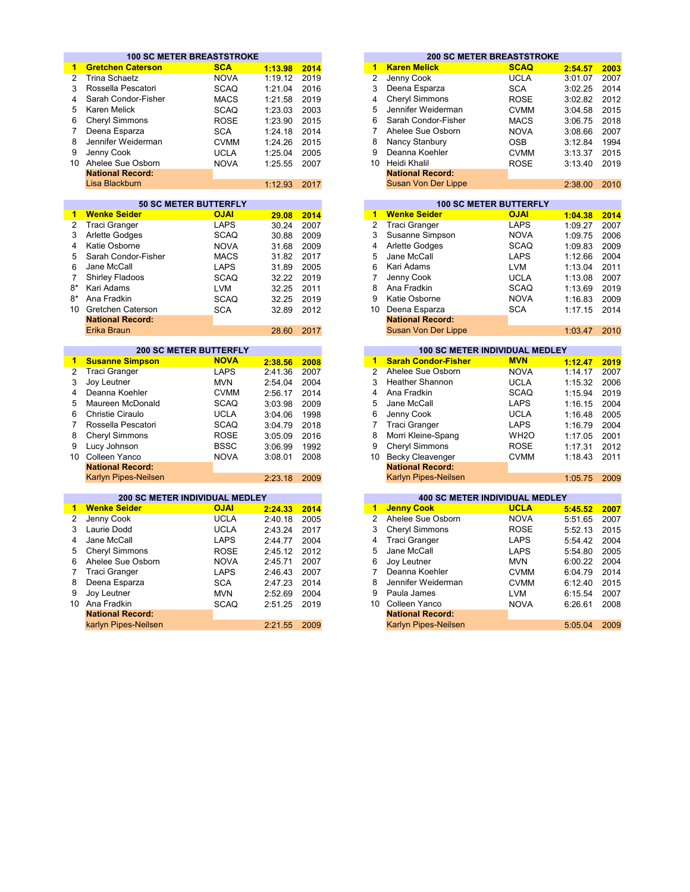## 100 SC METER BREASTSTROKE

| | Name | Team | Time | Year |
|---|---|---|---|---|
| **1** | **Gretchen Caterson** | **SCA** | **1:13.98** | **2014** |
| 2 | Trina Schaetz | NOVA | 1:19.12 | 2019 |
| 3 | Rossella Pescatori | SCAQ | 1:21.04 | 2016 |
| 4 | Sarah Condor-Fisher | MACS | 1:21.58 | 2019 |
| 5 | Karen Melick | SCAQ | 1:23.03 | 2003 |
| 6 | Cheryl Simmons | ROSE | 1:23.90 | 2015 |
| 7 | Deena Esparza | SCA | 1:24.18 | 2014 |
| 8 | Jennifer Weiderman | CVMM | 1:24.26 | 2015 |
| 9 | Jenny Cook | UCLA | 1:25.04 | 2005 |
| 10 | Ahelee Sue Osborn | NOVA | 1:25.55 | 2007 |
| | **National Record:** | | | |
| | Lisa Blackburn | | 1:12.93 | 2017 |

## 200 SC METER BREASTSTROKE

| | Name | Team | Time | Year |
|---|---|---|---|---|
| **1** | **Karen Melick** | **SCAQ** | **2:54.57** | **2003** |
| 2 | Jenny Cook | UCLA | 3:01.07 | 2007 |
| 3 | Deena Esparza | SCA | 3:02.25 | 2014 |
| 4 | Cheryl Simmons | ROSE | 3:02.82 | 2012 |
| 5 | Jennifer Weiderman | CVMM | 3:04.58 | 2015 |
| 6 | Sarah Condor-Fisher | MACS | 3:06.75 | 2018 |
| 7 | Ahelee Sue Osborn | NOVA | 3:08.66 | 2007 |
| 8 | Nancy Stanbury | OSB | 3:12.84 | 1994 |
| 9 | Deanna Koehler | CVMM | 3:13.37 | 2015 |
| 10 | Heidi Khalil | ROSE | 3:13.40 | 2019 |
| | **National Record:** | | | |
| | Susan Von Der Lippe | | 2:38.00 | 2010 |

## 50 SC METER BUTTERFLY

| | Name | Team | Time | Year |
|---|---|---|---|---|
| **1** | **Wenke Seider** | **OJAI** | **29.08** | **2014** |
| 2 | Traci Granger | LAPS | 30.24 | 2007 |
| 3 | Arlette Godges | SCAQ | 30.88 | 2009 |
| 4 | Katie Osborne | NOVA | 31.68 | 2009 |
| 5 | Sarah Condor-Fisher | MACS | 31.82 | 2017 |
| 6 | Jane McCall | LAPS | 31.89 | 2005 |
| 7 | Shirley Fladoos | SCAQ | 32.22 | 2019 |
| 8* | Kari Adams | LVM | 32.25 | 2011 |
| 8* | Ana Fradkin | SCAQ | 32.25 | 2019 |
| 10 | Gretchen Caterson | SCA | 32.89 | 2012 |
| | **National Record:** | | | |
| | Erika Braun | | 28.60 | 2017 |

## 100 SC METER BUTTERFLY

| | Name | Team | Time | Year |
|---|---|---|---|---|
| **1** | **Wenke Seider** | **OJAI** | **1:04.38** | **2014** |
| 2 | Traci Granger | LAPS | 1:09.27 | 2007 |
| 3 | Susanne Simpson | NOVA | 1:09.75 | 2006 |
| 4 | Arlette Godges | SCAQ | 1:09.83 | 2009 |
| 5 | Jane McCall | LAPS | 1:12.66 | 2004 |
| 6 | Kari Adams | LVM | 1:13.04 | 2011 |
| 7 | Jenny Cook | UCLA | 1:13.08 | 2007 |
| 8 | Ana Fradkin | SCAQ | 1:13.69 | 2019 |
| 9 | Katie Osborne | NOVA | 1:16.83 | 2009 |
| 10 | Deena Esparza | SCA | 1:17.15 | 2014 |
| | **National Record:** | | | |
| | Susan Von Der Lippe | | 1:03.47 | 2010 |

## 200 SC METER BUTTERFLY

| | Name | Team | Time | Year |
|---|---|---|---|---|
| **1** | **Susanne Simpson** | **NOVA** | **2:38.56** | **2008** |
| 2 | Traci Granger | LAPS | 2:41.36 | 2007 |
| 3 | Joy Leutner | MVN | 2:54.04 | 2004 |
| 4 | Deanna Koehler | CVMM | 2:56.17 | 2014 |
| 5 | Maureen McDonald | SCAQ | 3:03.98 | 2009 |
| 6 | Christie Ciraulo | UCLA | 3:04.06 | 1998 |
| 7 | Rossella Pescatori | SCAQ | 3:04.79 | 2018 |
| 8 | Cheryl Simmons | ROSE | 3:05.09 | 2016 |
| 9 | Lucy Johnson | BSSC | 3:06.99 | 1992 |
| 10 | Colleen Yanco | NOVA | 3:08.01 | 2008 |
| | **National Record:** | | | |
| | Karlyn Pipes-Neilsen | | 2:23.18 | 2009 |

## 100 SC METER INDIVIDUAL MEDLEY

| | Name | Team | Time | Year |
|---|---|---|---|---|
| **1** | **Sarah Condor-Fisher** | **MVN** | **1:12.47** | **2019** |
| 2 | Ahelee Sue Osborn | NOVA | 1:14.17 | 2007 |
| 3 | Heather Shannon | UCLA | 1:15.32 | 2006 |
| 4 | Ana Fradkin | SCAQ | 1:15.94 | 2019 |
| 5 | Jane McCall | LAPS | 1:16.15 | 2004 |
| 6 | Jenny Cook | UCLA | 1:16.48 | 2005 |
| 7 | Traci Granger | LAPS | 1:16.79 | 2004 |
| 8 | Morri Kleine-Spang | WH2O | 1:17.05 | 2001 |
| 9 | Cheryl Simmons | ROSE | 1:17.31 | 2012 |
| 10 | Becky Cleavenger | CVMM | 1:18.43 | 2011 |
| | **National Record:** | | | |
| | Karlyn Pipes-Neilsen | | 1:05.75 | 2009 |

## 200 SC METER INDIVIDUAL MEDLEY

| | Name | Team | Time | Year |
|---|---|---|---|---|
| **1** | **Wenke Seider** | **OJAI** | **2:24.33** | **2014** |
| 2 | Jenny Cook | UCLA | 2:40.18 | 2005 |
| 3 | Laurie Dodd | UCLA | 2:43.24 | 2017 |
| 4 | Jane McCall | LAPS | 2:44.77 | 2004 |
| 5 | Cheryl Simmons | ROSE | 2:45.12 | 2012 |
| 6 | Ahelee Sue Osborn | NOVA | 2:45.71 | 2007 |
| 7 | Traci Granger | LAPS | 2:46.43 | 2007 |
| 8 | Deena Esparza | SCA | 2:47.23 | 2014 |
| 9 | Joy Leutner | MVN | 2:52.69 | 2004 |
| 10 | Ana Fradkin | SCAQ | 2:51.25 | 2019 |
| | **National Record:** | | | |
| | karlyn Pipes-Neilsen | | 2:21.55 | 2009 |

## 400 SC METER INDIVIDUAL MEDLEY

| | Name | Team | Time | Year |
|---|---|---|---|---|
| **1** | **Jenny Cook** | **UCLA** | **5:45.52** | **2007** |
| 2 | Ahelee Sue Osborn | NOVA | 5:51.65 | 2007 |
| 3 | Cheryl Simmons | ROSE | 5:52.13 | 2015 |
| 4 | Traci Granger | LAPS | 5:54.42 | 2004 |
| 5 | Jane McCall | LAPS | 5:54.80 | 2005 |
| 6 | Joy Leutner | MVN | 6:00.22 | 2004 |
| 7 | Deanna Koehler | CVMM | 6:04.79 | 2014 |
| 8 | Jennifer Weiderman | CVMM | 6:12.40 | 2015 |
| 9 | Paula James | LVM | 6:15.54 | 2007 |
| 10 | Colleen Yanco | NOVA | 6:26.61 | 2008 |
| | **National Record:** | | | |
| | Karlyn Pipes-Neilsen | | 5:05.04 | 2009 |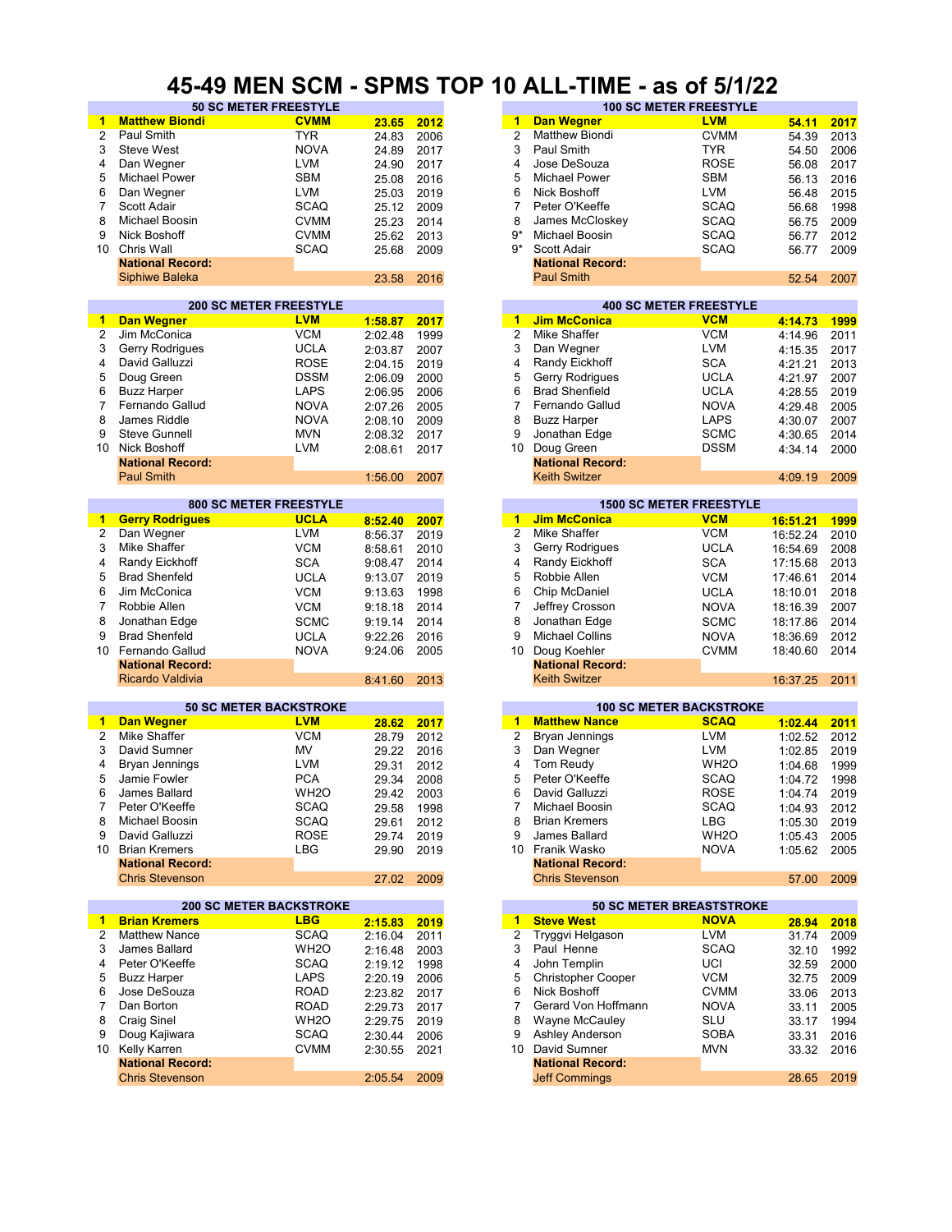# 45-49 MEN SCM - SPMS TOP 10 ALL-TIME - as of 5/1/22

### 50 SC METER FREESTYLE

| | Name | Team | Time | Year |
|---|---|---|---|---|
| **1** | **Matthew Biondi** | **CVMM** | **23.65** | **2012** |
| 2 | Paul Smith | TYR | 24.83 | 2006 |
| 3 | Steve West | NOVA | 24.89 | 2017 |
| 4 | Dan Wegner | LVM | 24.90 | 2017 |
| 5 | Michael Power | SBM | 25.08 | 2016 |
| 6 | Dan Wegner | LVM | 25.03 | 2019 |
| 7 | Scott Adair | SCAQ | 25.12 | 2009 |
| 8 | Michael Boosin | CVMM | 25.23 | 2014 |
| 9 | Nick Boshoff | CVMM | 25.62 | 2013 |
| 10 | Chris Wall | SCAQ | 25.68 | 2009 |
| | **National Record:** | | | |
| | Siphiwe Baleka | | 23.58 | 2016 |

### 100 SC METER FREESTYLE

| | Name | Team | Time | Year |
|---|---|---|---|---|
| **1** | **Dan Wegner** | **LVM** | **54.11** | **2017** |
| 2 | Matthew Biondi | CVMM | 54.39 | 2013 |
| 3 | Paul Smith | TYR | 54.50 | 2006 |
| 4 | Jose DeSouza | ROSE | 56.08 | 2017 |
| 5 | Michael Power | SBM | 56.13 | 2016 |
| 6 | Nick Boshoff | LVM | 56.48 | 2015 |
| 7 | Peter O'Keeffe | SCAQ | 56.68 | 1998 |
| 8 | James McCloskey | SCAQ | 56.75 | 2009 |
| 9* | Michael Boosin | SCAQ | 56.77 | 2012 |
| 9* | Scott Adair | SCAQ | 56.77 | 2009 |
| | **National Record:** | | | |
| | Paul Smith | | 52.54 | 2007 |

### 200 SC METER FREESTYLE

| | Name | Team | Time | Year |
|---|---|---|---|---|
| **1** | **Dan Wegner** | **LVM** | **1:58.87** | **2017** |
| 2 | Jim McConica | VCM | 2:02.48 | 1999 |
| 3 | Gerry Rodrigues | UCLA | 2:03.87 | 2007 |
| 4 | David Galluzzi | ROSE | 2:04.15 | 2019 |
| 5 | Doug Green | DSSM | 2:06.09 | 2000 |
| 6 | Buzz Harper | LAPS | 2:06.95 | 2006 |
| 7 | Fernando Gallud | NOVA | 2:07.26 | 2005 |
| 8 | James Riddle | NOVA | 2:08.10 | 2009 |
| 9 | Steve Gunnell | MVN | 2:08.32 | 2017 |
| 10 | Nick Boshoff | LVM | 2:08.61 | 2017 |
| | **National Record:** | | | |
| | Paul Smith | | 1:56.00 | 2007 |

### 400 SC METER FREESTYLE

| | Name | Team | Time | Year |
|---|---|---|---|---|
| **1** | **Jim McConica** | **VCM** | **4:14.73** | **1999** |
| 2 | Mike Shaffer | VCM | 4:14.96 | 2011 |
| 3 | Dan Wegner | LVM | 4:15.35 | 2017 |
| 4 | Randy Eickhoff | SCA | 4:21.21 | 2013 |
| 5 | Gerry Rodrigues | UCLA | 4:21.97 | 2007 |
| 6 | Brad Shenfield | UCLA | 4:28.55 | 2019 |
| 7 | Fernando Gallud | NOVA | 4:29.48 | 2005 |
| 8 | Buzz Harper | LAPS | 4:30.07 | 2007 |
| 9 | Jonathan Edge | SCMC | 4:30.65 | 2014 |
| 10 | Doug Green | DSSM | 4:34.14 | 2000 |
| | **National Record:** | | | |
| | Keith Switzer | | 4:09.19 | 2009 |

### 800 SC METER FREESTYLE

| | Name | Team | Time | Year |
|---|---|---|---|---|
| **1** | **Gerry Rodrigues** | **UCLA** | **8:52.40** | **2007** |
| 2 | Dan Wegner | LVM | 8:56.37 | 2019 |
| 3 | Mike Shaffer | VCM | 8:58.61 | 2010 |
| 4 | Randy Eickhoff | SCA | 9:08.47 | 2014 |
| 5 | Brad Shenfeld | UCLA | 9:13.07 | 2019 |
| 6 | Jim McConica | VCM | 9:13.63 | 1998 |
| 7 | Robbie Allen | VCM | 9:18.18 | 2014 |
| 8 | Jonathan Edge | SCMC | 9:19.14 | 2014 |
| 9 | Brad Shenfeld | UCLA | 9:22.26 | 2016 |
| 10 | Fernando Gallud | NOVA | 9:24.06 | 2005 |
| | **National Record:** | | | |
| | Ricardo Valdivia | | 8:41.60 | 2013 |

### 1500 SC METER FREESTYLE

| | Name | Team | Time | Year |
|---|---|---|---|---|
| **1** | **Jim McConica** | **VCM** | **16:51.21** | **1999** |
| 2 | Mike Shaffer | VCM | 16:52.24 | 2010 |
| 3 | Gerry Rodrigues | UCLA | 16:54.69 | 2008 |
| 4 | Randy Eickhoff | SCA | 17:15.68 | 2013 |
| 5 | Robbie Allen | VCM | 17:46.61 | 2014 |
| 6 | Chip McDaniel | UCLA | 18:10.01 | 2018 |
| 7 | Jeffrey Crosson | NOVA | 18:16.39 | 2007 |
| 8 | Jonathan Edge | SCMC | 18:17.86 | 2014 |
| 9 | Michael Collins | NOVA | 18:36.69 | 2012 |
| 10 | Doug Koehler | CVMM | 18:40.60 | 2014 |
| | **National Record:** | | | |
| | Keith Switzer | | 16:37.25 | 2011 |

### 50 SC METER BACKSTROKE

| | Name | Team | Time | Year |
|---|---|---|---|---|
| **1** | **Dan Wegner** | **LVM** | **28.62** | **2017** |
| 2 | Mike Shaffer | VCM | 28.79 | 2012 |
| 3 | David Sumner | MV | 29.22 | 2016 |
| 4 | Bryan Jennings | LVM | 29.31 | 2012 |
| 5 | Jamie Fowler | PCA | 29.34 | 2008 |
| 6 | James Ballard | WH2O | 29.42 | 2003 |
| 7 | Peter O'Keeffe | SCAQ | 29.58 | 1998 |
| 8 | Michael Boosin | SCAQ | 29.61 | 2012 |
| 9 | David Galluzzi | ROSE | 29.74 | 2019 |
| 10 | Brian Kremers | LBG | 29.90 | 2019 |
| | **National Record:** | | | |
| | Chris Stevenson | | 27.02 | 2009 |

### 100 SC METER BACKSTROKE

| | Name | Team | Time | Year |
|---|---|---|---|---|
| **1** | **Matthew Nance** | **SCAQ** | **1:02.44** | **2011** |
| 2 | Bryan Jennings | LVM | 1:02.52 | 2012 |
| 3 | Dan Wegner | LVM | 1:02.85 | 2019 |
| 4 | Tom Reudy | WH2O | 1:04.68 | 1999 |
| 5 | Peter O'Keeffe | SCAQ | 1:04.72 | 1998 |
| 6 | David Galluzzi | ROSE | 1:04.74 | 2019 |
| 7 | Michael Boosin | SCAQ | 1:04.93 | 2012 |
| 8 | Brian Kremers | LBG | 1:05.30 | 2019 |
| 9 | James Ballard | WH2O | 1:05.43 | 2005 |
| 10 | Franik Wasko | NOVA | 1:05.62 | 2005 |
| | **National Record:** | | | |
| | Chris Stevenson | | 57.00 | 2009 |

### 200 SC METER BACKSTROKE

| | Name | Team | Time | Year |
|---|---|---|---|---|
| **1** | **Brian Kremers** | **LBG** | **2:15.83** | **2019** |
| 2 | Matthew Nance | SCAQ | 2:16.04 | 2011 |
| 3 | James Ballard | WH2O | 2:16.48 | 2003 |
| 4 | Peter O'Keeffe | SCAQ | 2:19.12 | 1998 |
| 5 | Buzz Harper | LAPS | 2:20.19 | 2006 |
| 6 | Jose DeSouza | ROAD | 2:23.82 | 2017 |
| 7 | Dan Borton | ROAD | 2:29.73 | 2017 |
| 8 | Craig Sinel | WH2O | 2:29.75 | 2019 |
| 9 | Doug Kajiwara | SCAQ | 2:30.44 | 2006 |
| 10 | Kelly Karren | CVMM | 2:30.55 | 2021 |
| | **National Record:** | | | |
| | Chris Stevenson | | 2:05.54 | 2009 |

### 50 SC METER BREASTSTROKE

| | Name | Team | Time | Year |
|---|---|---|---|---|
| **1** | **Steve West** | **NOVA** | **28.94** | **2018** |
| 2 | Tryggvi Helgason | LVM | 31.74 | 2009 |
| 3 | Paul Henne | SCAQ | 32.10 | 1992 |
| 4 | John Templin | UCI | 32.59 | 2000 |
| 5 | Christopher Cooper | VCM | 32.75 | 2009 |
| 6 | Nick Boshoff | CVMM | 33.06 | 2013 |
| 7 | Gerard Von Hoffmann | NOVA | 33.11 | 2005 |
| 8 | Wayne McCauley | SLU | 33.17 | 1994 |
| 9 | Ashley Anderson | SOBA | 33.31 | 2016 |
| 10 | David Sumner | MVN | 33.32 | 2016 |
| | **National Record:** | | | |
| | Jeff Commings | | 28.65 | 2019 |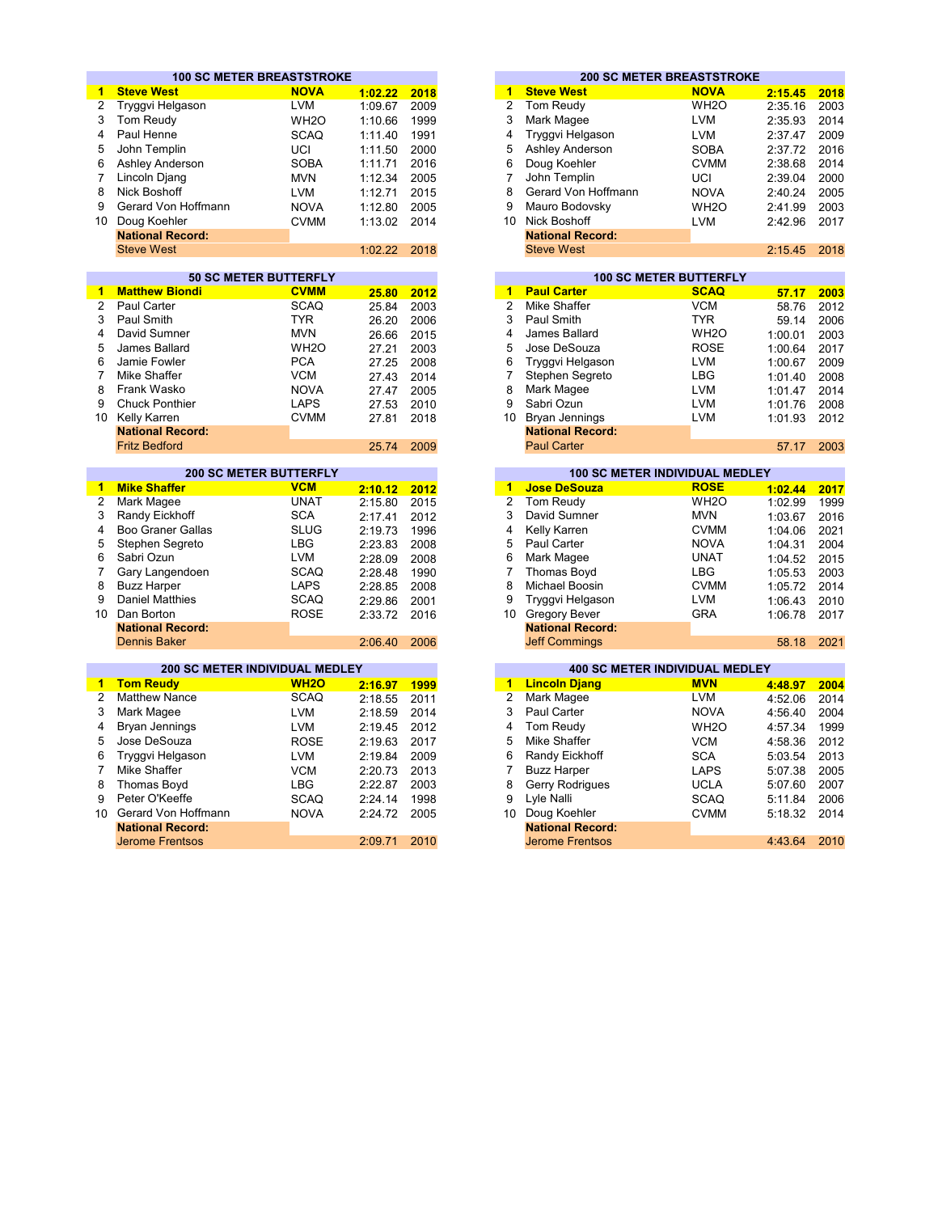## 100 SC METER BREASTSTROKE

| | Name | Team | Time | Year |
|---|---|---|---|---|
| **1** | **Steve West** | **NOVA** | **1:02.22** | **2018** |
| 2 | Tryggvi Helgason | LVM | 1:09.67 | 2009 |
| 3 | Tom Reudy | WH2O | 1:10.66 | 1999 |
| 4 | Paul Henne | SCAQ | 1:11.40 | 1991 |
| 5 | John Templin | UCI | 1:11.50 | 2000 |
| 6 | Ashley Anderson | SOBA | 1:11.71 | 2016 |
| 7 | Lincoln Djang | MVN | 1:12.34 | 2005 |
| 8 | Nick Boshoff | LVM | 1:12.71 | 2015 |
| 9 | Gerard Von Hoffmann | NOVA | 1:12.80 | 2005 |
| 10 | Doug Koehler | CVMM | 1:13.02 | 2014 |
| | **National Record:** | | | |
| | Steve West | | 1:02.22 | 2018 |

## 200 SC METER BREASTSTROKE

| | Name | Team | Time | Year |
|---|---|---|---|---|
| **1** | **Steve West** | **NOVA** | **2:15.45** | **2018** |
| 2 | Tom Reudy | WH2O | 2:35.16 | 2003 |
| 3 | Mark Magee | LVM | 2:35.93 | 2014 |
| 4 | Tryggvi Helgason | LVM | 2:37.47 | 2009 |
| 5 | Ashley Anderson | SOBA | 2:37.72 | 2016 |
| 6 | Doug Koehler | CVMM | 2:38.68 | 2014 |
| 7 | John Templin | UCI | 2:39.04 | 2000 |
| 8 | Gerard Von Hoffmann | NOVA | 2:40.24 | 2005 |
| 9 | Mauro Bodovsky | WH2O | 2:41.99 | 2003 |
| 10 | Nick Boshoff | LVM | 2:42.96 | 2017 |
| | **National Record:** | | | |
| | Steve West | | 2:15.45 | 2018 |

## 50 SC METER BUTTERFLY

| | Name | Team | Time | Year |
|---|---|---|---|---|
| **1** | **Matthew Biondi** | **CVMM** | **25.80** | **2012** |
| 2 | Paul Carter | SCAQ | 25.84 | 2003 |
| 3 | Paul Smith | TYR | 26.20 | 2006 |
| 4 | David Sumner | MVN | 26.66 | 2015 |
| 5 | James Ballard | WH2O | 27.21 | 2003 |
| 6 | Jamie Fowler | PCA | 27.25 | 2008 |
| 7 | Mike Shaffer | VCM | 27.43 | 2014 |
| 8 | Frank Wasko | NOVA | 27.47 | 2005 |
| 9 | Chuck Ponthier | LAPS | 27.53 | 2010 |
| 10 | Kelly Karren | CVMM | 27.81 | 2018 |
| | **National Record:** | | | |
| | Fritz Bedford | | 25.74 | 2009 |

## 100 SC METER BUTTERFLY

| | Name | Team | Time | Year |
|---|---|---|---|---|
| **1** | **Paul Carter** | **SCAQ** | **57.17** | **2003** |
| 2 | Mike Shaffer | VCM | 58.76 | 2012 |
| 3 | Paul Smith | TYR | 59.14 | 2006 |
| 4 | James Ballard | WH2O | 1:00.01 | 2003 |
| 5 | Jose DeSouza | ROSE | 1:00.64 | 2017 |
| 6 | Tryggvi Helgason | LVM | 1:00.67 | 2009 |
| 7 | Stephen Segreto | LBG | 1:01.40 | 2008 |
| 8 | Mark Magee | LVM | 1:01.47 | 2014 |
| 9 | Sabri Ozun | LVM | 1:01.76 | 2008 |
| 10 | Bryan Jennings | LVM | 1:01.93 | 2012 |
| | **National Record:** | | | |
| | Paul Carter | | 57.17 | 2003 |

## 200 SC METER BUTTERFLY

| | Name | Team | Time | Year |
|---|---|---|---|---|
| **1** | **Mike Shaffer** | **VCM** | **2:10.12** | **2012** |
| 2 | Mark Magee | UNAT | 2:15.80 | 2015 |
| 3 | Randy Eickhoff | SCA | 2:17.41 | 2012 |
| 4 | Boo Graner Gallas | SLUG | 2:19.73 | 1996 |
| 5 | Stephen Segreto | LBG | 2:23.83 | 2008 |
| 6 | Sabri Ozun | LVM | 2:28.09 | 2008 |
| 7 | Gary Langendoen | SCAQ | 2:28.48 | 1990 |
| 8 | Buzz Harper | LAPS | 2:28.85 | 2008 |
| 9 | Daniel Matthies | SCAQ | 2:29.86 | 2001 |
| 10 | Dan Borton | ROSE | 2:33.72 | 2016 |
| | **National Record:** | | | |
| | Dennis Baker | | 2:06.40 | 2006 |

## 100 SC METER INDIVIDUAL MEDLEY

| | Name | Team | Time | Year |
|---|---|---|---|---|
| **1** | **Jose DeSouza** | **ROSE** | **1:02.44** | **2017** |
| 2 | Tom Reudy | WH2O | 1:02.99 | 1999 |
| 3 | David Sumner | MVN | 1:03.67 | 2016 |
| 4 | Kelly Karren | CVMM | 1:04.06 | 2021 |
| 5 | Paul Carter | NOVA | 1:04.31 | 2004 |
| 6 | Mark Magee | UNAT | 1:04.52 | 2015 |
| 7 | Thomas Boyd | LBG | 1:05.53 | 2003 |
| 8 | Michael Boosin | CVMM | 1:05.72 | 2014 |
| 9 | Tryggvi Helgason | LVM | 1:06.43 | 2010 |
| 10 | Gregory Bever | GRA | 1:06.78 | 2017 |
| | **National Record:** | | | |
| | Jeff Commings | | 58.18 | 2021 |

## 200 SC METER INDIVIDUAL MEDLEY

| | Name | Team | Time | Year |
|---|---|---|---|---|
| **1** | **Tom Reudy** | **WH2O** | **2:16.97** | **1999** |
| 2 | Matthew Nance | SCAQ | 2:18.55 | 2011 |
| 3 | Mark Magee | LVM | 2:18.59 | 2014 |
| 4 | Bryan Jennings | LVM | 2:19.45 | 2012 |
| 5 | Jose DeSouza | ROSE | 2:19.63 | 2017 |
| 6 | Tryggvi Helgason | LVM | 2:19.84 | 2009 |
| 7 | Mike Shaffer | VCM | 2:20.73 | 2013 |
| 8 | Thomas Boyd | LBG | 2:22.87 | 2003 |
| 9 | Peter O'Keeffe | SCAQ | 2:24.14 | 1998 |
| 10 | Gerard Von Hoffmann | NOVA | 2:24.72 | 2005 |
| | **National Record:** | | | |
| | Jerome Frentsos | | 2:09.71 | 2010 |

## 400 SC METER INDIVIDUAL MEDLEY

| | Name | Team | Time | Year |
|---|---|---|---|---|
| **1** | **Lincoln Djang** | **MVN** | **4:48.97** | **2004** |
| 2 | Mark Magee | LVM | 4:52.06 | 2014 |
| 3 | Paul Carter | NOVA | 4:56.40 | 2004 |
| 4 | Tom Reudy | WH2O | 4:57.34 | 1999 |
| 5 | Mike Shaffer | VCM | 4:58.36 | 2012 |
| 6 | Randy Eickhoff | SCA | 5:03.54 | 2013 |
| 7 | Buzz Harper | LAPS | 5:07.38 | 2005 |
| 8 | Gerry Rodrigues | UCLA | 5:07.60 | 2007 |
| 9 | Lyle Nalli | SCAQ | 5:11.84 | 2006 |
| 10 | Doug Koehler | CVMM | 5:18.32 | 2014 |
| | **National Record:** | | | |
| | Jerome Frentsos | | 4:43.64 | 2010 |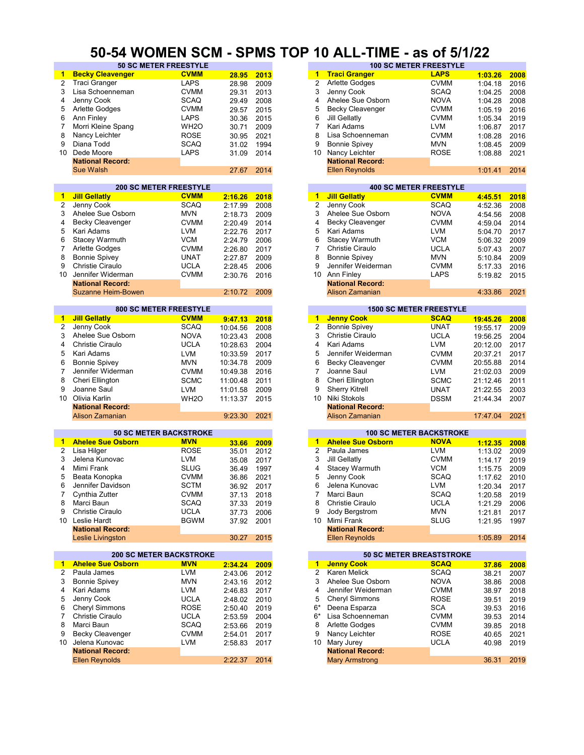# 50-54 WOMEN SCM - SPMS TOP 10 ALL-TIME - as of 5/1/22

## 50 SC METER FREESTYLE

| | Name | Club | Time | Year |
|---|---|---|---|---|
| **1** | **Becky Cleavenger** | **CVMM** | **28.95** | **2013** |
| 2 | Traci Granger | LAPS | 28.98 | 2009 |
| 3 | Lisa Schoenneman | CVMM | 29.31 | 2013 |
| 4 | Jenny Cook | SCAQ | 29.49 | 2008 |
| 5 | Arlette Godges | CVMM | 29.57 | 2015 |
| 6 | Ann Finley | LAPS | 30.36 | 2015 |
| 7 | Morri Kleine Spang | WH2O | 30.71 | 2009 |
| 8 | Nancy Leichter | ROSE | 30.95 | 2021 |
| 9 | Diana Todd | SCAQ | 31.02 | 1994 |
| 10 | Dede Moore | LAPS | 31.09 | 2014 |
| | **National Record:** | | | |
| | Sue Walsh | | 27.67 | 2014 |

## 100 SC METER FREESTYLE

| | Name | Club | Time | Year |
|---|---|---|---|---|
| **1** | **Traci Granger** | **LAPS** | **1:03.26** | **2008** |
| 2 | Arlette Godges | CVMM | 1:04.18 | 2016 |
| 3 | Jenny Cook | SCAQ | 1:04.25 | 2008 |
| 4 | Ahelee Sue Osborn | NOVA | 1:04.28 | 2008 |
| 5 | Becky Cleavenger | CVMM | 1:05.19 | 2016 |
| 6 | Jill Gellatly | CVMM | 1:05.34 | 2019 |
| 7 | Kari Adams | LVM | 1:06.87 | 2017 |
| 8 | Lisa Schoenneman | CVMM | 1:08.28 | 2016 |
| 9 | Bonnie Spivey | MVN | 1:08.45 | 2009 |
| 10 | Nancy Leichter | ROSE | 1:08.88 | 2021 |
| | **National Record:** | | | |
| | Ellen Reynolds | | 1:01.41 | 2014 |

## 200 SC METER FREESTYLE

| | Name | Club | Time | Year |
|---|---|---|---|---|
| **1** | **Jill Gellatly** | **CVMM** | **2:16.26** | **2018** |
| 2 | Jenny Cook | SCAQ | 2:17.99 | 2008 |
| 3 | Ahelee Sue Osborn | MVN | 2:18.73 | 2009 |
| 4 | Becky Cleavenger | CVMM | 2:20.49 | 2014 |
| 5 | Kari Adams | LVM | 2:22.76 | 2017 |
| 6 | Stacey Warmuth | VCM | 2:24.79 | 2006 |
| 7 | Arlette Godges | CVMM | 2:26.80 | 2017 |
| 8 | Bonnie Spivey | UNAT | 2:27.87 | 2009 |
| 9 | Christie Ciraulo | UCLA | 2:28.45 | 2006 |
| 10 | Jennifer Widerman | CVMM | 2:30.76 | 2016 |
| | **National Record:** | | | |
| | Suzanne Heim-Bowen | | 2:10.72 | 2009 |

## 400 SC METER FREESTYLE

| | Name | Club | Time | Year |
|---|---|---|---|---|
| **1** | **Jill Gellatly** | **CVMM** | **4:45.51** | **2018** |
| 2 | Jenny Cook | SCAQ | 4:52.36 | 2008 |
| 3 | Ahelee Sue Osborn | NOVA | 4:54.56 | 2008 |
| 4 | Becky Cleavenger | CVMM | 4:59.04 | 2014 |
| 5 | Kari Adams | LVM | 5:04.70 | 2017 |
| 6 | Stacey Warmuth | VCM | 5:06.32 | 2009 |
| 7 | Christie Ciraulo | UCLA | 5:07.43 | 2007 |
| 8 | Bonnie Spivey | MVN | 5:10.84 | 2009 |
| 9 | Jennifer Weiderman | CVMM | 5:17.33 | 2016 |
| 10 | Ann Finley | LAPS | 5:19.82 | 2015 |
| | **National Record:** | | | |
| | Alison Zamanian | | 4:33.86 | 2021 |

## 800 SC METER FREESTYLE

| | Name | Club | Time | Year |
|---|---|---|---|---|
| **1** | **Jill Gellatly** | **CVMM** | **9:47.13** | **2018** |
| 2 | Jenny Cook | SCAQ | 10:04.56 | 2008 |
| 3 | Ahelee Sue Osborn | NOVA | 10:23.43 | 2008 |
| 4 | Christie Ciraulo | UCLA | 10:28.63 | 2004 |
| 5 | Kari Adams | LVM | 10:33.59 | 2017 |
| 6 | Bonnie Spivey | MVN | 10:34.78 | 2009 |
| 7 | Jennifer Widerman | CVMM | 10:49.38 | 2016 |
| 8 | Cheri Ellington | SCMC | 11:00.48 | 2011 |
| 9 | Joanne Saul | LVM | 11:01.58 | 2009 |
| 10 | Olivia Karlin | WH2O | 11:13.37 | 2015 |
| | **National Record:** | | | |
| | Alison Zamanian | | 9:23.30 | 2021 |

## 1500 SC METER FREESTYLE

| | Name | Club | Time | Year |
|---|---|---|---|---|
| **1** | **Jenny Cook** | **SCAQ** | **19:45.26** | **2008** |
| 2 | Bonnie Spivey | UNAT | 19:55.17 | 2009 |
| 3 | Christie Ciraulo | UCLA | 19:56.25 | 2004 |
| 4 | Kari Adams | LVM | 20:12.00 | 2017 |
| 5 | Jennifer Weiderman | CVMM | 20:37.21 | 2017 |
| 6 | Becky Cleavenger | CVMM | 20:55.88 | 2014 |
| 7 | Joanne Saul | LVM | 21:02.03 | 2009 |
| 8 | Cheri Ellington | SCMC | 21:12.46 | 2011 |
| 9 | Sherry Kitrell | UNAT | 21:22.55 | 2003 |
| 10 | Niki Stokols | DSSM | 21:44.34 | 2007 |
| | **National Record:** | | | |
| | Alison Zamanian | | 17:47.04 | 2021 |

## 50 SC METER BACKSTROKE

| | Name | Club | Time | Year |
|---|---|---|---|---|
| **1** | **Ahelee Sue Osborn** | **MVN** | **33.66** | **2009** |
| 2 | Lisa Hilger | ROSE | 35.01 | 2012 |
| 3 | Jelena Kunovac | LVM | 35.08 | 2017 |
| 4 | Mimi Frank | SLUG | 36.49 | 1997 |
| 5 | Beata Konopka | CVMM | 36.86 | 2021 |
| 6 | Jennifer Davidson | SCTM | 36.92 | 2017 |
| 7 | Cynthia Zutter | CVMM | 37.13 | 2018 |
| 8 | Marci Baun | SCAQ | 37.33 | 2019 |
| 9 | Christie Ciraulo | UCLA | 37.73 | 2006 |
| 10 | Leslie Hardt | BGWM | 37.92 | 2001 |
| | **National Record:** | | | |
| | Leslie Livingston | | 30.27 | 2015 |

## 100 SC METER BACKSTROKE

| | Name | Club | Time | Year |
|---|---|---|---|---|
| **1** | **Ahelee Sue Osborn** | **NOVA** | **1:12.35** | **2008** |
| 2 | Paula James | LVM | 1:13.02 | 2009 |
| 3 | Jill Gellatly | CVMM | 1:14.17 | 2019 |
| 4 | Stacey Warmuth | VCM | 1:15.75 | 2009 |
| 5 | Jenny Cook | SCAQ | 1:17.62 | 2010 |
| 6 | Jelena Kunovac | LVM | 1:20.34 | 2017 |
| 7 | Marci Baun | SCAQ | 1:20.58 | 2019 |
| 8 | Christie Ciraulo | UCLA | 1:21.29 | 2006 |
| 9 | Jody Bergstrom | MVN | 1:21.81 | 2017 |
| 10 | Mimi Frank | SLUG | 1:21.95 | 1997 |
| | **National Record:** | | | |
| | Ellen Reynolds | | 1:05.89 | 2014 |

## 200 SC METER BACKSTROKE

| | Name | Club | Time | Year |
|---|---|---|---|---|
| **1** | **Ahelee Sue Osborn** | **MVN** | **2:34.24** | **2009** |
| 2 | Paula James | LVM | 2:43.06 | 2012 |
| 3 | Bonnie Spivey | MVN | 2:43.16 | 2012 |
| 4 | Kari Adams | LVM | 2:46.83 | 2017 |
| 5 | Jenny Cook | UCLA | 2:48.02 | 2010 |
| 6 | Cheryl Simmons | ROSE | 2:50.40 | 2019 |
| 7 | Christie Ciraulo | UCLA | 2:53.59 | 2004 |
| 8 | Marci Baun | SCAQ | 2:53.66 | 2019 |
| 9 | Becky Cleavenger | CVMM | 2:54.01 | 2017 |
| 10 | Jelena Kunovac | LVM | 2:58.83 | 2017 |
| | **National Record:** | | | |
| | Ellen Reynolds | | 2:22.37 | 2014 |

## 50 SC METER BREASTSTROKE

| | Name | Club | Time | Year |
|---|---|---|---|---|
| **1** | **Jenny Cook** | **SCAQ** | **37.86** | **2008** |
| 2 | Karen Melick | SCAQ | 38.21 | 2007 |
| 3 | Ahelee Sue Osborn | NOVA | 38.86 | 2008 |
| 4 | Jennifer Weiderman | CVMM | 38.97 | 2018 |
| 5 | Cheryl Simmons | ROSE | 39.51 | 2019 |
| 6* | Deena Esparza | SCA | 39.53 | 2016 |
| 6* | Lisa Schoenneman | CVMM | 39.53 | 2014 |
| 8 | Arlette Godges | CVMM | 39.85 | 2018 |
| 9 | Nancy Leichter | ROSE | 40.65 | 2021 |
| 10 | Mary Jurey | UCLA | 40.98 | 2019 |
| | **National Record:** | | | |
| | Mary Armstrong | | 36.31 | 2019 |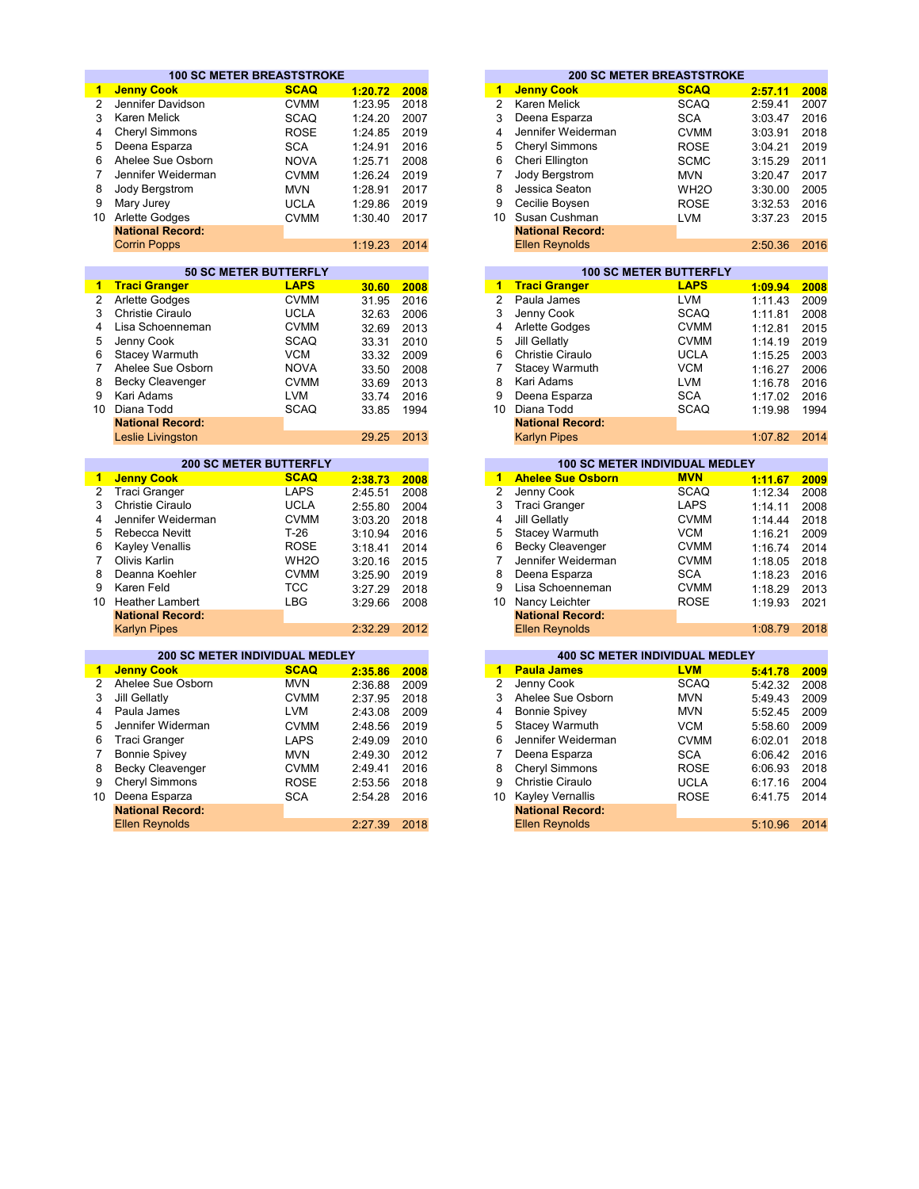### 100 SC METER BREASTSTROKE

| | | | | |
|---|---|---|---|---|
| **1** | **Jenny Cook** | **SCAQ** | **1:20.72** | **2008** |
| 2 | Jennifer Davidson | CVMM | 1:23.95 | 2018 |
| 3 | Karen Melick | SCAQ | 1:24.20 | 2007 |
| 4 | Cheryl Simmons | ROSE | 1:24.85 | 2019 |
| 5 | Deena Esparza | SCA | 1:24.91 | 2016 |
| 6 | Ahelee Sue Osborn | NOVA | 1:25.71 | 2008 |
| 7 | Jennifer Weiderman | CVMM | 1:26.24 | 2019 |
| 8 | Jody Bergstrom | MVN | 1:28.91 | 2017 |
| 9 | Mary Jurey | UCLA | 1:29.86 | 2019 |
| 10 | Arlette Godges | CVMM | 1:30.40 | 2017 |
| | **National Record:** | | | |
| | Corrin Popps | | 1:19.23 | 2014 |

### 200 SC METER BREASTSTROKE

| | | | | |
|---|---|---|---|---|
| **1** | **Jenny Cook** | **SCAQ** | **2:57.11** | **2008** |
| 2 | Karen Melick | SCAQ | 2:59.41 | 2007 |
| 3 | Deena Esparza | SCA | 3:03.47 | 2016 |
| 4 | Jennifer Weiderman | CVMM | 3:03.91 | 2018 |
| 5 | Cheryl Simmons | ROSE | 3:04.21 | 2019 |
| 6 | Cheri Ellington | SCMC | 3:15.29 | 2011 |
| 7 | Jody Bergstrom | MVN | 3:20.47 | 2017 |
| 8 | Jessica Seaton | WH2O | 3:30.00 | 2005 |
| 9 | Cecilie Boysen | ROSE | 3:32.53 | 2016 |
| 10 | Susan Cushman | LVM | 3:37.23 | 2015 |
| | **National Record:** | | | |
| | Ellen Reynolds | | 2:50.36 | 2016 |

### 50 SC METER BUTTERFLY

| | | | | |
|---|---|---|---|---|
| **1** | **Traci Granger** | **LAPS** | **30.60** | **2008** |
| 2 | Arlette Godges | CVMM | 31.95 | 2016 |
| 3 | Christie Ciraulo | UCLA | 32.63 | 2006 |
| 4 | Lisa Schoenneman | CVMM | 32.69 | 2013 |
| 5 | Jenny Cook | SCAQ | 33.31 | 2010 |
| 6 | Stacey Warmuth | VCM | 33.32 | 2009 |
| 7 | Ahelee Sue Osborn | NOVA | 33.50 | 2008 |
| 8 | Becky Cleavenger | CVMM | 33.69 | 2013 |
| 9 | Kari Adams | LVM | 33.74 | 2016 |
| 10 | Diana Todd | SCAQ | 33.85 | 1994 |
| | **National Record:** | | | |
| | Leslie Livingston | | 29.25 | 2013 |

### 100 SC METER BUTTERFLY

| | | | | |
|---|---|---|---|---|
| **1** | **Traci Granger** | **LAPS** | **1:09.94** | **2008** |
| 2 | Paula James | LVM | 1:11.43 | 2009 |
| 3 | Jenny Cook | SCAQ | 1:11.81 | 2008 |
| 4 | Arlette Godges | CVMM | 1:12.81 | 2015 |
| 5 | Jill Gellatly | CVMM | 1:14.19 | 2019 |
| 6 | Christie Ciraulo | UCLA | 1:15.25 | 2003 |
| 7 | Stacey Warmuth | VCM | 1:16.27 | 2006 |
| 8 | Kari Adams | LVM | 1:16.78 | 2016 |
| 9 | Deena Esparza | SCA | 1:17.02 | 2016 |
| 10 | Diana Todd | SCAQ | 1:19.98 | 1994 |
| | **National Record:** | | | |
| | Karlyn Pipes | | 1:07.82 | 2014 |

### 200 SC METER BUTTERFLY

| | | | | |
|---|---|---|---|---|
| **1** | **Jenny Cook** | **SCAQ** | **2:38.73** | **2008** |
| 2 | Traci Granger | LAPS | 2:45.51 | 2008 |
| 3 | Christie Ciraulo | UCLA | 2:55.80 | 2004 |
| 4 | Jennifer Weiderman | CVMM | 3:03.20 | 2018 |
| 5 | Rebecca Nevitt | T-26 | 3:10.94 | 2016 |
| 6 | Kayley Venallis | ROSE | 3:18.41 | 2014 |
| 7 | Olivis Karlin | WH2O | 3:20.16 | 2015 |
| 8 | Deanna Koehler | CVMM | 3:25.90 | 2019 |
| 9 | Karen Feld | TCC | 3:27.29 | 2018 |
| 10 | Heather Lambert | LBG | 3:29.66 | 2008 |
| | **National Record:** | | | |
| | Karlyn Pipes | | 2:32.29 | 2012 |

### 100 SC METER INDIVIDUAL MEDLEY

| | | | | |
|---|---|---|---|---|
| **1** | **Ahelee Sue Osborn** | **MVN** | **1:11.67** | **2009** |
| 2 | Jenny Cook | SCAQ | 1:12.34 | 2008 |
| 3 | Traci Granger | LAPS | 1:14.11 | 2008 |
| 4 | Jill Gellatly | CVMM | 1:14.44 | 2018 |
| 5 | Stacey Warmuth | VCM | 1:16.21 | 2009 |
| 6 | Becky Cleavenger | CVMM | 1:16.74 | 2014 |
| 7 | Jennifer Weiderman | CVMM | 1:18.05 | 2018 |
| 8 | Deena Esparza | SCA | 1:18.23 | 2016 |
| 9 | Lisa Schoenneman | CVMM | 1:18.29 | 2013 |
| 10 | Nancy Leichter | ROSE | 1:19.93 | 2021 |
| | **National Record:** | | | |
| | Ellen Reynolds | | 1:08.79 | 2018 |

### 200 SC METER INDIVIDUAL MEDLEY

| | | | | |
|---|---|---|---|---|
| **1** | **Jenny Cook** | **SCAQ** | **2:35.86** | **2008** |
| 2 | Ahelee Sue Osborn | MVN | 2:36.88 | 2009 |
| 3 | Jill Gellatly | CVMM | 2:37.95 | 2018 |
| 4 | Paula James | LVM | 2:43.08 | 2009 |
| 5 | Jennifer Widerman | CVMM | 2:48.56 | 2019 |
| 6 | Traci Granger | LAPS | 2:49.09 | 2010 |
| 7 | Bonnie Spivey | MVN | 2:49.30 | 2012 |
| 8 | Becky Cleavenger | CVMM | 2:49.41 | 2016 |
| 9 | Cheryl Simmons | ROSE | 2:53.56 | 2018 |
| 10 | Deena Esparza | SCA | 2:54.28 | 2016 |
| | **National Record:** | | | |
| | Ellen Reynolds | | 2:27.39 | 2018 |

### 400 SC METER INDIVIDUAL MEDLEY

| | | | | |
|---|---|---|---|---|
| **1** | **Paula James** | **LVM** | **5:41.78** | **2009** |
| 2 | Jenny Cook | SCAQ | 5:42.32 | 2008 |
| 3 | Ahelee Sue Osborn | MVN | 5:49.43 | 2009 |
| 4 | Bonnie Spivey | MVN | 5:52.45 | 2009 |
| 5 | Stacey Warmuth | VCM | 5:58.60 | 2009 |
| 6 | Jennifer Weiderman | CVMM | 6:02.01 | 2018 |
| 7 | Deena Esparza | SCA | 6:06.42 | 2016 |
| 8 | Cheryl Simmons | ROSE | 6:06.93 | 2018 |
| 9 | Christie Ciraulo | UCLA | 6:17.16 | 2004 |
| 10 | Kayley Vernallis | ROSE | 6:41.75 | 2014 |
| | **National Record:** | | | |
| | Ellen Reynolds | | 5:10.96 | 2014 |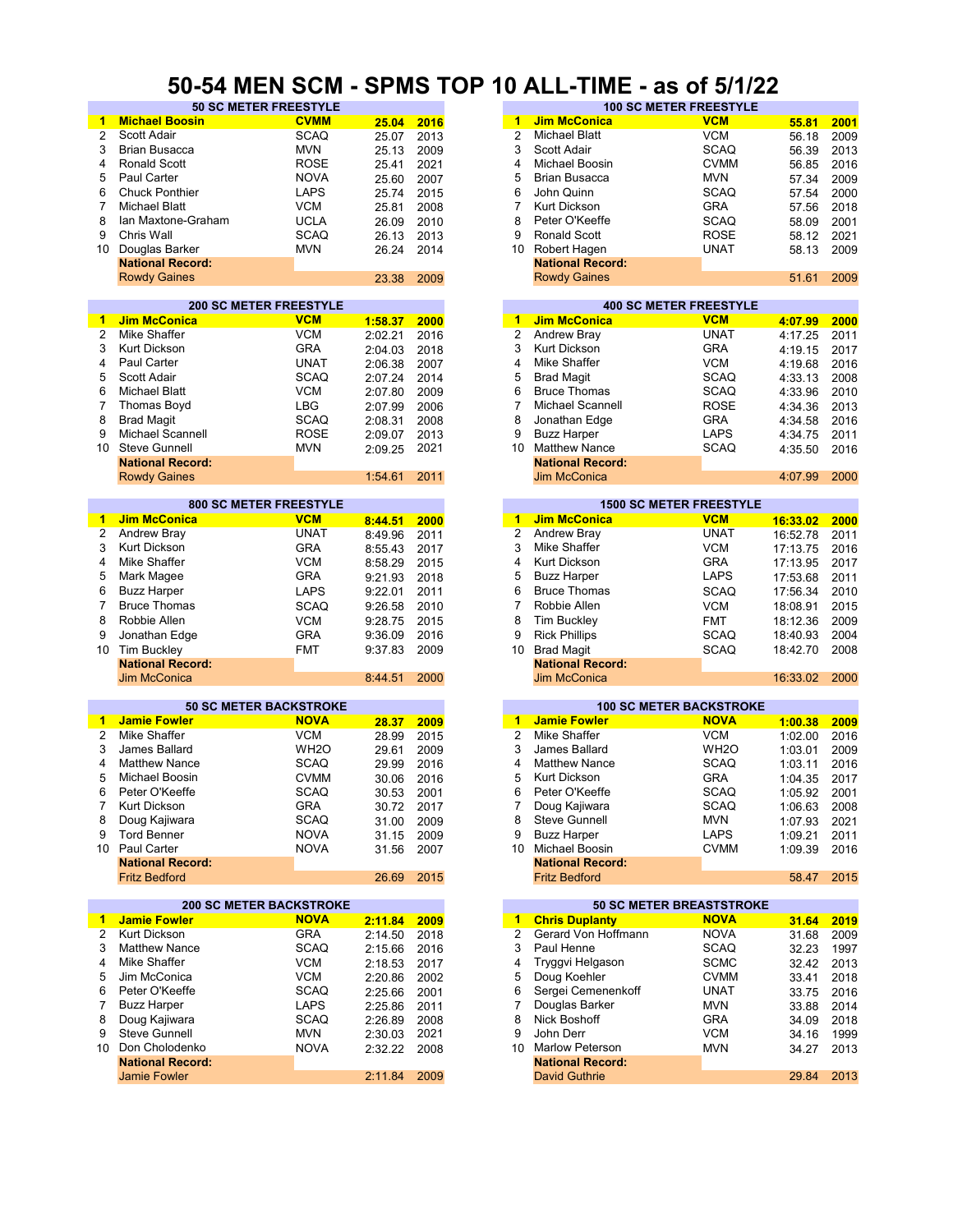# 50-54 MEN SCM - SPMS TOP 10 ALL-TIME - as of 5/1/22

## 50 SC METER FREESTYLE

| # | Name | Team | Time | Year |
|---|---|---|---|---|
| 1 | **Michael Boosin** | **CVMM** | **25.04** | **2016** |
| 2 | Scott Adair | SCAQ | 25.07 | 2013 |
| 3 | Brian Busacca | MVN | 25.13 | 2009 |
| 4 | Ronald Scott | ROSE | 25.41 | 2021 |
| 5 | Paul Carter | NOVA | 25.60 | 2007 |
| 6 | Chuck Ponthier | LAPS | 25.74 | 2015 |
| 7 | Michael Blatt | VCM | 25.81 | 2008 |
| 8 | Ian Maxtone-Graham | UCLA | 26.09 | 2010 |
| 9 | Chris Wall | SCAQ | 26.13 | 2013 |
| 10 | Douglas Barker | MVN | 26.24 | 2014 |
| | **National Record:** | | | |
| | Rowdy Gaines | | 23.38 | 2009 |

## 100 SC METER FREESTYLE

| # | Name | Team | Time | Year |
|---|---|---|---|---|
| 1 | **Jim McConica** | **VCM** | **55.81** | **2001** |
| 2 | Michael Blatt | VCM | 56.18 | 2009 |
| 3 | Scott Adair | SCAQ | 56.39 | 2013 |
| 4 | Michael Boosin | CVMM | 56.85 | 2016 |
| 5 | Brian Busacca | MVN | 57.34 | 2009 |
| 6 | John Quinn | SCAQ | 57.54 | 2000 |
| 7 | Kurt Dickson | GRA | 57.56 | 2018 |
| 8 | Peter O'Keeffe | SCAQ | 58.09 | 2001 |
| 9 | Ronald Scott | ROSE | 58.12 | 2021 |
| 10 | Robert Hagen | UNAT | 58.13 | 2009 |
| | **National Record:** | | | |
| | Rowdy Gaines | | 51.61 | 2009 |

## 200 SC METER FREESTYLE

| # | Name | Team | Time | Year |
|---|---|---|---|---|
| 1 | **Jim McConica** | **VCM** | **1:58.37** | **2000** |
| 2 | Mike Shaffer | VCM | 2:02.21 | 2016 |
| 3 | Kurt Dickson | GRA | 2:04.03 | 2018 |
| 4 | Paul Carter | UNAT | 2:06.38 | 2007 |
| 5 | Scott Adair | SCAQ | 2:07.24 | 2014 |
| 6 | Michael Blatt | VCM | 2:07.80 | 2009 |
| 7 | Thomas Boyd | LBG | 2:07.99 | 2006 |
| 8 | Brad Magit | SCAQ | 2:08.31 | 2008 |
| 9 | Michael Scannell | ROSE | 2:09.07 | 2013 |
| 10 | Steve Gunnell | MVN | 2:09.25 | 2021 |
| | **National Record:** | | | |
| | Rowdy Gaines | | 1:54.61 | 2011 |

## 400 SC METER FREESTYLE

| # | Name | Team | Time | Year |
|---|---|---|---|---|
| 1 | **Jim McConica** | **VCM** | **4:07.99** | **2000** |
| 2 | Andrew Bray | UNAT | 4:17.25 | 2011 |
| 3 | Kurt Dickson | GRA | 4:19.15 | 2017 |
| 4 | Mike Shaffer | VCM | 4:19.68 | 2016 |
| 5 | Brad Magit | SCAQ | 4:33.13 | 2008 |
| 6 | Bruce Thomas | SCAQ | 4:33.96 | 2010 |
| 7 | Michael Scannell | ROSE | 4:34.36 | 2013 |
| 8 | Jonathan Edge | GRA | 4:34.58 | 2016 |
| 9 | Buzz Harper | LAPS | 4:34.75 | 2011 |
| 10 | Matthew Nance | SCAQ | 4:35.50 | 2016 |
| | **National Record:** | | | |
| | Jim McConica | | 4:07.99 | 2000 |

## 800 SC METER FREESTYLE

| # | Name | Team | Time | Year |
|---|---|---|---|---|
| 1 | **Jim McConica** | **VCM** | **8:44.51** | **2000** |
| 2 | Andrew Bray | UNAT | 8:49.96 | 2011 |
| 3 | Kurt Dickson | GRA | 8:55.43 | 2017 |
| 4 | Mike Shaffer | VCM | 8:58.29 | 2015 |
| 5 | Mark Magee | GRA | 9:21.93 | 2018 |
| 6 | Buzz Harper | LAPS | 9:22.01 | 2011 |
| 7 | Bruce Thomas | SCAQ | 9:26.58 | 2010 |
| 8 | Robbie Allen | VCM | 9:28.75 | 2015 |
| 9 | Jonathan Edge | GRA | 9:36.09 | 2016 |
| 10 | Tim Buckley | FMT | 9:37.83 | 2009 |
| | **National Record:** | | | |
| | Jim McConica | | 8:44.51 | 2000 |

## 1500 SC METER FREESTYLE

| # | Name | Team | Time | Year |
|---|---|---|---|---|
| 1 | **Jim McConica** | **VCM** | **16:33.02** | **2000** |
| 2 | Andrew Bray | UNAT | 16:52.78 | 2011 |
| 3 | Mike Shaffer | VCM | 17:13.75 | 2016 |
| 4 | Kurt Dickson | GRA | 17:13.95 | 2017 |
| 5 | Buzz Harper | LAPS | 17:53.68 | 2011 |
| 6 | Bruce Thomas | SCAQ | 17:56.34 | 2010 |
| 7 | Robbie Allen | VCM | 18:08.91 | 2015 |
| 8 | Tim Buckley | FMT | 18:12.36 | 2009 |
| 9 | Rick Phillips | SCAQ | 18:40.93 | 2004 |
| 10 | Brad Magit | SCAQ | 18:42.70 | 2008 |
| | **National Record:** | | | |
| | Jim McConica | | 16:33.02 | 2000 |

## 50 SC METER BACKSTROKE

| # | Name | Team | Time | Year |
|---|---|---|---|---|
| 1 | **Jamie Fowler** | **NOVA** | **28.37** | **2009** |
| 2 | Mike Shaffer | VCM | 28.99 | 2015 |
| 3 | James Ballard | WH2O | 29.61 | 2009 |
| 4 | Matthew Nance | SCAQ | 29.99 | 2016 |
| 5 | Michael Boosin | CVMM | 30.06 | 2016 |
| 6 | Peter O'Keeffe | SCAQ | 30.53 | 2001 |
| 7 | Kurt Dickson | GRA | 30.72 | 2017 |
| 8 | Doug Kajiwara | SCAQ | 31.00 | 2009 |
| 9 | Tord Benner | NOVA | 31.15 | 2009 |
| 10 | Paul Carter | NOVA | 31.56 | 2007 |
| | **National Record:** | | | |
| | Fritz Bedford | | 26.69 | 2015 |

## 100 SC METER BACKSTROKE

| # | Name | Team | Time | Year |
|---|---|---|---|---|
| 1 | **Jamie Fowler** | **NOVA** | **1:00.38** | **2009** |
| 2 | Mike Shaffer | VCM | 1:02.00 | 2016 |
| 3 | James Ballard | WH2O | 1:03.01 | 2009 |
| 4 | Matthew Nance | SCAQ | 1:03.11 | 2016 |
| 5 | Kurt Dickson | GRA | 1:04.35 | 2017 |
| 6 | Peter O'Keeffe | SCAQ | 1:05.92 | 2001 |
| 7 | Doug Kajiwara | SCAQ | 1:06.63 | 2008 |
| 8 | Steve Gunnell | MVN | 1:07.93 | 2021 |
| 9 | Buzz Harper | LAPS | 1:09.21 | 2011 |
| 10 | Michael Boosin | CVMM | 1:09.39 | 2016 |
| | **National Record:** | | | |
| | Fritz Bedford | | 58.47 | 2015 |

## 200 SC METER BACKSTROKE

| # | Name | Team | Time | Year |
|---|---|---|---|---|
| 1 | **Jamie Fowler** | **NOVA** | **2:11.84** | **2009** |
| 2 | Kurt Dickson | GRA | 2:14.50 | 2018 |
| 3 | Matthew Nance | SCAQ | 2:15.66 | 2016 |
| 4 | Mike Shaffer | VCM | 2:18.53 | 2017 |
| 5 | Jim McConica | VCM | 2:20.86 | 2002 |
| 6 | Peter O'Keeffe | SCAQ | 2:25.66 | 2001 |
| 7 | Buzz Harper | LAPS | 2:25.86 | 2011 |
| 8 | Doug Kajiwara | SCAQ | 2:26.89 | 2008 |
| 9 | Steve Gunnell | MVN | 2:30.03 | 2021 |
| 10 | Don Cholodenko | NOVA | 2:32.22 | 2008 |
| | **National Record:** | | | |
| | Jamie Fowler | | 2:11.84 | 2009 |

## 50 SC METER BREASTSTROKE

| # | Name | Team | Time | Year |
|---|---|---|---|---|
| 1 | **Chris Duplanty** | **NOVA** | **31.64** | **2019** |
| 2 | Gerard Von Hoffmann | NOVA | 31.68 | 2009 |
| 3 | Paul Henne | SCAQ | 32.23 | 1997 |
| 4 | Tryggvi Helgason | SCMC | 32.42 | 2013 |
| 5 | Doug Koehler | CVMM | 33.41 | 2018 |
| 6 | Sergei Cemenenkoff | UNAT | 33.75 | 2016 |
| 7 | Douglas Barker | MVN | 33.88 | 2014 |
| 8 | Nick Boshoff | GRA | 34.09 | 2018 |
| 9 | John Derr | VCM | 34.16 | 1999 |
| 10 | Marlow Peterson | MVN | 34.27 | 2013 |
| | **National Record:** | | | |
| | David Guthrie | | 29.84 | 2013 |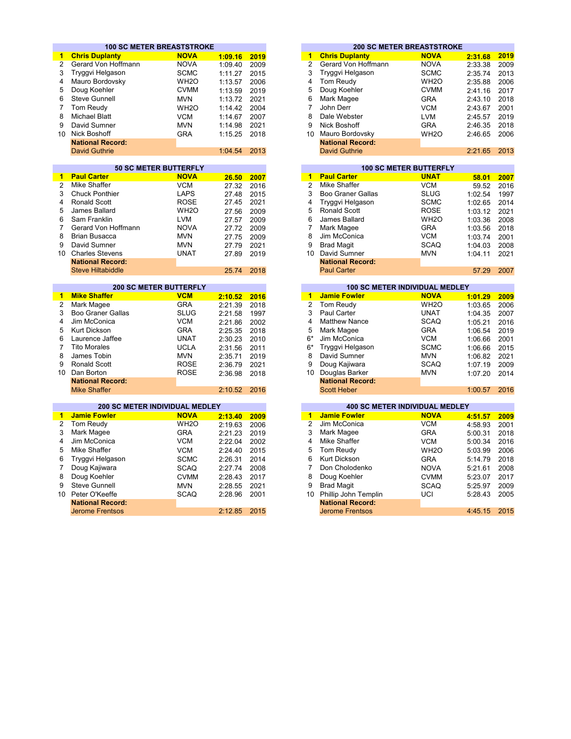## 100 SC METER BREASTSTROKE

| Rank | Name | Team | Time | Year |
|---|---|---|---|---|
| **1** | **Chris Duplanty** | **NOVA** | **1:09.16** | **2019** |
| 2 | Gerard Von Hoffmann | NOVA | 1:09.40 | 2009 |
| 3 | Tryggvi Helgason | SCMC | 1:11.27 | 2015 |
| 4 | Mauro Bordovsky | WH2O | 1:13.57 | 2006 |
| 5 | Doug Koehler | CVMM | 1:13.59 | 2019 |
| 6 | Steve Gunnell | MVN | 1:13.72 | 2021 |
| 7 | Tom Reudy | WH2O | 1:14.42 | 2004 |
| 8 | Michael Blatt | VCM | 1:14.67 | 2007 |
| 9 | David Sumner | MVN | 1:14.98 | 2021 |
| 10 | Nick Boshoff | GRA | 1:15.25 | 2018 |
| | **National Record:** | | | |
| | David Guthrie | | 1:04.54 | 2013 |

## 200 SC METER BREASTSTROKE

| Rank | Name | Team | Time | Year |
|---|---|---|---|---|
| **1** | **Chris Duplanty** | **NOVA** | **2:31.68** | **2019** |
| 2 | Gerard Von Hoffmann | NOVA | 2:33.38 | 2009 |
| 3 | Tryggvi Helgason | SCMC | 2:35.74 | 2013 |
| 4 | Tom Reudy | WH2O | 2:35.88 | 2006 |
| 5 | Doug Koehler | CVMM | 2:41.16 | 2017 |
| 6 | Mark Magee | GRA | 2:43.10 | 2018 |
| 7 | John Derr | VCM | 2:43.67 | 2001 |
| 8 | Dale Webster | LVM | 2:45.57 | 2019 |
| 9 | Nick Boshoff | GRA | 2:46.35 | 2018 |
| 10 | Mauro Bordovsky | WH2O | 2:46.65 | 2006 |
| | **National Record:** | | | |
| | David Guthrie | | 2:21.65 | 2013 |

## 50 SC METER BUTTERFLY

| Rank | Name | Team | Time | Year |
|---|---|---|---|---|
| **1** | **Paul Carter** | **NOVA** | **26.50** | **2007** |
| 2 | Mike Shaffer | VCM | 27.32 | 2016 |
| 3 | Chuck Ponthier | LAPS | 27.48 | 2015 |
| 4 | Ronald Scott | ROSE | 27.45 | 2021 |
| 5 | James Ballard | WH2O | 27.56 | 2009 |
| 6 | Sam Franklin | LVM | 27.57 | 2009 |
| 7 | Gerard Von Hoffmann | NOVA | 27.72 | 2009 |
| 8 | Brian Busacca | MVN | 27.75 | 2009 |
| 9 | David Sumner | MVN | 27.79 | 2021 |
| 10 | Charles Stevens | UNAT | 27.89 | 2019 |
| | **National Record:** | | | |
| | Steve Hiltabiddle | | 25.74 | 2018 |

## 100 SC METER BUTTERFLY

| Rank | Name | Team | Time | Year |
|---|---|---|---|---|
| **1** | **Paul Carter** | **UNAT** | **58.01** | **2007** |
| 2 | Mike Shaffer | VCM | 59.52 | 2016 |
| 3 | Boo Graner Gallas | SLUG | 1:02.54 | 1997 |
| 4 | Tryggvi Helgason | SCMC | 1:02.65 | 2014 |
| 5 | Ronald Scott | ROSE | 1:03.12 | 2021 |
| 6 | James Ballard | WH2O | 1:03.36 | 2008 |
| 7 | Mark Magee | GRA | 1:03.56 | 2018 |
| 8 | Jim McConica | VCM | 1:03.74 | 2001 |
| 9 | Brad Magit | SCAQ | 1:04.03 | 2008 |
| 10 | David Sumner | MVN | 1:04.11 | 2021 |
| | **National Record:** | | | |
| | Paul Carter | | 57.29 | 2007 |

## 200 SC METER BUTTERFLY

| Rank | Name | Team | Time | Year |
|---|---|---|---|---|
| **1** | **Mike Shaffer** | **VCM** | **2:10.52** | **2016** |
| 2 | Mark Magee | GRA | 2:21.39 | 2018 |
| 3 | Boo Graner Gallas | SLUG | 2:21.58 | 1997 |
| 4 | Jim McConica | VCM | 2:21.86 | 2002 |
| 5 | Kurt Dickson | GRA | 2:25.35 | 2018 |
| 6 | Laurence Jaffee | UNAT | 2:30.23 | 2010 |
| 7 | Tito Morales | UCLA | 2:31.56 | 2011 |
| 8 | James Tobin | MVN | 2:35.71 | 2019 |
| 9 | Ronald Scott | ROSE | 2:36.79 | 2021 |
| 10 | Dan Borton | ROSE | 2:36.98 | 2018 |
| | **National Record:** | | | |
| | Mike Shaffer | | 2:10.52 | 2016 |

## 100 SC METER INDIVIDUAL MEDLEY

| Rank | Name | Team | Time | Year |
|---|---|---|---|---|
| **1** | **Jamie Fowler** | **NOVA** | **1:01.29** | **2009** |
| 2 | Tom Reudy | WH2O | 1:03.65 | 2006 |
| 3 | Paul Carter | UNAT | 1:04.35 | 2007 |
| 4 | Matthew Nance | SCAQ | 1:05.21 | 2016 |
| 5 | Mark Magee | GRA | 1:06.54 | 2019 |
| 6* | Jim McConica | VCM | 1:06.66 | 2001 |
| 6* | Tryggvi Helgason | SCMC | 1:06.66 | 2015 |
| 8 | David Sumner | MVN | 1:06.82 | 2021 |
| 9 | Doug Kajiwara | SCAQ | 1:07.19 | 2009 |
| 10 | Douglas Barker | MVN | 1:07.20 | 2014 |
| | **National Record:** | | | |
| | Scott Heber | | 1:00.57 | 2016 |

## 200 SC METER INDIVIDUAL MEDLEY

| Rank | Name | Team | Time | Year |
|---|---|---|---|---|
| **1** | **Jamie Fowler** | **NOVA** | **2:13.40** | **2009** |
| 2 | Tom Reudy | WH2O | 2:19.63 | 2006 |
| 3 | Mark Magee | GRA | 2:21.23 | 2019 |
| 4 | Jim McConica | VCM | 2:22.04 | 2002 |
| 5 | Mike Shaffer | VCM | 2:24.40 | 2015 |
| 6 | Tryggvi Helgason | SCMC | 2:26.31 | 2014 |
| 7 | Doug Kajiwara | SCAQ | 2:27.74 | 2008 |
| 8 | Doug Koehler | CVMM | 2:28.43 | 2017 |
| 9 | Steve Gunnell | MVN | 2:28.55 | 2021 |
| 10 | Peter O'Keeffe | SCAQ | 2:28.96 | 2001 |
| | **National Record:** | | | |
| | Jerome Frentsos | | 2:12.85 | 2015 |

## 400 SC METER INDIVIDUAL MEDLEY

| Rank | Name | Team | Time | Year |
|---|---|---|---|---|
| **1** | **Jamie Fowler** | **NOVA** | **4:51.57** | **2009** |
| 2 | Jim McConica | VCM | 4:58.93 | 2001 |
| 3 | Mark Magee | GRA | 5:00.31 | 2018 |
| 4 | Mike Shaffer | VCM | 5:00.34 | 2016 |
| 5 | Tom Reudy | WH2O | 5:03.99 | 2006 |
| 6 | Kurt Dickson | GRA | 5:14.79 | 2018 |
| 7 | Don Cholodenko | NOVA | 5:21.61 | 2008 |
| 8 | Doug Koehler | CVMM | 5:23.07 | 2017 |
| 9 | Brad Magit | SCAQ | 5:25.97 | 2009 |
| 10 | Phillip John Templin | UCI | 5:28.43 | 2005 |
| | **National Record:** | | | |
| | Jerome Frentsos | | 4:45.15 | 2015 |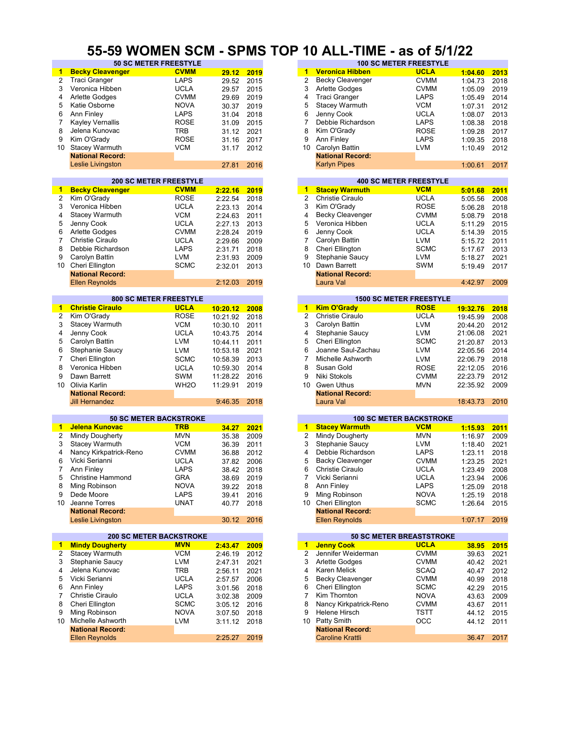# 55-59 WOMEN SCM - SPMS TOP 10 ALL-TIME - as of 5/1/22

| 50 SC METER FREESTYLE | | | | |
|---|---|---|---|---|
| 1 | **Becky Cleavenger** | **CVMM** | **29.12** | **2019** |
| 2 | Traci Granger | LAPS | 29.52 | 2015 |
| 3 | Veronica Hibben | UCLA | 29.57 | 2015 |
| 4 | Arlette Godges | CVMM | 29.69 | 2019 |
| 5 | Katie Osborne | NOVA | 30.37 | 2019 |
| 6 | Ann Finley | LAPS | 31.04 | 2018 |
| 7 | Kayley Vernallis | ROSE | 31.09 | 2015 |
| 8 | Jelena Kunovac | TRB | 31.12 | 2021 |
| 9 | Kim O'Grady | ROSE | 31.16 | 2017 |
| 10 | Stacey Warmuth | VCM | 31.17 | 2012 |
| | **National Record:** | | | |
| | Leslie Livingston | | 27.81 | 2016 |

| 100 SC METER FREESTYLE | | | | |
|---|---|---|---|---|
| 1 | **Veronica Hibben** | **UCLA** | **1:04.60** | **2013** |
| 2 | Becky Cleavenger | CVMM | 1:04.73 | 2018 |
| 3 | Arlette Godges | CVMM | 1:05.09 | 2019 |
| 4 | Traci Granger | LAPS | 1:05.49 | 2014 |
| 5 | Stacey Warmuth | VCM | 1:07.31 | 2012 |
| 6 | Jenny Cook | UCLA | 1:08.07 | 2013 |
| 7 | Debbie Richardson | LAPS | 1:08.38 | 2018 |
| 8 | Kim O'Grady | ROSE | 1:09.28 | 2017 |
| 9 | Ann Finley | LAPS | 1:09.35 | 2018 |
| 10 | Carolyn Battin | LVM | 1:10.49 | 2012 |
| | **National Record:** | | | |
| | Karlyn Pipes | | 1:00.61 | 2017 |

| 200 SC METER FREESTYLE | | | | |
|---|---|---|---|---|
| 1 | **Becky Cleavenger** | **CVMM** | **2:22.16** | **2019** |
| 2 | Kim O'Grady | ROSE | 2:22.54 | 2018 |
| 3 | Veronica Hibben | UCLA | 2:23.13 | 2014 |
| 4 | Stacey Warmuth | VCM | 2:24.63 | 2011 |
| 5 | Jenny Cook | UCLA | 2:27.13 | 2013 |
| 6 | Arlette Godges | CVMM | 2:28.24 | 2019 |
| 7 | Christie Ciraulo | UCLA | 2:29.66 | 2009 |
| 8 | Debbie Richardson | LAPS | 2:31.71 | 2018 |
| 9 | Carolyn Battin | LVM | 2:31.93 | 2009 |
| 10 | Cheri Ellington | SCMC | 2:32.01 | 2013 |
| | **National Record:** | | | |
| | Ellen Reynolds | | 2:12.03 | 2019 |

| 400 SC METER FREESTYLE | | | | |
|---|---|---|---|---|
| 1 | **Stacey Warmuth** | **VCM** | **5:01.68** | **2011** |
| 2 | Christie Ciraulo | UCLA | 5:05.56 | 2008 |
| 3 | Kim O'Grady | ROSE | 5:06.28 | 2018 |
| 4 | Becky Cleavenger | CVMM | 5:08.79 | 2018 |
| 5 | Veronica Hibben | UCLA | 5:11.29 | 2015 |
| 6 | Jenny Cook | UCLA | 5:14.39 | 2015 |
| 7 | Carolyn Battin | LVM | 5:15.72 | 2011 |
| 8 | Cheri Ellington | SCMC | 5:17.67 | 2013 |
| 9 | Stephanie Saucy | LVM | 5:18.27 | 2021 |
| 10 | Dawn Barrett | SWM | 5:19.49 | 2017 |
| | **National Record:** | | | |
| | Laura Val | | 4:42.97 | 2009 |

| 800 SC METER FREESTYLE | | | | |
|---|---|---|---|---|
| 1 | **Christie Ciraulo** | **UCLA** | **10:20.12** | **2008** |
| 2 | Kim O'Grady | ROSE | 10:21.92 | 2018 |
| 3 | Stacey Warmuth | VCM | 10:30.10 | 2011 |
| 4 | Jenny Cook | UCLA | 10:43.75 | 2014 |
| 5 | Carolyn Battin | LVM | 10:44.11 | 2011 |
| 6 | Stephanie Saucy | LVM | 10:53.18 | 2021 |
| 7 | Cheri Ellington | SCMC | 10:58.39 | 2013 |
| 8 | Veronica Hibben | UCLA | 10:59.30 | 2014 |
| 9 | Dawn Barrett | SWM | 11:28.22 | 2016 |
| 10 | Olivia Karlin | WH2O | 11:29.91 | 2019 |
| | **National Record:** | | | |
| | Jill Hernandez | | 9:46.35 | 2018 |

| 1500 SC METER FREESTYLE | | | | |
|---|---|---|---|---|
| 1 | **Kim O'Grady** | **ROSE** | **19:32.76** | **2018** |
| 2 | Christie Ciraulo | UCLA | 19:45.99 | 2008 |
| 3 | Carolyn Battin | LVM | 20:44.20 | 2012 |
| 4 | Stephanie Saucy | LVM | 21:06.08 | 2021 |
| 5 | Cheri Ellington | SCMC | 21:20.87 | 2013 |
| 6 | Joanne Saul-Zachau | LVM | 22:05.56 | 2014 |
| 7 | Michelle Ashworth | LVM | 22:06.79 | 2018 |
| 8 | Susan Gold | ROSE | 22:12.05 | 2016 |
| 9 | Niki Stokols | CVMM | 22:23.79 | 2012 |
| 10 | Gwen Uthus | MVN | 22:35.92 | 2009 |
| | **National Record:** | | | |
| | Laura Val | | 18:43.73 | 2010 |

| 50 SC METER BACKSTROKE | | | | |
|---|---|---|---|---|
| 1 | **Jelena Kunovac** | **TRB** | **34.27** | **2021** |
| 2 | Mindy Dougherty | MVN | 35.38 | 2009 |
| 3 | Stacey Warmuth | VCM | 36.39 | 2011 |
| 4 | Nancy Kirkpatrick-Reno | CVMM | 36.88 | 2012 |
| 6 | Vicki Serianni | UCLA | 37.82 | 2006 |
| 7 | Ann Finley | LAPS | 38.42 | 2018 |
| 5 | Christine Hammond | GRA | 38.69 | 2019 |
| 8 | Ming Robinson | NOVA | 39.22 | 2018 |
| 9 | Dede Moore | LAPS | 39.41 | 2016 |
| 10 | Jeanne Torres | UNAT | 40.77 | 2018 |
| | **National Record:** | | | |
| | Leslie Livingston | | 30.12 | 2016 |

| 100 SC METER BACKSTROKE | | | | |
|---|---|---|---|---|
| 1 | **Stacey Warmuth** | **VCM** | **1:15.93** | **2011** |
| 2 | Mindy Dougherty | MVN | 1:16.97 | 2009 |
| 3 | Stephanie Saucy | LVM | 1:18.40 | 2021 |
| 4 | Debbie Richardson | LAPS | 1:23.11 | 2018 |
| 5 | Backy Cleavenger | CVMM | 1:23.25 | 2021 |
| 6 | Christie Ciraulo | UCLA | 1:23.49 | 2008 |
| 7 | Vicki Serianni | UCLA | 1:23.94 | 2006 |
| 8 | Ann Finley | LAPS | 1:25.09 | 2018 |
| 9 | Ming Robinson | NOVA | 1:25.19 | 2018 |
| 10 | Cheri Ellington | SCMC | 1:26.64 | 2015 |
| | **National Record:** | | | |
| | Ellen Reynolds | | 1:07.17 | 2019 |

| 200 SC METER BACKSTROKE | | | | |
|---|---|---|---|---|
| 1 | **Mindy Dougherty** | **MVN** | **2:43.47** | **2009** |
| 2 | Stacey Warmuth | VCM | 2:46.19 | 2012 |
| 3 | Stephanie Saucy | LVM | 2:47.31 | 2021 |
| 4 | Jelena Kunovac | TRB | 2:56.11 | 2021 |
| 5 | Vicki Serianni | UCLA | 2:57.57 | 2006 |
| 6 | Ann Finley | LAPS | 3:01.56 | 2018 |
| 7 | Christie Ciraulo | UCLA | 3:02.38 | 2009 |
| 8 | Cheri Ellington | SCMC | 3:05.12 | 2016 |
| 9 | Ming Robinson | NOVA | 3:07.50 | 2018 |
| 10 | Michelle Ashworth | LVM | 3:11.12 | 2018 |
| | **National Record:** | | | |
| | Ellen Reynolds | | 2:25.27 | 2019 |

| 50 SC METER BREASTSTROKE | | | | |
|---|---|---|---|---|
| 1 | **Jenny Cook** | **UCLA** | **38.95** | **2015** |
| 2 | Jennifer Weiderman | CVMM | 39.63 | 2021 |
| 3 | Arlette Godges | CVMM | 40.42 | 2021 |
| 4 | Karen Melick | SCAQ | 40.47 | 2012 |
| 5 | Becky Cleavenger | CVMM | 40.99 | 2018 |
| 6 | Cheri Ellington | SCMC | 42.29 | 2015 |
| 7 | Kim Thornton | NOVA | 43.63 | 2009 |
| 8 | Nancy Kirkpatrick-Reno | CVMM | 43.67 | 2011 |
| 9 | Helene Hirsch | TSTT | 44.12 | 2015 |
| 10 | Patty Smith | OCC | 44.12 | 2011 |
| | **National Record:** | | | |
| | Caroline Krattli | | 36.47 | 2017 |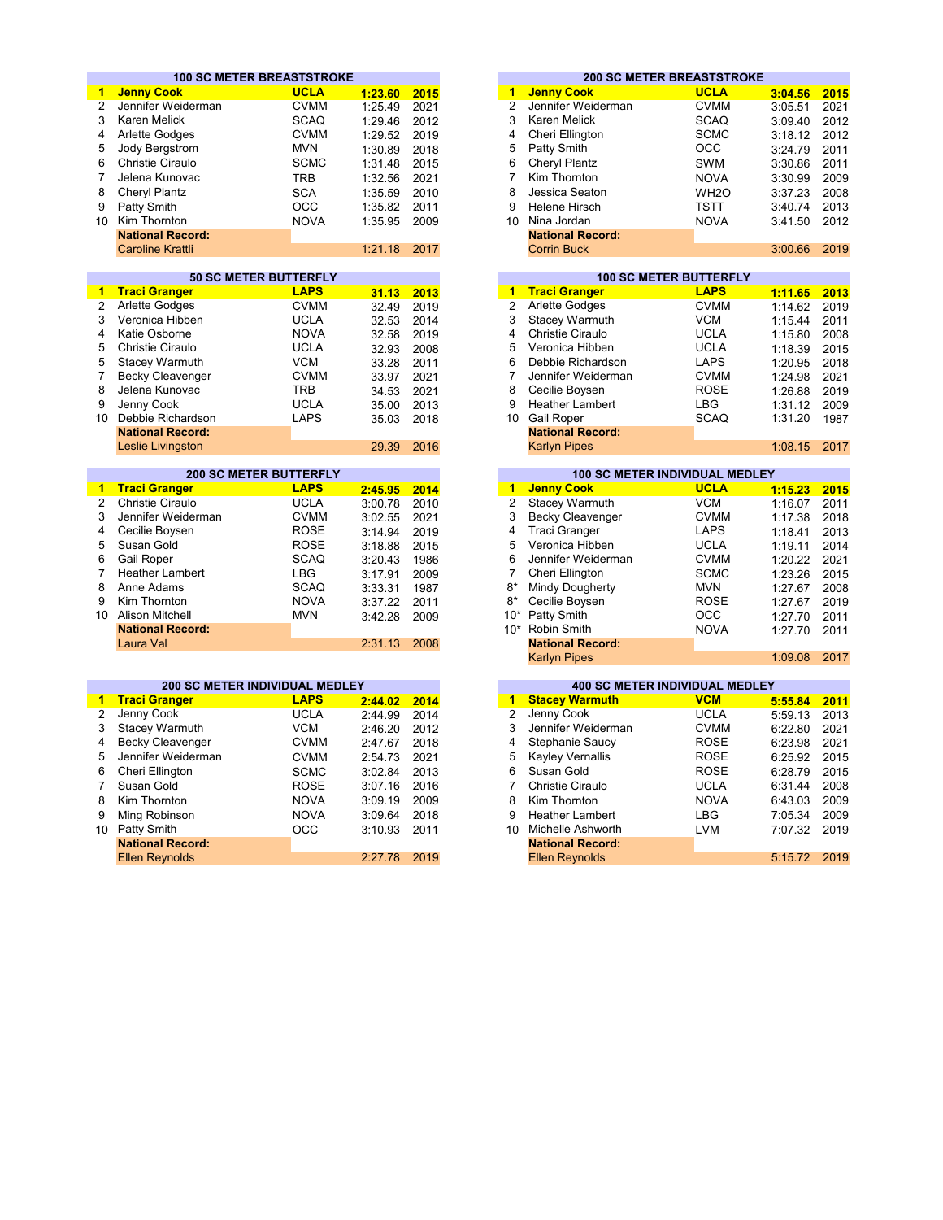## 100 SC METER BREASTSTROKE

| Rank | Name | Team | Time | Year |
|---|---|---|---|---|
| **1** | **Jenny Cook** | **UCLA** | **1:23.60** | **2015** |
| 2 | Jennifer Weiderman | CVMM | 1:25.49 | 2021 |
| 3 | Karen Melick | SCAQ | 1:29.46 | 2012 |
| 4 | Arlette Godges | CVMM | 1:29.52 | 2019 |
| 5 | Jody Bergstrom | MVN | 1:30.89 | 2018 |
| 6 | Christie Ciraulo | SCMC | 1:31.48 | 2015 |
| 7 | Jelena Kunovac | TRB | 1:32.56 | 2021 |
| 8 | Cheryl Plantz | SCA | 1:35.59 | 2010 |
| 9 | Patty Smith | OCC | 1:35.82 | 2011 |
| 10 | Kim Thornton | NOVA | 1:35.95 | 2009 |
| | **National Record:** | | | |
| | Caroline Krattli | | 1:21.18 | 2017 |

## 200 SC METER BREASTSTROKE

| Rank | Name | Team | Time | Year |
|---|---|---|---|---|
| **1** | **Jenny Cook** | **UCLA** | **3:04.56** | **2015** |
| 2 | Jennifer Weiderman | CVMM | 3:05.51 | 2021 |
| 3 | Karen Melick | SCAQ | 3:09.40 | 2012 |
| 4 | Cheri Ellington | SCMC | 3:18.12 | 2012 |
| 5 | Patty Smith | OCC | 3:24.79 | 2011 |
| 6 | Cheryl Plantz | SWM | 3:30.86 | 2011 |
| 7 | Kim Thornton | NOVA | 3:30.99 | 2009 |
| 8 | Jessica Seaton | WH2O | 3:37.23 | 2008 |
| 9 | Helene Hirsch | TSTT | 3:40.74 | 2013 |
| 10 | Nina Jordan | NOVA | 3:41.50 | 2012 |
| | **National Record:** | | | |
| | Corrin Buck | | 3:00.66 | 2019 |

## 50 SC METER BUTTERFLY

| Rank | Name | Team | Time | Year |
|---|---|---|---|---|
| **1** | **Traci Granger** | **LAPS** | **31.13** | **2013** |
| 2 | Arlette Godges | CVMM | 32.49 | 2019 |
| 3 | Veronica Hibben | UCLA | 32.53 | 2014 |
| 4 | Katie Osborne | NOVA | 32.58 | 2019 |
| 5 | Christie Ciraulo | UCLA | 32.93 | 2008 |
| 5 | Stacey Warmuth | VCM | 33.28 | 2011 |
| 7 | Becky Cleavenger | CVMM | 33.97 | 2021 |
| 8 | Jelena Kunovac | TRB | 34.53 | 2021 |
| 9 | Jenny Cook | UCLA | 35.00 | 2013 |
| 10 | Debbie Richardson | LAPS | 35.03 | 2018 |
| | **National Record:** | | | |
| | Leslie Livingston | | 29.39 | 2016 |

## 100 SC METER BUTTERFLY

| Rank | Name | Team | Time | Year |
|---|---|---|---|---|
| **1** | **Traci Granger** | **LAPS** | **1:11.65** | **2013** |
| 2 | Arlette Godges | CVMM | 1:14.62 | 2019 |
| 3 | Stacey Warmuth | VCM | 1:15.44 | 2011 |
| 4 | Christie Ciraulo | UCLA | 1:15.80 | 2008 |
| 5 | Veronica Hibben | UCLA | 1:18.39 | 2015 |
| 6 | Debbie Richardson | LAPS | 1:20.95 | 2018 |
| 7 | Jennifer Weiderman | CVMM | 1:24.98 | 2021 |
| 8 | Cecilie Boysen | ROSE | 1:26.88 | 2019 |
| 9 | Heather Lambert | LBG | 1:31.12 | 2009 |
| 10 | Gail Roper | SCAQ | 1:31.20 | 1987 |
| | **National Record:** | | | |
| | Karlyn Pipes | | 1:08.15 | 2017 |

## 200 SC METER BUTTERFLY

| Rank | Name | Team | Time | Year |
|---|---|---|---|---|
| **1** | **Traci Granger** | **LAPS** | **2:45.95** | **2014** |
| 2 | Christie Ciraulo | UCLA | 3:00.78 | 2010 |
| 3 | Jennifer Weiderman | CVMM | 3:02.55 | 2021 |
| 4 | Cecilie Boysen | ROSE | 3:14.94 | 2019 |
| 5 | Susan Gold | ROSE | 3:18.88 | 2015 |
| 6 | Gail Roper | SCAQ | 3:20.43 | 1986 |
| 7 | Heather Lambert | LBG | 3:17.91 | 2009 |
| 8 | Anne Adams | SCAQ | 3:33.31 | 1987 |
| 9 | Kim Thornton | NOVA | 3:37.22 | 2011 |
| 10 | Alison Mitchell | MVN | 3:42.28 | 2009 |
| | **National Record:** | | | |
| | Laura Val | | 2:31.13 | 2008 |

## 100 SC METER INDIVIDUAL MEDLEY

| Rank | Name | Team | Time | Year |
|---|---|---|---|---|
| **1** | **Jenny Cook** | **UCLA** | **1:15.23** | **2015** |
| 2 | Stacey Warmuth | VCM | 1:16.07 | 2011 |
| 3 | Becky Cleavenger | CVMM | 1:17.38 | 2018 |
| 4 | Traci Granger | LAPS | 1:18.41 | 2013 |
| 5 | Veronica Hibben | UCLA | 1:19.11 | 2014 |
| 6 | Jennifer Weiderman | CVMM | 1:20.22 | 2021 |
| 7 | Cheri Ellington | SCMC | 1:23.26 | 2015 |
| 8* | Mindy Dougherty | MVN | 1:27.67 | 2008 |
| 8* | Cecilie Boysen | ROSE | 1:27.67 | 2019 |
| 10* | Patty Smith | OCC | 1:27.70 | 2011 |
| 10* | Robin Smith | NOVA | 1:27.70 | 2011 |
| | **National Record:** | | | |
| | Karlyn Pipes | | 1:09.08 | 2017 |

## 200 SC METER INDIVIDUAL MEDLEY

| Rank | Name | Team | Time | Year |
|---|---|---|---|---|
| **1** | **Traci Granger** | **LAPS** | **2:44.02** | **2014** |
| 2 | Jenny Cook | UCLA | 2:44.99 | 2014 |
| 3 | Stacey Warmuth | VCM | 2:46.20 | 2012 |
| 4 | Becky Cleavenger | CVMM | 2:47.67 | 2018 |
| 5 | Jennifer Weiderman | CVMM | 2:54.73 | 2021 |
| 6 | Cheri Ellington | SCMC | 3:02.84 | 2013 |
| 7 | Susan Gold | ROSE | 3:07.16 | 2016 |
| 8 | Kim Thornton | NOVA | 3:09.19 | 2009 |
| 9 | Ming Robinson | NOVA | 3:09.64 | 2018 |
| 10 | Patty Smith | OCC | 3:10.93 | 2011 |
| | **National Record:** | | | |
| | Ellen Reynolds | | 2:27.78 | 2019 |

## 400 SC METER INDIVIDUAL MEDLEY

| Rank | Name | Team | Time | Year |
|---|---|---|---|---|
| **1** | **Stacey Warmuth** | **VCM** | **5:55.84** | **2011** |
| 2 | Jenny Cook | UCLA | 5:59.13 | 2013 |
| 3 | Jennifer Weiderman | CVMM | 6:22.80 | 2021 |
| 4 | Stephanie Saucy | ROSE | 6:23.98 | 2021 |
| 5 | Kayley Vernallis | ROSE | 6:25.92 | 2015 |
| 6 | Susan Gold | ROSE | 6:28.79 | 2015 |
| 7 | Christie Ciraulo | UCLA | 6:31.44 | 2008 |
| 8 | Kim Thornton | NOVA | 6:43.03 | 2009 |
| 9 | Heather Lambert | LBG | 7:05.34 | 2009 |
| 10 | Michelle Ashworth | LVM | 7:07.32 | 2019 |
| | **National Record:** | | | |
| | Ellen Reynolds | | 5:15.72 | 2019 |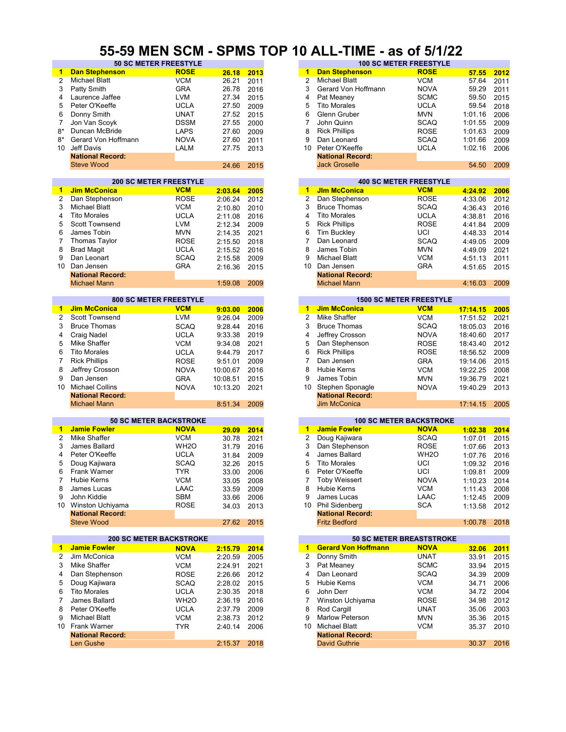# 55-59 MEN SCM - SPMS TOP 10 ALL-TIME - as of 5/1/22

### 50 SC METER FREESTYLE

| | Name | Club | Time | Year |
|---|---|---|---|---|
| **1** | **Dan Stephenson** | **ROSE** | **26.18** | **2013** |
| 2 | Michael Blatt | VCM | 26.21 | 2011 |
| 3 | Patty Smith | GRA | 26.78 | 2016 |
| 4 | Laurence Jaffee | LVM | 27.34 | 2015 |
| 5 | Peter O'Keeffe | UCLA | 27.50 | 2009 |
| 6 | Donny Smith | UNAT | 27.52 | 2015 |
| 7 | Jon Van Scoyk | DSSM | 27.55 | 2000 |
| 8* | Duncan McBride | LAPS | 27.60 | 2009 |
| 8* | Gerard Von Hoffmann | NOVA | 27.60 | 2011 |
| 10 | Jeff Davis | LALM | 27.75 | 2013 |
| | **National Record:** | | | |
| | Steve Wood | | 24.66 | 2015 |

### 100 SC METER FREESTYLE

| | Name | Club | Time | Year |
|---|---|---|---|---|
| **1** | **Dan Stephenson** | **ROSE** | **57.55** | **2012** |
| 2 | Michael Blatt | VCM | 57.64 | 2011 |
| 3 | Gerard Von Hoffmann | NOVA | 59.29 | 2011 |
| 4 | Pat Meaney | SCMC | 59.50 | 2015 |
| 5 | Tito Morales | UCLA | 59.54 | 2018 |
| 6 | Glenn Gruber | MVN | 1:01.16 | 2006 |
| 7 | John Quinn | SCAQ | 1:01.55 | 2009 |
| 8 | Rick Phillips | ROSE | 1:01.63 | 2009 |
| 9 | Dan Leonard | SCAQ | 1:01.66 | 2009 |
| 10 | Peter O'Keeffe | UCLA | 1:02.16 | 2006 |
| | **National Record:** | | | |
| | Jack Groselle | | 54.50 | 2009 |

### 200 SC METER FREESTYLE

| | Name | Club | Time | Year |
|---|---|---|---|---|
| **1** | **Jim McConica** | **VCM** | **2:03.64** | **2005** |
| 2 | Dan Stephenson | ROSE | 2:06.24 | 2012 |
| 3 | Michael Blatt | VCM | 2:10.80 | 2010 |
| 4 | Tito Morales | UCLA | 2:11.08 | 2016 |
| 5 | Scott Townsend | LVM | 2:12.34 | 2009 |
| 6 | James Tobin | MVN | 2:14.35 | 2021 |
| 7 | Thomas Taylor | ROSE | 2:15.50 | 2018 |
| 8 | Brad Magit | UCLA | 2:15.52 | 2016 |
| 9 | Dan Leonart | SCAQ | 2:15.58 | 2009 |
| 10 | Dan Jensen | GRA | 2:16.36 | 2015 |
| | **National Record:** | | | |
| | Michael Mann | | 1:59.08 | 2009 |

### 400 SC METER FREESTYLE

| | Name | Club | Time | Year |
|---|---|---|---|---|
| **1** | **JIm McConica** | **VCM** | **4:24.92** | **2006** |
| 2 | Dan Stephenson | ROSE | 4:33.06 | 2012 |
| 3 | Bruce Thomas | SCAQ | 4:36.43 | 2016 |
| 4 | Tito Morales | UCLA | 4:38.81 | 2016 |
| 5 | Rick Phillips | ROSE | 4:41.84 | 2009 |
| 6 | Tim Buckley | UCI | 4:48.33 | 2014 |
| 7 | Dan Leonard | SCAQ | 4:49.05 | 2009 |
| 8 | James Tobin | MVN | 4:49.09 | 2021 |
| 9 | Michael Blatt | VCM | 4:51.13 | 2011 |
| 10 | Dan Jensen | GRA | 4:51.65 | 2015 |
| | **National Record:** | | | |
| | Michael Mann | | 4:16.03 | 2009 |

### 800 SC METER FREESTYLE

| | Name | Club | Time | Year |
|---|---|---|---|---|
| **1** | **Jim McConica** | **VCM** | **9:03.00** | **2006** |
| 2 | Scott Townsend | LVM | 9:26.04 | 2009 |
| 3 | Bruce Thomas | SCAQ | 9:28.44 | 2016 |
| 4 | Craig Nadel | UCLA | 9:33.38 | 2019 |
| 5 | Mike Shaffer | VCM | 9:34.08 | 2021 |
| 6 | Tito Morales | UCLA | 9:44.79 | 2017 |
| 7 | Rick Phillips | ROSE | 9:51.01 | 2009 |
| 8 | Jeffrey Crosson | NOVA | 10:00.67 | 2016 |
| 9 | Dan Jensen | GRA | 10:08.51 | 2015 |
| 10 | Michael Collins | NOVA | 10:13.20 | 2021 |
| | **National Record:** | | | |
| | Michael Mann | | 8:51.34 | 2009 |

### 1500 SC METER FREESTYLE

| | Name | Club | Time | Year |
|---|---|---|---|---|
| **1** | **Jim McConica** | **VCM** | **17:14.15** | **2005** |
| 2 | Mike Shaffer | VCM | 17:51.52 | 2021 |
| 3 | Bruce Thomas | SCAQ | 18:05.03 | 2016 |
| 4 | Jeffrey Crosson | NOVA | 18:40.60 | 2017 |
| 5 | Dan Stephenson | ROSE | 18:43.40 | 2012 |
| 6 | Rick Phillips | ROSE | 18:56.52 | 2009 |
| 7 | Dan Jensen | GRA | 19:14.06 | 2015 |
| 8 | Hubie Kerns | VCM | 19:22.25 | 2008 |
| 9 | James Tobin | MVN | 19:36.79 | 2021 |
| 10 | Stephen Sponagle | NOVA | 19:40.29 | 2013 |
| | **National Record:** | | | |
| | Jim McConica | | 17:14.15 | 2005 |

### 50 SC METER BACKSTROKE

| | Name | Club | Time | Year |
|---|---|---|---|---|
| **1** | **Jamie Fowler** | **NOVA** | **29.09** | **2014** |
| 2 | Mike Shaffer | VCM | 30.78 | 2021 |
| 3 | James Ballard | WH2O | 31.79 | 2016 |
| 4 | Peter O'Keeffe | UCLA | 31.84 | 2009 |
| 5 | Doug Kajiwara | SCAQ | 32.26 | 2015 |
| 6 | Frank Warner | TYR | 33.00 | 2006 |
| 7 | Hubie Kerns | VCM | 33.05 | 2008 |
| 8 | James Lucas | LAAC | 33.59 | 2009 |
| 9 | John Kiddie | SBM | 33.66 | 2006 |
| 10 | Winston Uchiyama | ROSE | 34.03 | 2013 |
| | **National Record:** | | | |
| | Steve Wood | | 27.62 | 2015 |

### 100 SC METER BACKSTROKE

| | Name | Club | Time | Year |
|---|---|---|---|---|
| **1** | **Jamie Fowler** | **NOVA** | **1:02.38** | **2014** |
| 2 | Doug Kajiwara | SCAQ | 1:07.01 | 2015 |
| 3 | Dan Stephenson | ROSE | 1:07.66 | 2013 |
| 4 | James Ballard | WH2O | 1:07.76 | 2016 |
| 5 | Tito Morales | UCI | 1:09.32 | 2016 |
| 6 | Peter O'Keeffe | UCI | 1:09.81 | 2009 |
| 7 | Toby Weissert | NOVA | 1:10.23 | 2014 |
| 8 | Hubie Kerns | VCM | 1:11.43 | 2008 |
| 9 | James Lucas | LAAC | 1:12.45 | 2009 |
| 10 | Phil Sidenberg | SCA | 1:13.58 | 2012 |
| | **National Record:** | | | |
| | Fritz Bedford | | 1:00.78 | 2018 |

### 200 SC METER BACKSTROKE

| | Name | Club | Time | Year |
|---|---|---|---|---|
| **1** | **Jamie Fowler** | **NOVA** | **2:15.79** | **2014** |
| 2 | Jim McConica | VCM | 2:20.59 | 2005 |
| 3 | Mike Shaffer | VCM | 2:24.91 | 2021 |
| 4 | Dan Stephenson | ROSE | 2:26.66 | 2012 |
| 5 | Doug Kajiwara | SCAQ | 2:28.02 | 2015 |
| 6 | Tito Morales | UCLA | 2:30.35 | 2018 |
| 7 | James Ballard | WH2O | 2:36.19 | 2016 |
| 8 | Peter O'Keeffe | UCLA | 2:37.79 | 2009 |
| 9 | Michael Blatt | VCM | 2:38.73 | 2012 |
| 10 | Frank Warner | TYR | 2:40.14 | 2006 |
| | **National Record:** | | | |
| | Len Gushe | | 2:15.37 | 2018 |

### 50 SC METER BREASTSTROKE

| | Name | Club | Time | Year |
|---|---|---|---|---|
| **1** | **Gerard Von Hoffmann** | **NOVA** | **32.06** | **2011** |
| 2 | Donny Smith | UNAT | 33.91 | 2015 |
| 3 | Pat Meaney | SCMC | 33.94 | 2015 |
| 4 | Dan Leonard | SCAQ | 34.39 | 2009 |
| 5 | Hubie Kerns | VCM | 34.71 | 2006 |
| 6 | John Derr | VCM | 34.72 | 2004 |
| 7 | Winston Uchiyama | ROSE | 34.98 | 2012 |
| 8 | Rod Cargill | UNAT | 35.06 | 2003 |
| 9 | Marlow Peterson | MVN | 35.36 | 2015 |
| 10 | Michael Blatt | VCM | 35.37 | 2010 |
| | **National Record:** | | | |
| | David Guthrie | | 30.37 | 2016 |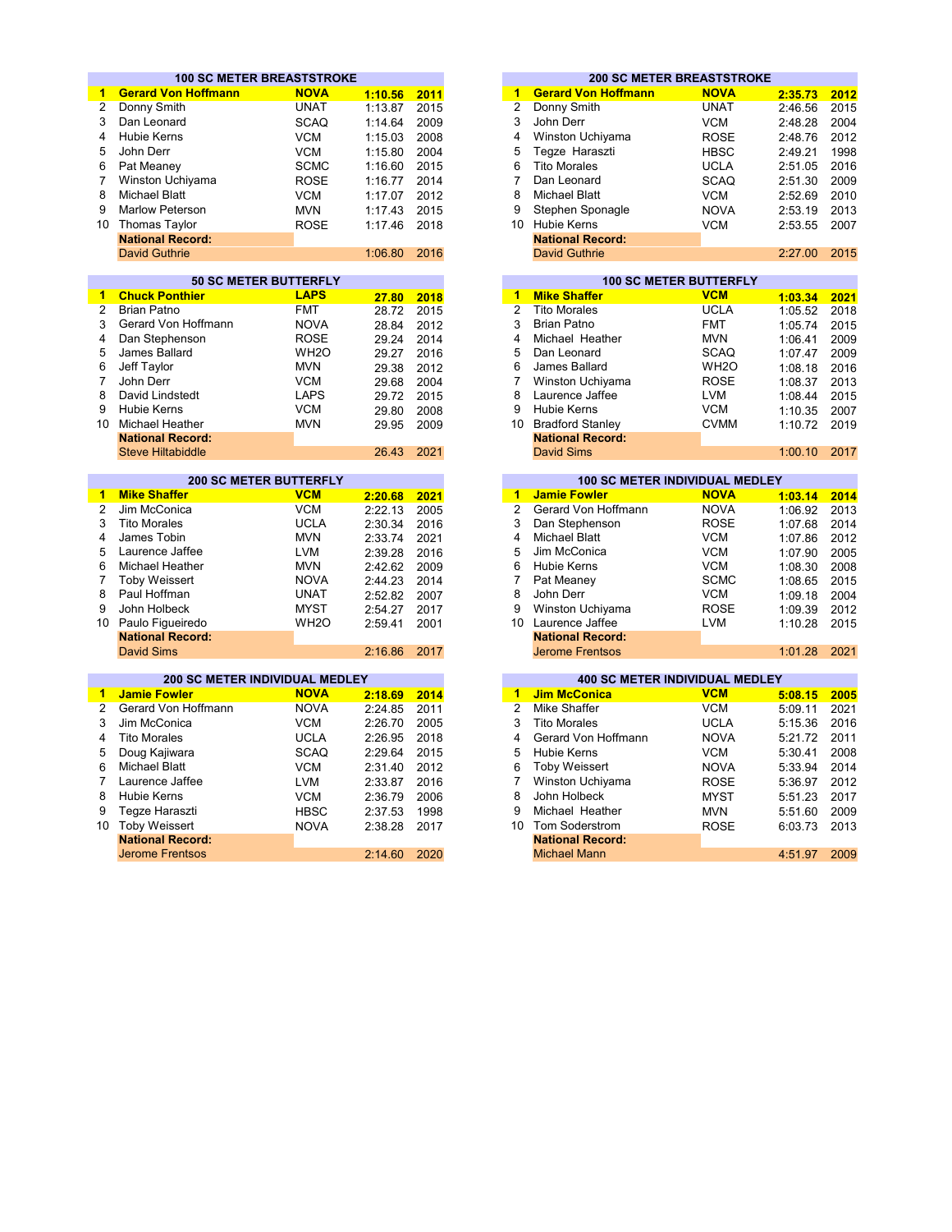## 100 SC METER BREASTSTROKE

| Rank | Name | Team | Time | Year |
|---|---|---|---|---|
| **1** | **Gerard Von Hoffmann** | **NOVA** | **1:10.56** | **2011** |
| 2 | Donny Smith | UNAT | 1:13.87 | 2015 |
| 3 | Dan Leonard | SCAQ | 1:14.64 | 2009 |
| 4 | Hubie Kerns | VCM | 1:15.03 | 2008 |
| 5 | John Derr | VCM | 1:15.80 | 2004 |
| 6 | Pat Meaney | SCMC | 1:16.60 | 2015 |
| 7 | Winston Uchiyama | ROSE | 1:16.77 | 2014 |
| 8 | Michael Blatt | VCM | 1:17.07 | 2012 |
| 9 | Marlow Peterson | MVN | 1:17.43 | 2015 |
| 10 | Thomas Taylor | ROSE | 1:17.46 | 2018 |
| | **National Record:** | | | |
| | David Guthrie | | 1:06.80 | 2016 |

## 200 SC METER BREASTSTROKE

| Rank | Name | Team | Time | Year |
|---|---|---|---|---|
| **1** | **Gerard Von Hoffmann** | **NOVA** | **2:35.73** | **2012** |
| 2 | Donny Smith | UNAT | 2:46.56 | 2015 |
| 3 | John Derr | VCM | 2:48.28 | 2004 |
| 4 | Winston Uchiyama | ROSE | 2:48.76 | 2012 |
| 5 | Tegze Haraszti | HBSC | 2:49.21 | 1998 |
| 6 | Tito Morales | UCLA | 2:51.05 | 2016 |
| 7 | Dan Leonard | SCAQ | 2:51.30 | 2009 |
| 8 | Michael Blatt | VCM | 2:52.69 | 2010 |
| 9 | Stephen Sponagle | NOVA | 2:53.19 | 2013 |
| 10 | Hubie Kerns | VCM | 2:53.55 | 2007 |
| | **National Record:** | | | |
| | David Guthrie | | 2:27.00 | 2015 |

## 50 SC METER BUTTERFLY

| Rank | Name | Team | Time | Year |
|---|---|---|---|---|
| **1** | **Chuck Ponthier** | **LAPS** | **27.80** | **2018** |
| 2 | Brian Patno | FMT | 28.72 | 2015 |
| 3 | Gerard Von Hoffmann | NOVA | 28.84 | 2012 |
| 4 | Dan Stephenson | ROSE | 29.24 | 2014 |
| 5 | James Ballard | WH2O | 29.27 | 2016 |
| 6 | Jeff Taylor | MVN | 29.38 | 2012 |
| 7 | John Derr | VCM | 29.68 | 2004 |
| 8 | David Lindstedt | LAPS | 29.72 | 2015 |
| 9 | Hubie Kerns | VCM | 29.80 | 2008 |
| 10 | Michael Heather | MVN | 29.95 | 2009 |
| | **National Record:** | | | |
| | Steve Hiltabiddle | | 26.43 | 2021 |

## 100 SC METER BUTTERFLY

| Rank | Name | Team | Time | Year |
|---|---|---|---|---|
| **1** | **Mike Shaffer** | **VCM** | **1:03.34** | **2021** |
| 2 | Tito Morales | UCLA | 1:05.52 | 2018 |
| 3 | Brian Patno | FMT | 1:05.74 | 2015 |
| 4 | Michael Heather | MVN | 1:06.41 | 2009 |
| 5 | Dan Leonard | SCAQ | 1:07.47 | 2009 |
| 6 | James Ballard | WH2O | 1:08.18 | 2016 |
| 7 | Winston Uchiyama | ROSE | 1:08.37 | 2013 |
| 8 | Laurence Jaffee | LVM | 1:08.44 | 2015 |
| 9 | Hubie Kerns | VCM | 1:10.35 | 2007 |
| 10 | Bradford Stanley | CVMM | 1:10.72 | 2019 |
| | **National Record:** | | | |
| | David Sims | | 1:00.10 | 2017 |

## 200 SC METER BUTTERFLY

| Rank | Name | Team | Time | Year |
|---|---|---|---|---|
| **1** | **Mike Shaffer** | **VCM** | **2:20.68** | **2021** |
| 2 | Jim McConica | VCM | 2:22.13 | 2005 |
| 3 | Tito Morales | UCLA | 2:30.34 | 2016 |
| 4 | James Tobin | MVN | 2:33.74 | 2021 |
| 5 | Laurence Jaffee | LVM | 2:39.28 | 2016 |
| 6 | Michael Heather | MVN | 2:42.62 | 2009 |
| 7 | Toby Weissert | NOVA | 2:44.23 | 2014 |
| 8 | Paul Hoffman | UNAT | 2:52.82 | 2007 |
| 9 | John Holbeck | MYST | 2:54.27 | 2017 |
| 10 | Paulo Figueiredo | WH2O | 2:59.41 | 2001 |
| | **National Record:** | | | |
| | David Sims | | 2:16.86 | 2017 |

## 100 SC METER INDIVIDUAL MEDLEY

| Rank | Name | Team | Time | Year |
|---|---|---|---|---|
| **1** | **Jamie Fowler** | **NOVA** | **1:03.14** | **2014** |
| 2 | Gerard Von Hoffmann | NOVA | 1:06.92 | 2013 |
| 3 | Dan Stephenson | ROSE | 1:07.68 | 2014 |
| 4 | Michael Blatt | VCM | 1:07.86 | 2012 |
| 5 | Jim McConica | VCM | 1:07.90 | 2005 |
| 6 | Hubie Kerns | VCM | 1:08.30 | 2008 |
| 7 | Pat Meaney | SCMC | 1:08.65 | 2015 |
| 8 | John Derr | VCM | 1:09.18 | 2004 |
| 9 | Winston Uchiyama | ROSE | 1:09.39 | 2012 |
| 10 | Laurence Jaffee | LVM | 1:10.28 | 2015 |
| | **National Record:** | | | |
| | Jerome Frentsos | | 1:01.28 | 2021 |

## 200 SC METER INDIVIDUAL MEDLEY

| Rank | Name | Team | Time | Year |
|---|---|---|---|---|
| **1** | **Jamie Fowler** | **NOVA** | **2:18.69** | **2014** |
| 2 | Gerard Von Hoffmann | NOVA | 2:24.85 | 2011 |
| 3 | Jim McConica | VCM | 2:26.70 | 2005 |
| 4 | Tito Morales | UCLA | 2:26.95 | 2018 |
| 5 | Doug Kajiwara | SCAQ | 2:29.64 | 2015 |
| 6 | Michael Blatt | VCM | 2:31.40 | 2012 |
| 7 | Laurence Jaffee | LVM | 2:33.87 | 2016 |
| 8 | Hubie Kerns | VCM | 2:36.79 | 2006 |
| 9 | Tegze Haraszti | HBSC | 2:37.53 | 1998 |
| 10 | Toby Weissert | NOVA | 2:38.28 | 2017 |
| | **National Record:** | | | |
| | Jerome Frentsos | | 2:14.60 | 2020 |

## 400 SC METER INDIVIDUAL MEDLEY

| Rank | Name | Team | Time | Year |
|---|---|---|---|---|
| **1** | **Jim McConica** | **VCM** | **5:08.15** | **2005** |
| 2 | Mike Shaffer | VCM | 5:09.11 | 2021 |
| 3 | Tito Morales | UCLA | 5:15.36 | 2016 |
| 4 | Gerard Von Hoffmann | NOVA | 5:21.72 | 2011 |
| 5 | Hubie Kerns | VCM | 5:30.41 | 2008 |
| 6 | Toby Weissert | NOVA | 5:33.94 | 2014 |
| 7 | Winston Uchiyama | ROSE | 5:36.97 | 2012 |
| 8 | John Holbeck | MYST | 5:51.23 | 2017 |
| 9 | Michael Heather | MVN | 5:51.60 | 2009 |
| 10 | Tom Soderstrom | ROSE | 6:03.73 | 2013 |
| | **National Record:** | | | |
| | Michael Mann | | 4:51.97 | 2009 |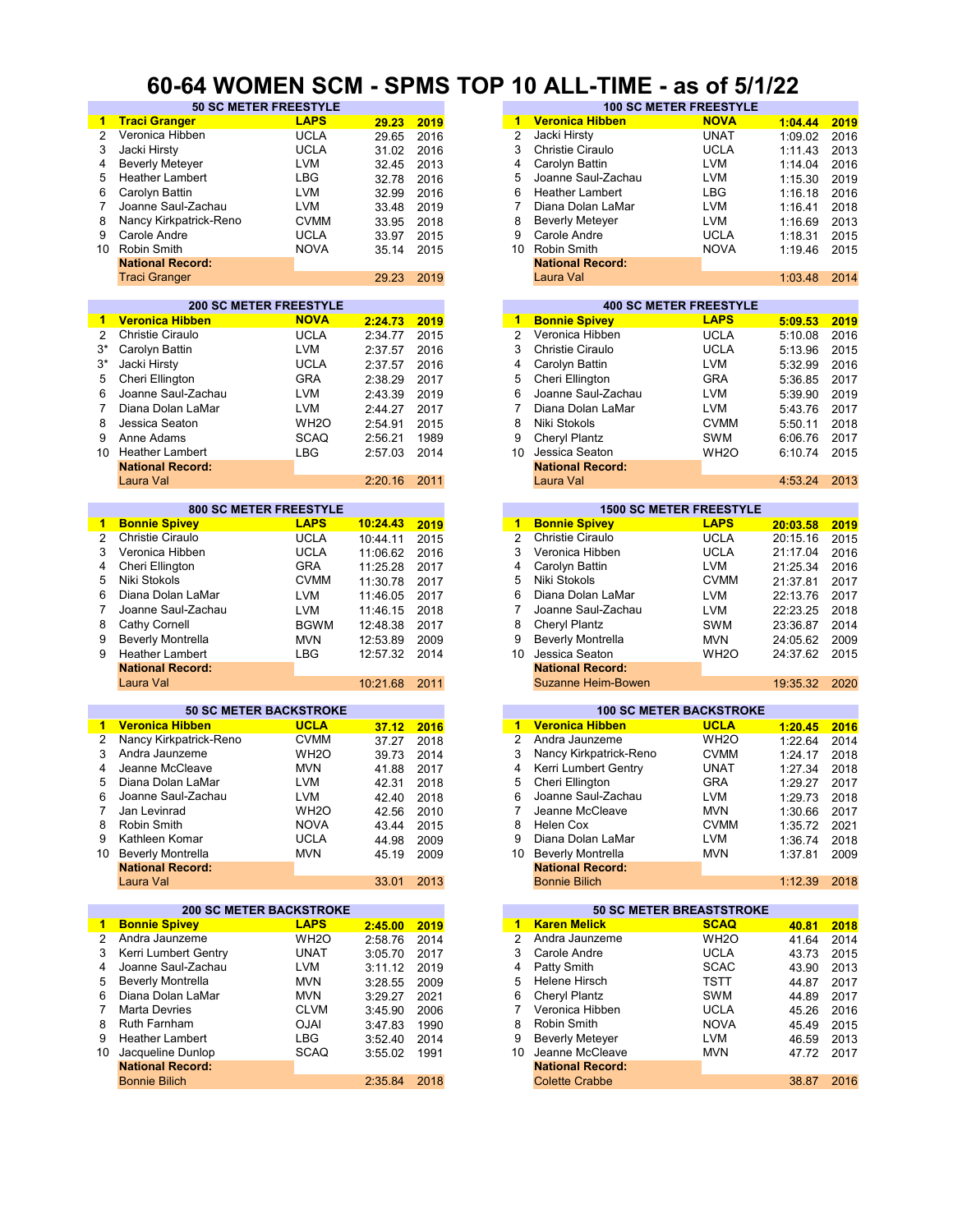# 60-64 WOMEN SCM - SPMS TOP 10 ALL-TIME - as of 5/1/22

### 50 SC METER FREESTYLE

| | Name | Club | Time | Year |
|---|---|---|---|---|
| **1** | **Traci Granger** | **LAPS** | **29.23** | **2019** |
| 2 | Veronica Hibben | UCLA | 29.65 | 2016 |
| 3 | Jacki Hirsty | UCLA | 31.02 | 2016 |
| 4 | Beverly Meteyer | LVM | 32.45 | 2013 |
| 5 | Heather Lambert | LBG | 32.78 | 2016 |
| 6 | Carolyn Battin | LVM | 32.99 | 2016 |
| 7 | Joanne Saul-Zachau | LVM | 33.48 | 2019 |
| 8 | Nancy Kirkpatrick-Reno | CVMM | 33.95 | 2018 |
| 9 | Carole Andre | UCLA | 33.97 | 2015 |
| 10 | Robin Smith | NOVA | 35.14 | 2015 |
| | **National Record:** | | | |
| | Traci Granger | | 29.23 | 2019 |

### 100 SC METER FREESTYLE

| | Name | Club | Time | Year |
|---|---|---|---|---|
| **1** | **Veronica Hibben** | **NOVA** | **1:04.44** | **2019** |
| 2 | Jacki Hirsty | UNAT | 1:09.02 | 2016 |
| 3 | Christie Ciraulo | UCLA | 1:11.43 | 2013 |
| 4 | Carolyn Battin | LVM | 1:14.04 | 2016 |
| 5 | Joanne Saul-Zachau | LVM | 1:15.30 | 2019 |
| 6 | Heather Lambert | LBG | 1:16.18 | 2016 |
| 7 | Diana Dolan LaMar | LVM | 1:16.41 | 2018 |
| 8 | Beverly Meteyer | LVM | 1:16.69 | 2013 |
| 9 | Carole Andre | UCLA | 1:18.31 | 2015 |
| 10 | Robin Smith | NOVA | 1:19.46 | 2015 |
| | **National Record:** | | | |
| | Laura Val | | 1:03.48 | 2014 |

### 200 SC METER FREESTYLE

| | Name | Club | Time | Year |
|---|---|---|---|---|
| **1** | **Veronica Hibben** | **NOVA** | **2:24.73** | **2019** |
| 2 | Christie Ciraulo | UCLA | 2:34.77 | 2015 |
| 3* | Carolyn Battin | LVM | 2:37.57 | 2016 |
| 3* | Jacki Hirsty | UCLA | 2:37.57 | 2016 |
| 5 | Cheri Ellington | GRA | 2:38.29 | 2017 |
| 6 | Joanne Saul-Zachau | LVM | 2:43.39 | 2019 |
| 7 | Diana Dolan LaMar | LVM | 2:44.27 | 2017 |
| 8 | Jessica Seaton | WH2O | 2:54.91 | 2015 |
| 9 | Anne Adams | SCAQ | 2:56.21 | 1989 |
| 10 | Heather Lambert | LBG | 2:57.03 | 2014 |
| | **National Record:** | | | |
| | Laura Val | | 2:20.16 | 2011 |

### 400 SC METER FREESTYLE

| | Name | Club | Time | Year |
|---|---|---|---|---|
| **1** | **Bonnie Spivey** | **LAPS** | **5:09.53** | **2019** |
| 2 | Veronica Hibben | UCLA | 5:10.08 | 2016 |
| 3 | Christie Ciraulo | UCLA | 5:13.96 | 2015 |
| 4 | Carolyn Battin | LVM | 5:32.99 | 2016 |
| 5 | Cheri Ellington | GRA | 5:36.85 | 2017 |
| 6 | Joanne Saul-Zachau | LVM | 5:39.90 | 2019 |
| 7 | Diana Dolan LaMar | LVM | 5:43.76 | 2017 |
| 8 | Niki Stokols | CVMM | 5:50.11 | 2018 |
| 9 | Cheryl Plantz | SWM | 6:06.76 | 2017 |
| 10 | Jessica Seaton | WH2O | 6:10.74 | 2015 |
| | **National Record:** | | | |
| | Laura Val | | 4:53.24 | 2013 |

### 800 SC METER FREESTYLE

| | Name | Club | Time | Year |
|---|---|---|---|---|
| **1** | **Bonnie Spivey** | **LAPS** | **10:24.43** | **2019** |
| 2 | Christie Ciraulo | UCLA | 10:44.11 | 2015 |
| 3 | Veronica Hibben | UCLA | 11:06.62 | 2016 |
| 4 | Cheri Ellington | GRA | 11:25.28 | 2017 |
| 5 | Niki Stokols | CVMM | 11:30.78 | 2017 |
| 6 | Diana Dolan LaMar | LVM | 11:46.05 | 2017 |
| 7 | Joanne Saul-Zachau | LVM | 11:46.15 | 2018 |
| 8 | Cathy Cornell | BGWM | 12:48.38 | 2017 |
| 9 | Beverly Montrella | MVN | 12:53.89 | 2009 |
| 9 | Heather Lambert | LBG | 12:57.32 | 2014 |
| | **National Record:** | | | |
| | Laura Val | | 10:21.68 | 2011 |

### 1500 SC METER FREESTYLE

| | Name | Club | Time | Year |
|---|---|---|---|---|
| **1** | **Bonnie Spivey** | **LAPS** | **20:03.58** | **2019** |
| 2 | Christie Ciraulo | UCLA | 20:15.16 | 2015 |
| 3 | Veronica Hibben | UCLA | 21:17.04 | 2016 |
| 4 | Carolyn Battin | LVM | 21:25.34 | 2016 |
| 5 | Niki Stokols | CVMM | 21:37.81 | 2017 |
| 6 | Diana Dolan LaMar | LVM | 22:13.76 | 2017 |
| 7 | Joanne Saul-Zachau | LVM | 22:23.25 | 2018 |
| 8 | Cheryl Plantz | SWM | 23:36.87 | 2014 |
| 9 | Beverly Montrella | MVN | 24:05.62 | 2009 |
| 10 | Jessica Seaton | WH2O | 24:37.62 | 2015 |
| | **National Record:** | | | |
| | Suzanne Heim-Bowen | | 19:35.32 | 2020 |

### 50 SC METER BACKSTROKE

| | Name | Club | Time | Year |
|---|---|---|---|---|
| **1** | **Veronica Hibben** | **UCLA** | **37.12** | **2016** |
| 2 | Nancy Kirkpatrick-Reno | CVMM | 37.27 | 2018 |
| 3 | Andra Jaunzeme | WH2O | 39.73 | 2014 |
| 4 | Jeanne McCleave | MVN | 41.88 | 2017 |
| 5 | Diana Dolan LaMar | LVM | 42.31 | 2018 |
| 6 | Joanne Saul-Zachau | LVM | 42.40 | 2018 |
| 7 | Jan Levinrad | WH2O | 42.56 | 2010 |
| 8 | Robin Smith | NOVA | 43.44 | 2015 |
| 9 | Kathleen Komar | UCLA | 44.98 | 2009 |
| 10 | Beverly Montrella | MVN | 45.19 | 2009 |
| | **National Record:** | | | |
| | Laura Val | | 33.01 | 2013 |

### 100 SC METER BACKSTROKE

| | Name | Club | Time | Year |
|---|---|---|---|---|
| **1** | **Veronica Hibben** | **UCLA** | **1:20.45** | **2016** |
| 2 | Andra Jaunzeme | WH2O | 1:22.64 | 2014 |
| 3 | Nancy Kirkpatrick-Reno | CVMM | 1:24.17 | 2018 |
| 4 | Kerri Lumbert Gentry | UNAT | 1:27.34 | 2018 |
| 5 | Cheri Ellington | GRA | 1:29.27 | 2017 |
| 6 | Joanne Saul-Zachau | LVM | 1:29.73 | 2018 |
| 7 | Jeanne McCleave | MVN | 1:30.66 | 2017 |
| 8 | Helen Cox | CVMM | 1:35.72 | 2021 |
| 9 | Diana Dolan LaMar | LVM | 1:36.74 | 2018 |
| 10 | Beverly Montrella | MVN | 1:37.81 | 2009 |
| | **National Record:** | | | |
| | Bonnie Bilich | | 1:12.39 | 2018 |

### 200 SC METER BACKSTROKE

| | Name | Club | Time | Year |
|---|---|---|---|---|
| **1** | **Bonnie Spivey** | **LAPS** | **2:45.00** | **2019** |
| 2 | Andra Jaunzeme | WH2O | 2:58.76 | 2014 |
| 3 | Kerri Lumbert Gentry | UNAT | 3:05.70 | 2017 |
| 4 | Joanne Saul-Zachau | LVM | 3:11.12 | 2019 |
| 5 | Beverly Montrella | MVN | 3:28.55 | 2009 |
| 6 | Diana Dolan LaMar | MVN | 3:29.27 | 2021 |
| 7 | Marta Devries | CLVM | 3:45.90 | 2006 |
| 8 | Ruth Farnham | OJAI | 3:47.83 | 1990 |
| 9 | Heather Lambert | LBG | 3:52.40 | 2014 |
| 10 | Jacqueline Dunlop | SCAQ | 3:55.02 | 1991 |
| | **National Record:** | | | |
| | Bonnie Bilich | | 2:35.84 | 2018 |

### 50 SC METER BREASTSTROKE

| | Name | Club | Time | Year |
|---|---|---|---|---|
| **1** | **Karen Melick** | **SCAQ** | **40.81** | **2018** |
| 2 | Andra Jaunzeme | WH2O | 41.64 | 2014 |
| 3 | Carole Andre | UCLA | 43.73 | 2015 |
| 4 | Patty Smith | SCAC | 43.90 | 2013 |
| 5 | Helene Hirsch | TSTT | 44.87 | 2017 |
| 6 | Cheryl Plantz | SWM | 44.89 | 2017 |
| 7 | Veronica Hibben | UCLA | 45.26 | 2016 |
| 8 | Robin Smith | NOVA | 45.49 | 2015 |
| 9 | Beverly Meteyer | LVM | 46.59 | 2013 |
| 10 | Jeanne McCleave | MVN | 47.72 | 2017 |
| | **National Record:** | | | |
| | Colette Crabbe | | 38.87 | 2016 |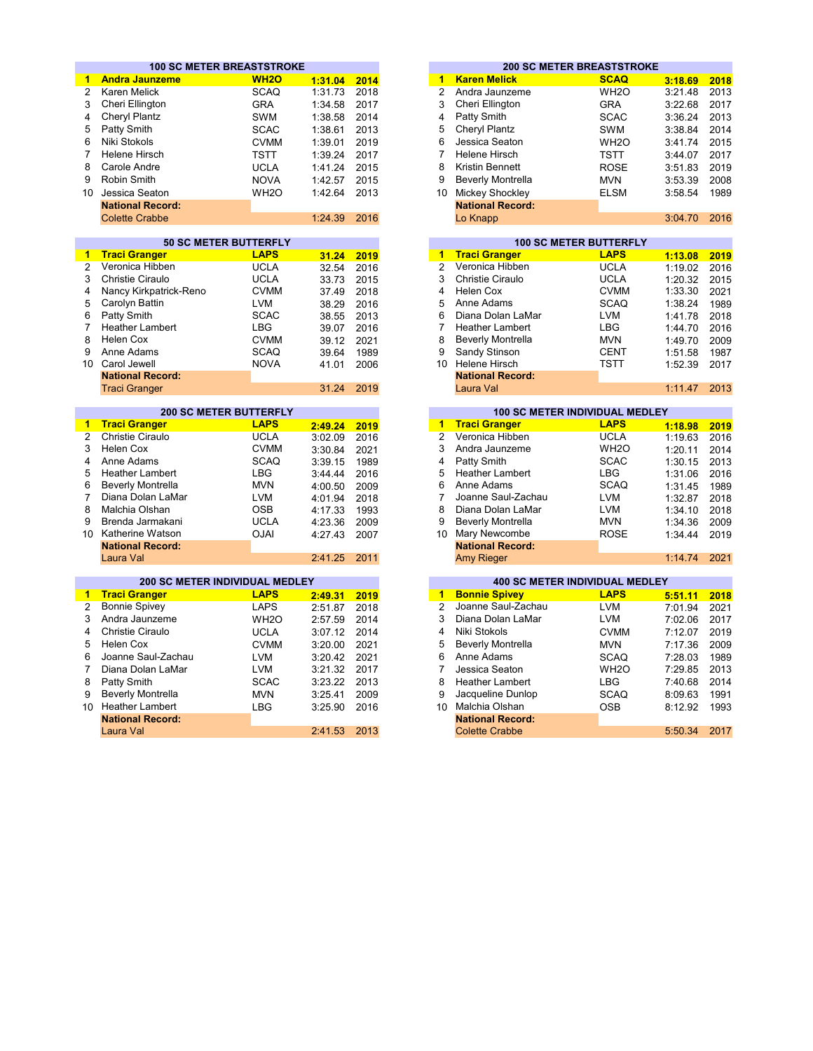### 100 SC METER BREASTSTROKE

| | Name | Team | Time | Year |
|---|---|---|---|---|
| 1 | **Andra Jaunzeme** | **WH2O** | **1:31.04** | **2014** |
| 2 | Karen Melick | SCAQ | 1:31.73 | 2018 |
| 3 | Cheri Ellington | GRA | 1:34.58 | 2017 |
| 4 | Cheryl Plantz | SWM | 1:38.58 | 2014 |
| 5 | Patty Smith | SCAC | 1:38.61 | 2013 |
| 6 | Niki Stokols | CVMM | 1:39.01 | 2019 |
| 7 | Helene Hirsch | TSTT | 1:39.24 | 2017 |
| 8 | Carole Andre | UCLA | 1:41.24 | 2015 |
| 9 | Robin Smith | NOVA | 1:42.57 | 2015 |
| 10 | Jessica Seaton | WH2O | 1:42.64 | 2013 |
| | **National Record:** | | | |
| | Colette Crabbe | | 1:24.39 | 2016 |

### 200 SC METER BREASTSTROKE

| | Name | Team | Time | Year |
|---|---|---|---|---|
| 1 | **Karen Melick** | **SCAQ** | **3:18.69** | **2018** |
| 2 | Andra Jaunzeme | WH2O | 3:21.48 | 2013 |
| 3 | Cheri Ellington | GRA | 3:22.68 | 2017 |
| 4 | Patty Smith | SCAC | 3:36.24 | 2013 |
| 5 | Cheryl Plantz | SWM | 3:38.84 | 2014 |
| 6 | Jessica Seaton | WH2O | 3:41.74 | 2015 |
| 7 | Helene Hirsch | TSTT | 3:44.07 | 2017 |
| 8 | Kristin Bennett | ROSE | 3:51.83 | 2019 |
| 9 | Beverly Montrella | MVN | 3:53.39 | 2008 |
| 10 | Mickey Shockley | ELSM | 3:58.54 | 1989 |
| | **National Record:** | | | |
| | Lo Knapp | | 3:04.70 | 2016 |

### 50 SC METER BUTTERFLY

| | Name | Team | Time | Year |
|---|---|---|---|---|
| 1 | **Traci Granger** | **LAPS** | **31.24** | **2019** |
| 2 | Veronica Hibben | UCLA | 32.54 | 2016 |
| 3 | Christie Ciraulo | UCLA | 33.73 | 2015 |
| 4 | Nancy Kirkpatrick-Reno | CVMM | 37.49 | 2018 |
| 5 | Carolyn Battin | LVM | 38.29 | 2016 |
| 6 | Patty Smith | SCAC | 38.55 | 2013 |
| 7 | Heather Lambert | LBG | 39.07 | 2016 |
| 8 | Helen Cox | CVMM | 39.12 | 2021 |
| 9 | Anne Adams | SCAQ | 39.64 | 1989 |
| 10 | Carol Jewell | NOVA | 41.01 | 2006 |
| | **National Record:** | | | |
| | Traci Granger | | 31.24 | 2019 |

### 100 SC METER BUTTERFLY

| | Name | Team | Time | Year |
|---|---|---|---|---|
| 1 | **Traci Granger** | **LAPS** | **1:13.08** | **2019** |
| 2 | Veronica Hibben | UCLA | 1:19.02 | 2016 |
| 3 | Christie Ciraulo | UCLA | 1:20.32 | 2015 |
| 4 | Helen Cox | CVMM | 1:33.30 | 2021 |
| 5 | Anne Adams | SCAQ | 1:38.24 | 1989 |
| 6 | Diana Dolan LaMar | LVM | 1:41.78 | 2018 |
| 7 | Heather Lambert | LBG | 1:44.70 | 2016 |
| 8 | Beverly Montrella | MVN | 1:49.70 | 2009 |
| 9 | Sandy Stinson | CENT | 1:51.58 | 1987 |
| 10 | Helene Hirsch | TSTT | 1:52.39 | 2017 |
| | **National Record:** | | | |
| | Laura Val | | 1:11.47 | 2013 |

### 200 SC METER BUTTERFLY

| | Name | Team | Time | Year |
|---|---|---|---|---|
| 1 | **Traci Granger** | **LAPS** | **2:49.24** | **2019** |
| 2 | Christie Ciraulo | UCLA | 3:02.09 | 2016 |
| 3 | Helen Cox | CVMM | 3:30.84 | 2021 |
| 4 | Anne Adams | SCAQ | 3:39.15 | 1989 |
| 5 | Heather Lambert | LBG | 3:44.44 | 2016 |
| 6 | Beverly Montrella | MVN | 4:00.50 | 2009 |
| 7 | Diana Dolan LaMar | LVM | 4:01.94 | 2018 |
| 8 | Malchia Olshan | OSB | 4:17.33 | 1993 |
| 9 | Brenda Jarmakani | UCLA | 4:23.36 | 2009 |
| 10 | Katherine Watson | OJAI | 4:27.43 | 2007 |
| | **National Record:** | | | |
| | Laura Val | | 2:41.25 | 2011 |

### 100 SC METER INDIVIDUAL MEDLEY

| | Name | Team | Time | Year |
|---|---|---|---|---|
| 1 | **Traci Granger** | **LAPS** | **1:18.98** | **2019** |
| 2 | Veronica Hibben | UCLA | 1:19.63 | 2016 |
| 3 | Andra Jaunzeme | WH2O | 1:20.11 | 2014 |
| 4 | Patty Smith | SCAC | 1:30.15 | 2013 |
| 5 | Heather Lambert | LBG | 1:31.06 | 2016 |
| 6 | Anne Adams | SCAQ | 1:31.45 | 1989 |
| 7 | Joanne Saul-Zachau | LVM | 1:32.87 | 2018 |
| 8 | Diana Dolan LaMar | LVM | 1:34.10 | 2018 |
| 9 | Beverly Montrella | MVN | 1:34.36 | 2009 |
| 10 | Mary Newcombe | ROSE | 1:34.44 | 2019 |
| | **National Record:** | | | |
| | Amy Rieger | | 1:14.74 | 2021 |

### 200 SC METER INDIVIDUAL MEDLEY

| | Name | Team | Time | Year |
|---|---|---|---|---|
| 1 | **Traci Granger** | **LAPS** | **2:49.31** | **2019** |
| 2 | Bonnie Spivey | LAPS | 2:51.87 | 2018 |
| 3 | Andra Jaunzeme | WH2O | 2:57.59 | 2014 |
| 4 | Christie Ciraulo | UCLA | 3:07.12 | 2014 |
| 5 | Helen Cox | CVMM | 3:20.00 | 2021 |
| 6 | Joanne Saul-Zachau | LVM | 3:20.42 | 2021 |
| 7 | Diana Dolan LaMar | LVM | 3:21.32 | 2017 |
| 8 | Patty Smith | SCAC | 3:23.22 | 2013 |
| 9 | Beverly Montrella | MVN | 3:25.41 | 2009 |
| 10 | Heather Lambert | LBG | 3:25.90 | 2016 |
| | **National Record:** | | | |
| | Laura Val | | 2:41.53 | 2013 |

### 400 SC METER INDIVIDUAL MEDLEY

| | Name | Team | Time | Year |
|---|---|---|---|---|
| 1 | **Bonnie Spivey** | **LAPS** | **5:51.11** | **2018** |
| 2 | Joanne Saul-Zachau | LVM | 7:01.94 | 2021 |
| 3 | Diana Dolan LaMar | LVM | 7:02.06 | 2017 |
| 4 | Niki Stokols | CVMM | 7:12.07 | 2019 |
| 5 | Beverly Montrella | MVN | 7:17.36 | 2009 |
| 6 | Anne Adams | SCAQ | 7:28.03 | 1989 |
| 7 | Jessica Seaton | WH2O | 7:29.85 | 2013 |
| 8 | Heather Lambert | LBG | 7:40.68 | 2014 |
| 9 | Jacqueline Dunlop | SCAQ | 8:09.63 | 1991 |
| 10 | Malchia Olshan | OSB | 8:12.92 | 1993 |
| | **National Record:** | | | |
| | Colette Crabbe | | 5:50.34 | 2017 |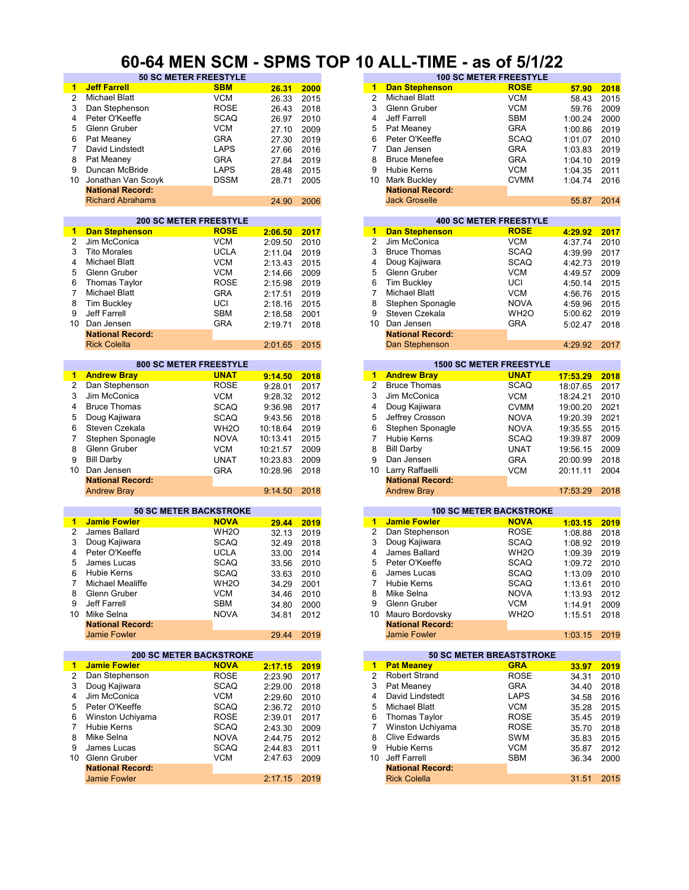# 60-64 MEN SCM - SPMS TOP 10 ALL-TIME - as of 5/1/22

| 50 SC METER FREESTYLE | | | | |
|---|---|---|---|---|
| **1** | **Jeff Farrell** | **SBM** | **26.31** | **2000** |
| 2 | Michael Blatt | VCM | 26.33 | 2015 |
| 3 | Dan Stephenson | ROSE | 26.43 | 2018 |
| 4 | Peter O'Keeffe | SCAQ | 26.97 | 2010 |
| 5 | Glenn Gruber | VCM | 27.10 | 2009 |
| 6 | Pat Meaney | GRA | 27.30 | 2019 |
| 7 | David Lindstedt | LAPS | 27.66 | 2016 |
| 8 | Pat Meaney | GRA | 27.84 | 2019 |
| 9 | Duncan McBride | LAPS | 28.48 | 2015 |
| 10 | Jonathan Van Scoyk | DSSM | 28.71 | 2005 |
| | **National Record:** | | | |
| | Richard Abrahams | | 24.90 | 2006 |

| 100 SC METER FREESTYLE | | | | |
|---|---|---|---|---|
| **1** | **Dan Stephenson** | **ROSE** | **57.90** | **2018** |
| 2 | Michael Blatt | VCM | 58.43 | 2015 |
| 3 | Glenn Gruber | VCM | 59.76 | 2009 |
| 4 | Jeff Farrell | SBM | 1:00.24 | 2000 |
| 5 | Pat Meaney | GRA | 1:00.86 | 2019 |
| 6 | Peter O'Keeffe | SCAQ | 1:01.07 | 2010 |
| 7 | Dan Jensen | GRA | 1:03.83 | 2019 |
| 8 | Bruce Menefee | GRA | 1:04.10 | 2019 |
| 9 | Hubie Kerns | VCM | 1:04.35 | 2011 |
| 10 | Mark Buckley | CVMM | 1:04.74 | 2016 |
| | **National Record:** | | | |
| | Jack Groselle | | 55.87 | 2014 |

| 200 SC METER FREESTYLE | | | | |
|---|---|---|---|---|
| **1** | **Dan Stephenson** | **ROSE** | **2:06.50** | **2017** |
| 2 | Jim McConica | VCM | 2:09.50 | 2010 |
| 3 | Tito Morales | UCLA | 2:11.04 | 2019 |
| 4 | Michael Blatt | VCM | 2:13.43 | 2015 |
| 5 | Glenn Gruber | VCM | 2:14.66 | 2009 |
| 6 | Thomas Taylor | ROSE | 2:15.98 | 2019 |
| 7 | Michael Blatt | GRA | 2:17.51 | 2019 |
| 8 | Tim Buckley | UCI | 2:18.16 | 2015 |
| 9 | Jeff Farrell | SBM | 2:18.58 | 2001 |
| 10 | Dan Jensen | GRA | 2:19.71 | 2018 |
| | **National Record:** | | | |
| | Rick Colella | | 2:01.65 | 2015 |

| 400 SC METER FREESTYLE | | | | |
|---|---|---|---|---|
| **1** | **Dan Stephenson** | **ROSE** | **4:29.92** | **2017** |
| 2 | Jim McConica | VCM | 4:37.74 | 2010 |
| 3 | Bruce Thomas | SCAQ | 4:39.99 | 2017 |
| 4 | Doug Kajiwara | SCAQ | 4:42.73 | 2019 |
| 5 | Glenn Gruber | VCM | 4:49.57 | 2009 |
| 6 | Tim Buckley | UCI | 4:50.14 | 2015 |
| 7 | Michael Blatt | VCM | 4:56.76 | 2015 |
| 8 | Stephen Sponagle | NOVA | 4:59.96 | 2015 |
| 9 | Steven Czekala | WH2O | 5:00.62 | 2019 |
| 10 | Dan Jensen | GRA | 5:02.47 | 2018 |
| | **National Record:** | | | |
| | Dan Stephenson | | 4:29.92 | 2017 |

| 800 SC METER FREESTYLE | | | | |
|---|---|---|---|---|
| **1** | **Andrew Bray** | **UNAT** | **9:14.50** | **2018** |
| 2 | Dan Stephenson | ROSE | 9:28.01 | 2017 |
| 3 | Jim McConica | VCM | 9:28.32 | 2012 |
| 4 | Bruce Thomas | SCAQ | 9:36.98 | 2017 |
| 5 | Doug Kajiwara | SCAQ | 9:43.56 | 2018 |
| 6 | Steven Czekala | WH2O | 10:18.64 | 2019 |
| 7 | Stephen Sponagle | NOVA | 10:13.41 | 2015 |
| 8 | Glenn Gruber | VCM | 10:21.57 | 2009 |
| 9 | Bill Darby | UNAT | 10:23.83 | 2009 |
| 10 | Dan Jensen | GRA | 10:28.96 | 2018 |
| | **National Record:** | | | |
| | Andrew Bray | | 9:14.50 | 2018 |

| 1500 SC METER FREESTYLE | | | | |
|---|---|---|---|---|
| **1** | **Andrew Bray** | **UNAT** | **17:53.29** | **2018** |
| 2 | Bruce Thomas | SCAQ | 18:07.65 | 2017 |
| 3 | Jim McConica | VCM | 18:24.21 | 2010 |
| 4 | Doug Kajiwara | CVMM | 19:00.20 | 2021 |
| 5 | Jeffrey Crosson | NOVA | 19:20.39 | 2021 |
| 6 | Stephen Sponagle | NOVA | 19:35.55 | 2015 |
| 7 | Hubie Kerns | SCAQ | 19:39.87 | 2009 |
| 8 | Bill Darby | UNAT | 19:56.15 | 2009 |
| 9 | Dan Jensen | GRA | 20:00.99 | 2018 |
| 10 | Larry Raffaelli | VCM | 20:11.11 | 2004 |
| | **National Record:** | | | |
| | Andrew Bray | | 17:53.29 | 2018 |

| 50 SC METER BACKSTROKE | | | | |
|---|---|---|---|---|
| **1** | **Jamie Fowler** | **NOVA** | **29.44** | **2019** |
| 2 | James Ballard | WH2O | 32.13 | 2019 |
| 3 | Doug Kajiwara | SCAQ | 32.49 | 2018 |
| 4 | Peter O'Keeffe | UCLA | 33.00 | 2014 |
| 5 | James Lucas | SCAQ | 33.56 | 2010 |
| 6 | Hubie Kerns | SCAQ | 33.63 | 2010 |
| 7 | Michael Mealiffe | WH2O | 34.29 | 2015 |
| 8 | Glenn Gruber | VCM | 34.46 | 2010 |
| 9 | Jeff Farrell | SBM | 34.80 | 2000 |
| 10 | Mike Selna | NOVA | 34.81 | 2012 |
| | **National Record:** | | | |
| | Jamie Fowler | | 29.44 | 2019 |

| 100 SC METER BACKSTROKE | | | | |
|---|---|---|---|---|
| **1** | **Jamie Fowler** | **NOVA** | **1:03.15** | **2019** |
| 2 | Dan Stephenson | ROSE | 1:08.88 | 2018 |
| 3 | Doug Kajiwara | SCAQ | 1:08.92 | 2019 |
| 4 | James Ballard | WH2O | 1:09.39 | 2019 |
| 5 | Peter O'Keeffe | SCAQ | 1:09.72 | 2010 |
| 6 | James Lucas | SCAQ | 1:13.09 | 2010 |
| 7 | Hubie Kerns | SCAQ | 1:13.61 | 2010 |
| 8 | Mike Selna | NOVA | 1:13.93 | 2012 |
| 9 | Glenn Gruber | VCM | 1:14.91 | 2009 |
| 10 | Mauro Bordovsky | WH2O | 1:15.51 | 2018 |
| | **National Record:** | | | |
| | Jamie Fowler | | 1:03.15 | 2019 |

| 200 SC METER BACKSTROKE | | | | |
|---|---|---|---|---|
| **1** | **Jamie Fowler** | **NOVA** | **2:17.15** | **2019** |
| 2 | Dan Stephenson | ROSE | 2:23.90 | 2017 |
| 3 | Doug Kajiwara | SCAQ | 2:29.00 | 2018 |
| 4 | Jim McConica | VCM | 2:29.60 | 2010 |
| 5 | Peter O'Keeffe | SCAQ | 2:36.72 | 2010 |
| 6 | Winston Uchiyama | ROSE | 2:39.01 | 2017 |
| 7 | Hubie Kerns | SCAQ | 2:43.30 | 2009 |
| 8 | Mike Selna | NOVA | 2:44.75 | 2012 |
| 9 | James Lucas | SCAQ | 2:44.83 | 2011 |
| 10 | Glenn Gruber | VCM | 2:47.63 | 2009 |
| | **National Record:** | | | |
| | Jamie Fowler | | 2:17.15 | 2019 |

| 50 SC METER BREASTSTROKE | | | | |
|---|---|---|---|---|
| **1** | **Pat Meaney** | **GRA** | **33.97** | **2019** |
| 2 | Robert Strand | ROSE | 34.31 | 2010 |
| 3 | Pat Meaney | GRA | 34.40 | 2018 |
| 4 | David Lindstedt | LAPS | 34.58 | 2016 |
| 5 | Michael Blatt | VCM | 35.28 | 2015 |
| 6 | Thomas Taylor | ROSE | 35.45 | 2019 |
| 7 | Winston Uchiyama | ROSE | 35.70 | 2018 |
| 8 | Clive Edwards | SWM | 35.83 | 2015 |
| 9 | Hubie Kerns | VCM | 35.87 | 2012 |
| 10 | Jeff Farrell | SBM | 36.34 | 2000 |
| | **National Record:** | | | |
| | Rick Colella | | 31.51 | 2015 |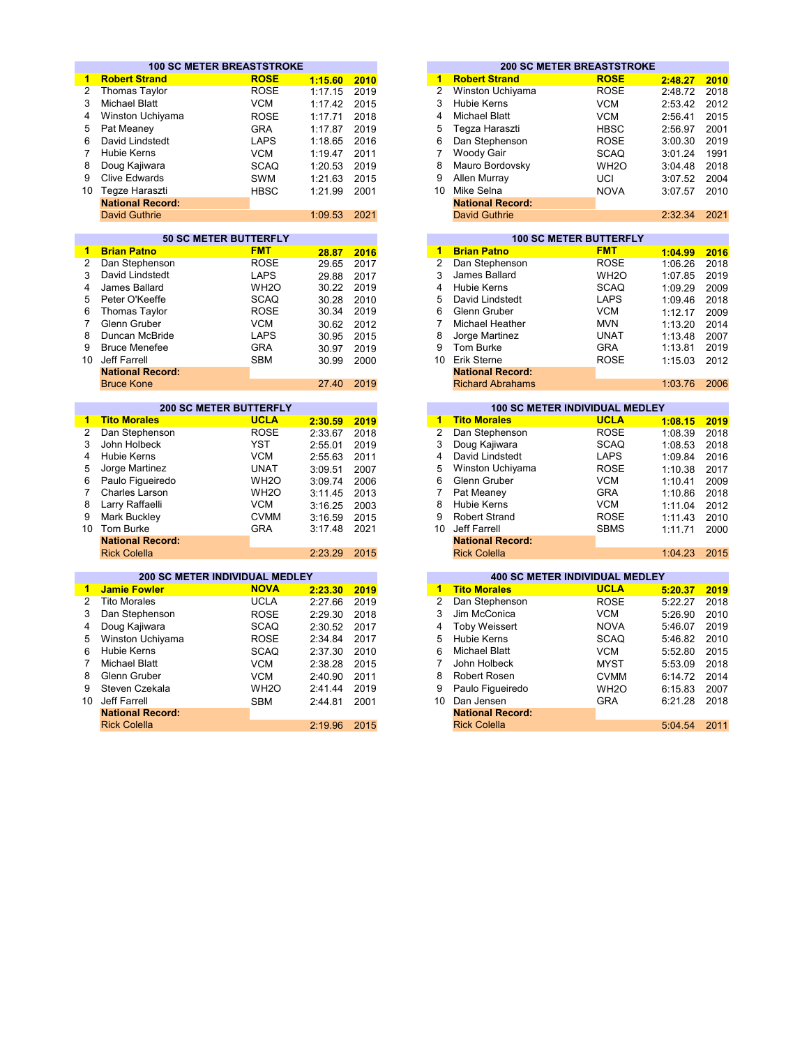## 100 SC METER BREASTSTROKE

| | Name | Team | Time | Year |
|---|---|---|---|---|
| **1** | **Robert Strand** | **ROSE** | **1:15.60** | **2010** |
| 2 | Thomas Taylor | ROSE | 1:17.15 | 2019 |
| 3 | Michael Blatt | VCM | 1:17.42 | 2015 |
| 4 | Winston Uchiyama | ROSE | 1:17.71 | 2018 |
| 5 | Pat Meaney | GRA | 1:17.87 | 2019 |
| 6 | David Lindstedt | LAPS | 1:18.65 | 2016 |
| 7 | Hubie Kerns | VCM | 1:19.47 | 2011 |
| 8 | Doug Kajiwara | SCAQ | 1:20.53 | 2019 |
| 9 | Clive Edwards | SWM | 1:21.63 | 2015 |
| 10 | Tegze Haraszti | HBSC | 1:21.99 | 2001 |
| | **National Record:** | | | |
| | David Guthrie | | 1:09.53 | 2021 |

## 200 SC METER BREASTSTROKE

| | Name | Team | Time | Year |
|---|---|---|---|---|
| **1** | **Robert Strand** | **ROSE** | **2:48.27** | **2010** |
| 2 | Winston Uchiyama | ROSE | 2:48.72 | 2018 |
| 3 | Hubie Kerns | VCM | 2:53.42 | 2012 |
| 4 | Michael Blatt | VCM | 2:56.41 | 2015 |
| 5 | Tegza Haraszti | HBSC | 2:56.97 | 2001 |
| 6 | Dan Stephenson | ROSE | 3:00.30 | 2019 |
| 7 | Woody Gair | SCAQ | 3:01.24 | 1991 |
| 8 | Mauro Bordovsky | WH2O | 3:04.48 | 2018 |
| 9 | Allen Murray | UCI | 3:07.52 | 2004 |
| 10 | Mike Selna | NOVA | 3:07.57 | 2010 |
| | **National Record:** | | | |
| | David Guthrie | | 2:32.34 | 2021 |

## 50 SC METER BUTTERFLY

| | Name | Team | Time | Year |
|---|---|---|---|---|
| **1** | **Brian Patno** | **FMT** | **28.87** | **2016** |
| 2 | Dan Stephenson | ROSE | 29.65 | 2017 |
| 3 | David Lindstedt | LAPS | 29.88 | 2017 |
| 4 | James Ballard | WH2O | 30.22 | 2019 |
| 5 | Peter O'Keeffe | SCAQ | 30.28 | 2010 |
| 6 | Thomas Taylor | ROSE | 30.34 | 2019 |
| 7 | Glenn Gruber | VCM | 30.62 | 2012 |
| 8 | Duncan McBride | LAPS | 30.95 | 2015 |
| 9 | Bruce Menefee | GRA | 30.97 | 2019 |
| 10 | Jeff Farrell | SBM | 30.99 | 2000 |
| | **National Record:** | | | |
| | Bruce Kone | | 27.40 | 2019 |

## 100 SC METER BUTTERFLY

| | Name | Team | Time | Year |
|---|---|---|---|---|
| **1** | **Brian Patno** | **FMT** | **1:04.99** | **2016** |
| 2 | Dan Stephenson | ROSE | 1:06.26 | 2018 |
| 3 | James Ballard | WH2O | 1:07.85 | 2019 |
| 4 | Hubie Kerns | SCAQ | 1:09.29 | 2009 |
| 5 | David Lindstedt | LAPS | 1:09.46 | 2018 |
| 6 | Glenn Gruber | VCM | 1:12.17 | 2009 |
| 7 | Michael Heather | MVN | 1:13.20 | 2014 |
| 8 | Jorge Martinez | UNAT | 1:13.48 | 2007 |
| 9 | Tom Burke | GRA | 1:13.81 | 2019 |
| 10 | Erik Sterne | ROSE | 1:15.03 | 2012 |
| | **National Record:** | | | |
| | Richard Abrahams | | 1:03.76 | 2006 |

## 200 SC METER BUTTERFLY

| | Name | Team | Time | Year |
|---|---|---|---|---|
| **1** | **Tito Morales** | **UCLA** | **2:30.59** | **2019** |
| 2 | Dan Stephenson | ROSE | 2:33.67 | 2018 |
| 3 | John Holbeck | YST | 2:55.01 | 2019 |
| 4 | Hubie Kerns | VCM | 2:55.63 | 2011 |
| 5 | Jorge Martinez | UNAT | 3:09.51 | 2007 |
| 6 | Paulo Figueiredo | WH2O | 3:09.74 | 2006 |
| 7 | Charles Larson | WH2O | 3:11.45 | 2013 |
| 8 | Larry Raffaelli | VCM | 3:16.25 | 2003 |
| 9 | Mark Buckley | CVMM | 3:16.59 | 2015 |
| 10 | Tom Burke | GRA | 3:17.48 | 2021 |
| | **National Record:** | | | |
| | Rick Colella | | 2:23.29 | 2015 |

## 100 SC METER INDIVIDUAL MEDLEY

| | Name | Team | Time | Year |
|---|---|---|---|---|
| **1** | **Tito Morales** | **UCLA** | **1:08.15** | **2019** |
| 2 | Dan Stephenson | ROSE | 1:08.39 | 2018 |
| 3 | Doug Kajiwara | SCAQ | 1:08.53 | 2018 |
| 4 | David Lindstedt | LAPS | 1:09.84 | 2016 |
| 5 | Winston Uchiyama | ROSE | 1:10.38 | 2017 |
| 6 | Glenn Gruber | VCM | 1:10.41 | 2009 |
| 7 | Pat Meaney | GRA | 1:10.86 | 2018 |
| 8 | Hubie Kerns | VCM | 1:11.04 | 2012 |
| 9 | Robert Strand | ROSE | 1:11.43 | 2010 |
| 10 | Jeff Farrell | SBMS | 1:11.71 | 2000 |
| | **National Record:** | | | |
| | Rick Colella | | 1:04.23 | 2015 |

## 200 SC METER INDIVIDUAL MEDLEY

| | Name | Team | Time | Year |
|---|---|---|---|---|
| **1** | **Jamie Fowler** | **NOVA** | **2:23.30** | **2019** |
| 2 | Tito Morales | UCLA | 2:27.66 | 2019 |
| 3 | Dan Stephenson | ROSE | 2:29.30 | 2018 |
| 4 | Doug Kajiwara | SCAQ | 2:30.52 | 2017 |
| 5 | Winston Uchiyama | ROSE | 2:34.84 | 2017 |
| 6 | Hubie Kerns | SCAQ | 2:37.30 | 2010 |
| 7 | Michael Blatt | VCM | 2:38.28 | 2015 |
| 8 | Glenn Gruber | VCM | 2:40.90 | 2011 |
| 9 | Steven Czekala | WH2O | 2:41.44 | 2019 |
| 10 | Jeff Farrell | SBM | 2:44.81 | 2001 |
| | **National Record:** | | | |
| | Rick Colella | | 2:19.96 | 2015 |

## 400 SC METER INDIVIDUAL MEDLEY

| | Name | Team | Time | Year |
|---|---|---|---|---|
| **1** | **Tito Morales** | **UCLA** | **5:20.37** | **2019** |
| 2 | Dan Stephenson | ROSE | 5:22.27 | 2018 |
| 3 | Jim McConica | VCM | 5:26.90 | 2010 |
| 4 | Toby Weissert | NOVA | 5:46.07 | 2019 |
| 5 | Hubie Kerns | SCAQ | 5:46.82 | 2010 |
| 6 | Michael Blatt | VCM | 5:52.80 | 2015 |
| 7 | John Holbeck | MYST | 5:53.09 | 2018 |
| 8 | Robert Rosen | CVMM | 6:14.72 | 2014 |
| 9 | Paulo Figueiredo | WH2O | 6:15.83 | 2007 |
| 10 | Dan Jensen | GRA | 6:21.28 | 2018 |
| | **National Record:** | | | |
| | Rick Colella | | 5:04.54 | 2011 |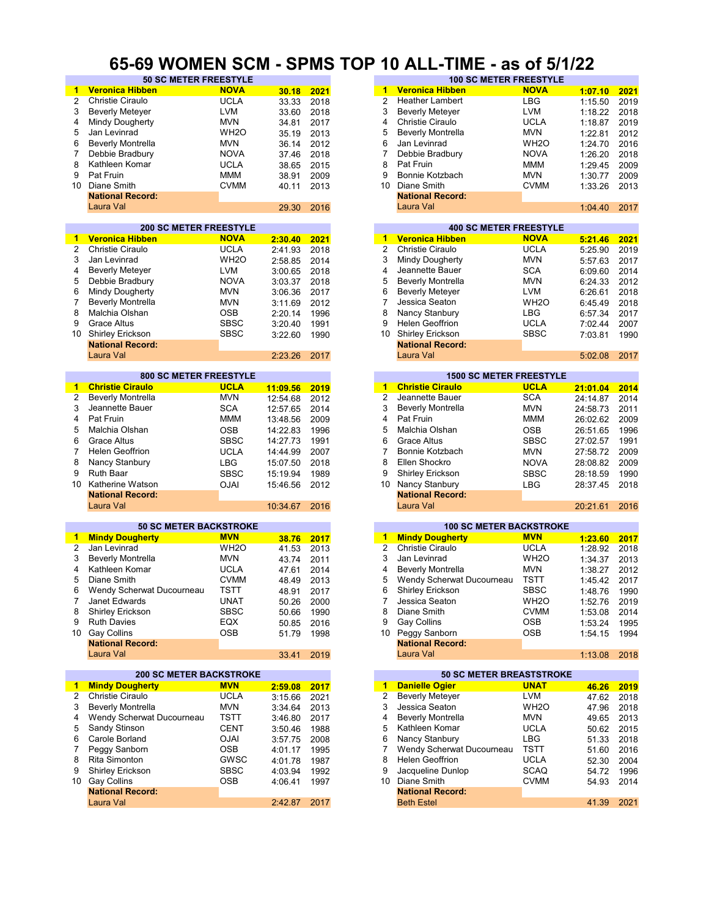# 65-69 WOMEN SCM - SPMS TOP 10 ALL-TIME - as of 5/1/22

## 50 SC METER FREESTYLE

| | Name | Club | Time | Year |
|---|---|---|---|---|
| 1 | **Veronica Hibben** | **NOVA** | **30.18** | **2021** |
| 2 | Christie Ciraulo | UCLA | 33.33 | 2018 |
| 3 | Beverly Meteyer | LVM | 33.60 | 2018 |
| 4 | Mindy Dougherty | MVN | 34.81 | 2017 |
| 5 | Jan Levinrad | WH2O | 35.19 | 2013 |
| 6 | Beverly Montrella | MVN | 36.14 | 2012 |
| 7 | Debbie Bradbury | NOVA | 37.46 | 2018 |
| 8 | Kathleen Komar | UCLA | 38.65 | 2015 |
| 9 | Pat Fruin | MMM | 38.91 | 2009 |
| 10 | Diane Smith | CVMM | 40.11 | 2013 |
| | **National Record:** | | | |
| | Laura Val | | 29.30 | 2016 |

## 100 SC METER FREESTYLE

| | Name | Club | Time | Year |
|---|---|---|---|---|
| 1 | **Veronica Hibben** | **NOVA** | **1:07.10** | **2021** |
| 2 | Heather Lambert | LBG | 1:15.50 | 2019 |
| 3 | Beverly Meteyer | LVM | 1:18.22 | 2018 |
| 4 | Christie Ciraulo | UCLA | 1:18.87 | 2019 |
| 5 | Beverly Montrella | MVN | 1:22.81 | 2012 |
| 6 | Jan Levinrad | WH2O | 1:24.70 | 2016 |
| 7 | Debbie Bradbury | NOVA | 1:26.20 | 2018 |
| 8 | Pat Fruin | MMM | 1:29.45 | 2009 |
| 9 | Bonnie Kotzbach | MVN | 1:30.77 | 2009 |
| 10 | Diane Smith | CVMM | 1:33.26 | 2013 |
| | **National Record:** | | | |
| | Laura Val | | 1:04.40 | 2017 |

## 200 SC METER FREESTYLE

| | Name | Club | Time | Year |
|---|---|---|---|---|
| 1 | **Veronica Hibben** | **NOVA** | **2:30.40** | **2021** |
| 2 | Christie Ciraulo | UCLA | 2:41.93 | 2018 |
| 3 | Jan Levinrad | WH2O | 2:58.85 | 2014 |
| 4 | Beverly Meteyer | LVM | 3:00.65 | 2018 |
| 5 | Debbie Bradbury | NOVA | 3:03.37 | 2018 |
| 6 | Mindy Dougherty | MVN | 3:06.36 | 2017 |
| 7 | Beverly Montrella | MVN | 3:11.69 | 2012 |
| 8 | Malchia Olshan | OSB | 2:20.14 | 1996 |
| 9 | Grace Altus | SBSC | 3:20.40 | 1991 |
| 10 | Shirley Erickson | SBSC | 3:22.60 | 1990 |
| | **National Record:** | | | |
| | Laura Val | | 2:23.26 | 2017 |

## 400 SC METER FREESTYLE

| | Name | Club | Time | Year |
|---|---|---|---|---|
| 1 | **Veronica Hibben** | **NOVA** | **5:21.46** | **2021** |
| 2 | Christie Ciraulo | UCLA | 5:25.90 | 2019 |
| 3 | Mindy Dougherty | MVN | 5:57.63 | 2017 |
| 4 | Jeannette Bauer | SCA | 6:09.60 | 2014 |
| 5 | Beverly Montrella | MVN | 6:24.33 | 2012 |
| 6 | Beverly Meteyer | LVM | 6:26.61 | 2018 |
| 7 | Jessica Seaton | WH2O | 6:45.49 | 2018 |
| 8 | Nancy Stanbury | LBG | 6:57.34 | 2017 |
| 9 | Helen Geoffrion | UCLA | 7:02.44 | 2007 |
| 10 | Shirley Erickson | SBSC | 7:03.81 | 1990 |
| | **National Record:** | | | |
| | Laura Val | | 5:02.08 | 2017 |

## 800 SC METER FREESTYLE

| | Name | Club | Time | Year |
|---|---|---|---|---|
| 1 | **Christie Ciraulo** | **UCLA** | **11:09.56** | **2019** |
| 2 | Beverly Montrella | MVN | 12:54.68 | 2012 |
| 3 | Jeannette Bauer | SCA | 12:57.65 | 2014 |
| 4 | Pat Fruin | MMM | 13:48.56 | 2009 |
| 5 | Malchia Olshan | OSB | 14:22.83 | 1996 |
| 6 | Grace Altus | SBSC | 14:27.73 | 1991 |
| 7 | Helen Geoffrion | UCLA | 14:44.99 | 2007 |
| 8 | Nancy Stanbury | LBG | 15:07.50 | 2018 |
| 9 | Ruth Baar | SBSC | 15:19.94 | 1989 |
| 10 | Katherine Watson | OJAI | 15:46.56 | 2012 |
| | **National Record:** | | | |
| | Laura Val | | 10:34.67 | 2016 |

## 1500 SC METER FREESTYLE

| | Name | Club | Time | Year |
|---|---|---|---|---|
| 1 | **Christie Ciraulo** | **UCLA** | **21:01.04** | **2014** |
| 2 | Jeannette Bauer | SCA | 24:14.87 | 2014 |
| 3 | Beverly Montrella | MVN | 24:58.73 | 2011 |
| 4 | Pat Fruin | MMM | 26:02.62 | 2009 |
| 5 | Malchia Olshan | OSB | 26:51.65 | 1996 |
| 6 | Grace Altus | SBSC | 27:02.57 | 1991 |
| 7 | Bonnie Kotzbach | MVN | 27:58.72 | 2009 |
| 8 | Ellen Shockro | NOVA | 28:08.82 | 2009 |
| 9 | Shirley Erickson | SBSC | 28:18.59 | 1990 |
| 10 | Nancy Stanbury | LBG | 28:37.45 | 2018 |
| | **National Record:** | | | |
| | Laura Val | | 20:21.61 | 2016 |

## 50 SC METER BACKSTROKE

| | Name | Club | Time | Year |
|---|---|---|---|---|
| 1 | **Mindy Dougherty** | **MVN** | **38.76** | **2017** |
| 2 | Jan Levinrad | WH2O | 41.53 | 2013 |
| 3 | Beverly Montrella | MVN | 43.74 | 2011 |
| 4 | Kathleen Komar | UCLA | 47.61 | 2014 |
| 5 | Diane Smith | CVMM | 48.49 | 2013 |
| 6 | Wendy Scherwat Ducourneau | TSTT | 48.91 | 2017 |
| 7 | Janet Edwards | UNAT | 50.26 | 2000 |
| 8 | Shirley Erickson | SBSC | 50.66 | 1990 |
| 9 | Ruth Davies | EQX | 50.85 | 2016 |
| 10 | Gay Collins | OSB | 51.79 | 1998 |
| | **National Record:** | | | |
| | Laura Val | | 33.41 | 2019 |

## 100 SC METER BACKSTROKE

| | Name | Club | Time | Year |
|---|---|---|---|---|
| 1 | **Mindy Dougherty** | **MVN** | **1:23.60** | **2017** |
| 2 | Christie Ciraulo | UCLA | 1:28.92 | 2018 |
| 3 | Jan Levinrad | WH2O | 1:34.37 | 2013 |
| 4 | Beverly Montrella | MVN | 1:38.27 | 2012 |
| 5 | Wendy Scherwat Ducourneau | TSTT | 1:45.42 | 2017 |
| 6 | Shirley Erickson | SBSC | 1:48.76 | 1990 |
| 7 | Jessica Seaton | WH2O | 1:52.76 | 2019 |
| 8 | Diane Smith | CVMM | 1:53.08 | 2014 |
| 9 | Gay Collins | OSB | 1:53.24 | 1995 |
| 10 | Peggy Sanborn | OSB | 1:54.15 | 1994 |
| | **National Record:** | | | |
| | Laura Val | | 1:13.08 | 2018 |

## 200 SC METER BACKSTROKE

| | Name | Club | Time | Year |
|---|---|---|---|---|
| 1 | **Mindy Dougherty** | **MVN** | **2:59.08** | **2017** |
| 2 | Christie Ciraulo | UCLA | 3:15.66 | 2021 |
| 3 | Beverly Montrella | MVN | 3:34.64 | 2013 |
| 4 | Wendy Scherwat Ducourneau | TSTT | 3:46.80 | 2017 |
| 5 | Sandy Stinson | CENT | 3:50.46 | 1988 |
| 6 | Carole Borland | OJAI | 3:57.75 | 2008 |
| 7 | Peggy Sanborn | OSB | 4:01.17 | 1995 |
| 8 | Rita Simonton | GWSC | 4:01.78 | 1987 |
| 9 | Shirley Erickson | SBSC | 4:03.94 | 1992 |
| 10 | Gay Collins | OSB | 4:06.41 | 1997 |
| | **National Record:** | | | |
| | Laura Val | | 2:42.87 | 2017 |

## 50 SC METER BREASTSTROKE

| | Name | Club | Time | Year |
|---|---|---|---|---|
| 1 | **Danielle Ogier** | **UNAT** | **46.26** | **2019** |
| 2 | Beverly Meteyer | LVM | 47.62 | 2018 |
| 3 | Jessica Seaton | WH2O | 47.96 | 2018 |
| 4 | Beverly Montrella | MVN | 49.65 | 2013 |
| 5 | Kathleen Komar | UCLA | 50.62 | 2015 |
| 6 | Nancy Stanbury | LBG | 51.33 | 2018 |
| 7 | Wendy Scherwat Ducourneau | TSTT | 51.60 | 2016 |
| 8 | Helen Geoffrion | UCLA | 52.30 | 2004 |
| 9 | Jacqueline Dunlop | SCAQ | 54.72 | 1996 |
| 10 | Diane Smith | CVMM | 54.93 | 2014 |
| | **National Record:** | | | |
| | Beth Estel | | 41.39 | 2021 |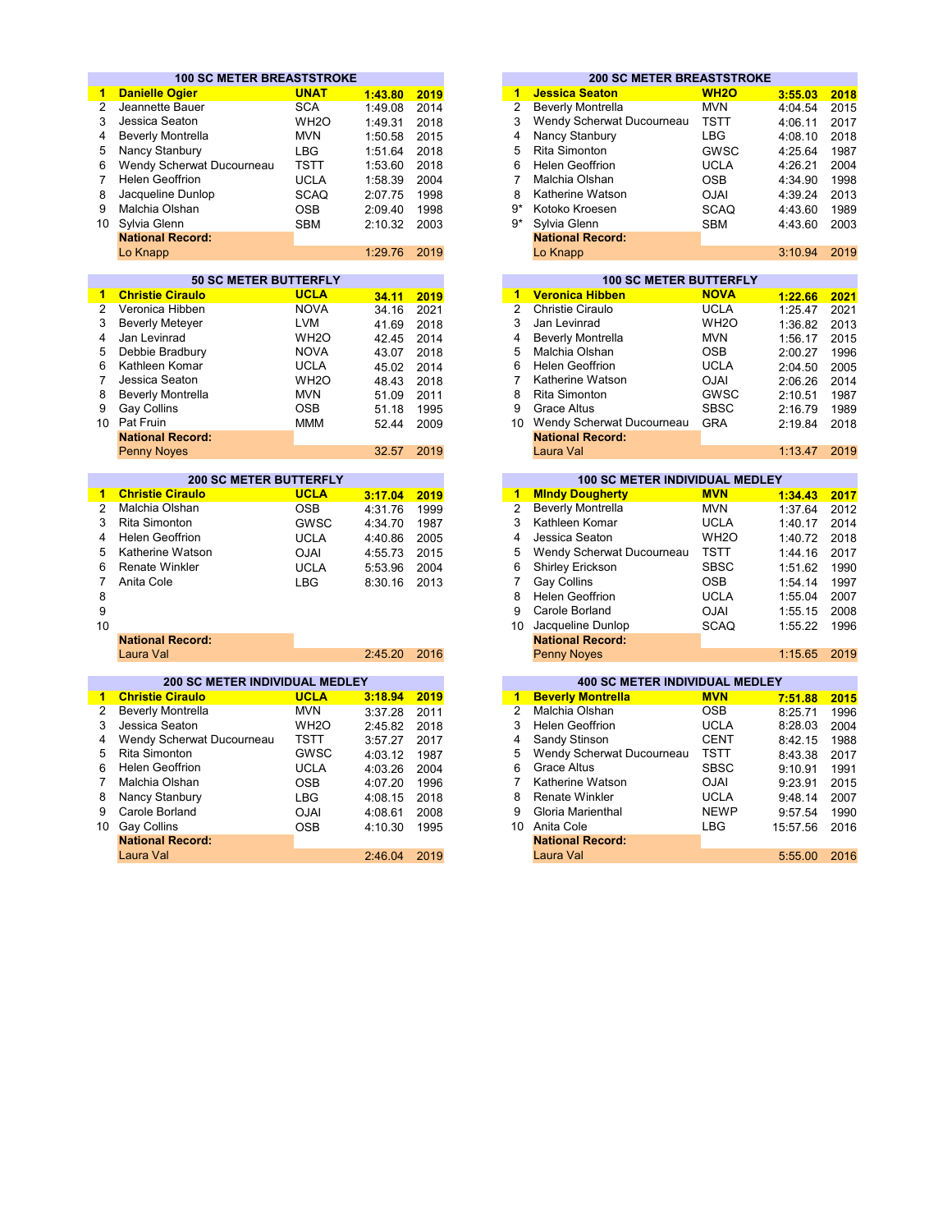## 100 SC METER BREASTSTROKE

| | Name | Team | Time | Year |
|---|---|---|---|---|
| **1** | **Danielle Ogier** | **UNAT** | **1:43.80** | **2019** |
| 2 | Jeannette Bauer | SCA | 1:49.08 | 2014 |
| 3 | Jessica Seaton | WH2O | 1:49.31 | 2018 |
| 4 | Beverly Montrella | MVN | 1:50.58 | 2015 |
| 5 | Nancy Stanbury | LBG | 1:51.64 | 2018 |
| 6 | Wendy Scherwat Ducourneau | TSTT | 1:53.60 | 2018 |
| 7 | Helen Geoffrion | UCLA | 1:58.39 | 2004 |
| 8 | Jacqueline Dunlop | SCAQ | 2:07.75 | 1998 |
| 9 | Malchia Olshan | OSB | 2:09.40 | 1998 |
| 10 | Sylvia Glenn | SBM | 2:10.32 | 2003 |
| | **National Record:** | | | |
| | Lo Knapp | | 1:29.76 | 2019 |

## 200 SC METER BREASTSTROKE

| | Name | Team | Time | Year |
|---|---|---|---|---|
| **1** | **Jessica Seaton** | **WH2O** | **3:55.03** | **2018** |
| 2 | Beverly Montrella | MVN | 4:04.54 | 2015 |
| 3 | Wendy Scherwat Ducourneau | TSTT | 4:06.11 | 2017 |
| 4 | Nancy Stanbury | LBG | 4:08.10 | 2018 |
| 5 | Rita Simonton | GWSC | 4:25.64 | 1987 |
| 6 | Helen Geoffrion | UCLA | 4:26.21 | 2004 |
| 7 | Malchia Olshan | OSB | 4:34.90 | 1998 |
| 8 | Katherine Watson | OJAI | 4:39.24 | 2013 |
| 9* | Kotoko Kroesen | SCAQ | 4:43.60 | 1989 |
| 9* | Sylvia Glenn | SBM | 4:43.60 | 2003 |
| | **National Record:** | | | |
| | Lo Knapp | | 3:10.94 | 2019 |

## 50 SC METER BUTTERFLY

| | Name | Team | Time | Year |
|---|---|---|---|---|
| **1** | **Christie Ciraulo** | **UCLA** | **34.11** | **2019** |
| 2 | Veronica Hibben | NOVA | 34.16 | 2021 |
| 3 | Beverly Meteyer | LVM | 41.69 | 2018 |
| 4 | Jan Levinrad | WH2O | 42.45 | 2014 |
| 5 | Debbie Bradbury | NOVA | 43.07 | 2018 |
| 6 | Kathleen Komar | UCLA | 45.02 | 2014 |
| 7 | Jessica Seaton | WH2O | 48.43 | 2018 |
| 8 | Beverly Montrella | MVN | 51.09 | 2011 |
| 9 | Gay Collins | OSB | 51.18 | 1995 |
| 10 | Pat Fruin | MMM | 52.44 | 2009 |
| | **National Record:** | | | |
| | Penny Noyes | | 32.57 | 2019 |

## 100 SC METER BUTTERFLY

| | Name | Team | Time | Year |
|---|---|---|---|---|
| **1** | **Veronica Hibben** | **NOVA** | **1:22.66** | **2021** |
| 2 | Christie Ciraulo | UCLA | 1:25.47 | 2021 |
| 3 | Jan Levinrad | WH2O | 1:36.82 | 2013 |
| 4 | Beverly Montrella | MVN | 1:56.17 | 2015 |
| 5 | Malchia Olshan | OSB | 2:00.27 | 1996 |
| 6 | Helen Geoffrion | UCLA | 2:04.50 | 2005 |
| 7 | Katherine Watson | OJAI | 2:06.26 | 2014 |
| 8 | Rita Simonton | GWSC | 2:10.51 | 1987 |
| 9 | Grace Altus | SBSC | 2:16.79 | 1989 |
| 10 | Wendy Scherwat Ducourneau | GRA | 2:19.84 | 2018 |
| | **National Record:** | | | |
| | Laura Val | | 1:13.47 | 2019 |

## 200 SC METER BUTTERFLY

| | Name | Team | Time | Year |
|---|---|---|---|---|
| **1** | **Christie Ciraulo** | **UCLA** | **3:17.04** | **2019** |
| 2 | Malchia Olshan | OSB | 4:31.76 | 1999 |
| 3 | Rita Simonton | GWSC | 4:34.70 | 1987 |
| 4 | Helen Geoffrion | UCLA | 4:40.86 | 2005 |
| 5 | Katherine Watson | OJAI | 4:55.73 | 2015 |
| 6 | Renate Winkler | UCLA | 5:53.96 | 2004 |
| 7 | Anita Cole | LBG | 8:30.16 | 2013 |
| 8 | | | | |
| 9 | | | | |
| 10 | | | | |
| | **National Record:** | | | |
| | Laura Val | | 2:45.20 | 2016 |

## 100 SC METER INDIVIDUAL MEDLEY

| | Name | Team | Time | Year |
|---|---|---|---|---|
| **1** | **MIndy Dougherty** | **MVN** | **1:34.43** | **2017** |
| 2 | Beverly Montrella | MVN | 1:37.64 | 2012 |
| 3 | Kathleen Komar | UCLA | 1:40.17 | 2014 |
| 4 | Jessica Seaton | WH2O | 1:40.72 | 2018 |
| 5 | Wendy Scherwat Ducourneau | TSTT | 1:44.16 | 2017 |
| 6 | Shirley Erickson | SBSC | 1:51.62 | 1990 |
| 7 | Gay Collins | OSB | 1:54.14 | 1997 |
| 8 | Helen Geoffrion | UCLA | 1:55.04 | 2007 |
| 9 | Carole Borland | OJAI | 1:55.15 | 2008 |
| 10 | Jacqueline Dunlop | SCAQ | 1:55.22 | 1996 |
| | **National Record:** | | | |
| | Penny Noyes | | 1:15.65 | 2019 |

## 200 SC METER INDIVIDUAL MEDLEY

| | Name | Team | Time | Year |
|---|---|---|---|---|
| **1** | **Christie Ciraulo** | **UCLA** | **3:18.94** | **2019** |
| 2 | Beverly Montrella | MVN | 3:37.28 | 2011 |
| 3 | Jessica Seaton | WH2O | 2:45.82 | 2018 |
| 4 | Wendy Scherwat Ducourneau | TSTT | 3:57.27 | 2017 |
| 5 | Rita Simonton | GWSC | 4:03.12 | 1987 |
| 6 | Helen Geoffrion | UCLA | 4:03.26 | 2004 |
| 7 | Malchia Olshan | OSB | 4:07.20 | 1996 |
| 8 | Nancy Stanbury | LBG | 4:08.15 | 2018 |
| 9 | Carole Borland | OJAI | 4:08.61 | 2008 |
| 10 | Gay Collins | OSB | 4:10.30 | 1995 |
| | **National Record:** | | | |
| | Laura Val | | 2:46.04 | 2019 |

## 400 SC METER INDIVIDUAL MEDLEY

| | Name | Team | Time | Year |
|---|---|---|---|---|
| **1** | **Beverly Montrella** | **MVN** | **7:51.88** | **2015** |
| 2 | Malchia Olshan | OSB | 8:25.71 | 1996 |
| 3 | Helen Geoffrion | UCLA | 8:28.03 | 2004 |
| 4 | Sandy Stinson | CENT | 8:42.15 | 1988 |
| 5 | Wendy Scherwat Ducourneau | TSTT | 8:43.38 | 2017 |
| 6 | Grace Altus | SBSC | 9:10.91 | 1991 |
| 7 | Katherine Watson | OJAI | 9:23.91 | 2015 |
| 8 | Renate Winkler | UCLA | 9:48.14 | 2007 |
| 9 | Gloria Marienthal | NEWP | 9:57.54 | 1990 |
| 10 | Anita Cole | LBG | 15:57.56 | 2016 |
| | **National Record:** | | | |
| | Laura Val | | 5:55.00 | 2016 |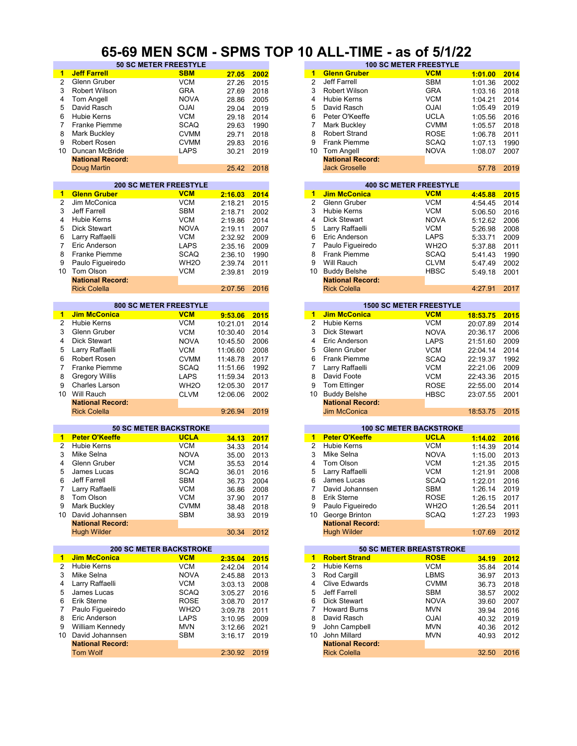# 65-69 MEN SCM - SPMS TOP 10 ALL-TIME - as of 5/1/22

## 50 SC METER FREESTYLE

| | Name | Club | Time | Year |
|---|---|---|---|---|
| **1** | **Jeff Farrell** | **SBM** | **27.05** | **2002** |
| 2 | Glenn Gruber | VCM | 27.26 | 2015 |
| 3 | Robert Wilson | GRA | 27.69 | 2018 |
| 4 | Tom Angell | NOVA | 28.86 | 2005 |
| 5 | David Rasch | OJAI | 29.04 | 2019 |
| 6 | Hubie Kerns | VCM | 29.18 | 2014 |
| 7 | Franke Piemme | SCAQ | 29.63 | 1990 |
| 8 | Mark Buckley | CVMM | 29.71 | 2018 |
| 9 | Robert Rosen | CVMM | 29.83 | 2016 |
| 10 | Duncan McBride | LAPS | 30.21 | 2019 |
| | **National Record:** | | | |
| | Doug Martin | | 25.42 | 2018 |

## 100 SC METER FREESTYLE

| | Name | Club | Time | Year |
|---|---|---|---|---|
| **1** | **Glenn Gruber** | **VCM** | **1:01.00** | **2014** |
| 2 | Jeff Farrell | SBM | 1:01.36 | 2002 |
| 3 | Robert Wilson | GRA | 1:03.16 | 2018 |
| 4 | Hubie Kerns | VCM | 1:04.21 | 2014 |
| 5 | David Rasch | OJAI | 1:05.49 | 2019 |
| 6 | Peter O'Keeffe | UCLA | 1:05.56 | 2016 |
| 7 | Mark Buckley | CVMM | 1:05.57 | 2018 |
| 8 | Robert Strand | ROSE | 1:06.78 | 2011 |
| 9 | Frank Piemme | SCAQ | 1:07.13 | 1990 |
| 10 | Tom Angell | NOVA | 1:08.07 | 2007 |
| | **National Record:** | | | |
| | Jack Groselle | | 57.78 | 2019 |

## 200 SC METER FREESTYLE

| | Name | Club | Time | Year |
|---|---|---|---|---|
| **1** | **Glenn Gruber** | **VCM** | **2:16.03** | **2014** |
| 2 | Jim McConica | VCM | 2:18.21 | 2015 |
| 3 | Jeff Farrell | SBM | 2:18.71 | 2002 |
| 4 | Hubie Kerns | VCM | 2:19.86 | 2014 |
| 5 | Dick Stewart | NOVA | 2:19.11 | 2007 |
| 6 | Larry Raffaelli | VCM | 2:32.92 | 2009 |
| 7 | Eric Anderson | LAPS | 2:35.16 | 2009 |
| 8 | Franke Piemme | SCAQ | 2:36.10 | 1990 |
| 9 | Paulo Figueiredo | WH2O | 2:39.74 | 2011 |
| 10 | Tom Olson | VCM | 2:39.81 | 2019 |
| | **National Record:** | | | |
| | Rick Colella | | 2:07.56 | 2016 |

## 400 SC METER FREESTYLE

| | Name | Club | Time | Year |
|---|---|---|---|---|
| **1** | **Jim McConica** | **VCM** | **4:45.88** | **2015** |
| 2 | Glenn Gruber | VCM | 4:54.45 | 2014 |
| 3 | Hubie Kerns | VCM | 5:06.50 | 2016 |
| 4 | Dick Stewart | NOVA | 5:12.62 | 2006 |
| 5 | Larry Raffaelli | VCM | 5:26.98 | 2008 |
| 6 | Eric Anderson | LAPS | 5:33.71 | 2009 |
| 7 | Paulo Figueiredo | WH2O | 5:37.88 | 2011 |
| 8 | Frank Piemme | SCAQ | 5:41.43 | 1990 |
| 9 | Will Rauch | CLVM | 5:47.49 | 2002 |
| 10 | Buddy Belshe | HBSC | 5:49.18 | 2001 |
| | **National Record:** | | | |
| | Rick Colella | | 4:27.91 | 2017 |

## 800 SC METER FREESTYLE

| | Name | Club | Time | Year |
|---|---|---|---|---|
| **1** | **Jim McConica** | **VCM** | **9:53.06** | **2015** |
| 2 | Hubie Kerns | VCM | 10:21.01 | 2014 |
| 3 | Glenn Gruber | VCM | 10:30.40 | 2014 |
| 4 | Dick Stewart | NOVA | 10:45.50 | 2006 |
| 5 | Larry Raffaelli | VCM | 11:06.60 | 2008 |
| 6 | Robert Rosen | CVMM | 11:48.78 | 2017 |
| 7 | Franke Piemme | SCAQ | 11:51.66 | 1992 |
| 8 | Gregory Willis | LAPS | 11:59.34 | 2013 |
| 9 | Charles Larson | WH2O | 12:05.30 | 2017 |
| 10 | Will Rauch | CLVM | 12:06.06 | 2002 |
| | **National Record:** | | | |
| | Rick Colella | | 9:26.94 | 2019 |

## 1500 SC METER FREESTYLE

| | Name | Club | Time | Year |
|---|---|---|---|---|
| **1** | **Jim McConica** | **VCM** | **18:53.75** | **2015** |
| 2 | Hubie Kerns | VCM | 20:07.89 | 2014 |
| 3 | Dick Stewart | NOVA | 20:36.17 | 2006 |
| 4 | Eric Anderson | LAPS | 21:51.60 | 2009 |
| 5 | Glenn Gruber | VCM | 22:04.14 | 2014 |
| 6 | Frank Piemme | SCAQ | 22:19.37 | 1992 |
| 7 | Larry Raffaelli | VCM | 22:21.06 | 2009 |
| 8 | David Foote | VCM | 22:43.36 | 2015 |
| 9 | Tom Ettinger | ROSE | 22:55.00 | 2014 |
| 10 | Buddy Belshe | HBSC | 23:07.55 | 2001 |
| | **National Record:** | | | |
| | Jim McConica | | 18:53.75 | 2015 |

## 50 SC METER BACKSTROKE

| | Name | Club | Time | Year |
|---|---|---|---|---|
| **1** | **Peter O'Keeffe** | **UCLA** | **34.13** | **2017** |
| 2 | Hubie Kerns | VCM | 34.33 | 2014 |
| 3 | Mike Selna | NOVA | 35.00 | 2013 |
| 4 | Glenn Gruber | VCM | 35.53 | 2014 |
| 5 | James Lucas | SCAQ | 36.01 | 2016 |
| 6 | Jeff Farrell | SBM | 36.73 | 2004 |
| 7 | Larry Raffaelli | VCM | 36.86 | 2008 |
| 8 | Tom Olson | VCM | 37.90 | 2017 |
| 9 | Mark Buckley | CVMM | 38.48 | 2018 |
| 10 | David Johannsen | SBM | 38.93 | 2019 |
| | **National Record:** | | | |
| | Hugh Wilder | | 30.34 | 2012 |

## 100 SC METER BACKSTROKE

| | Name | Club | Time | Year |
|---|---|---|---|---|
| **1** | **Peter O'Keeffe** | **UCLA** | **1:14.02** | **2016** |
| 2 | Hubie Kerns | VCM | 1:14.39 | 2014 |
| 3 | Mike Selna | NOVA | 1:15.00 | 2013 |
| 4 | Tom Olson | VCM | 1:21.35 | 2015 |
| 5 | Larry Raffaelli | VCM | 1:21.91 | 2008 |
| 6 | James Lucas | SCAQ | 1:22.01 | 2016 |
| 7 | David Johannsen | SBM | 1:26.14 | 2019 |
| 8 | Erik Sterne | ROSE | 1:26.15 | 2017 |
| 9 | Paulo Figueiredo | WH2O | 1:26.54 | 2011 |
| 10 | George Brinton | SCAQ | 1:27.23 | 1993 |
| | **National Record:** | | | |
| | Hugh Wilder | | 1:07.69 | 2012 |

## 200 SC METER BACKSTROKE

| | Name | Club | Time | Year |
|---|---|---|---|---|
| **1** | **Jim McConica** | **VCM** | **2:35.04** | **2015** |
| 2 | Hubie Kerns | VCM | 2:42.04 | 2014 |
| 3 | Mike Selna | NOVA | 2:45.88 | 2013 |
| 4 | Larry Raffaelli | VCM | 3:03.13 | 2008 |
| 5 | James Lucas | SCAQ | 3:05.27 | 2016 |
| 6 | Erik Sterne | ROSE | 3:08.70 | 2017 |
| 7 | Paulo Figueiredo | WH2O | 3:09.78 | 2011 |
| 8 | Eric Anderson | LAPS | 3:10.95 | 2009 |
| 9 | William Kennedy | MVN | 3:12.66 | 2021 |
| 10 | David Johannsen | SBM | 3:16.17 | 2019 |
| | **National Record:** | | | |
| | Tom Wolf | | 2:30.92 | 2019 |

## 50 SC METER BREASTSTROKE

| | Name | Club | Time | Year |
|---|---|---|---|---|
| **1** | **Robert Strand** | **ROSE** | **34.19** | **2012** |
| 2 | Hubie Kerns | VCM | 35.84 | 2014 |
| 3 | Rod Cargill | LBMS | 36.97 | 2013 |
| 4 | Clive Edwards | CVMM | 36.73 | 2018 |
| 5 | Jeff Farrell | SBM | 38.57 | 2002 |
| 6 | Dick Stewart | NOVA | 39.60 | 2007 |
| 7 | Howard Burns | MVN | 39.94 | 2016 |
| 8 | David Rasch | OJAI | 40.32 | 2019 |
| 9 | John Campbell | MVN | 40.36 | 2012 |
| 10 | John Millard | MVN | 40.93 | 2012 |
| | **National Record:** | | | |
| | Rick Colella | | 32.50 | 2016 |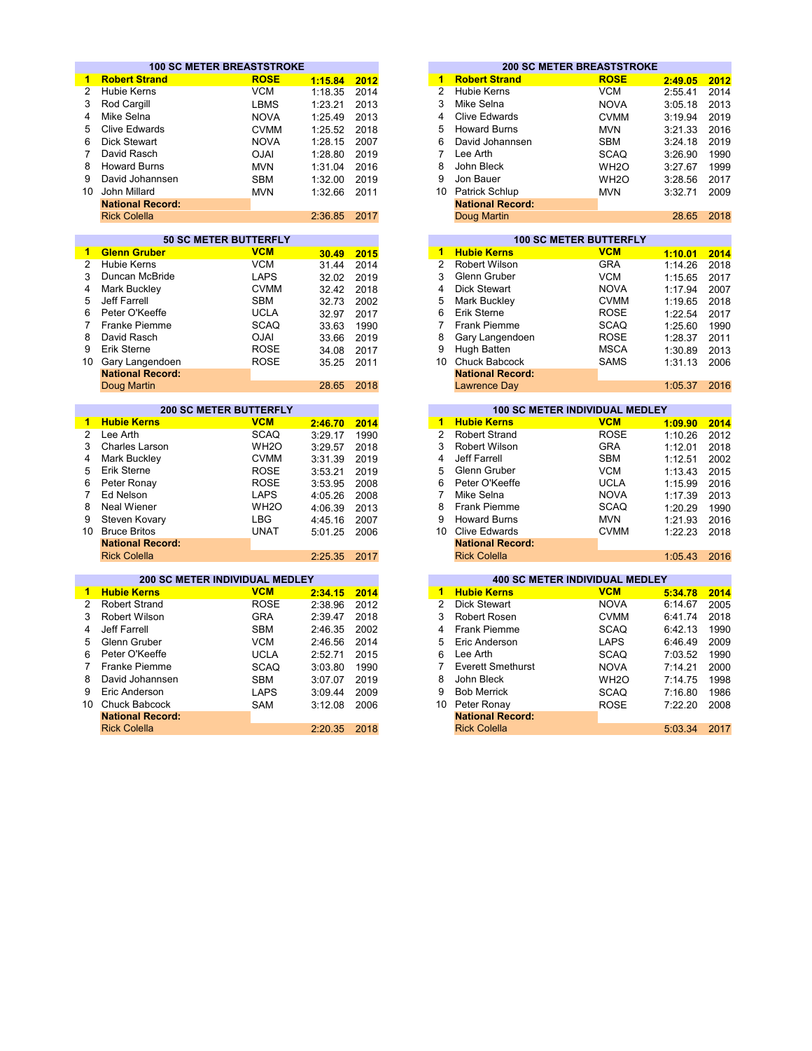## 100 SC METER BREASTSTROKE

| | Name | Team | Time | Year |
|---|---|---|---|---|
| **1** | **Robert Strand** | **ROSE** | **1:15.84** | **2012** |
| 2 | Hubie Kerns | VCM | 1:18.35 | 2014 |
| 3 | Rod Cargill | LBMS | 1:23.21 | 2013 |
| 4 | Mike Selna | NOVA | 1:25.49 | 2013 |
| 5 | Clive Edwards | CVMM | 1:25.52 | 2018 |
| 6 | Dick Stewart | NOVA | 1:28.15 | 2007 |
| 7 | David Rasch | OJAI | 1:28.80 | 2019 |
| 8 | Howard Burns | MVN | 1:31.04 | 2016 |
| 9 | David Johannsen | SBM | 1:32.00 | 2019 |
| 10 | John Millard | MVN | 1:32.66 | 2011 |
| | **National Record:** | | | |
| | Rick Colella | | 2:36.85 | 2017 |

## 200 SC METER BREASTSTROKE

| | Name | Team | Time | Year |
|---|---|---|---|---|
| **1** | **Robert Strand** | **ROSE** | **2:49.05** | **2012** |
| 2 | Hubie Kerns | VCM | 2:55.41 | 2014 |
| 3 | Mike Selna | NOVA | 3:05.18 | 2013 |
| 4 | Clive Edwards | CVMM | 3:19.94 | 2019 |
| 5 | Howard Burns | MVN | 3:21.33 | 2016 |
| 6 | David Johannsen | SBM | 3:24.18 | 2019 |
| 7 | Lee Arth | SCAQ | 3:26.90 | 1990 |
| 8 | John Bleck | WH2O | 3:27.67 | 1999 |
| 9 | Jon Bauer | WH2O | 3:28.56 | 2017 |
| 10 | Patrick Schlup | MVN | 3:32.71 | 2009 |
| | **National Record:** | | | |
| | Doug Martin | | 28.65 | 2018 |

## 50 SC METER BUTTERFLY

| | Name | Team | Time | Year |
|---|---|---|---|---|
| **1** | **Glenn Gruber** | **VCM** | **30.49** | **2015** |
| 2 | Hubie Kerns | VCM | 31.44 | 2014 |
| 3 | Duncan McBride | LAPS | 32.02 | 2019 |
| 4 | Mark Buckley | CVMM | 32.42 | 2018 |
| 5 | Jeff Farrell | SBM | 32.73 | 2002 |
| 6 | Peter O'Keeffe | UCLA | 32.97 | 2017 |
| 7 | Franke Piemme | SCAQ | 33.63 | 1990 |
| 8 | David Rasch | OJAI | 33.66 | 2019 |
| 9 | Erik Sterne | ROSE | 34.08 | 2017 |
| 10 | Gary Langendoen | ROSE | 35.25 | 2011 |
| | **National Record:** | | | |
| | Doug Martin | | 28.65 | 2018 |

## 100 SC METER BUTTERFLY

| | Name | Team | Time | Year |
|---|---|---|---|---|
| **1** | **Hubie Kerns** | **VCM** | **1:10.01** | **2014** |
| 2 | Robert Wilson | GRA | 1:14.26 | 2018 |
| 3 | Glenn Gruber | VCM | 1:15.65 | 2017 |
| 4 | Dick Stewart | NOVA | 1:17.94 | 2007 |
| 5 | Mark Buckley | CVMM | 1:19.65 | 2018 |
| 6 | Erik Sterne | ROSE | 1:22.54 | 2017 |
| 7 | Frank Piemme | SCAQ | 1:25.60 | 1990 |
| 8 | Gary Langendoen | ROSE | 1:28.37 | 2011 |
| 9 | Hugh Batten | MSCA | 1:30.89 | 2013 |
| 10 | Chuck Babcock | SAMS | 1:31.13 | 2006 |
| | **National Record:** | | | |
| | Lawrence Day | | 1:05.37 | 2016 |

## 200 SC METER BUTTERFLY

| | Name | Team | Time | Year |
|---|---|---|---|---|
| **1** | **Hubie Kerns** | **VCM** | **2:46.70** | **2014** |
| 2 | Lee Arth | SCAQ | 3:29.17 | 1990 |
| 3 | Charles Larson | WH2O | 3:29.57 | 2018 |
| 4 | Mark Buckley | CVMM | 3:31.39 | 2019 |
| 5 | Erik Sterne | ROSE | 3:53.21 | 2019 |
| 6 | Peter Ronay | ROSE | 3:53.95 | 2008 |
| 7 | Ed Nelson | LAPS | 4:05.26 | 2008 |
| 8 | Neal Wiener | WH2O | 4:06.39 | 2013 |
| 9 | Steven Kovary | LBG | 4:45.16 | 2007 |
| 10 | Bruce Britos | UNAT | 5:01.25 | 2006 |
| | **National Record:** | | | |
| | Rick Colella | | 2:25.35 | 2017 |

## 100 SC METER INDIVIDUAL MEDLEY

| | Name | Team | Time | Year |
|---|---|---|---|---|
| **1** | **Hubie Kerns** | **VCM** | **1:09.90** | **2014** |
| 2 | Robert Strand | ROSE | 1:10.26 | 2012 |
| 3 | Robert Wilson | GRA | 1:12.01 | 2018 |
| 4 | Jeff Farrell | SBM | 1:12.51 | 2002 |
| 5 | Glenn Gruber | VCM | 1:13.43 | 2015 |
| 6 | Peter O'Keeffe | UCLA | 1:15.99 | 2016 |
| 7 | Mike Selna | NOVA | 1:17.39 | 2013 |
| 8 | Frank Piemme | SCAQ | 1:20.29 | 1990 |
| 9 | Howard Burns | MVN | 1:21.93 | 2016 |
| 10 | Clive Edwards | CVMM | 1:22.23 | 2018 |
| | **National Record:** | | | |
| | Rick Colella | | 1:05.43 | 2016 |

## 200 SC METER INDIVIDUAL MEDLEY

| | Name | Team | Time | Year |
|---|---|---|---|---|
| **1** | **Hubie Kerns** | **VCM** | **2:34.15** | **2014** |
| 2 | Robert Strand | ROSE | 2:38.96 | 2012 |
| 3 | Robert Wilson | GRA | 2:39.47 | 2018 |
| 4 | Jeff Farrell | SBM | 2:46.35 | 2002 |
| 5 | Glenn Gruber | VCM | 2:46.56 | 2014 |
| 6 | Peter O'Keeffe | UCLA | 2:52.71 | 2015 |
| 7 | Franke Piemme | SCAQ | 3:03.80 | 1990 |
| 8 | David Johannsen | SBM | 3:07.07 | 2019 |
| 9 | Eric Anderson | LAPS | 3:09.44 | 2009 |
| 10 | Chuck Babcock | SAM | 3:12.08 | 2006 |
| | **National Record:** | | | |
| | Rick Colella | | 2:20.35 | 2018 |

## 400 SC METER INDIVIDUAL MEDLEY

| | Name | Team | Time | Year |
|---|---|---|---|---|
| **1** | **Hubie Kerns** | **VCM** | **5:34.78** | **2014** |
| 2 | Dick Stewart | NOVA | 6:14.67 | 2005 |
| 3 | Robert Rosen | CVMM | 6:41.74 | 2018 |
| 4 | Frank Piemme | SCAQ | 6:42.13 | 1990 |
| 5 | Eric Anderson | LAPS | 6:46.49 | 2009 |
| 6 | Lee Arth | SCAQ | 7:03.52 | 1990 |
| 7 | Everett Smethurst | NOVA | 7:14.21 | 2000 |
| 8 | John Bleck | WH2O | 7:14.75 | 1998 |
| 9 | Bob Merrick | SCAQ | 7:16.80 | 1986 |
| 10 | Peter Ronay | ROSE | 7:22.20 | 2008 |
| | **National Record:** | | | |
| | Rick Colella | | 5:03.34 | 2017 |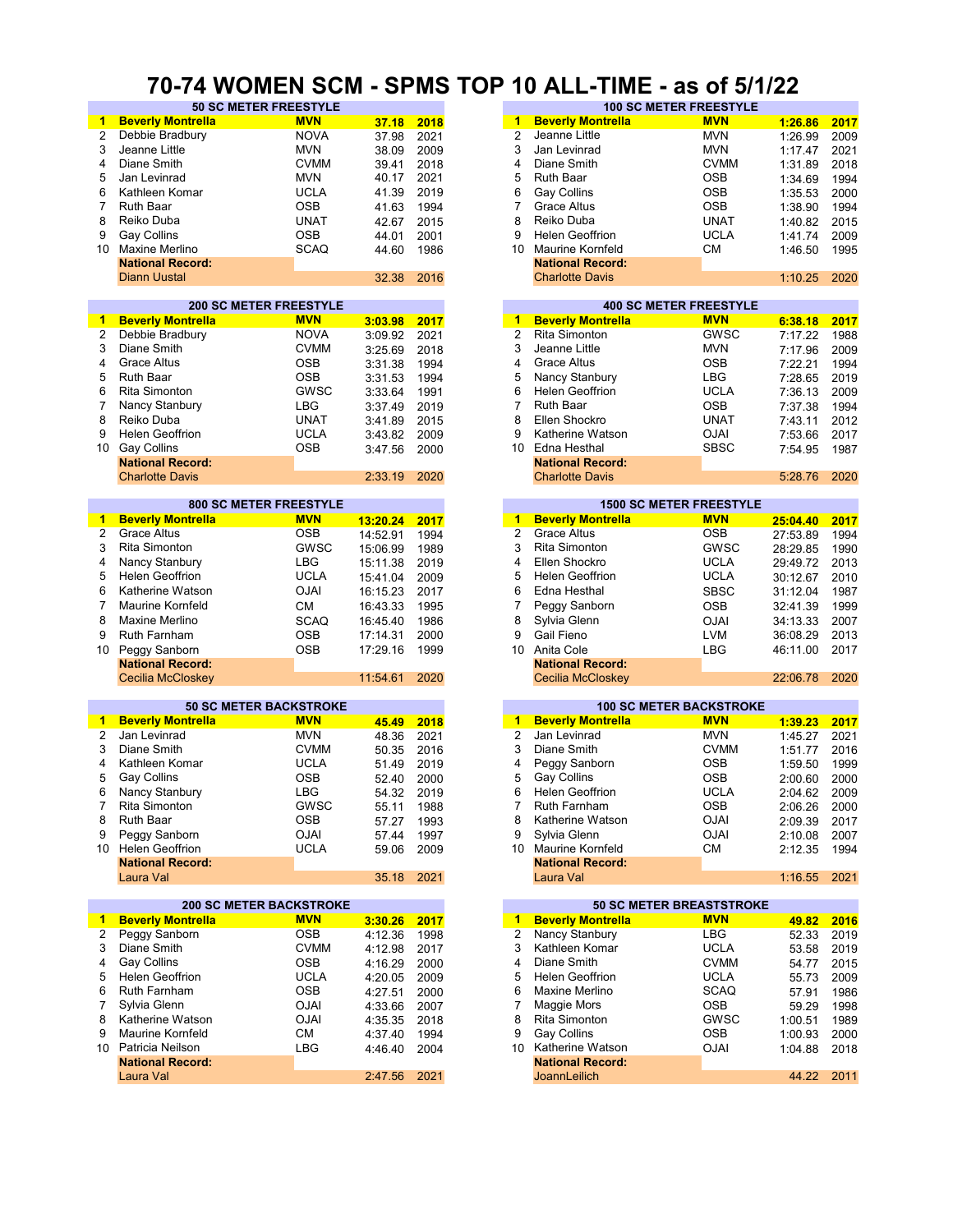# 70-74 WOMEN SCM - SPMS TOP 10 ALL-TIME - as of 5/1/22

### 50 SC METER FREESTYLE

| | Name | Club | Time | Year |
|---|---|---|---|---|
| 1 | **Beverly Montrella** | **MVN** | **37.18** | **2018** |
| 2 | Debbie Bradbury | NOVA | 37.98 | 2021 |
| 3 | Jeanne Little | MVN | 38.09 | 2009 |
| 4 | Diane Smith | CVMM | 39.41 | 2018 |
| 5 | Jan Levinrad | MVN | 40.17 | 2021 |
| 6 | Kathleen Komar | UCLA | 41.39 | 2019 |
| 7 | Ruth Baar | OSB | 41.63 | 1994 |
| 8 | Reiko Duba | UNAT | 42.67 | 2015 |
| 9 | Gay Collins | OSB | 44.01 | 2001 |
| 10 | Maxine Merlino | SCAQ | 44.60 | 1986 |
| | **National Record:** | | | |
| | Diann Uustal | | 32.38 | 2016 |

### 100 SC METER FREESTYLE

| | Name | Club | Time | Year |
|---|---|---|---|---|
| 1 | **Beverly Montrella** | **MVN** | **1:26.86** | **2017** |
| 2 | Jeanne Little | MVN | 1:26.99 | 2009 |
| 3 | Jan Levinrad | MVN | 1:17.47 | 2021 |
| 4 | Diane Smith | CVMM | 1:31.89 | 2018 |
| 5 | Ruth Baar | OSB | 1:34.69 | 1994 |
| 6 | Gay Collins | OSB | 1:35.53 | 2000 |
| 7 | Grace Altus | OSB | 1:38.90 | 1994 |
| 8 | Reiko Duba | UNAT | 1:40.82 | 2015 |
| 9 | Helen Geoffrion | UCLA | 1:41.74 | 2009 |
| 10 | Maurine Kornfeld | CM | 1:46.50 | 1995 |
| | **National Record:** | | | |
| | Charlotte Davis | | 1:10.25 | 2020 |

### 200 SC METER FREESTYLE

| | Name | Club | Time | Year |
|---|---|---|---|---|
| 1 | **Beverly Montrella** | **MVN** | **3:03.98** | **2017** |
| 2 | Debbie Bradbury | NOVA | 3:09.92 | 2021 |
| 3 | Diane Smith | CVMM | 3:25.69 | 2018 |
| 4 | Grace Altus | OSB | 3:31.38 | 1994 |
| 5 | Ruth Baar | OSB | 3:31.53 | 1994 |
| 6 | Rita Simonton | GWSC | 3:33.64 | 1991 |
| 7 | Nancy Stanbury | LBG | 3:37.49 | 2019 |
| 8 | Reiko Duba | UNAT | 3:41.89 | 2015 |
| 9 | Helen Geoffrion | UCLA | 3:43.82 | 2009 |
| 10 | Gay Collins | OSB | 3:47.56 | 2000 |
| | **National Record:** | | | |
| | Charlotte Davis | | 2:33.19 | 2020 |

### 400 SC METER FREESTYLE

| | Name | Club | Time | Year |
|---|---|---|---|---|
| 1 | **Beverly Montrella** | **MVN** | **6:38.18** | **2017** |
| 2 | Rita Simonton | GWSC | 7:17.22 | 1988 |
| 3 | Jeanne Little | MVN | 7:17.96 | 2009 |
| 4 | Grace Altus | OSB | 7:22.21 | 1994 |
| 5 | Nancy Stanbury | LBG | 7:28.65 | 2019 |
| 6 | Helen Geoffrion | UCLA | 7:36.13 | 2009 |
| 7 | Ruth Baar | OSB | 7:37.38 | 1994 |
| 8 | Ellen Shockro | UNAT | 7:43.11 | 2012 |
| 9 | Katherine Watson | OJAI | 7:53.66 | 2017 |
| 10 | Edna Hesthal | SBSC | 7:54.95 | 1987 |
| | **National Record:** | | | |
| | Charlotte Davis | | 5:28.76 | 2020 |

### 800 SC METER FREESTYLE

| | Name | Club | Time | Year |
|---|---|---|---|---|
| 1 | **Beverly Montrella** | **MVN** | **13:20.24** | **2017** |
| 2 | Grace Altus | OSB | 14:52.91 | 1994 |
| 3 | Rita Simonton | GWSC | 15:06.99 | 1989 |
| 4 | Nancy Stanbury | LBG | 15:11.38 | 2019 |
| 5 | Helen Geoffrion | UCLA | 15:41.04 | 2009 |
| 6 | Katherine Watson | OJAI | 16:15.23 | 2017 |
| 7 | Maurine Kornfeld | CM | 16:43.33 | 1995 |
| 8 | Maxine Merlino | SCAQ | 16:45.40 | 1986 |
| 9 | Ruth Farnham | OSB | 17:14.31 | 2000 |
| 10 | Peggy Sanborn | OSB | 17:29.16 | 1999 |
| | **National Record:** | | | |
| | Cecilia McCloskey | | 11:54.61 | 2020 |

### 1500 SC METER FREESTYLE

| | Name | Club | Time | Year |
|---|---|---|---|---|
| 1 | **Beverly Montrella** | **MVN** | **25:04.40** | **2017** |
| 2 | Grace Altus | OSB | 27:53.89 | 1994 |
| 3 | Rita Simonton | GWSC | 28:29.85 | 1990 |
| 4 | Ellen Shockro | UCLA | 29:49.72 | 2013 |
| 5 | Helen Geoffrion | UCLA | 30:12.67 | 2010 |
| 6 | Edna Hesthal | SBSC | 31:12.04 | 1987 |
| 7 | Peggy Sanborn | OSB | 32:41.39 | 1999 |
| 8 | Sylvia Glenn | OJAI | 34:13.33 | 2007 |
| 9 | Gail Fieno | LVM | 36:08.29 | 2013 |
| 10 | Anita Cole | LBG | 46:11.00 | 2017 |
| | **National Record:** | | | |
| | Cecilia McCloskey | | 22:06.78 | 2020 |

### 50 SC METER BACKSTROKE

| | Name | Club | Time | Year |
|---|---|---|---|---|
| 1 | **Beverly Montrella** | **MVN** | **45.49** | **2018** |
| 2 | Jan Levinrad | MVN | 48.36 | 2021 |
| 3 | Diane Smith | CVMM | 50.35 | 2016 |
| 4 | Kathleen Komar | UCLA | 51.49 | 2019 |
| 5 | Gay Collins | OSB | 52.40 | 2000 |
| 6 | Nancy Stanbury | LBG | 54.32 | 2019 |
| 7 | Rita Simonton | GWSC | 55.11 | 1988 |
| 8 | Ruth Baar | OSB | 57.27 | 1993 |
| 9 | Peggy Sanborn | OJAI | 57.44 | 1997 |
| 10 | Helen Geoffrion | UCLA | 59.06 | 2009 |
| | **National Record:** | | | |
| | Laura Val | | 35.18 | 2021 |

### 100 SC METER BACKSTROKE

| | Name | Club | Time | Year |
|---|---|---|---|---|
| 1 | **Beverly Montrella** | **MVN** | **1:39.23** | **2017** |
| 2 | Jan Levinrad | MVN | 1:45.27 | 2021 |
| 3 | Diane Smith | CVMM | 1:51.77 | 2016 |
| 4 | Peggy Sanborn | OSB | 1:59.50 | 1999 |
| 5 | Gay Collins | OSB | 2:00.60 | 2000 |
| 6 | Helen Geoffrion | UCLA | 2:04.62 | 2009 |
| 7 | Ruth Farnham | OSB | 2:06.26 | 2000 |
| 8 | Katherine Watson | OJAI | 2:09.39 | 2017 |
| 9 | Sylvia Glenn | OJAI | 2:10.08 | 2007 |
| 10 | Maurine Kornfeld | CM | 2:12.35 | 1994 |
| | **National Record:** | | | |
| | Laura Val | | 1:16.55 | 2021 |

### 200 SC METER BACKSTROKE

| | Name | Club | Time | Year |
|---|---|---|---|---|
| 1 | **Beverly Montrella** | **MVN** | **3:30.26** | **2017** |
| 2 | Peggy Sanborn | OSB | 4:12.36 | 1998 |
| 3 | Diane Smith | CVMM | 4:12.98 | 2017 |
| 4 | Gay Collins | OSB | 4:16.29 | 2000 |
| 5 | Helen Geoffrion | UCLA | 4:20.05 | 2009 |
| 6 | Ruth Farnham | OSB | 4:27.51 | 2000 |
| 7 | Sylvia Glenn | OJAI | 4:33.66 | 2007 |
| 8 | Katherine Watson | OJAI | 4:35.35 | 2018 |
| 9 | Maurine Kornfeld | CM | 4:37.40 | 1994 |
| 10 | Patricia Neilson | LBG | 4:46.40 | 2004 |
| | **National Record:** | | | |
| | Laura Val | | 2:47.56 | 2021 |

### 50 SC METER BREASTSTROKE

| | Name | Club | Time | Year |
|---|---|---|---|---|
| 1 | **Beverly Montrella** | **MVN** | **49.82** | **2016** |
| 2 | Nancy Stanbury | LBG | 52.33 | 2019 |
| 3 | Kathleen Komar | UCLA | 53.58 | 2019 |
| 4 | Diane Smith | CVMM | 54.77 | 2015 |
| 5 | Helen Geoffrion | UCLA | 55.73 | 2009 |
| 6 | Maxine Merlino | SCAQ | 57.91 | 1986 |
| 7 | Maggie Mors | OSB | 59.29 | 1998 |
| 8 | Rita Simonton | GWSC | 1:00.51 | 1989 |
| 9 | Gay Collins | OSB | 1:00.93 | 2000 |
| 10 | Katherine Watson | OJAI | 1:04.88 | 2018 |
| | **National Record:** | | | |
| | JoannLeilich | | 44.22 | 2011 |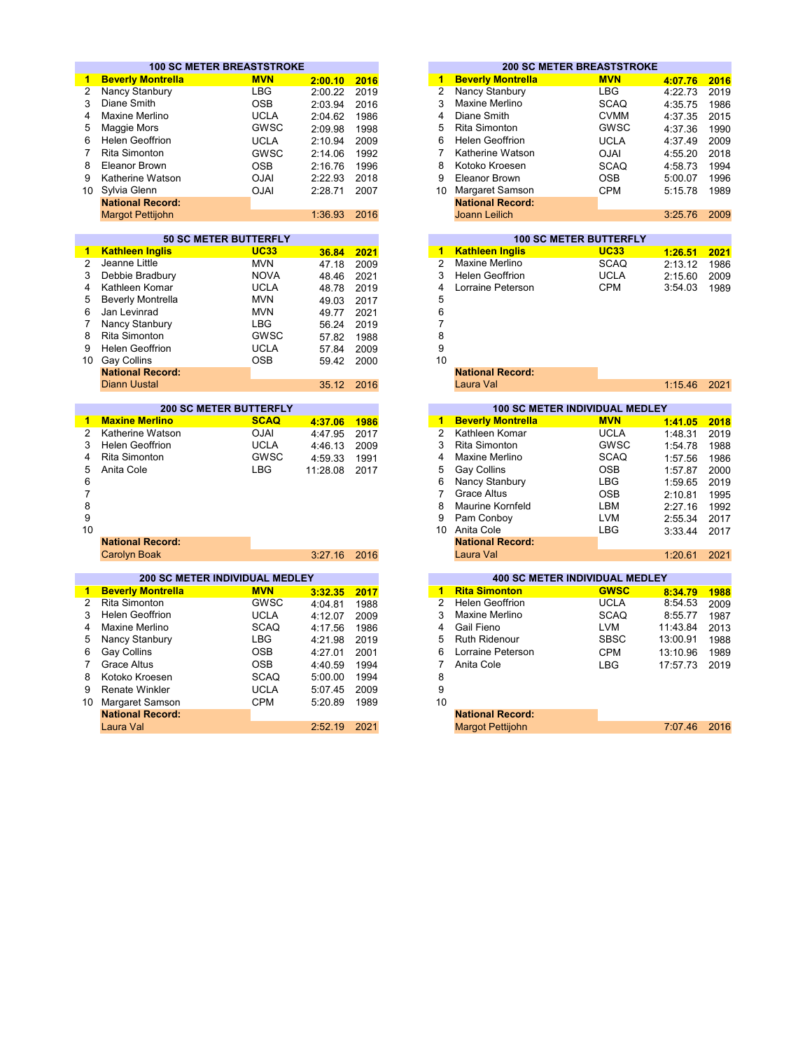## 100 SC METER BREASTSTROKE

| Rank | Name | Team | Time | Year |
|---|---|---|---|---|
| **1** | **Beverly Montrella** | **MVN** | **2:00.10** | **2016** |
| 2 | Nancy Stanbury | LBG | 2:00.22 | 2019 |
| 3 | Diane Smith | OSB | 2:03.94 | 2016 |
| 4 | Maxine Merlino | UCLA | 2:04.62 | 1986 |
| 5 | Maggie Mors | GWSC | 2:09.98 | 1998 |
| 6 | Helen Geoffrion | UCLA | 2:10.94 | 2009 |
| 7 | Rita Simonton | GWSC | 2:14.06 | 1992 |
| 8 | Eleanor Brown | OSB | 2:16.76 | 1996 |
| 9 | Katherine Watson | OJAI | 2:22.93 | 2018 |
| 10 | Sylvia Glenn | OJAI | 2:28.71 | 2007 |
| | **National Record:** | | | |
| | Margot Pettijohn | | 1:36.93 | 2016 |

## 200 SC METER BREASTSTROKE

| Rank | Name | Team | Time | Year |
|---|---|---|---|---|
| **1** | **Beverly Montrella** | **MVN** | **4:07.76** | **2016** |
| 2 | Nancy Stanbury | LBG | 4:22.73 | 2019 |
| 3 | Maxine Merlino | SCAQ | 4:35.75 | 1986 |
| 4 | Diane Smith | CVMM | 4:37.35 | 2015 |
| 5 | Rita Simonton | GWSC | 4:37.36 | 1990 |
| 6 | Helen Geoffrion | UCLA | 4:37.49 | 2009 |
| 7 | Katherine Watson | OJAI | 4:55.20 | 2018 |
| 8 | Kotoko Kroesen | SCAQ | 4:58.73 | 1994 |
| 9 | Eleanor Brown | OSB | 5:00.07 | 1996 |
| 10 | Margaret Samson | CPM | 5:15.78 | 1989 |
| | **National Record:** | | | |
| | Joann Leilich | | 3:25.76 | 2009 |

## 50 SC METER BUTTERFLY

| Rank | Name | Team | Time | Year |
|---|---|---|---|---|
| **1** | **Kathleen Inglis** | **UC33** | **36.84** | **2021** |
| 2 | Jeanne Little | MVN | 47.18 | 2009 |
| 3 | Debbie Bradbury | NOVA | 48.46 | 2021 |
| 4 | Kathleen Komar | UCLA | 48.78 | 2019 |
| 5 | Beverly Montrella | MVN | 49.03 | 2017 |
| 6 | Jan Levinrad | MVN | 49.77 | 2021 |
| 7 | Nancy Stanbury | LBG | 56.24 | 2019 |
| 8 | Rita Simonton | GWSC | 57.82 | 1988 |
| 9 | Helen Geoffrion | UCLA | 57.84 | 2009 |
| 10 | Gay Collins | OSB | 59.42 | 2000 |
| | **National Record:** | | | |
| | Diann Uustal | | 35.12 | 2016 |

## 100 SC METER BUTTERFLY

| Rank | Name | Team | Time | Year |
|---|---|---|---|---|
| **1** | **Kathleen Inglis** | **UC33** | **1:26.51** | **2021** |
| 2 | Maxine Merlino | SCAQ | 2:13.12 | 1986 |
| 3 | Helen Geoffrion | UCLA | 2:15.60 | 2009 |
| 4 | Lorraine Peterson | CPM | 3:54.03 | 1989 |
| 5 | | | | |
| 6 | | | | |
| 7 | | | | |
| 8 | | | | |
| 9 | | | | |
| 10 | | | | |
| | **National Record:** | | | |
| | Laura Val | | 1:15.46 | 2021 |

## 200 SC METER BUTTERFLY

| Rank | Name | Team | Time | Year |
|---|---|---|---|---|
| **1** | **Maxine Merlino** | **SCAQ** | **4:37.06** | **1986** |
| 2 | Katherine Watson | OJAI | 4:47.95 | 2017 |
| 3 | Helen Geoffrion | UCLA | 4:46.13 | 2009 |
| 4 | Rita Simonton | GWSC | 4:59.33 | 1991 |
| 5 | Anita Cole | LBG | 11:28.08 | 2017 |
| 6 | | | | |
| 7 | | | | |
| 8 | | | | |
| 9 | | | | |
| 10 | | | | |
| | **National Record:** | | | |
| | Carolyn Boak | | 3:27.16 | 2016 |

## 100 SC METER INDIVIDUAL MEDLEY

| Rank | Name | Team | Time | Year |
|---|---|---|---|---|
| **1** | **Beverly Montrella** | **MVN** | **1:41.05** | **2018** |
| 2 | Kathleen Komar | UCLA | 1:48.31 | 2019 |
| 3 | Rita Simonton | GWSC | 1:54.78 | 1988 |
| 4 | Maxine Merlino | SCAQ | 1:57.56 | 1986 |
| 5 | Gay Collins | OSB | 1:57.87 | 2000 |
| 6 | Nancy Stanbury | LBG | 1:59.65 | 2019 |
| 7 | Grace Altus | OSB | 2:10.81 | 1995 |
| 8 | Maurine Kornfeld | LBM | 2:27.16 | 1992 |
| 9 | Pam Conboy | LVM | 2:55.34 | 2017 |
| 10 | Anita Cole | LBG | 3:33.44 | 2017 |
| | **National Record:** | | | |
| | Laura Val | | 1:20.61 | 2021 |

## 200 SC METER INDIVIDUAL MEDLEY

| Rank | Name | Team | Time | Year |
|---|---|---|---|---|
| **1** | **Beverly Montrella** | **MVN** | **3:32.35** | **2017** |
| 2 | Rita Simonton | GWSC | 4:04.81 | 1988 |
| 3 | Helen Geoffrion | UCLA | 4:12.07 | 2009 |
| 4 | Maxine Merlino | SCAQ | 4:17.56 | 1986 |
| 5 | Nancy Stanbury | LBG | 4:21.98 | 2019 |
| 6 | Gay Collins | OSB | 4:27.01 | 2001 |
| 7 | Grace Altus | OSB | 4:40.59 | 1994 |
| 8 | Kotoko Kroesen | SCAQ | 5:00.00 | 1994 |
| 9 | Renate Winkler | UCLA | 5:07.45 | 2009 |
| 10 | Margaret Samson | CPM | 5:20.89 | 1989 |
| | **National Record:** | | | |
| | Laura Val | | 2:52.19 | 2021 |

## 400 SC METER INDIVIDUAL MEDLEY

| Rank | Name | Team | Time | Year |
|---|---|---|---|---|
| **1** | **Rita Simonton** | **GWSC** | **8:34.79** | **1988** |
| 2 | Helen Geoffrion | UCLA | 8:54.53 | 2009 |
| 3 | Maxine Merlino | SCAQ | 8:55.77 | 1987 |
| 4 | Gail Fieno | LVM | 11:43.84 | 2013 |
| 5 | Ruth Ridenour | SBSC | 13:00.91 | 1988 |
| 6 | Lorraine Peterson | CPM | 13:10.96 | 1989 |
| 7 | Anita Cole | LBG | 17:57.73 | 2019 |
| 8 | | | | |
| 9 | | | | |
| 10 | | | | |
| | **National Record:** | | | |
| | Margot Pettijohn | | 7:07.46 | 2016 |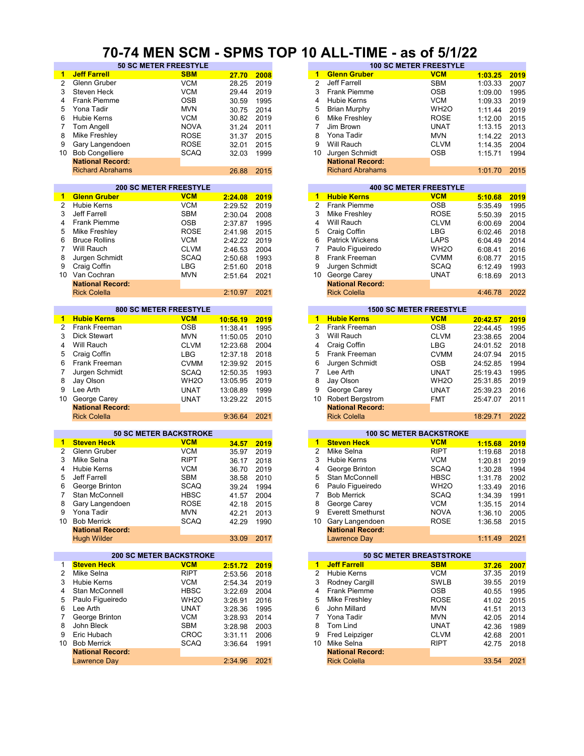# 70-74 MEN SCM - SPMS TOP 10 ALL-TIME - as of 5/1/22

### 50 SC METER FREESTYLE

| Rank | Name | Club | Time | Year |
|---|---|---|---|---|
| **1** | **Jeff Farrell** | **SBM** | **27.70** | **2008** |
| 2 | Glenn Gruber | VCM | 28.25 | 2019 |
| 3 | Steven Heck | VCM | 29.44 | 2019 |
| 4 | Frank Piemme | OSB | 30.59 | 1995 |
| 5 | Yona Tadir | MVN | 30.75 | 2014 |
| 6 | Hubie Kerns | VCM | 30.82 | 2019 |
| 7 | Tom Angell | NOVA | 31.24 | 2011 |
| 8 | Mike Freshley | ROSE | 31.37 | 2015 |
| 9 | Gary Langendoen | ROSE | 32.01 | 2015 |
| 10 | Bob Congelliere | SCAQ | 32.03 | 1999 |
| | **National Record:** | | | |
| | Richard Abrahams | | 26.88 | 2015 |

### 100 SC METER FREESTYLE

| Rank | Name | Club | Time | Year |
|---|---|---|---|---|
| **1** | **Glenn Gruber** | **VCM** | **1:03.25** | **2019** |
| 2 | Jeff Farrell | SBM | 1:03.33 | 2007 |
| 3 | Frank Piemme | OSB | 1:09.00 | 1995 |
| 4 | Hubie Kerns | VCM | 1:09.33 | 2019 |
| 5 | Brian Murphy | WH2O | 1:11.44 | 2019 |
| 6 | Mike Freshley | ROSE | 1:12.00 | 2015 |
| 7 | Jim Brown | UNAT | 1:13.15 | 2013 |
| 8 | Yona Tadir | MVN | 1:14.22 | 2013 |
| 9 | Will Rauch | CLVM | 1:14.35 | 2004 |
| 10 | Jurgen Schmidt | OSB | 1:15.71 | 1994 |
| | **National Record:** | | | |
| | Richard Abrahams | | 1:01.70 | 2015 |

### 200 SC METER FREESTYLE

| Rank | Name | Club | Time | Year |
|---|---|---|---|---|
| **1** | **Glenn Gruber** | **VCM** | **2:24.08** | **2019** |
| 2 | Hubie Kerns | VCM | 2:29.52 | 2019 |
| 3 | Jeff Farrell | SBM | 2:30.04 | 2008 |
| 4 | Frank Piemme | OSB | 2:37.87 | 1995 |
| 5 | Mike Freshley | ROSE | 2:41.98 | 2015 |
| 6 | Bruce Rollins | VCM | 2:42.22 | 2019 |
| 7 | Will Rauch | CLVM | 2:46.53 | 2004 |
| 8 | Jurgen Schmidt | SCAQ | 2:50.68 | 1993 |
| 9 | Craig Coffin | LBG | 2:51.60 | 2018 |
| 10 | Van Cochran | MVN | 2:51.64 | 2021 |
| | **National Record:** | | | |
| | Rick Colella | | 2:10.97 | 2021 |

### 400 SC METER FREESTYLE

| Rank | Name | Club | Time | Year |
|---|---|---|---|---|
| **1** | **Hubie Kerns** | **VCM** | **5:10.68** | **2019** |
| 2 | Frank Piemme | OSB | 5:35.49 | 1995 |
| 3 | Mike Freshley | ROSE | 5:50.39 | 2015 |
| 4 | Will Rauch | CLVM | 6:00.69 | 2004 |
| 5 | Craig Coffin | LBG | 6:02.46 | 2018 |
| 6 | Patrick Wickens | LAPS | 6:04.49 | 2014 |
| 7 | Paulo Figueiredo | WH2O | 6:08.41 | 2016 |
| 8 | Frank Freeman | CVMM | 6:08.77 | 2015 |
| 9 | Jurgen Schmidt | SCAQ | 6:12.49 | 1993 |
| 10 | George Carey | UNAT | 6:18.69 | 2013 |
| | **National Record:** | | | |
| | Rick Colella | | 4:46.78 | 2022 |

### 800 SC METER FREESTYLE

| Rank | Name | Club | Time | Year |
|---|---|---|---|---|
| **1** | **Hubie Kerns** | **VCM** | **10:56.19** | **2019** |
| 2 | Frank Freeman | OSB | 11:38.41 | 1995 |
| 3 | Dick Stewart | MVN | 11:50.05 | 2010 |
| 4 | Will Rauch | CLVM | 12:23.68 | 2004 |
| 5 | Craig Coffin | LBG | 12:37.18 | 2018 |
| 6 | Frank Freeman | CVMM | 12:39.92 | 2015 |
| 7 | Jurgen Schmidt | SCAQ | 12:50.35 | 1993 |
| 8 | Jay Olson | WH2O | 13:05.95 | 2019 |
| 9 | Lee Arth | UNAT | 13:08.89 | 1999 |
| 10 | George Carey | UNAT | 13:29.22 | 2015 |
| | **National Record:** | | | |
| | Rick Colella | | 9:36.64 | 2021 |

### 1500 SC METER FREESTYLE

| Rank | Name | Club | Time | Year |
|---|---|---|---|---|
| **1** | **Hubie Kerns** | **VCM** | **20:42.57** | **2019** |
| 2 | Frank Freeman | OSB | 22:44.45 | 1995 |
| 3 | Will Rauch | CLVM | 23:38.65 | 2004 |
| 4 | Craig Coffin | LBG | 24:01.52 | 2018 |
| 5 | Frank Freeman | CVMM | 24:07.94 | 2015 |
| 6 | Jurgen Schmidt | OSB | 24:52.85 | 1994 |
| 7 | Lee Arth | UNAT | 25:19.43 | 1995 |
| 8 | Jay Olson | WH2O | 25:31.85 | 2019 |
| 9 | George Carey | UNAT | 25:39.23 | 2016 |
| 10 | Robert Bergstrom | FMT | 25:47.07 | 2011 |
| | **National Record:** | | | |
| | Rick Colella | | 18:29.71 | 2022 |

### 50 SC METER BACKSTROKE

| Rank | Name | Club | Time | Year |
|---|---|---|---|---|
| **1** | **Steven Heck** | **VCM** | **34.57** | **2019** |
| 2 | Glenn Gruber | VCM | 35.97 | 2019 |
| 3 | Mike Selna | RIPT | 36.17 | 2018 |
| 4 | Hubie Kerns | VCM | 36.70 | 2019 |
| 5 | Jeff Farrell | SBM | 38.58 | 2010 |
| 6 | George Brinton | SCAQ | 39.24 | 1994 |
| 7 | Stan McConnell | HBSC | 41.57 | 2004 |
| 8 | Gary Langendoen | ROSE | 42.18 | 2015 |
| 9 | Yona Tadir | MVN | 42.21 | 2013 |
| 10 | Bob Merrick | SCAQ | 42.29 | 1990 |
| | **National Record:** | | | |
| | Hugh Wilder | | 33.09 | 2017 |

### 100 SC METER BACKSTROKE

| Rank | Name | Club | Time | Year |
|---|---|---|---|---|
| **1** | **Steven Heck** | **VCM** | **1:15.68** | **2019** |
| 2 | Mike Selna | RIPT | 1:19.68 | 2018 |
| 3 | Hubie Kerns | VCM | 1:20.81 | 2019 |
| 4 | George Brinton | SCAQ | 1:30.28 | 1994 |
| 5 | Stan McConnell | HBSC | 1:31.78 | 2002 |
| 6 | Paulo Figueiredo | WH2O | 1:33.49 | 2016 |
| 7 | Bob Merrick | SCAQ | 1:34.39 | 1991 |
| 8 | George Carey | VCM | 1:35.15 | 2014 |
| 9 | Everett Smethurst | NOVA | 1:36.10 | 2005 |
| 10 | Gary Langendoen | ROSE | 1:36.58 | 2015 |
| | **National Record:** | | | |
| | Lawrence Day | | 1:11.49 | 2021 |

### 200 SC METER BACKSTROKE

| Rank | Name | Club | Time | Year |
|---|---|---|---|---|
| 1 | **Steven Heck** | **VCM** | **2:51.72** | **2019** |
| 2 | Mike Selna | RIPT | 2:53.56 | 2018 |
| 3 | Hubie Kerns | VCM | 2:54.34 | 2019 |
| 4 | Stan McConnell | HBSC | 3:22.69 | 2004 |
| 5 | Paulo Figueiredo | WH2O | 3:26.91 | 2016 |
| 6 | Lee Arth | UNAT | 3:28.36 | 1995 |
| 7 | George Brinton | VCM | 3:28.93 | 2014 |
| 8 | John Bleck | SBM | 3:28.98 | 2003 |
| 9 | Eric Hubach | CROC | 3:31.11 | 2006 |
| 10 | Bob Merrick | SCAQ | 3:36.64 | 1991 |
| | **National Record:** | | | |
| | Lawrence Day | | 2:34.96 | 2021 |

### 50 SC METER BREASTSTROKE

| Rank | Name | Club | Time | Year |
|---|---|---|---|---|
| **1** | **Jeff Farrell** | **SBM** | **37.26** | **2007** |
| 2 | Hubie Kerns | VCM | 37.35 | 2019 |
| 3 | Rodney Cargill | SWLB | 39.55 | 2019 |
| 4 | Frank Piemme | OSB | 40.55 | 1995 |
| 5 | Mike Freshley | ROSE | 41.02 | 2015 |
| 6 | John Millard | MVN | 41.51 | 2013 |
| 7 | Yona Tadir | MVN | 42.05 | 2014 |
| 8 | Tom Lind | UNAT | 42.36 | 1989 |
| 9 | Fred Leipziger | CLVM | 42.68 | 2001 |
| 10 | Mike Selna | RIPT | 42.75 | 2018 |
| | **National Record:** | | | |
| | Rick Colella | | 33.54 | 2021 |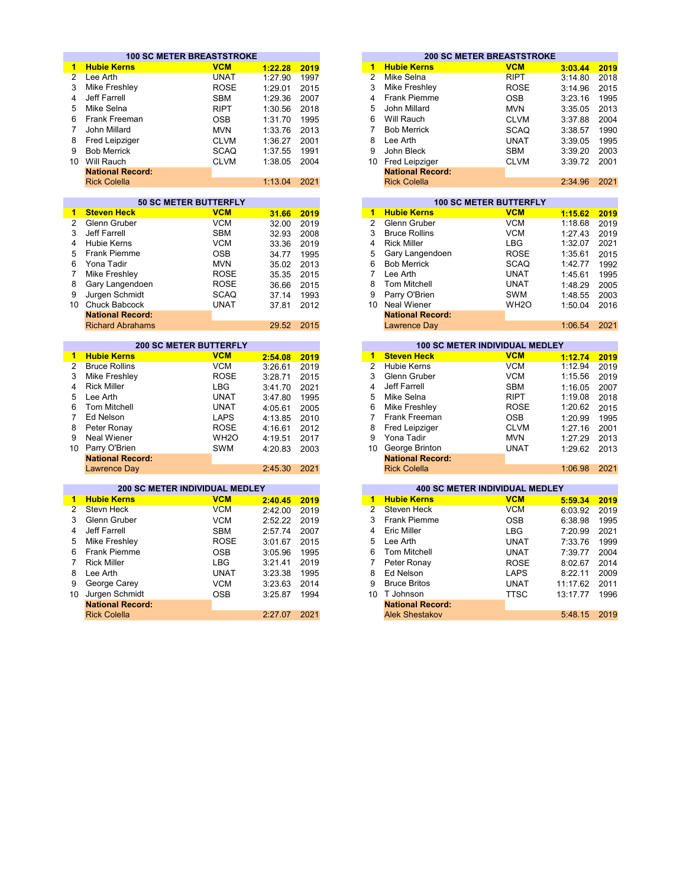## 100 SC METER BREASTSTROKE

| Rank | Name | Team | Time | Year |
|---|---|---|---|---|
| **1** | **Hubie Kerns** | **VCM** | **1:22.28** | **2019** |
| 2 | Lee Arth | UNAT | 1:27.90 | 1997 |
| 3 | Mike Freshley | ROSE | 1:29.01 | 2015 |
| 4 | Jeff Farrell | SBM | 1:29.36 | 2007 |
| 5 | Mike Selna | RIPT | 1:30.56 | 2018 |
| 6 | Frank Freeman | OSB | 1:31.70 | 1995 |
| 7 | John Millard | MVN | 1:33.76 | 2013 |
| 8 | Fred Leipziger | CLVM | 1:36.27 | 2001 |
| 9 | Bob Merrick | SCAQ | 1:37.55 | 1991 |
| 10 | Will Rauch | CLVM | 1:38.05 | 2004 |
| | **National Record:** | | | |
| | Rick Colella | | 1:13.04 | 2021 |

## 200 SC METER BREASTSTROKE

| Rank | Name | Team | Time | Year |
|---|---|---|---|---|
| **1** | **Hubie Kerns** | **VCM** | **3:03.44** | **2019** |
| 2 | Mike Selna | RIPT | 3:14.80 | 2018 |
| 3 | Mike Freshley | ROSE | 3:14.96 | 2015 |
| 4 | Frank Piemme | OSB | 3:23.16 | 1995 |
| 5 | John Millard | MVN | 3:35.05 | 2013 |
| 6 | Will Rauch | CLVM | 3:37.88 | 2004 |
| 7 | Bob Merrick | SCAQ | 3:38.57 | 1990 |
| 8 | Lee Arth | UNAT | 3:39.05 | 1995 |
| 9 | John Bleck | SBM | 3:39.20 | 2003 |
| 10 | Fred Leipziger | CLVM | 3:39.72 | 2001 |
| | **National Record:** | | | |
| | Rick Colella | | 2:34.96 | 2021 |

## 50 SC METER BUTTERFLY

| Rank | Name | Team | Time | Year |
|---|---|---|---|---|
| **1** | **Steven Heck** | **VCM** | **31.66** | **2019** |
| 2 | Glenn Gruber | VCM | 32.00 | 2019 |
| 3 | Jeff Farrell | SBM | 32.93 | 2008 |
| 4 | Hubie Kerns | VCM | 33.36 | 2019 |
| 5 | Frank Piemme | OSB | 34.77 | 1995 |
| 6 | Yona Tadir | MVN | 35.02 | 2013 |
| 7 | Mike Freshley | ROSE | 35.35 | 2015 |
| 8 | Gary Langendoen | ROSE | 36.66 | 2015 |
| 9 | Jurgen Schmidt | SCAQ | 37.14 | 1993 |
| 10 | Chuck Babcock | UNAT | 37.81 | 2012 |
| | **National Record:** | | | |
| | Richard Abrahams | | 29.52 | 2015 |

## 100 SC METER BUTTERFLY

| Rank | Name | Team | Time | Year |
|---|---|---|---|---|
| **1** | **Hubie Kerns** | **VCM** | **1:15.62** | **2019** |
| 2 | Glenn Gruber | VCM | 1:18.68 | 2019 |
| 3 | Bruce Rollins | VCM | 1:27.43 | 2019 |
| 4 | Rick Miller | LBG | 1:32.07 | 2021 |
| 5 | Gary Langendoen | ROSE | 1:35.61 | 2015 |
| 6 | Bob Merrick | SCAQ | 1:42.77 | 1992 |
| 7 | Lee Arth | UNAT | 1:45.61 | 1995 |
| 8 | Tom Mitchell | UNAT | 1:48.29 | 2005 |
| 9 | Parry O'Brien | SWM | 1:48.55 | 2003 |
| 10 | Neal Wiener | WH2O | 1:50.04 | 2016 |
| | **National Record:** | | | |
| | Lawrence Day | | 1:06.54 | 2021 |

## 200 SC METER BUTTERFLY

| Rank | Name | Team | Time | Year |
|---|---|---|---|---|
| **1** | **Hubie Kerns** | **VCM** | **2:54.08** | **2019** |
| 2 | Bruce Rollins | VCM | 3:26.61 | 2019 |
| 3 | Mike Freshley | ROSE | 3:28.71 | 2015 |
| 4 | Rick Miller | LBG | 3:41.70 | 2021 |
| 5 | Lee Arth | UNAT | 3:47.80 | 1995 |
| 6 | Tom Mitchell | UNAT | 4:05.61 | 2005 |
| 7 | Ed Nelson | LAPS | 4:13.85 | 2010 |
| 8 | Peter Ronay | ROSE | 4:16.61 | 2012 |
| 9 | Neal Wiener | WH2O | 4:19.51 | 2017 |
| 10 | Parry O'Brien | SWM | 4:20.83 | 2003 |
| | **National Record:** | | | |
| | Lawrence Day | | 2:45.30 | 2021 |

## 100 SC METER INDIVIDUAL MEDLEY

| Rank | Name | Team | Time | Year |
|---|---|---|---|---|
| **1** | **Steven Heck** | **VCM** | **1:12.74** | **2019** |
| 2 | Hubie Kerns | VCM | 1:12.94 | 2019 |
| 3 | Glenn Gruber | VCM | 1:15.56 | 2019 |
| 4 | Jeff Farrell | SBM | 1:16.05 | 2007 |
| 5 | Mike Selna | RIPT | 1:19.08 | 2018 |
| 6 | Mike Freshley | ROSE | 1:20.62 | 2015 |
| 7 | Frank Freeman | OSB | 1:20.99 | 1995 |
| 8 | Fred Leipziger | CLVM | 1:27.16 | 2001 |
| 9 | Yona Tadir | MVN | 1:27.29 | 2013 |
| 10 | George Brinton | UNAT | 1:29.62 | 2013 |
| | **National Record:** | | | |
| | Rick Colella | | 1:06.98 | 2021 |

## 200 SC METER INDIVIDUAL MEDLEY

| Rank | Name | Team | Time | Year |
|---|---|---|---|---|
| **1** | **Hubie Kerns** | **VCM** | **2:40.45** | **2019** |
| 2 | Stevn Heck | VCM | 2:42.00 | 2019 |
| 3 | Glenn Gruber | VCM | 2:52.22 | 2019 |
| 4 | Jeff Farrell | SBM | 2:57.74 | 2007 |
| 5 | Mike Freshley | ROSE | 3:01.67 | 2015 |
| 6 | Frank Piemme | OSB | 3:05.96 | 1995 |
| 7 | Rick Miller | LBG | 3:21.41 | 2019 |
| 8 | Lee Arth | UNAT | 3:23.38 | 1995 |
| 9 | George Carey | VCM | 3:23.63 | 2014 |
| 10 | Jurgen Schmidt | OSB | 3:25.87 | 1994 |
| | **National Record:** | | | |
| | Rick Colella | | 2:27.07 | 2021 |

## 400 SC METER INDIVIDUAL MEDLEY

| Rank | Name | Team | Time | Year |
|---|---|---|---|---|
| **1** | **Hubie Kerns** | **VCM** | **5:59.34** | **2019** |
| 2 | Steven Heck | VCM | 6:03.92 | 2019 |
| 3 | Frank Piemme | OSB | 6:38.98 | 1995 |
| 4 | Eric Miller | LBG | 7:20.99 | 2021 |
| 5 | Lee Arth | UNAT | 7:33.76 | 1999 |
| 6 | Tom Mitchell | UNAT | 7:39.77 | 2004 |
| 7 | Peter Ronay | ROSE | 8:02.67 | 2014 |
| 8 | Ed Nelson | LAPS | 8:22.11 | 2009 |
| 9 | Bruce Britos | UNAT | 11:17.62 | 2011 |
| 10 | T Johnson | TTSC | 13:17.77 | 1996 |
| | **National Record:** | | | |
| | Alek Shestakov | | 5:48.15 | 2019 |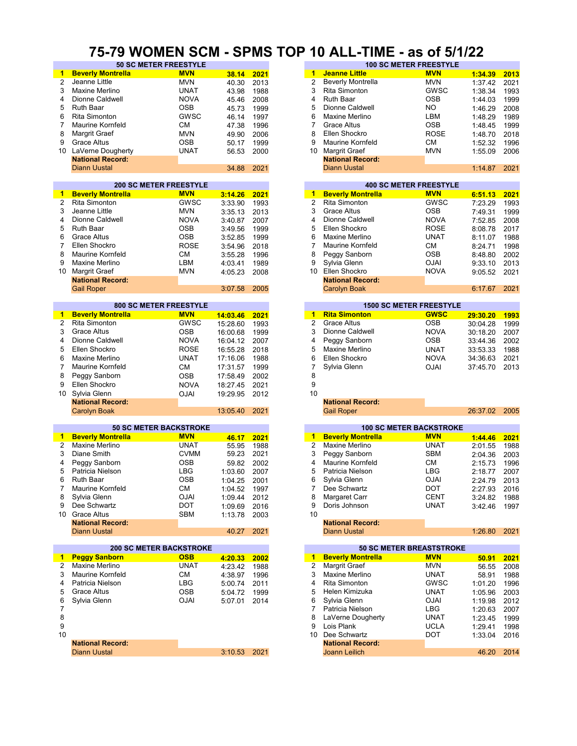# 75-79 WOMEN SCM - SPMS TOP 10 ALL-TIME - as of 5/1/22

## 50 SC METER FREESTYLE

| | Name | Club | Time | Year |
|---|---|---|---|---|
| **1** | **Beverly Montrella** | **MVN** | **38.14** | **2021** |
| 2 | Jeanne Little | MVN | 40.30 | 2013 |
| 3 | Maxine Merlino | UNAT | 43.98 | 1988 |
| 4 | Dionne Caldwell | NOVA | 45.46 | 2008 |
| 5 | Ruth Baar | OSB | 45.73 | 1999 |
| 6 | Rita Simonton | GWSC | 46.14 | 1997 |
| 7 | Maurine Kornfeld | CM | 47.38 | 1996 |
| 8 | Margrit Graef | MVN | 49.90 | 2006 |
| 9 | Grace Altus | OSB | 50.17 | 1999 |
| 10 | LaVerne Dougherty | UNAT | 56.53 | 2000 |
| | **National Record:** | | | |
| | Diann Uustal | | 34.88 | 2021 |

## 100 SC METER FREESTYLE

| | Name | Club | Time | Year |
|---|---|---|---|---|
| **1** | **Jeanne Little** | **MVN** | **1:34.39** | **2013** |
| 2 | Beverly Montrella | MVN | 1:37.42 | 2021 |
| 3 | Rita Simonton | GWSC | 1:38.34 | 1993 |
| 4 | Ruth Baar | OSB | 1:44.03 | 1999 |
| 5 | Dionne Caldwell | NO | 1:46.29 | 2008 |
| 6 | Maxine Merlino | LBM | 1:48.29 | 1989 |
| 7 | Grace Altus | OSB | 1:48.45 | 1999 |
| 8 | Ellen Shockro | ROSE | 1:48.70 | 2018 |
| 9 | Maurine Kornfeld | CM | 1:52.32 | 1996 |
| 10 | Margrit Graef | MVN | 1:55.09 | 2006 |
| | **National Record:** | | | |
| | Diann Uustal | | 1:14.87 | 2021 |

## 200 SC METER FREESTYLE

| | Name | Club | Time | Year |
|---|---|---|---|---|
| **1** | **Beverly Montrella** | **MVN** | **3:14.26** | **2021** |
| 2 | Rita Simonton | GWSC | 3:33.90 | 1993 |
| 3 | Jeanne Little | MVN | 3:35.13 | 2013 |
| 4 | Dionne Caldwell | NOVA | 3:40.87 | 2007 |
| 5 | Ruth Baar | OSB | 3:49.56 | 1999 |
| 6 | Grace Altus | OSB | 3:52.85 | 1999 |
| 7 | Ellen Shockro | ROSE | 3:54.96 | 2018 |
| 8 | Maurine Kornfeld | CM | 3:55.28 | 1996 |
| 9 | Maxine Merlino | LBM | 4:03.41 | 1989 |
| 10 | Margrit Graef | MVN | 4:05.23 | 2008 |
| | **National Record:** | | | |
| | Gail Roper | | 3:07.58 | 2005 |

## 400 SC METER FREESTYLE

| | Name | Club | Time | Year |
|---|---|---|---|---|
| **1** | **Beverly Montrella** | **MVN** | **6:51.13** | **2021** |
| 2 | Rita Simonton | GWSC | 7:23.29 | 1993 |
| 3 | Grace Altus | OSB | 7:49.31 | 1999 |
| 4 | Dionne Caldwell | NOVA | 7:52.85 | 2008 |
| 5 | Ellen Shockro | ROSE | 8:08.78 | 2017 |
| 6 | Maxine Merlino | UNAT | 8:11.07 | 1988 |
| 7 | Maurine Kornfeld | CM | 8:24.71 | 1998 |
| 8 | Peggy Sanborn | OSB | 8:48.80 | 2002 |
| 9 | Sylvia Glenn | OJAI | 9:33.10 | 2013 |
| 10 | Ellen Shockro | NOVA | 9:05.52 | 2021 |
| | **National Record:** | | | |
| | Carolyn Boak | | 6:17.67 | 2021 |

## 800 SC METER FREESTYLE

| | Name | Club | Time | Year |
|---|---|---|---|---|
| **1** | **Beverly Montrella** | **MVN** | **14:03.46** | **2021** |
| 2 | Rita Simonton | GWSC | 15:28.60 | 1993 |
| 3 | Grace Altus | OSB | 16:00.68 | 1999 |
| 4 | Dionne Caldwell | NOVA | 16:04.12 | 2007 |
| 5 | Ellen Shockro | ROSE | 16:55.28 | 2018 |
| 6 | Maxine Merlino | UNAT | 17:16.06 | 1988 |
| 7 | Maurine Kornfeld | CM | 17:31.57 | 1999 |
| 8 | Peggy Sanborn | OSB | 17:58.49 | 2002 |
| 9 | Ellen Shockro | NOVA | 18:27.45 | 2021 |
| 10 | Sylvia Glenn | OJAI | 19:29.95 | 2012 |
| | **National Record:** | | | |
| | Carolyn Boak | | 13:05.40 | 2021 |

## 1500 SC METER FREESTYLE

| | Name | Club | Time | Year |
|---|---|---|---|---|
| **1** | **Rita Simonton** | **GWSC** | **29:30.20** | **1993** |
| 2 | Grace Altus | OSB | 30:04.28 | 1999 |
| 3 | Dionne Caldwell | NOVA | 30:18.20 | 2007 |
| 4 | Peggy Sanborn | OSB | 33:44.36 | 2002 |
| 5 | Maxine Merlino | UNAT | 33:53.33 | 1988 |
| 6 | Ellen Shockro | NOVA | 34:36.63 | 2021 |
| 7 | Sylvia Glenn | OJAI | 37:45.70 | 2013 |
| 8 | | | | |
| 9 | | | | |
| 10 | | | | |
| | **National Record:** | | | |
| | Gail Roper | | 26:37.02 | 2005 |

## 50 SC METER BACKSTROKE

| | Name | Club | Time | Year |
|---|---|---|---|---|
| **1** | **Beverly Montrella** | **MVN** | **46.17** | **2021** |
| 2 | Maxine Merlino | UNAT | 55.95 | 1988 |
| 3 | Diane Smith | CVMM | 59.23 | 2021 |
| 4 | Peggy Sanborn | OSB | 59.82 | 2002 |
| 5 | Patricia Nielson | LBG | 1:03.60 | 2007 |
| 6 | Ruth Baar | OSB | 1:04.25 | 2001 |
| 7 | Maurine Kornfeld | CM | 1:04.52 | 1997 |
| 8 | Sylvia Glenn | OJAI | 1:09.44 | 2012 |
| 9 | Dee Schwartz | DOT | 1:09.69 | 2016 |
| 10 | Grace Altus | SBM | 1:13.78 | 2003 |
| | **National Record:** | | | |
| | Diann Uustal | | 40.27 | 2021 |

## 100 SC METER BACKSTROKE

| | Name | Club | Time | Year |
|---|---|---|---|---|
| **1** | **Beverly Montrella** | **MVN** | **1:44.46** | **2021** |
| 2 | Maxine Merlino | UNAT | 2:01.55 | 1988 |
| 3 | Peggy Sanborn | SBM | 2:04.36 | 2003 |
| 4 | Maurine Kornfeld | CM | 2:15.73 | 1996 |
| 5 | Patricia Nielson | LBG | 2:18.77 | 2007 |
| 6 | Sylvia Glenn | OJAI | 2:24.79 | 2013 |
| 7 | Dee Schwartz | DOT | 2:27.93 | 2016 |
| 8 | Margaret Carr | CENT | 3:24.82 | 1988 |
| 9 | Doris Johnson | UNAT | 3:42.46 | 1997 |
| 10 | | | | |
| | **National Record:** | | | |
| | Diann Uustal | | 1:26.80 | 2021 |

## 200 SC METER BACKSTROKE

| | Name | Club | Time | Year |
|---|---|---|---|---|
| **1** | **Peggy Sanborn** | **OSB** | **4:20.33** | **2002** |
| 2 | Maxine Merlino | UNAT | 4:23.42 | 1988 |
| 3 | Maurine Kornfeld | CM | 4:38.97 | 1996 |
| 4 | Patricia Nielson | LBG | 5:00.74 | 2011 |
| 5 | Grace Altus | OSB | 5:04.72 | 1999 |
| 6 | Sylvia Glenn | OJAI | 5:07.01 | 2014 |
| 7 | | | | |
| 8 | | | | |
| 9 | | | | |
| 10 | | | | |
| | **National Record:** | | | |
| | Diann Uustal | | 3:10.53 | 2021 |

## 50 SC METER BREASTSTROKE

| | Name | Club | Time | Year |
|---|---|---|---|---|
| **1** | **Beverly Montrella** | **MVN** | **50.91** | **2021** |
| 2 | Margrit Graef | MVN | 56.55 | 2008 |
| 3 | Maxine Merlino | UNAT | 58.91 | 1988 |
| 4 | Rita Simonton | GWSC | 1:01.20 | 1996 |
| 5 | Helen Kimizuka | UNAT | 1:05.96 | 2003 |
| 6 | Sylvia Glenn | OJAI | 1:19.98 | 2012 |
| 7 | Patricia Nielson | LBG | 1:20.63 | 2007 |
| 8 | LaVerne Dougherty | UNAT | 1:23.45 | 1999 |
| 9 | Lois Plank | UCLA | 1:29.41 | 1998 |
| 10 | Dee Schwartz | DOT | 1:33.04 | 2016 |
| | **National Record:** | | | |
| | Joann Leilich | | 46.20 | 2014 |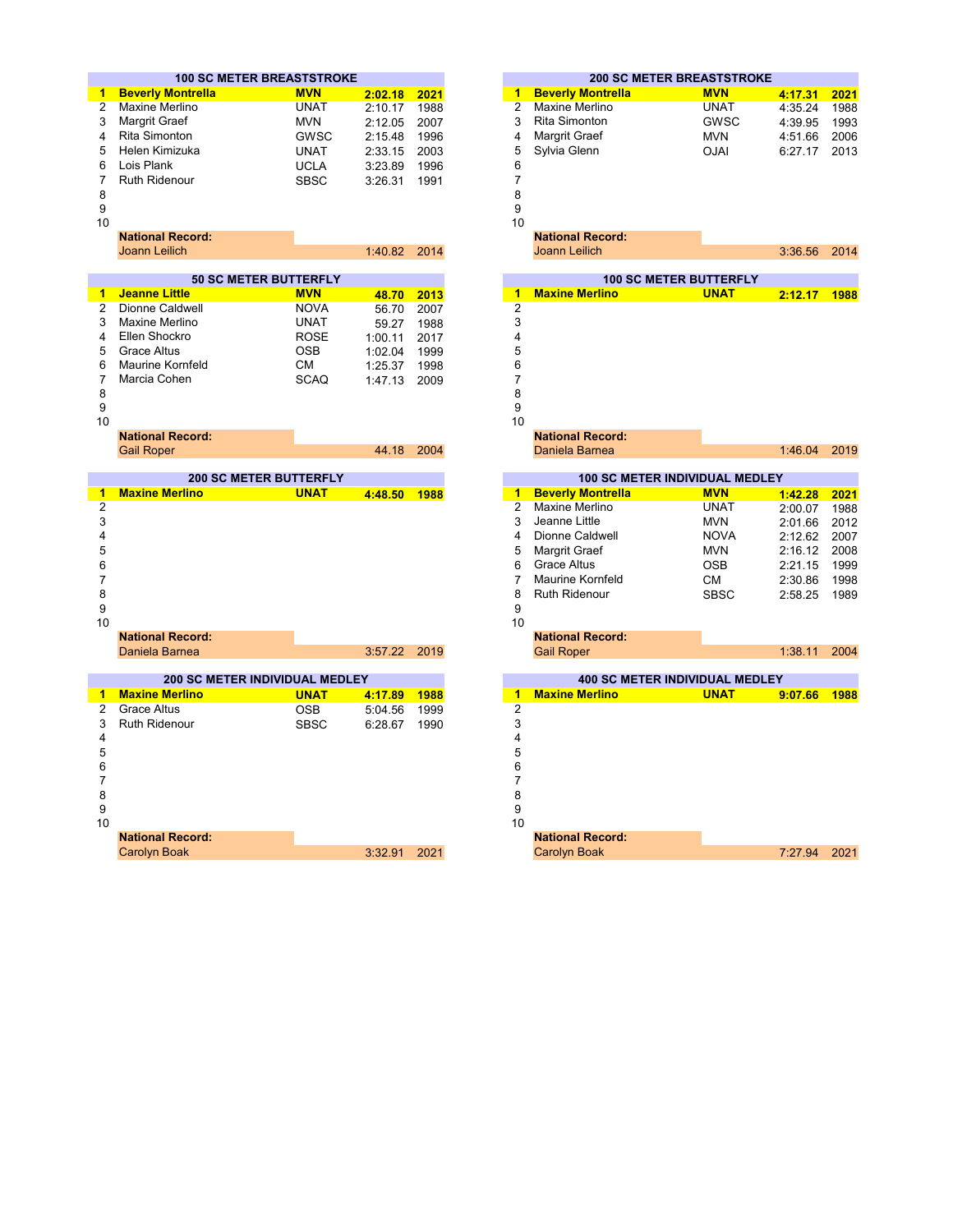## 100 SC METER BREASTSTROKE

| Rank | Name | Team | Time | Year |
|---|---|---|---|---|
| **1** | **Beverly Montrella** | **MVN** | **2:02.18** | **2021** |
| 2 | Maxine Merlino | UNAT | 2:10.17 | 1988 |
| 3 | Margrit Graef | MVN | 2:12.05 | 2007 |
| 4 | Rita Simonton | GWSC | 2:15.48 | 1996 |
| 5 | Helen Kimizuka | UNAT | 2:33.15 | 2003 |
| 6 | Lois Plank | UCLA | 3:23.89 | 1996 |
| 7 | Ruth Ridenour | SBSC | 3:26.31 | 1991 |
| 8 | | | | |
| 9 | | | | |
| 10 | | | | |
| | **National Record:** | | | |
| | Joann Leilich | | 1:40.82 | 2014 |

## 200 SC METER BREASTSTROKE

| Rank | Name | Team | Time | Year |
|---|---|---|---|---|
| **1** | **Beverly Montrella** | **MVN** | **4:17.31** | **2021** |
| 2 | Maxine Merlino | UNAT | 4:35.24 | 1988 |
| 3 | Rita Simonton | GWSC | 4:39.95 | 1993 |
| 4 | Margrit Graef | MVN | 4:51.66 | 2006 |
| 5 | Sylvia Glenn | OJAI | 6:27.17 | 2013 |
| 6 | | | | |
| 7 | | | | |
| 8 | | | | |
| 9 | | | | |
| 10 | | | | |
| | **National Record:** | | | |
| | Joann Leilich | | 3:36.56 | 2014 |

## 50 SC METER BUTTERFLY

| Rank | Name | Team | Time | Year |
|---|---|---|---|---|
| **1** | **Jeanne Little** | **MVN** | **48.70** | **2013** |
| 2 | Dionne Caldwell | NOVA | 56.70 | 2007 |
| 3 | Maxine Merlino | UNAT | 59.27 | 1988 |
| 4 | Ellen Shockro | ROSE | 1:00.11 | 2017 |
| 5 | Grace Altus | OSB | 1:02.04 | 1999 |
| 6 | Maurine Kornfeld | CM | 1:25.37 | 1998 |
| 7 | Marcia Cohen | SCAQ | 1:47.13 | 2009 |
| 8 | | | | |
| 9 | | | | |
| 10 | | | | |
| | **National Record:** | | | |
| | Gail Roper | | 44.18 | 2004 |

## 100 SC METER BUTTERFLY

| Rank | Name | Team | Time | Year |
|---|---|---|---|---|
| **1** | **Maxine Merlino** | **UNAT** | **2:12.17** | **1988** |
| 2 | | | | |
| 3 | | | | |
| 4 | | | | |
| 5 | | | | |
| 6 | | | | |
| 7 | | | | |
| 8 | | | | |
| 9 | | | | |
| 10 | | | | |
| | **National Record:** | | | |
| | Daniela Barnea | | 1:46.04 | 2019 |

## 200 SC METER BUTTERFLY

| Rank | Name | Team | Time | Year |
|---|---|---|---|---|
| **1** | **Maxine Merlino** | **UNAT** | **4:48.50** | **1988** |
| 2 | | | | |
| 3 | | | | |
| 4 | | | | |
| 5 | | | | |
| 6 | | | | |
| 7 | | | | |
| 8 | | | | |
| 9 | | | | |
| 10 | | | | |
| | **National Record:** | | | |
| | Daniela Barnea | | 3:57.22 | 2019 |

## 100 SC METER INDIVIDUAL MEDLEY

| Rank | Name | Team | Time | Year |
|---|---|---|---|---|
| **1** | **Beverly Montrella** | **MVN** | **1:42.28** | **2021** |
| 2 | Maxine Merlino | UNAT | 2:00.07 | 1988 |
| 3 | Jeanne Little | MVN | 2:01.66 | 2012 |
| 4 | Dionne Caldwell | NOVA | 2:12.62 | 2007 |
| 5 | Margrit Graef | MVN | 2:16.12 | 2008 |
| 6 | Grace Altus | OSB | 2:21.15 | 1999 |
| 7 | Maurine Kornfeld | CM | 2:30.86 | 1998 |
| 8 | Ruth Ridenour | SBSC | 2:58.25 | 1989 |
| 9 | | | | |
| 10 | | | | |
| | **National Record:** | | | |
| | Gail Roper | | 1:38.11 | 2004 |

## 200 SC METER INDIVIDUAL MEDLEY

| Rank | Name | Team | Time | Year |
|---|---|---|---|---|
| **1** | **Maxine Merlino** | **UNAT** | **4:17.89** | **1988** |
| 2 | Grace Altus | OSB | 5:04.56 | 1999 |
| 3 | Ruth Ridenour | SBSC | 6:28.67 | 1990 |
| 4 | | | | |
| 5 | | | | |
| 6 | | | | |
| 7 | | | | |
| 8 | | | | |
| 9 | | | | |
| 10 | | | | |
| | **National Record:** | | | |
| | Carolyn Boak | | 3:32.91 | 2021 |

## 400 SC METER INDIVIDUAL MEDLEY

| Rank | Name | Team | Time | Year |
|---|---|---|---|---|
| **1** | **Maxine Merlino** | **UNAT** | **9:07.66** | **1988** |
| 2 | | | | |
| 3 | | | | |
| 4 | | | | |
| 5 | | | | |
| 6 | | | | |
| 7 | | | | |
| 8 | | | | |
| 9 | | | | |
| 10 | | | | |
| | **National Record:** | | | |
| | Carolyn Boak | | 7:27.94 | 2021 |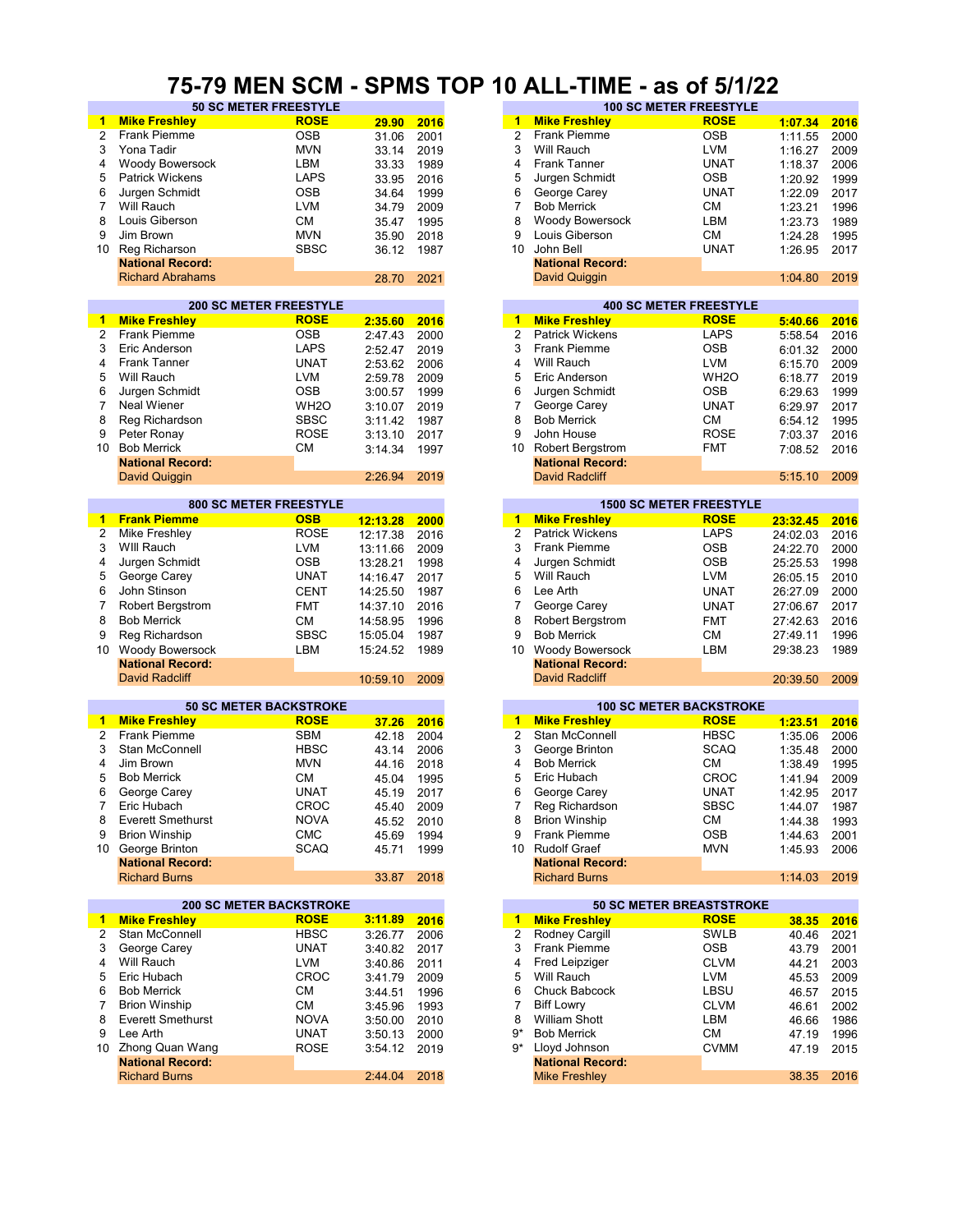# 75-79 MEN SCM - SPMS TOP 10 ALL-TIME - as of 5/1/22

### 50 SC METER FREESTYLE

| | Name | Club | Time | Year |
|---|---|---|---|---|
| 1 | **Mike Freshley** | **ROSE** | **29.90** | **2016** |
| 2 | Frank Piemme | OSB | 31.06 | 2001 |
| 3 | Yona Tadir | MVN | 33.14 | 2019 |
| 4 | Woody Bowersock | LBM | 33.33 | 1989 |
| 5 | Patrick Wickens | LAPS | 33.95 | 2016 |
| 6 | Jurgen Schmidt | OSB | 34.64 | 1999 |
| 7 | Will Rauch | LVM | 34.79 | 2009 |
| 8 | Louis Giberson | CM | 35.47 | 1995 |
| 9 | Jim Brown | MVN | 35.90 | 2018 |
| 10 | Reg Richarson | SBSC | 36.12 | 1987 |
| | **National Record:** | | | |
| | Richard Abrahams | | 28.70 | 2021 |

### 100 SC METER FREESTYLE

| | Name | Club | Time | Year |
|---|---|---|---|---|
| 1 | **Mike Freshley** | **ROSE** | **1:07.34** | **2016** |
| 2 | Frank Piemme | OSB | 1:11.55 | 2000 |
| 3 | Will Rauch | LVM | 1:16.27 | 2009 |
| 4 | Frank Tanner | UNAT | 1:18.37 | 2006 |
| 5 | Jurgen Schmidt | OSB | 1:20.92 | 1999 |
| 6 | George Carey | UNAT | 1:22.09 | 2017 |
| 7 | Bob Merrick | CM | 1:23.21 | 1996 |
| 8 | Woody Bowersock | LBM | 1:23.73 | 1989 |
| 9 | Louis Giberson | CM | 1:24.28 | 1995 |
| 10 | John Bell | UNAT | 1:26.95 | 2017 |
| | **National Record:** | | | |
| | David Quiggin | | 1:04.80 | 2019 |

### 200 SC METER FREESTYLE

| | Name | Club | Time | Year |
|---|---|---|---|---|
| 1 | **Mike Freshley** | **ROSE** | **2:35.60** | **2016** |
| 2 | Frank Piemme | OSB | 2:47.43 | 2000 |
| 3 | Eric Anderson | LAPS | 2:52.47 | 2019 |
| 4 | Frank Tanner | UNAT | 2:53.62 | 2006 |
| 5 | Will Rauch | LVM | 2:59.78 | 2009 |
| 6 | Jurgen Schmidt | OSB | 3:00.57 | 1999 |
| 7 | Neal Wiener | WH2O | 3:10.07 | 2019 |
| 8 | Reg Richardson | SBSC | 3:11.42 | 1987 |
| 9 | Peter Ronay | ROSE | 3:13.10 | 2017 |
| 10 | Bob Merrick | CM | 3:14.34 | 1997 |
| | **National Record:** | | | |
| | David Quiggin | | 2:26.94 | 2019 |

### 400 SC METER FREESTYLE

| | Name | Club | Time | Year |
|---|---|---|---|---|
| 1 | **Mike Freshley** | **ROSE** | **5:40.66** | **2016** |
| 2 | Patrick Wickens | LAPS | 5:58.54 | 2016 |
| 3 | Frank Piemme | OSB | 6:01.32 | 2000 |
| 4 | Will Rauch | LVM | 6:15.70 | 2009 |
| 5 | Eric Anderson | WH2O | 6:18.77 | 2019 |
| 6 | Jurgen Schmidt | OSB | 6:29.63 | 1999 |
| 7 | George Carey | UNAT | 6:29.97 | 2017 |
| 8 | Bob Merrick | CM | 6:54.12 | 1995 |
| 9 | John House | ROSE | 7:03.37 | 2016 |
| 10 | Robert Bergstrom | FMT | 7:08.52 | 2016 |
| | **National Record:** | | | |
| | David Radcliff | | 5:15.10 | 2009 |

### 800 SC METER FREESTYLE

| | Name | Club | Time | Year |
|---|---|---|---|---|
| 1 | **Frank Piemme** | **OSB** | **12:13.28** | **2000** |
| 2 | Mike Freshley | ROSE | 12:17.38 | 2016 |
| 3 | WIll Rauch | LVM | 13:11.66 | 2009 |
| 4 | Jurgen Schmidt | OSB | 13:28.21 | 1998 |
| 5 | George Carey | UNAT | 14:16.47 | 2017 |
| 6 | John Stinson | CENT | 14:25.50 | 1987 |
| 7 | Robert Bergstrom | FMT | 14:37.10 | 2016 |
| 8 | Bob Merrick | CM | 14:58.95 | 1996 |
| 9 | Reg Richardson | SBSC | 15:05.04 | 1987 |
| 10 | Woody Bowersock | LBM | 15:24.52 | 1989 |
| | **National Record:** | | | |
| | David Radcliff | | 10:59.10 | 2009 |

### 1500 SC METER FREESTYLE

| | Name | Club | Time | Year |
|---|---|---|---|---|
| 1 | **Mike Freshley** | **ROSE** | **23:32.45** | **2016** |
| 2 | Patrick Wickens | LAPS | 24:02.03 | 2016 |
| 3 | Frank Piemme | OSB | 24:22.70 | 2000 |
| 4 | Jurgen Schmidt | OSB | 25:25.53 | 1998 |
| 5 | Will Rauch | LVM | 26:05.15 | 2010 |
| 6 | Lee Arth | UNAT | 26:27.09 | 2000 |
| 7 | George Carey | UNAT | 27:06.67 | 2017 |
| 8 | Robert Bergstrom | FMT | 27:42.63 | 2016 |
| 9 | Bob Merrick | CM | 27:49.11 | 1996 |
| 10 | Woody Bowersock | LBM | 29:38.23 | 1989 |
| | **National Record:** | | | |
| | David Radcliff | | 20:39.50 | 2009 |

### 50 SC METER BACKSTROKE

| | Name | Club | Time | Year |
|---|---|---|---|---|
| 1 | **Mike Freshley** | **ROSE** | **37.26** | **2016** |
| 2 | Frank Piemme | SBM | 42.18 | 2004 |
| 3 | Stan McConnell | HBSC | 43.14 | 2006 |
| 4 | Jim Brown | MVN | 44.16 | 2018 |
| 5 | Bob Merrick | CM | 45.04 | 1995 |
| 6 | George Carey | UNAT | 45.19 | 2017 |
| 7 | Eric Hubach | CROC | 45.40 | 2009 |
| 8 | Everett Smethurst | NOVA | 45.52 | 2010 |
| 9 | Brion Winship | CMC | 45.69 | 1994 |
| 10 | George Brinton | SCAQ | 45.71 | 1999 |
| | **National Record:** | | | |
| | Richard Burns | | 33.87 | 2018 |

### 100 SC METER BACKSTROKE

| | Name | Club | Time | Year |
|---|---|---|---|---|
| 1 | **Mike Freshley** | **ROSE** | **1:23.51** | **2016** |
| 2 | Stan McConnell | HBSC | 1:35.06 | 2006 |
| 3 | George Brinton | SCAQ | 1:35.48 | 2000 |
| 4 | Bob Merrick | CM | 1:38.49 | 1995 |
| 5 | Eric Hubach | CROC | 1:41.94 | 2009 |
| 6 | George Carey | UNAT | 1:42.95 | 2017 |
| 7 | Reg Richardson | SBSC | 1:44.07 | 1987 |
| 8 | Brion Winship | CM | 1:44.38 | 1993 |
| 9 | Frank Piemme | OSB | 1:44.63 | 2001 |
| 10 | Rudolf Graef | MVN | 1:45.93 | 2006 |
| | **National Record:** | | | |
| | Richard Burns | | 1:14.03 | 2019 |

### 200 SC METER BACKSTROKE

| | Name | Club | Time | Year |
|---|---|---|---|---|
| 1 | **Mike Freshley** | **ROSE** | **3:11.89** | **2016** |
| 2 | Stan McConnell | HBSC | 3:26.77 | 2006 |
| 3 | George Carey | UNAT | 3:40.82 | 2017 |
| 4 | Will Rauch | LVM | 3:40.86 | 2011 |
| 5 | Eric Hubach | CROC | 3:41.79 | 2009 |
| 6 | Bob Merrick | CM | 3:44.51 | 1996 |
| 7 | Brion Winship | CM | 3:45.96 | 1993 |
| 8 | Everett Smethurst | NOVA | 3:50.00 | 2010 |
| 9 | Lee Arth | UNAT | 3:50.13 | 2000 |
| 10 | Zhong Quan Wang | ROSE | 3:54.12 | 2019 |
| | **National Record:** | | | |
| | Richard Burns | | 2:44.04 | 2018 |

### 50 SC METER BREASTSTROKE

| | Name | Club | Time | Year |
|---|---|---|---|---|
| 1 | **Mike Freshley** | **ROSE** | **38.35** | **2016** |
| 2 | Rodney Cargill | SWLB | 40.46 | 2021 |
| 3 | Frank Piemme | OSB | 43.79 | 2001 |
| 4 | Fred Leipziger | CLVM | 44.21 | 2003 |
| 5 | Will Rauch | LVM | 45.53 | 2009 |
| 6 | Chuck Babcock | LBSU | 46.57 | 2015 |
| 7 | Biff Lowry | CLVM | 46.61 | 2002 |
| 8 | William Shott | LBM | 46.66 | 1986 |
| 9* | Bob Merrick | CM | 47.19 | 1996 |
| 9* | Lloyd Johnson | CVMM | 47.19 | 2015 |
| | **National Record:** | | | |
| | Mike Freshley | | 38.35 | 2016 |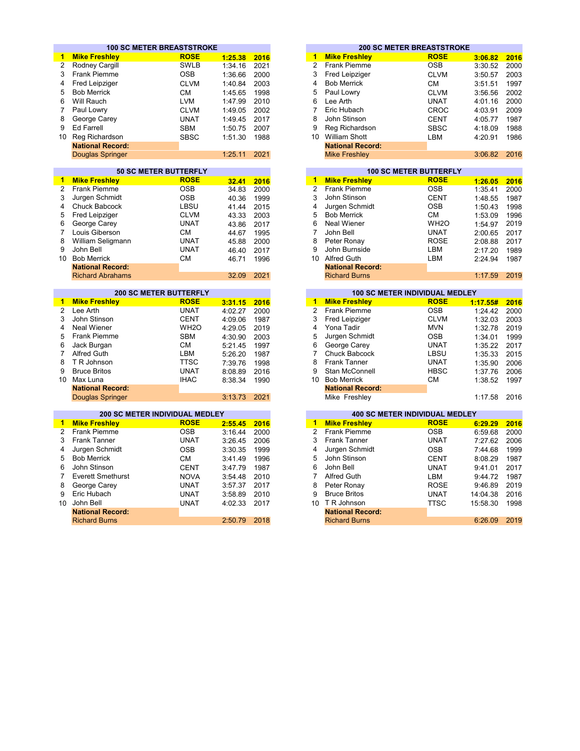### 100 SC METER BREASTSTROKE

| | Name | Team | Time | Year |
|---|---|---|---|---|
| **1** | **Mike Freshley** | **ROSE** | **1:25.38** | **2016** |
| 2 | Rodney Cargill | SWLB | 1:34.16 | 2021 |
| 3 | Frank Piemme | OSB | 1:36.66 | 2000 |
| 4 | Fred Leipziger | CLVM | 1:40.84 | 2003 |
| 5 | Bob Merrick | CM | 1:45.65 | 1998 |
| 6 | Will Rauch | LVM | 1:47.99 | 2010 |
| 7 | Paul Lowry | CLVM | 1:49.05 | 2002 |
| 8 | George Carey | UNAT | 1:49.45 | 2017 |
| 9 | Ed Farrell | SBM | 1:50.75 | 2007 |
| 10 | Reg Richardson | SBSC | 1:51.30 | 1988 |
| | **National Record:** | | | |
| | Douglas Springer | | 1:25.11 | 2021 |

### 200 SC METER BREASTSTROKE

| | Name | Team | Time | Year |
|---|---|---|---|---|
| **1** | **Mike Freshley** | **ROSE** | **3:06.82** | **2016** |
| 2 | Frank Piemme | OSB | 3:30.52 | 2000 |
| 3 | Fred Leipziger | CLVM | 3:50.57 | 2003 |
| 4 | Bob Merrick | CM | 3:51.51 | 1997 |
| 5 | Paul Lowry | CLVM | 3:56.56 | 2002 |
| 6 | Lee Arth | UNAT | 4:01.16 | 2000 |
| 7 | Eric Hubach | CROC | 4:03.91 | 2009 |
| 8 | John Stinson | CENT | 4:05.77 | 1987 |
| 9 | Reg Richardson | SBSC | 4:18.09 | 1988 |
| 10 | William Shott | LBM | 4:20.91 | 1986 |
| | **National Record:** | | | |
| | Mike Freshley | | 3:06.82 | 2016 |

### 50 SC METER BUTTERFLY

| | Name | Team | Time | Year |
|---|---|---|---|---|
| **1** | **Mike Freshley** | **ROSE** | **32.41** | **2016** |
| 2 | Frank Piemme | OSB | 34.83 | 2000 |
| 3 | Jurgen Schmidt | OSB | 40.36 | 1999 |
| 4 | Chuck Babcock | LBSU | 41.44 | 2015 |
| 5 | Fred Leipziger | CLVM | 43.33 | 2003 |
| 6 | George Carey | UNAT | 43.86 | 2017 |
| 7 | Louis Giberson | CM | 44.67 | 1995 |
| 8 | William Seligmann | UNAT | 45.88 | 2000 |
| 9 | John Bell | UNAT | 46.40 | 2017 |
| 10 | Bob Merrick | CM | 46.71 | 1996 |
| | **National Record:** | | | |
| | Richard Abrahams | | 32.09 | 2021 |

### 100 SC METER BUTTERFLY

| | Name | Team | Time | Year |
|---|---|---|---|---|
| **1** | **Mike Freshley** | **ROSE** | **1:26.05** | **2016** |
| 2 | Frank Piemme | OSB | 1:35.41 | 2000 |
| 3 | John Stinson | CENT | 1:48.55 | 1987 |
| 4 | Jurgen Schmidt | OSB | 1:50.43 | 1998 |
| 5 | Bob Merrick | CM | 1:53.09 | 1996 |
| 6 | Neal Wiener | WH2O | 1:54.97 | 2019 |
| 7 | John Bell | UNAT | 2:00.65 | 2017 |
| 8 | Peter Ronay | ROSE | 2:08.88 | 2017 |
| 9 | John Burnside | LBM | 2:17.20 | 1989 |
| 10 | Alfred Guth | LBM | 2:24.94 | 1987 |
| | **National Record:** | | | |
| | Richard Burns | | 1:17.59 | 2019 |

### 200 SC METER BUTTERFLY

| | Name | Team | Time | Year |
|---|---|---|---|---|
| **1** | **Mike Freshley** | **ROSE** | **3:31.15** | **2016** |
| 2 | Lee Arth | UNAT | 4:02.27 | 2000 |
| 3 | John Stinson | CENT | 4:09.06 | 1987 |
| 4 | Neal Wiener | WH2O | 4:29.05 | 2019 |
| 5 | Frank Piemme | SBM | 4:30.90 | 2003 |
| 6 | Jack Burgan | CM | 5:21.45 | 1997 |
| 7 | Alfred Guth | LBM | 5:26.20 | 1987 |
| 8 | T R Johnson | TTSC | 7:39.76 | 1998 |
| 9 | Bruce Britos | UNAT | 8:08.89 | 2016 |
| 10 | Max Luna | IHAC | 8:38.34 | 1990 |
| | **National Record:** | | | |
| | Douglas Springer | | 3:13.73 | 2021 |

### 100 SC METER INDIVIDUAL MEDLEY

| | Name | Team | Time | Year |
|---|---|---|---|---|
| **1** | **Mike Freshley** | **ROSE** | **1:17.55#** | **2016** |
| 2 | Frank Piemme | OSB | 1:24.42 | 2000 |
| 3 | Fred Leipziger | CLVM | 1:32.03 | 2003 |
| 4 | Yona Tadir | MVN | 1:32.78 | 2019 |
| 5 | Jurgen Schmidt | OSB | 1:34.01 | 1999 |
| 6 | George Carey | UNAT | 1:35.22 | 2017 |
| 7 | Chuck Babcock | LBSU | 1:35.33 | 2015 |
| 8 | Frank Tanner | UNAT | 1:35.90 | 2006 |
| 9 | Stan McConnell | HBSC | 1:37.76 | 2006 |
| 10 | Bob Merrick | CM | 1:38.52 | 1997 |
| | **National Record:** | | | |
| | Mike Freshley | | 1:17.58 | 2016 |

### 200 SC METER INDIVIDUAL MEDLEY

| | Name | Team | Time | Year |
|---|---|---|---|---|
| **1** | **Mike Freshley** | **ROSE** | **2:55.45** | **2016** |
| 2 | Frank Piemme | OSB | 3:16.44 | 2000 |
| 3 | Frank Tanner | UNAT | 3:26.45 | 2006 |
| 4 | Jurgen Schmidt | OSB | 3:30.35 | 1999 |
| 5 | Bob Merrick | CM | 3:41.49 | 1996 |
| 6 | John Stinson | CENT | 3:47.79 | 1987 |
| 7 | Everett Smethurst | NOVA | 3:54.48 | 2010 |
| 8 | George Carey | UNAT | 3:57.37 | 2017 |
| 9 | Eric Hubach | UNAT | 3:58.89 | 2010 |
| 10 | John Bell | UNAT | 4:02.33 | 2017 |
| | **National Record:** | | | |
| | Richard Burns | | 2:50.79 | 2018 |

### 400 SC METER INDIVIDUAL MEDLEY

| | Name | Team | Time | Year |
|---|---|---|---|---|
| **1** | **Mike Freshley** | **ROSE** | **6:29.29** | **2016** |
| 2 | Frank Piemme | OSB | 6:59.68 | 2000 |
| 3 | Frank Tanner | UNAT | 7:27.62 | 2006 |
| 4 | Jurgen Schmidt | OSB | 7:44.68 | 1999 |
| 5 | John Stinson | CENT | 8:08.29 | 1987 |
| 6 | John Bell | UNAT | 9:41.01 | 2017 |
| 7 | Alfred Guth | LBM | 9:44.72 | 1987 |
| 8 | Peter Ronay | ROSE | 9:46.89 | 2019 |
| 9 | Bruce Britos | UNAT | 14:04.38 | 2016 |
| 10 | T R Johnson | TTSC | 15:58.30 | 1998 |
| | **National Record:** | | | |
| | Richard Burns | | 6:26.09 | 2019 |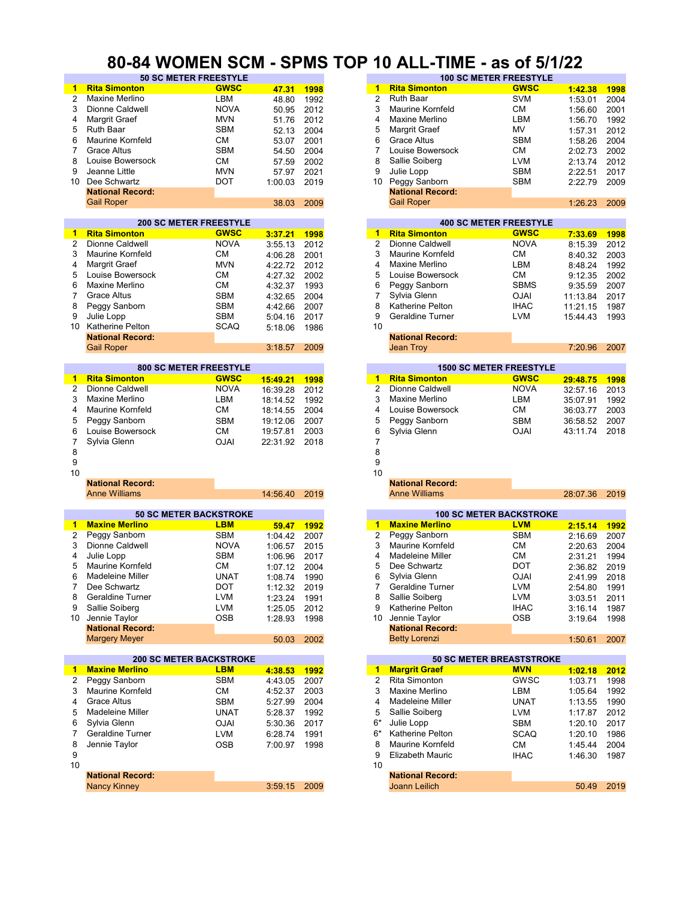# 80-84 WOMEN SCM - SPMS TOP 10 ALL-TIME - as of 5/1/22

### 50 SC METER FREESTYLE

| | Name | Team | Time | Year |
|---|---|---|---|---|
| 1 | **Rita Simonton** | **GWSC** | **47.31** | **1998** |
| 2 | Maxine Merlino | LBM | 48.80 | 1992 |
| 3 | Dionne Caldwell | NOVA | 50.95 | 2012 |
| 4 | Margrit Graef | MVN | 51.76 | 2012 |
| 5 | Ruth Baar | SBM | 52.13 | 2004 |
| 6 | Maurine Kornfeld | CM | 53.07 | 2001 |
| 7 | Grace Altus | SBM | 54.50 | 2004 |
| 8 | Louise Bowersock | CM | 57.59 | 2002 |
| 9 | Jeanne Little | MVN | 57.97 | 2021 |
| 10 | Dee Schwartz | DOT | 1:00.03 | 2019 |
| | **National Record:** | | | |
| | Gail Roper | | 38.03 | 2009 |

### 100 SC METER FREESTYLE

| | Name | Team | Time | Year |
|---|---|---|---|---|
| 1 | **Rita Simonton** | **GWSC** | **1:42.38** | **1998** |
| 2 | Ruth Baar | SVM | 1:53.01 | 2004 |
| 3 | Maurine Kornfeld | CM | 1:56.60 | 2001 |
| 4 | Maxine Merlino | LBM | 1:56.70 | 1992 |
| 5 | Margrit Graef | MV | 1:57.31 | 2012 |
| 6 | Grace Altus | SBM | 1:58.26 | 2004 |
| 7 | Louise Bowersock | CM | 2:02.73 | 2002 |
| 8 | Sallie Soiberg | LVM | 2:13.74 | 2012 |
| 9 | Julie Lopp | SBM | 2:22.51 | 2017 |
| 10 | Peggy Sanborn | SBM | 2:22.79 | 2009 |
| | **National Record:** | | | |
| | Gail Roper | | 1:26.23 | 2009 |

### 200 SC METER FREESTYLE

| | Name | Team | Time | Year |
|---|---|---|---|---|
| 1 | **Rita Simonton** | **GWSC** | **3:37.21** | **1998** |
| 2 | Dionne Caldwell | NOVA | 3:55.13 | 2012 |
| 3 | Maurine Kornfeld | CM | 4:06.28 | 2001 |
| 4 | Margrit Graef | MVN | 4:22.72 | 2012 |
| 5 | Louise Bowersock | CM | 4:27.32 | 2002 |
| 6 | Maxine Merlino | CM | 4:32.37 | 1993 |
| 7 | Grace Altus | SBM | 4:32.65 | 2004 |
| 8 | Peggy Sanborn | SBM | 4:42.66 | 2007 |
| 9 | Julie Lopp | SBM | 5:04.16 | 2017 |
| 10 | Katherine Pelton | SCAQ | 5:18.06 | 1986 |
| | **National Record:** | | | |
| | Gail Roper | | 3:18.57 | 2009 |

### 400 SC METER FREESTYLE

| | Name | Team | Time | Year |
|---|---|---|---|---|
| 1 | **Rita Simonton** | **GWSC** | **7:33.69** | **1998** |
| 2 | Dionne Caldwell | NOVA | 8:15.39 | 2012 |
| 3 | Maurine Kornfeld | CM | 8:40.32 | 2003 |
| 4 | Maxine Merlino | LBM | 8:48.24 | 1992 |
| 5 | Louise Bowersock | CM | 9:12.35 | 2002 |
| 6 | Peggy Sanborn | SBMS | 9:35.59 | 2007 |
| 7 | Sylvia Glenn | OJAI | 11:13.84 | 2017 |
| 8 | Katherine Pelton | IHAC | 11:21.15 | 1987 |
| 9 | Geraldine Turner | LVM | 15:44.43 | 1993 |
| 10 | | | | |
| | **National Record:** | | | |
| | Jean Troy | | 7:20.96 | 2007 |

### 800 SC METER FREESTYLE

| | Name | Team | Time | Year |
|---|---|---|---|---|
| 1 | **Rita Simonton** | **GWSC** | **15:49.21** | **1998** |
| 2 | Dionne Caldwell | NOVA | 16:39.28 | 2012 |
| 3 | Maxine Merlino | LBM | 18:14.52 | 1992 |
| 4 | Maurine Kornfeld | CM | 18:14.55 | 2004 |
| 5 | Peggy Sanborn | SBM | 19:12.06 | 2007 |
| 6 | Louise Bowersock | CM | 19:57.81 | 2003 |
| 7 | Sylvia Glenn | OJAI | 22:31.92 | 2018 |
| 8 | | | | |
| 9 | | | | |
| 10 | | | | |
| | **National Record:** | | | |
| | Anne Williams | | 14:56.40 | 2019 |

### 1500 SC METER FREESTYLE

| | Name | Team | Time | Year |
|---|---|---|---|---|
| 1 | **Rita Simonton** | **GWSC** | **29:48.75** | **1998** |
| 2 | Dionne Caldwell | NOVA | 32:57.16 | 2013 |
| 3 | Maxine Merlino | LBM | 35:07.91 | 1992 |
| 4 | Louise Bowersock | CM | 36:03.77 | 2003 |
| 5 | Peggy Sanborn | SBM | 36:58.52 | 2007 |
| 6 | Sylvia Glenn | OJAI | 43:11.74 | 2018 |
| 7 | | | | |
| 8 | | | | |
| 9 | | | | |
| 10 | | | | |
| | **National Record:** | | | |
| | Anne Williams | | 28:07.36 | 2019 |

### 50 SC METER BACKSTROKE

| | Name | Team | Time | Year |
|---|---|---|---|---|
| 1 | **Maxine Merlino** | **LBM** | **59.47** | **1992** |
| 2 | Peggy Sanborn | SBM | 1:04.42 | 2007 |
| 3 | Dionne Caldwell | NOVA | 1:06.57 | 2015 |
| 4 | Julie Lopp | SBM | 1:06.96 | 2017 |
| 5 | Maurine Kornfeld | CM | 1:07.12 | 2004 |
| 6 | Madeleine Miller | UNAT | 1:08.74 | 1990 |
| 7 | Dee Schwartz | DOT | 1:12.32 | 2019 |
| 8 | Geraldine Turner | LVM | 1:23.24 | 1991 |
| 9 | Sallie Soiberg | LVM | 1:25.05 | 2012 |
| 10 | Jennie Taylor | OSB | 1:28.93 | 1998 |
| | **National Record:** | | | |
| | Margery Meyer | | 50.03 | 2002 |

### 100 SC METER BACKSTROKE

| | Name | Team | Time | Year |
|---|---|---|---|---|
| 1 | **Maxine Merlino** | **LVM** | **2:15.14** | **1992** |
| 2 | Peggy Sanborn | SBM | 2:16.69 | 2007 |
| 3 | Maurine Kornfeld | CM | 2:20.63 | 2004 |
| 4 | Madeleine Miller | CM | 2:31.21 | 1994 |
| 5 | Dee Schwartz | DOT | 2:36.82 | 2019 |
| 6 | Sylvia Glenn | OJAI | 2:41.99 | 2018 |
| 7 | Geraldine Turner | LVM | 2:54.80 | 1991 |
| 8 | Sallie Soiberg | LVM | 3:03.51 | 2011 |
| 9 | Katherine Pelton | IHAC | 3:16.14 | 1987 |
| 10 | Jennie Taylor | OSB | 3:19.64 | 1998 |
| | **National Record:** | | | |
| | Betty Lorenzi | | 1:50.61 | 2007 |

### 200 SC METER BACKSTROKE

| | Name | Team | Time | Year |
|---|---|---|---|---|
| 1 | **Maxine Merlino** | **LBM** | **4:38.53** | **1992** |
| 2 | Peggy Sanborn | SBM | 4:43.05 | 2007 |
| 3 | Maurine Kornfeld | CM | 4:52.37 | 2003 |
| 4 | Grace Altus | SBM | 5:27.99 | 2004 |
| 5 | Madeleine Miller | UNAT | 5:28.37 | 1992 |
| 6 | Sylvia Glenn | OJAI | 5:30.36 | 2017 |
| 7 | Geraldine Turner | LVM | 6:28.74 | 1991 |
| 8 | Jennie Taylor | OSB | 7:00.97 | 1998 |
| 9 | | | | |
| 10 | | | | |
| | **National Record:** | | | |
| | Nancy Kinney | | 3:59.15 | 2009 |

### 50 SC METER BREASTSTROKE

| | Name | Team | Time | Year |
|---|---|---|---|---|
| 1 | **Margrit Graef** | **MVN** | **1:02.18** | **2012** |
| 2 | Rita Simonton | GWSC | 1:03.71 | 1998 |
| 3 | Maxine Merlino | LBM | 1:05.64 | 1992 |
| 4 | Madeleine Miller | UNAT | 1:13.55 | 1990 |
| 5 | Sallie Soiberg | LVM | 1:17.87 | 2012 |
| 6* | Julie Lopp | SBM | 1:20.10 | 2017 |
| 6* | Katherine Pelton | SCAQ | 1:20.10 | 1986 |
| 8 | Maurine Kornfeld | CM | 1:45.44 | 2004 |
| 9 | Elizabeth Mauric | IHAC | 1:46.30 | 1987 |
| 10 | | | | |
| | **National Record:** | | | |
| | Joann Leilich | | 50.49 | 2019 |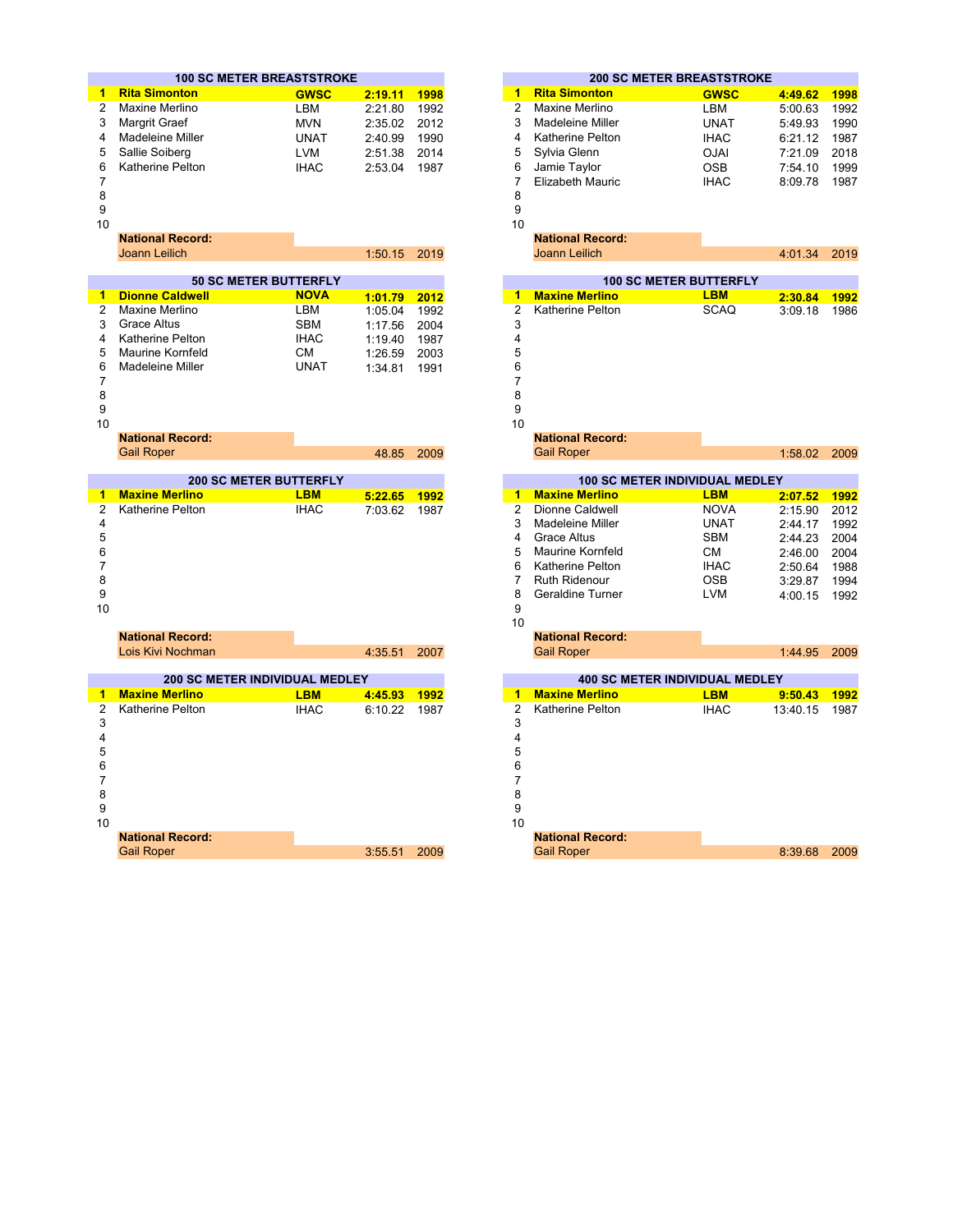## 100 SC METER BREASTSTROKE

| Place | Name | Club | Time | Year |
|---|---|---|---|---|
| **1** | **Rita Simonton** | **GWSC** | **2:19.11** | **1998** |
| 2 | Maxine Merlino | LBM | 2:21.80 | 1992 |
| 3 | Margrit Graef | MVN | 2:35.02 | 2012 |
| 4 | Madeleine Miller | UNAT | 2:40.99 | 1990 |
| 5 | Sallie Soiberg | LVM | 2:51.38 | 2014 |
| 6 | Katherine Pelton | IHAC | 2:53.04 | 1987 |
| 7 | | | | |
| 8 | | | | |
| 9 | | | | |
| 10 | | | | |
| | **National Record:** | | | |
| | Joann Leilich | | 1:50.15 | 2019 |

## 200 SC METER BREASTSTROKE

| Place | Name | Club | Time | Year |
|---|---|---|---|---|
| **1** | **Rita Simonton** | **GWSC** | **4:49.62** | **1998** |
| 2 | Maxine Merlino | LBM | 5:00.63 | 1992 |
| 3 | Madeleine Miller | UNAT | 5:49.93 | 1990 |
| 4 | Katherine Pelton | IHAC | 6:21.12 | 1987 |
| 5 | Sylvia Glenn | OJAI | 7:21.09 | 2018 |
| 6 | Jamie Taylor | OSB | 7:54.10 | 1999 |
| 7 | Elizabeth Mauric | IHAC | 8:09.78 | 1987 |
| 8 | | | | |
| 9 | | | | |
| 10 | | | | |
| | **National Record:** | | | |
| | Joann Leilich | | 4:01.34 | 2019 |

## 50 SC METER BUTTERFLY

| Place | Name | Club | Time | Year |
|---|---|---|---|---|
| **1** | **Dionne Caldwell** | **NOVA** | **1:01.79** | **2012** |
| 2 | Maxine Merlino | LBM | 1:05.04 | 1992 |
| 3 | Grace Altus | SBM | 1:17.56 | 2004 |
| 4 | Katherine Pelton | IHAC | 1:19.40 | 1987 |
| 5 | Maurine Kornfeld | CM | 1:26.59 | 2003 |
| 6 | Madeleine Miller | UNAT | 1:34.81 | 1991 |
| 7 | | | | |
| 8 | | | | |
| 9 | | | | |
| 10 | | | | |
| | **National Record:** | | | |
| | Gail Roper | | 48.85 | 2009 |

## 100 SC METER BUTTERFLY

| Place | Name | Club | Time | Year |
|---|---|---|---|---|
| **1** | **Maxine Merlino** | **LBM** | **2:30.84** | **1992** |
| 2 | Katherine Pelton | SCAQ | 3:09.18 | 1986 |
| 3 | | | | |
| 4 | | | | |
| 5 | | | | |
| 6 | | | | |
| 7 | | | | |
| 8 | | | | |
| 9 | | | | |
| 10 | | | | |
| | **National Record:** | | | |
| | Gail Roper | | 1:58.02 | 2009 |

## 200 SC METER BUTTERFLY

| Place | Name | Club | Time | Year |
|---|---|---|---|---|
| **1** | **Maxine Merlino** | **LBM** | **5:22.65** | **1992** |
| 2 | Katherine Pelton | IHAC | 7:03.62 | 1987 |
| 4 | | | | |
| 5 | | | | |
| 6 | | | | |
| 7 | | | | |
| 8 | | | | |
| 9 | | | | |
| 10 | | | | |
| | **National Record:** | | | |
| | Lois Kivi Nochman | | 4:35.51 | 2007 |

## 100 SC METER INDIVIDUAL MEDLEY

| Place | Name | Club | Time | Year |
|---|---|---|---|---|
| **1** | **Maxine Merlino** | **LBM** | **2:07.52** | **1992** |
| 2 | Dionne Caldwell | NOVA | 2:15.90 | 2012 |
| 3 | Madeleine Miller | UNAT | 2:44.17 | 1992 |
| 4 | Grace Altus | SBM | 2:44.23 | 2004 |
| 5 | Maurine Kornfeld | CM | 2:46.00 | 2004 |
| 6 | Katherine Pelton | IHAC | 2:50.64 | 1988 |
| 7 | Ruth Ridenour | OSB | 3:29.87 | 1994 |
| 8 | Geraldine Turner | LVM | 4:00.15 | 1992 |
| 9 | | | | |
| 10 | | | | |
| | **National Record:** | | | |
| | Gail Roper | | 1:44.95 | 2009 |

## 200 SC METER INDIVIDUAL MEDLEY

| Place | Name | Club | Time | Year |
|---|---|---|---|---|
| **1** | **Maxine Merlino** | **LBM** | **4:45.93** | **1992** |
| 2 | Katherine Pelton | IHAC | 6:10.22 | 1987 |
| 3 | | | | |
| 4 | | | | |
| 5 | | | | |
| 6 | | | | |
| 7 | | | | |
| 8 | | | | |
| 9 | | | | |
| 10 | | | | |
| | **National Record:** | | | |
| | Gail Roper | | 3:55.51 | 2009 |

## 400 SC METER INDIVIDUAL MEDLEY

| Place | Name | Club | Time | Year |
|---|---|---|---|---|
| **1** | **Maxine Merlino** | **LBM** | **9:50.43** | **1992** |
| 2 | Katherine Pelton | IHAC | 13:40.15 | 1987 |
| 3 | | | | |
| 4 | | | | |
| 5 | | | | |
| 6 | | | | |
| 7 | | | | |
| 8 | | | | |
| 9 | | | | |
| 10 | | | | |
| | **National Record:** | | | |
| | Gail Roper | | 8:39.68 | 2009 |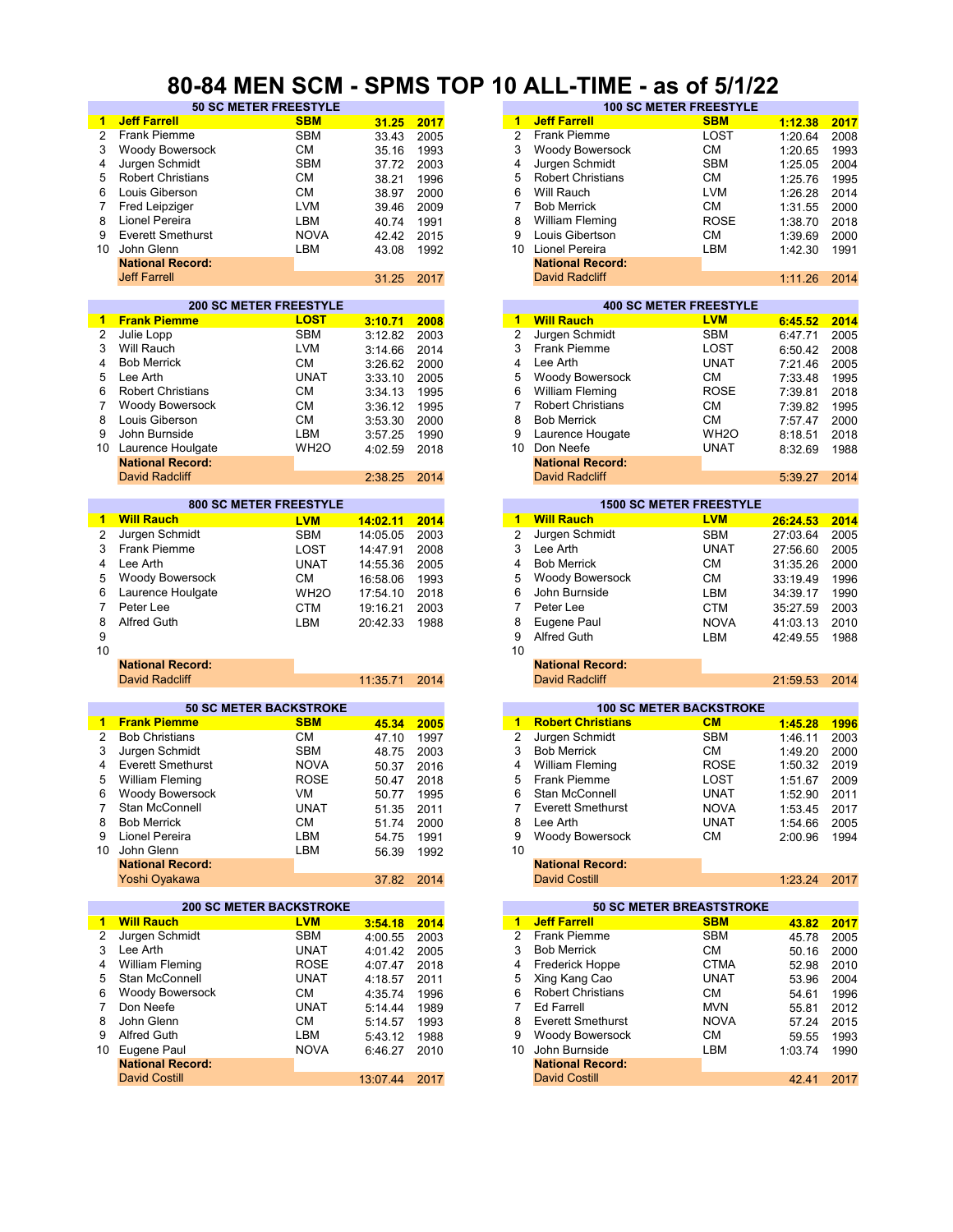# 80-84 MEN SCM - SPMS TOP 10 ALL-TIME - as of 5/1/22

## 50 SC METER FREESTYLE

| | Name | Team | Time | Year |
|---|---|---|---|---|
| 1 | **Jeff Farrell** | **SBM** | **31.25** | **2017** |
| 2 | Frank Piemme | SBM | 33.43 | 2005 |
| 3 | Woody Bowersock | CM | 35.16 | 1993 |
| 4 | Jurgen Schmidt | SBM | 37.72 | 2003 |
| 5 | Robert Christians | CM | 38.21 | 1996 |
| 6 | Louis Giberson | CM | 38.97 | 2000 |
| 7 | Fred Leipziger | LVM | 39.46 | 2009 |
| 8 | Lionel Pereira | LBM | 40.74 | 1991 |
| 9 | Everett Smethurst | NOVA | 42.42 | 2015 |
| 10 | John Glenn | LBM | 43.08 | 1992 |
| | **National Record:** | | | |
| | Jeff Farrell | | 31.25 | 2017 |

## 100 SC METER FREESTYLE

| | Name | Team | Time | Year |
|---|---|---|---|---|
| 1 | **Jeff Farrell** | **SBM** | **1:12.38** | **2017** |
| 2 | Frank Piemme | LOST | 1:20.64 | 2008 |
| 3 | Woody Bowersock | CM | 1:20.65 | 1993 |
| 4 | Jurgen Schmidt | SBM | 1:25.05 | 2004 |
| 5 | Robert Christians | CM | 1:25.76 | 1995 |
| 6 | Will Rauch | LVM | 1:26.28 | 2014 |
| 7 | Bob Merrick | CM | 1:31.55 | 2000 |
| 8 | William Fleming | ROSE | 1:38.70 | 2018 |
| 9 | Louis Gibertson | CM | 1:39.69 | 2000 |
| 10 | Lionel Pereira | LBM | 1:42.30 | 1991 |
| | **National Record:** | | | |
| | David Radcliff | | 1:11.26 | 2014 |

## 200 SC METER FREESTYLE

| | Name | Team | Time | Year |
|---|---|---|---|---|
| 1 | **Frank Piemme** | **LOST** | **3:10.71** | **2008** |
| 2 | Julie Lopp | SBM | 3:12.82 | 2003 |
| 3 | Will Rauch | LVM | 3:14.66 | 2014 |
| 4 | Bob Merrick | CM | 3:26.62 | 2000 |
| 5 | Lee Arth | UNAT | 3:33.10 | 2005 |
| 6 | Robert Christians | CM | 3:34.13 | 1995 |
| 7 | Woody Bowersock | CM | 3:36.12 | 1995 |
| 8 | Louis Giberson | CM | 3:53.30 | 2000 |
| 9 | John Burnside | LBM | 3:57.25 | 1990 |
| 10 | Laurence Houlgate | WH2O | 4:02.59 | 2018 |
| | **National Record:** | | | |
| | David Radcliff | | 2:38.25 | 2014 |

## 400 SC METER FREESTYLE

| | Name | Team | Time | Year |
|---|---|---|---|---|
| 1 | **Will Rauch** | **LVM** | **6:45.52** | **2014** |
| 2 | Jurgen Schmidt | SBM | 6:47.71 | 2005 |
| 3 | Frank Piemme | LOST | 6:50.42 | 2008 |
| 4 | Lee Arth | UNAT | 7:21.46 | 2005 |
| 5 | Woody Bowersock | CM | 7:33.48 | 1995 |
| 6 | William Fleming | ROSE | 7:39.81 | 2018 |
| 7 | Robert Christians | CM | 7:39.82 | 1995 |
| 8 | Bob Merrick | CM | 7:57.47 | 2000 |
| 9 | Laurence Hougate | WH2O | 8:18.51 | 2018 |
| 10 | Don Neefe | UNAT | 8:32.69 | 1988 |
| | **National Record:** | | | |
| | David Radcliff | | 5:39.27 | 2014 |

## 800 SC METER FREESTYLE

| | Name | Team | Time | Year |
|---|---|---|---|---|
| 1 | **Will Rauch** | **LVM** | **14:02.11** | **2014** |
| 2 | Jurgen Schmidt | SBM | 14:05.05 | 2003 |
| 3 | Frank Piemme | LOST | 14:47.91 | 2008 |
| 4 | Lee Arth | UNAT | 14:55.36 | 2005 |
| 5 | Woody Bowersock | CM | 16:58.06 | 1993 |
| 6 | Laurence Houlgate | WH2O | 17:54.10 | 2018 |
| 7 | Peter Lee | CTM | 19:16.21 | 2003 |
| 8 | Alfred Guth | LBM | 20:42.33 | 1988 |
| 9 | | | | |
| 10 | | | | |
| | **National Record:** | | | |
| | David Radcliff | | 11:35.71 | 2014 |

## 1500 SC METER FREESTYLE

| | Name | Team | Time | Year |
|---|---|---|---|---|
| 1 | **Will Rauch** | **LVM** | **26:24.53** | **2014** |
| 2 | Jurgen Schmidt | SBM | 27:03.64 | 2005 |
| 3 | Lee Arth | UNAT | 27:56.60 | 2005 |
| 4 | Bob Merrick | CM | 31:35.26 | 2000 |
| 5 | Woody Bowersock | CM | 33:19.49 | 1996 |
| 6 | John Burnside | LBM | 34:39.17 | 1990 |
| 7 | Peter Lee | CTM | 35:27.59 | 2003 |
| 8 | Eugene Paul | NOVA | 41:03.13 | 2010 |
| 9 | Alfred Guth | LBM | 42:49.55 | 1988 |
| 10 | | | | |
| | **National Record:** | | | |
| | David Radcliff | | 21:59.53 | 2014 |

## 50 SC METER BACKSTROKE

| | Name | Team | Time | Year |
|---|---|---|---|---|
| 1 | **Frank Piemme** | **SBM** | **45.34** | **2005** |
| 2 | Bob Christians | CM | 47.10 | 1997 |
| 3 | Jurgen Schmidt | SBM | 48.75 | 2003 |
| 4 | Everett Smethurst | NOVA | 50.37 | 2016 |
| 5 | William Fleming | ROSE | 50.47 | 2018 |
| 6 | Woody Bowersock | VM | 50.77 | 1995 |
| 7 | Stan McConnell | UNAT | 51.35 | 2011 |
| 8 | Bob Merrick | CM | 51.74 | 2000 |
| 9 | Lionel Pereira | LBM | 54.75 | 1991 |
| 10 | John Glenn | LBM | 56.39 | 1992 |
| | **National Record:** | | | |
| | Yoshi Oyakawa | | 37.82 | 2014 |

## 100 SC METER BACKSTROKE

| | Name | Team | Time | Year |
|---|---|---|---|---|
| 1 | **Robert Christians** | **CM** | **1:45.28** | **1996** |
| 2 | Jurgen Schmidt | SBM | 1:46.11 | 2003 |
| 3 | Bob Merrick | CM | 1:49.20 | 2000 |
| 4 | William Fleming | ROSE | 1:50.32 | 2019 |
| 5 | Frank Piemme | LOST | 1:51.67 | 2009 |
| 6 | Stan McConnell | UNAT | 1:52.90 | 2011 |
| 7 | Everett Smethurst | NOVA | 1:53.45 | 2017 |
| 8 | Lee Arth | UNAT | 1:54.66 | 2005 |
| 9 | Woody Bowersock | CM | 2:00.96 | 1994 |
| 10 | | | | |
| | **National Record:** | | | |
| | David Costill | | 1:23.24 | 2017 |

## 200 SC METER BACKSTROKE

| | Name | Team | Time | Year |
|---|---|---|---|---|
| 1 | **Will Rauch** | **LVM** | **3:54.18** | **2014** |
| 2 | Jurgen Schmidt | SBM | 4:00.55 | 2003 |
| 3 | Lee Arth | UNAT | 4:01.42 | 2005 |
| 4 | William Fleming | ROSE | 4:07.47 | 2018 |
| 5 | Stan McConnell | UNAT | 4:18.57 | 2011 |
| 6 | Woody Bowersock | CM | 4:35.74 | 1996 |
| 7 | Don Neefe | UNAT | 5:14.44 | 1989 |
| 8 | John Glenn | CM | 5:14.57 | 1993 |
| 9 | Alfred Guth | LBM | 5:43.12 | 1988 |
| 10 | Eugene Paul | NOVA | 6:46.27 | 2010 |
| | **National Record:** | | | |
| | David Costill | | 13:07.44 | 2017 |

## 50 SC METER BREASTSTROKE

| | Name | Team | Time | Year |
|---|---|---|---|---|
| 1 | **Jeff Farrell** | **SBM** | **43.82** | **2017** |
| 2 | Frank Piemme | SBM | 45.78 | 2005 |
| 3 | Bob Merrick | CM | 50.16 | 2000 |
| 4 | Frederick Hoppe | CTMA | 52.98 | 2010 |
| 5 | Xing Kang Cao | UNAT | 53.96 | 2004 |
| 6 | Robert Christians | CM | 54.61 | 1996 |
| 7 | Ed Farrell | MVN | 55.81 | 2012 |
| 8 | Everett Smethurst | NOVA | 57.24 | 2015 |
| 9 | Woody Bowersock | CM | 59.55 | 1993 |
| 10 | John Burnside | LBM | 1:03.74 | 1990 |
| | **National Record:** | | | |
| | David Costill | | 42.41 | 2017 |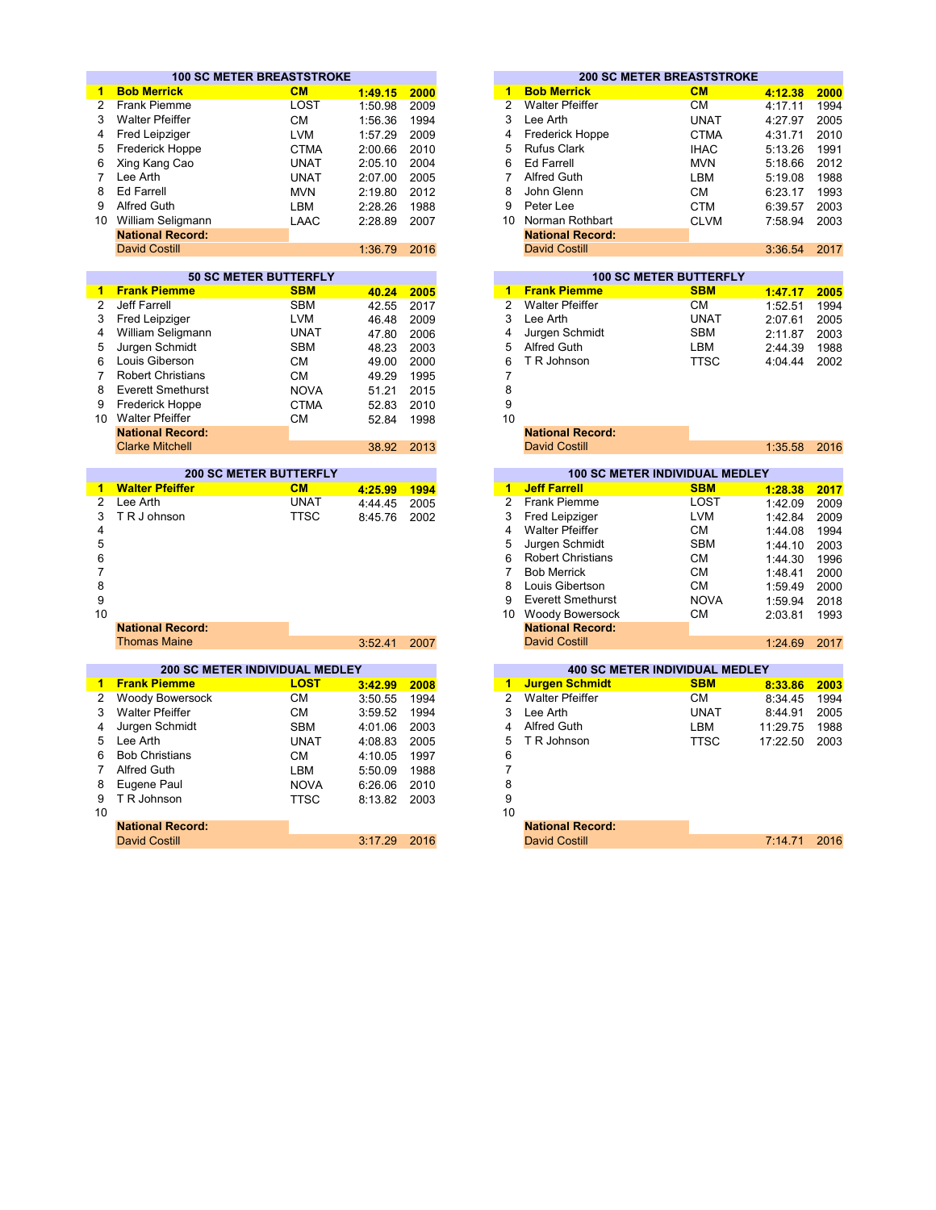## 100 SC METER BREASTSTROKE

| | Name | Team | Time | Year |
|---|---|---|---|---|
| **1** | **Bob Merrick** | **CM** | **1:49.15** | **2000** |
| 2 | Frank Piemme | LOST | 1:50.98 | 2009 |
| 3 | Walter Pfeiffer | CM | 1:56.36 | 1994 |
| 4 | Fred Leipziger | LVM | 1:57.29 | 2009 |
| 5 | Frederick Hoppe | CTMA | 2:00.66 | 2010 |
| 6 | Xing Kang Cao | UNAT | 2:05.10 | 2004 |
| 7 | Lee Arth | UNAT | 2:07.00 | 2005 |
| 8 | Ed Farrell | MVN | 2:19.80 | 2012 |
| 9 | Alfred Guth | LBM | 2:28.26 | 1988 |
| 10 | William Seligmann | LAAC | 2:28.89 | 2007 |
| | **National Record:** | | | |
| | David Costill | | 1:36.79 | 2016 |

## 200 SC METER BREASTSTROKE

| | Name | Team | Time | Year |
|---|---|---|---|---|
| **1** | **Bob Merrick** | **CM** | **4:12.38** | **2000** |
| 2 | Walter Pfeiffer | CM | 4:17.11 | 1994 |
| 3 | Lee Arth | UNAT | 4:27.97 | 2005 |
| 4 | Frederick Hoppe | CTMA | 4:31.71 | 2010 |
| 5 | Rufus Clark | IHAC | 5:13.26 | 1991 |
| 6 | Ed Farrell | MVN | 5:18.66 | 2012 |
| 7 | Alfred Guth | LBM | 5:19.08 | 1988 |
| 8 | John Glenn | CM | 6:23.17 | 1993 |
| 9 | Peter Lee | CTM | 6:39.57 | 2003 |
| 10 | Norman Rothbart | CLVM | 7:58.94 | 2003 |
| | **National Record:** | | | |
| | David Costill | | 3:36.54 | 2017 |

## 50 SC METER BUTTERFLY

| | Name | Team | Time | Year |
|---|---|---|---|---|
| **1** | **Frank Piemme** | **SBM** | **40.24** | **2005** |
| 2 | Jeff Farrell | SBM | 42.55 | 2017 |
| 3 | Fred Leipziger | LVM | 46.48 | 2009 |
| 4 | William Seligmann | UNAT | 47.80 | 2006 |
| 5 | Jurgen Schmidt | SBM | 48.23 | 2003 |
| 6 | Louis Giberson | CM | 49.00 | 2000 |
| 7 | Robert Christians | CM | 49.29 | 1995 |
| 8 | Everett Smethurst | NOVA | 51.21 | 2015 |
| 9 | Frederick Hoppe | CTMA | 52.83 | 2010 |
| 10 | Walter Pfeiffer | CM | 52.84 | 1998 |
| | **National Record:** | | | |
| | Clarke Mitchell | | 38.92 | 2013 |

## 100 SC METER BUTTERFLY

| | Name | Team | Time | Year |
|---|---|---|---|---|
| **1** | **Frank Piemme** | **SBM** | **1:47.17** | **2005** |
| 2 | Walter Pfeiffer | CM | 1:52.51 | 1994 |
| 3 | Lee Arth | UNAT | 2:07.61 | 2005 |
| 4 | Jurgen Schmidt | SBM | 2:11.87 | 2003 |
| 5 | Alfred Guth | LBM | 2:44.39 | 1988 |
| 6 | T R Johnson | TTSC | 4:04.44 | 2002 |
| 7 | | | | |
| 8 | | | | |
| 9 | | | | |
| 10 | | | | |
| | **National Record:** | | | |
| | David Costill | | 1:35.58 | 2016 |

## 200 SC METER BUTTERFLY

| | Name | Team | Time | Year |
|---|---|---|---|---|
| **1** | **Walter Pfeiffer** | **CM** | **4:25.99** | **1994** |
| 2 | Lee Arth | UNAT | 4:44.45 | 2005 |
| 3 | T R J ohnson | TTSC | 8:45.76 | 2002 |
| 4 | | | | |
| 5 | | | | |
| 6 | | | | |
| 7 | | | | |
| 8 | | | | |
| 9 | | | | |
| 10 | | | | |
| | **National Record:** | | | |
| | Thomas Maine | | 3:52.41 | 2007 |

## 100 SC METER INDIVIDUAL MEDLEY

| | Name | Team | Time | Year |
|---|---|---|---|---|
| **1** | **Jeff Farrell** | **SBM** | **1:28.38** | **2017** |
| 2 | Frank Piemme | LOST | 1:42.09 | 2009 |
| 3 | Fred Leipziger | LVM | 1:42.84 | 2009 |
| 4 | Walter Pfeiffer | CM | 1:44.08 | 1994 |
| 5 | Jurgen Schmidt | SBM | 1:44.10 | 2003 |
| 6 | Robert Christians | CM | 1:44.30 | 1996 |
| 7 | Bob Merrick | CM | 1:48.41 | 2000 |
| 8 | Louis Gibertson | CM | 1:59.49 | 2000 |
| 9 | Everett Smethurst | NOVA | 1:59.94 | 2018 |
| 10 | Woody Bowersock | CM | 2:03.81 | 1993 |
| | **National Record:** | | | |
| | David Costill | | 1:24.69 | 2017 |

## 200 SC METER INDIVIDUAL MEDLEY

| | Name | Team | Time | Year |
|---|---|---|---|---|
| **1** | **Frank Piemme** | **LOST** | **3:42.99** | **2008** |
| 2 | Woody Bowersock | CM | 3:50.55 | 1994 |
| 3 | Walter Pfeiffer | CM | 3:59.52 | 1994 |
| 4 | Jurgen Schmidt | SBM | 4:01.06 | 2003 |
| 5 | Lee Arth | UNAT | 4:08.83 | 2005 |
| 6 | Bob Christians | CM | 4:10.05 | 1997 |
| 7 | Alfred Guth | LBM | 5:50.09 | 1988 |
| 8 | Eugene Paul | NOVA | 6:26.06 | 2010 |
| 9 | T R Johnson | TTSC | 8:13.82 | 2003 |
| 10 | | | | |
| | **National Record:** | | | |
| | David Costill | | 3:17.29 | 2016 |

## 400 SC METER INDIVIDUAL MEDLEY

| | Name | Team | Time | Year |
|---|---|---|---|---|
| **1** | **Jurgen Schmidt** | **SBM** | **8:33.86** | **2003** |
| 2 | Walter Pfeiffer | CM | 8:34.45 | 1994 |
| 3 | Lee Arth | UNAT | 8:44.91 | 2005 |
| 4 | Alfred Guth | LBM | 11:29.75 | 1988 |
| 5 | T R Johnson | TTSC | 17:22.50 | 2003 |
| 6 | | | | |
| 7 | | | | |
| 8 | | | | |
| 9 | | | | |
| 10 | | | | |
| | **National Record:** | | | |
| | David Costill | | 7:14.71 | 2016 |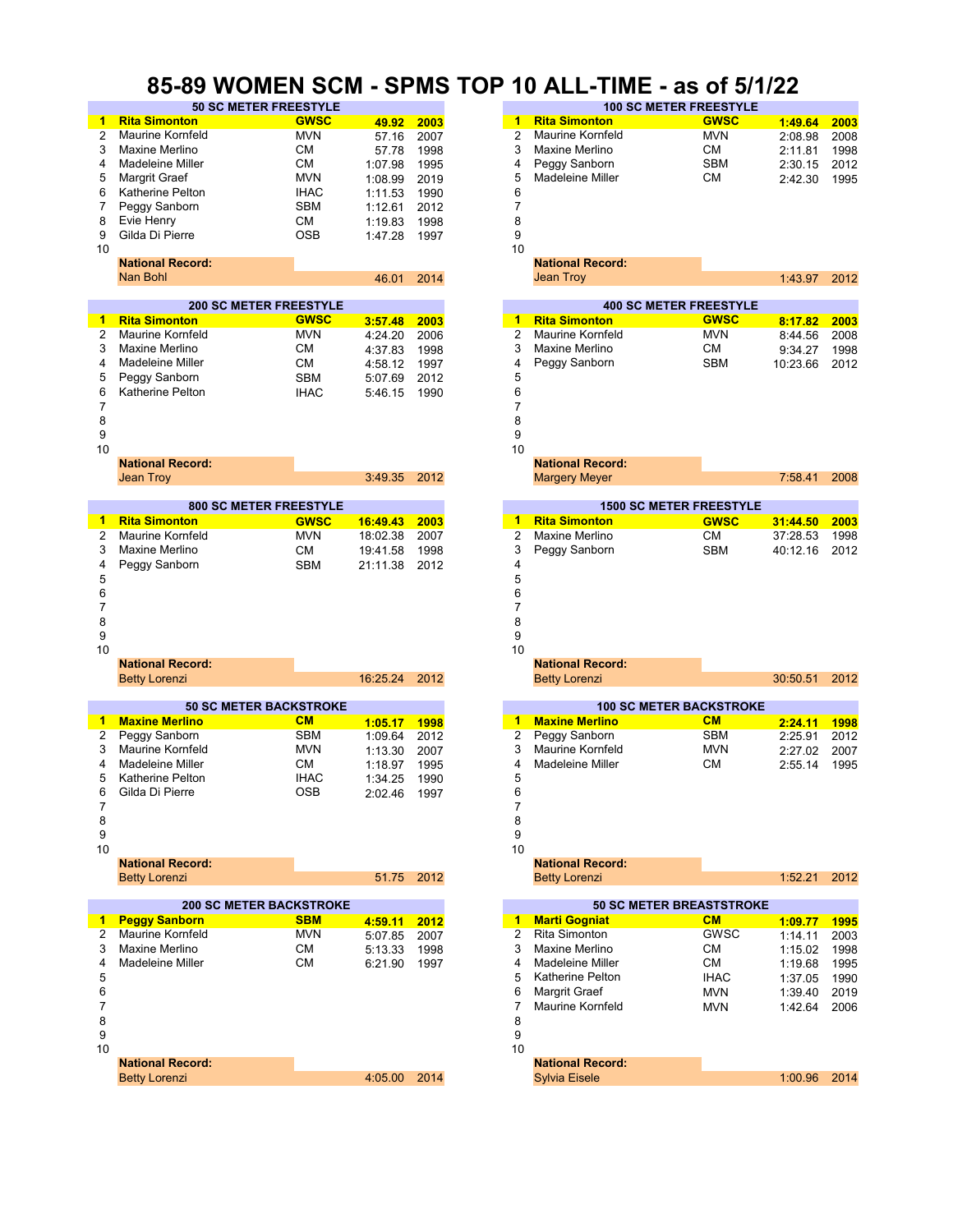# 85-89 WOMEN SCM - SPMS TOP 10 ALL-TIME - as of 5/1/22

## 50 SC METER FREESTYLE

| Rank | Name | Club | Time | Year |
|---|---|---|---|---|
| 1 | **Rita Simonton** | **GWSC** | **49.92** | **2003** |
| 2 | Maurine Kornfeld | MVN | 57.16 | 2007 |
| 3 | Maxine Merlino | CM | 57.78 | 1998 |
| 4 | Madeleine Miller | CM | 1:07.98 | 1995 |
| 5 | Margrit Graef | MVN | 1:08.99 | 2019 |
| 6 | Katherine Pelton | IHAC | 1:11.53 | 1990 |
| 7 | Peggy Sanborn | SBM | 1:12.61 | 2012 |
| 8 | Evie Henry | CM | 1:19.83 | 1998 |
| 9 | Gilda Di Pierre | OSB | 1:47.28 | 1997 |
| 10 | | | | |
| | **National Record:** | | | |
| | Nan Bohl | | 46.01 | 2014 |

## 100 SC METER FREESTYLE

| Rank | Name | Club | Time | Year |
|---|---|---|---|---|
| 1 | **Rita Simonton** | **GWSC** | **1:49.64** | **2003** |
| 2 | Maurine Kornfeld | MVN | 2:08.98 | 2008 |
| 3 | Maxine Merlino | CM | 2:11.81 | 1998 |
| 4 | Peggy Sanborn | SBM | 2:30.15 | 2012 |
| 5 | Madeleine Miller | CM | 2:42.30 | 1995 |
| 6 | | | | |
| 7 | | | | |
| 8 | | | | |
| 9 | | | | |
| 10 | | | | |
| | **National Record:** | | | |
| | Jean Troy | | 1:43.97 | 2012 |

## 200 SC METER FREESTYLE

| Rank | Name | Club | Time | Year |
|---|---|---|---|---|
| 1 | **Rita Simonton** | **GWSC** | **3:57.48** | **2003** |
| 2 | Maurine Kornfeld | MVN | 4:24.20 | 2006 |
| 3 | Maxine Merlino | CM | 4:37.83 | 1998 |
| 4 | Madeleine Miller | CM | 4:58.12 | 1997 |
| 5 | Peggy Sanborn | SBM | 5:07.69 | 2012 |
| 6 | Katherine Pelton | IHAC | 5:46.15 | 1990 |
| 7 | | | | |
| 8 | | | | |
| 9 | | | | |
| 10 | | | | |
| | **National Record:** | | | |
| | Jean Troy | | 3:49.35 | 2012 |

## 400 SC METER FREESTYLE

| Rank | Name | Club | Time | Year |
|---|---|---|---|---|
| 1 | **Rita Simonton** | **GWSC** | **8:17.82** | **2003** |
| 2 | Maurine Kornfeld | MVN | 8:44.56 | 2008 |
| 3 | Maxine Merlino | CM | 9:34.27 | 1998 |
| 4 | Peggy Sanborn | SBM | 10:23.66 | 2012 |
| 5 | | | | |
| 6 | | | | |
| 7 | | | | |
| 8 | | | | |
| 9 | | | | |
| 10 | | | | |
| | **National Record:** | | | |
| | Margery Meyer | | 7:58.41 | 2008 |

## 800 SC METER FREESTYLE

| Rank | Name | Club | Time | Year |
|---|---|---|---|---|
| 1 | **Rita Simonton** | **GWSC** | **16:49.43** | **2003** |
| 2 | Maurine Kornfeld | MVN | 18:02.38 | 2007 |
| 3 | Maxine Merlino | CM | 19:41.58 | 1998 |
| 4 | Peggy Sanborn | SBM | 21:11.38 | 2012 |
| 5 | | | | |
| 6 | | | | |
| 7 | | | | |
| 8 | | | | |
| 9 | | | | |
| 10 | | | | |
| | **National Record:** | | | |
| | Betty Lorenzi | | 16:25.24 | 2012 |

## 1500 SC METER FREESTYLE

| Rank | Name | Club | Time | Year |
|---|---|---|---|---|
| 1 | **Rita Simonton** | **GWSC** | **31:44.50** | **2003** |
| 2 | Maxine Merlino | CM | 37:28.53 | 1998 |
| 3 | Peggy Sanborn | SBM | 40:12.16 | 2012 |
| 4 | | | | |
| 5 | | | | |
| 6 | | | | |
| 7 | | | | |
| 8 | | | | |
| 9 | | | | |
| 10 | | | | |
| | **National Record:** | | | |
| | Betty Lorenzi | | 30:50.51 | 2012 |

## 50 SC METER BACKSTROKE

| Rank | Name | Club | Time | Year |
|---|---|---|---|---|
| 1 | **Maxine Merlino** | **CM** | **1:05.17** | **1998** |
| 2 | Peggy Sanborn | SBM | 1:09.64 | 2012 |
| 3 | Maurine Kornfeld | MVN | 1:13.30 | 2007 |
| 4 | Madeleine Miller | CM | 1:18.97 | 1995 |
| 5 | Katherine Pelton | IHAC | 1:34.25 | 1990 |
| 6 | Gilda Di Pierre | OSB | 2:02.46 | 1997 |
| 7 | | | | |
| 8 | | | | |
| 9 | | | | |
| 10 | | | | |
| | **National Record:** | | | |
| | Betty Lorenzi | | 51.75 | 2012 |

## 100 SC METER BACKSTROKE

| Rank | Name | Club | Time | Year |
|---|---|---|---|---|
| 1 | **Maxine Merlino** | **CM** | **2:24.11** | **1998** |
| 2 | Peggy Sanborn | SBM | 2:25.91 | 2012 |
| 3 | Maurine Kornfeld | MVN | 2:27.02 | 2007 |
| 4 | Madeleine Miller | CM | 2:55.14 | 1995 |
| 5 | | | | |
| 6 | | | | |
| 7 | | | | |
| 8 | | | | |
| 9 | | | | |
| 10 | | | | |
| | **National Record:** | | | |
| | Betty Lorenzi | | 1:52.21 | 2012 |

## 200 SC METER BACKSTROKE

| Rank | Name | Club | Time | Year |
|---|---|---|---|---|
| 1 | **Peggy Sanborn** | **SBM** | **4:59.11** | **2012** |
| 2 | Maurine Kornfeld | MVN | 5:07.85 | 2007 |
| 3 | Maxine Merlino | CM | 5:13.33 | 1998 |
| 4 | Madeleine Miller | CM | 6:21.90 | 1997 |
| 5 | | | | |
| 6 | | | | |
| 7 | | | | |
| 8 | | | | |
| 9 | | | | |
| 10 | | | | |
| | **National Record:** | | | |
| | Betty Lorenzi | | 4:05.00 | 2014 |

## 50 SC METER BREASTSTROKE

| Rank | Name | Club | Time | Year |
|---|---|---|---|---|
| 1 | **Marti Gogniat** | **CM** | **1:09.77** | **1995** |
| 2 | Rita Simonton | GWSC | 1:14.11 | 2003 |
| 3 | Maxine Merlino | CM | 1:15.02 | 1998 |
| 4 | Madeleine Miller | CM | 1:19.68 | 1995 |
| 5 | Katherine Pelton | IHAC | 1:37.05 | 1990 |
| 6 | Margrit Graef | MVN | 1:39.40 | 2019 |
| 7 | Maurine Kornfeld | MVN | 1:42.64 | 2006 |
| 8 | | | | |
| 9 | | | | |
| 10 | | | | |
| | **National Record:** | | | |
| | Sylvia Eisele | | 1:00.96 | 2014 |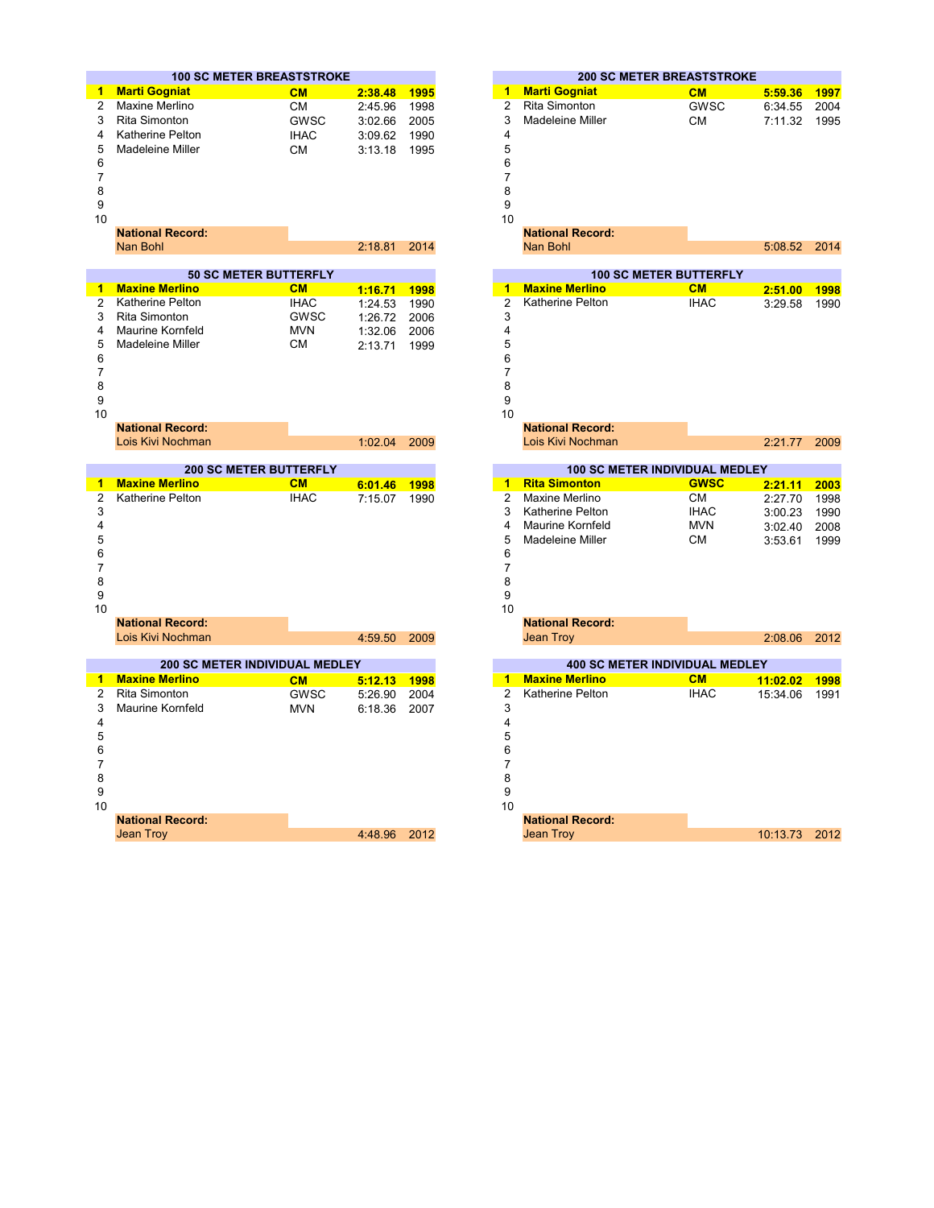## 100 SC METER BREASTSTROKE

| Place | Name | Club | Time | Year |
|---|---|---|---|---|
| 1 | **Marti Gogniat** | **CM** | **2:38.48** | **1995** |
| 2 | Maxine Merlino | CM | 2:45.96 | 1998 |
| 3 | Rita Simonton | GWSC | 3:02.66 | 2005 |
| 4 | Katherine Pelton | IHAC | 3:09.62 | 1990 |
| 5 | Madeleine Miller | CM | 3:13.18 | 1995 |
| 6 | | | | |
| 7 | | | | |
| 8 | | | | |
| 9 | | | | |
| 10 | | | | |
| | **National Record:** | | | |
| | Nan Bohl | | 2:18.81 | 2014 |

## 200 SC METER BREASTSTROKE

| Place | Name | Club | Time | Year |
|---|---|---|---|---|
| 1 | **Marti Gogniat** | **CM** | **5:59.36** | **1997** |
| 2 | Rita Simonton | GWSC | 6:34.55 | 2004 |
| 3 | Madeleine Miller | CM | 7:11.32 | 1995 |
| 4 | | | | |
| 5 | | | | |
| 6 | | | | |
| 7 | | | | |
| 8 | | | | |
| 9 | | | | |
| 10 | | | | |
| | **National Record:** | | | |
| | Nan Bohl | | 5:08.52 | 2014 |

## 50 SC METER BUTTERFLY

| Place | Name | Club | Time | Year |
|---|---|---|---|---|
| 1 | **Maxine Merlino** | **CM** | **1:16.71** | **1998** |
| 2 | Katherine Pelton | IHAC | 1:24.53 | 1990 |
| 3 | Rita Simonton | GWSC | 1:26.72 | 2006 |
| 4 | Maurine Kornfeld | MVN | 1:32.06 | 2006 |
| 5 | Madeleine Miller | CM | 2:13.71 | 1999 |
| 6 | | | | |
| 7 | | | | |
| 8 | | | | |
| 9 | | | | |
| 10 | | | | |
| | **National Record:** | | | |
| | Lois Kivi Nochman | | 1:02.04 | 2009 |

## 100 SC METER BUTTERFLY

| Place | Name | Club | Time | Year |
|---|---|---|---|---|
| 1 | **Maxine Merlino** | **CM** | **2:51.00** | **1998** |
| 2 | Katherine Pelton | IHAC | 3:29.58 | 1990 |
| 3 | | | | |
| 4 | | | | |
| 5 | | | | |
| 6 | | | | |
| 7 | | | | |
| 8 | | | | |
| 9 | | | | |
| 10 | | | | |
| | **National Record:** | | | |
| | Lois Kivi Nochman | | 2:21.77 | 2009 |

## 200 SC METER BUTTERFLY

| Place | Name | Club | Time | Year |
|---|---|---|---|---|
| 1 | **Maxine Merlino** | **CM** | **6:01.46** | **1998** |
| 2 | Katherine Pelton | IHAC | 7:15.07 | 1990 |
| 3 | | | | |
| 4 | | | | |
| 5 | | | | |
| 6 | | | | |
| 7 | | | | |
| 8 | | | | |
| 9 | | | | |
| 10 | | | | |
| | **National Record:** | | | |
| | Lois Kivi Nochman | | 4:59.50 | 2009 |

## 100 SC METER INDIVIDUAL MEDLEY

| Place | Name | Club | Time | Year |
|---|---|---|---|---|
| 1 | **Rita Simonton** | **GWSC** | **2:21.11** | **2003** |
| 2 | Maxine Merlino | CM | 2:27.70 | 1998 |
| 3 | Katherine Pelton | IHAC | 3:00.23 | 1990 |
| 4 | Maurine Kornfeld | MVN | 3:02.40 | 2008 |
| 5 | Madeleine Miller | CM | 3:53.61 | 1999 |
| 6 | | | | |
| 7 | | | | |
| 8 | | | | |
| 9 | | | | |
| 10 | | | | |
| | **National Record:** | | | |
| | Jean Troy | | 2:08.06 | 2012 |

## 200 SC METER INDIVIDUAL MEDLEY

| Place | Name | Club | Time | Year |
|---|---|---|---|---|
| 1 | **Maxine Merlino** | **CM** | **5:12.13** | **1998** |
| 2 | Rita Simonton | GWSC | 5:26.90 | 2004 |
| 3 | Maurine Kornfeld | MVN | 6:18.36 | 2007 |
| 4 | | | | |
| 5 | | | | |
| 6 | | | | |
| 7 | | | | |
| 8 | | | | |
| 9 | | | | |
| 10 | | | | |
| | **National Record:** | | | |
| | Jean Troy | | 4:48.96 | 2012 |

## 400 SC METER INDIVIDUAL MEDLEY

| Place | Name | Club | Time | Year |
|---|---|---|---|---|
| 1 | **Maxine Merlino** | **CM** | **11:02.02** | **1998** |
| 2 | Katherine Pelton | IHAC | 15:34.06 | 1991 |
| 3 | | | | |
| 4 | | | | |
| 5 | | | | |
| 6 | | | | |
| 7 | | | | |
| 8 | | | | |
| 9 | | | | |
| 10 | | | | |
| | **National Record:** | | | |
| | Jean Troy | | 10:13.73 | 2012 |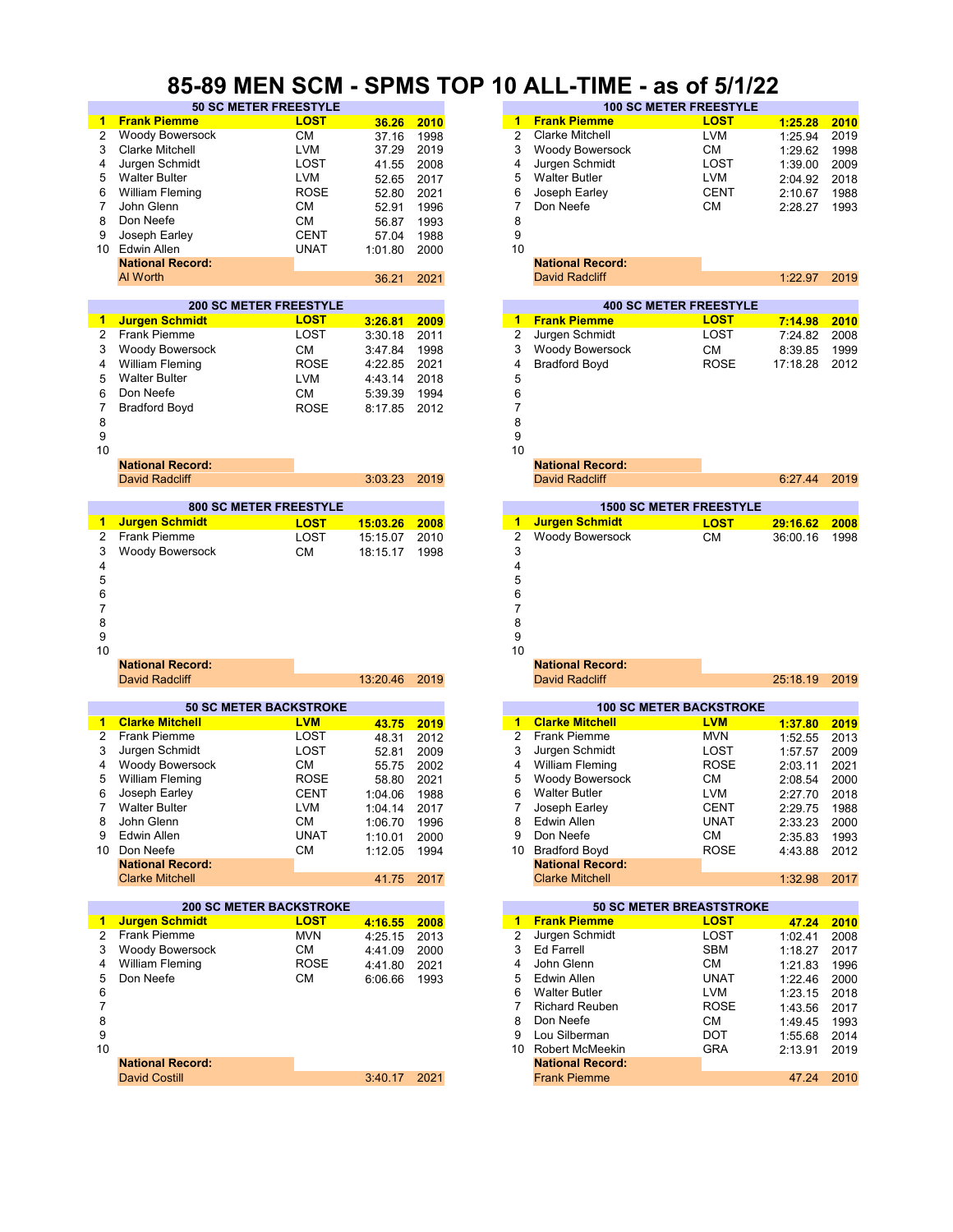# 85-89 MEN SCM - SPMS TOP 10 ALL-TIME - as of 5/1/22

## 50 SC METER FREESTYLE

| Rank | Name | Club | Time | Year |
|---|---|---|---|---|
| **1** | **Frank Piemme** | **LOST** | **36.26** | **2010** |
| 2 | Woody Bowersock | CM | 37.16 | 1998 |
| 3 | Clarke Mitchell | LVM | 37.29 | 2019 |
| 4 | Jurgen Schmidt | LOST | 41.55 | 2008 |
| 5 | Walter Bulter | LVM | 52.65 | 2017 |
| 6 | William Fleming | ROSE | 52.80 | 2021 |
| 7 | John Glenn | CM | 52.91 | 1996 |
| 8 | Don Neefe | CM | 56.87 | 1993 |
| 9 | Joseph Earley | CENT | 57.04 | 1988 |
| 10 | Edwin Allen | UNAT | 1:01.80 | 2000 |
| | **National Record:** | | | |
| | Al Worth | | 36.21 | 2021 |

## 100 SC METER FREESTYLE

| Rank | Name | Club | Time | Year |
|---|---|---|---|---|
| **1** | **Frank Piemme** | **LOST** | **1:25.28** | **2010** |
| 2 | Clarke Mitchell | LVM | 1:25.94 | 2019 |
| 3 | Woody Bowersock | CM | 1:29.62 | 1998 |
| 4 | Jurgen Schmidt | LOST | 1:39.00 | 2009 |
| 5 | Walter Butler | LVM | 2:04.92 | 2018 |
| 6 | Joseph Earley | CENT | 2:10.67 | 1988 |
| 7 | Don Neefe | CM | 2:28.27 | 1993 |
| 8 | | | | |
| 9 | | | | |
| 10 | | | | |
| | **National Record:** | | | |
| | David Radcliff | | 1:22.97 | 2019 |

## 200 SC METER FREESTYLE

| Rank | Name | Club | Time | Year |
|---|---|---|---|---|
| **1** | **Jurgen Schmidt** | **LOST** | **3:26.81** | **2009** |
| 2 | Frank Piemme | LOST | 3:30.18 | 2011 |
| 3 | Woody Bowersock | CM | 3:47.84 | 1998 |
| 4 | William Fleming | ROSE | 4:22.85 | 2021 |
| 5 | Walter Bulter | LVM | 4:43.14 | 2018 |
| 6 | Don Neefe | CM | 5:39.39 | 1994 |
| 7 | Bradford Boyd | ROSE | 8:17.85 | 2012 |
| 8 | | | | |
| 9 | | | | |
| 10 | | | | |
| | **National Record:** | | | |
| | David Radcliff | | 3:03.23 | 2019 |

## 400 SC METER FREESTYLE

| Rank | Name | Club | Time | Year |
|---|---|---|---|---|
| **1** | **Frank Piemme** | **LOST** | **7:14.98** | **2010** |
| 2 | Jurgen Schmidt | LOST | 7:24.82 | 2008 |
| 3 | Woody Bowersock | CM | 8:39.85 | 1999 |
| 4 | Bradford Boyd | ROSE | 17:18.28 | 2012 |
| 5 | | | | |
| 6 | | | | |
| 7 | | | | |
| 8 | | | | |
| 9 | | | | |
| 10 | | | | |
| | **National Record:** | | | |
| | David Radcliff | | 6:27.44 | 2019 |

## 800 SC METER FREESTYLE

| Rank | Name | Club | Time | Year |
|---|---|---|---|---|
| **1** | **Jurgen Schmidt** | **LOST** | **15:03.26** | **2008** |
| 2 | Frank Piemme | LOST | 15:15.07 | 2010 |
| 3 | Woody Bowersock | CM | 18:15.17 | 1998 |
| 4 | | | | |
| 5 | | | | |
| 6 | | | | |
| 7 | | | | |
| 8 | | | | |
| 9 | | | | |
| 10 | | | | |
| | **National Record:** | | | |
| | David Radcliff | | 13:20.46 | 2019 |

## 1500 SC METER FREESTYLE

| Rank | Name | Club | Time | Year |
|---|---|---|---|---|
| **1** | **Jurgen Schmidt** | **LOST** | **29:16.62** | **2008** |
| 2 | Woody Bowersock | CM | 36:00.16 | 1998 |
| 3 | | | | |
| 4 | | | | |
| 5 | | | | |
| 6 | | | | |
| 7 | | | | |
| 8 | | | | |
| 9 | | | | |
| 10 | | | | |
| | **National Record:** | | | |
| | David Radcliff | | 25:18.19 | 2019 |

## 50 SC METER BACKSTROKE

| Rank | Name | Club | Time | Year |
|---|---|---|---|---|
| **1** | **Clarke Mitchell** | **LVM** | **43.75** | **2019** |
| 2 | Frank Piemme | LOST | 48.31 | 2012 |
| 3 | Jurgen Schmidt | LOST | 52.81 | 2009 |
| 4 | Woody Bowersock | CM | 55.75 | 2002 |
| 5 | William Fleming | ROSE | 58.80 | 2021 |
| 6 | Joseph Earley | CENT | 1:04.06 | 1988 |
| 7 | Walter Bulter | LVM | 1:04.14 | 2017 |
| 8 | John Glenn | CM | 1:06.70 | 1996 |
| 9 | Edwin Allen | UNAT | 1:10.01 | 2000 |
| 10 | Don Neefe | CM | 1:12.05 | 1994 |
| | **National Record:** | | | |
| | Clarke Mitchell | | 41.75 | 2017 |

## 100 SC METER BACKSTROKE

| Rank | Name | Club | Time | Year |
|---|---|---|---|---|
| **1** | **Clarke Mitchell** | **LVM** | **1:37.80** | **2019** |
| 2 | Frank Piemme | MVN | 1:52.55 | 2013 |
| 3 | Jurgen Schmidt | LOST | 1:57.57 | 2009 |
| 4 | William Fleming | ROSE | 2:03.11 | 2021 |
| 5 | Woody Bowersock | CM | 2:08.54 | 2000 |
| 6 | Walter Butler | LVM | 2:27.70 | 2018 |
| 7 | Joseph Earley | CENT | 2:29.75 | 1988 |
| 8 | Edwin Allen | UNAT | 2:33.23 | 2000 |
| 9 | Don Neefe | CM | 2:35.83 | 1993 |
| 10 | Bradford Boyd | ROSE | 4:43.88 | 2012 |
| | **National Record:** | | | |
| | Clarke Mitchell | | 1:32.98 | 2017 |

## 200 SC METER BACKSTROKE

| Rank | Name | Club | Time | Year |
|---|---|---|---|---|
| **1** | **Jurgen Schmidt** | **LOST** | **4:16.55** | **2008** |
| 2 | Frank Piemme | MVN | 4:25.15 | 2013 |
| 3 | Woody Bowersock | CM | 4:41.09 | 2000 |
| 4 | William Fleming | ROSE | 4:41.80 | 2021 |
| 5 | Don Neefe | CM | 6:06.66 | 1993 |
| 6 | | | | |
| 7 | | | | |
| 8 | | | | |
| 9 | | | | |
| 10 | | | | |
| | **National Record:** | | | |
| | David Costill | | 3:40.17 | 2021 |

## 50 SC METER BREASTSTROKE

| Rank | Name | Club | Time | Year |
|---|---|---|---|---|
| **1** | **Frank Piemme** | **LOST** | **47.24** | **2010** |
| 2 | Jurgen Schmidt | LOST | 1:02.41 | 2008 |
| 3 | Ed Farrell | SBM | 1:18.27 | 2017 |
| 4 | John Glenn | CM | 1:21.83 | 1996 |
| 5 | Edwin Allen | UNAT | 1:22.46 | 2000 |
| 6 | Walter Butler | LVM | 1:23.15 | 2018 |
| 7 | Richard Reuben | ROSE | 1:43.56 | 2017 |
| 8 | Don Neefe | CM | 1:49.45 | 1993 |
| 9 | Lou Silberman | DOT | 1:55.68 | 2014 |
| 10 | Robert McMeekin | GRA | 2:13.91 | 2019 |
| | **National Record:** | | | |
| | Frank Piemme | | 47.24 | 2010 |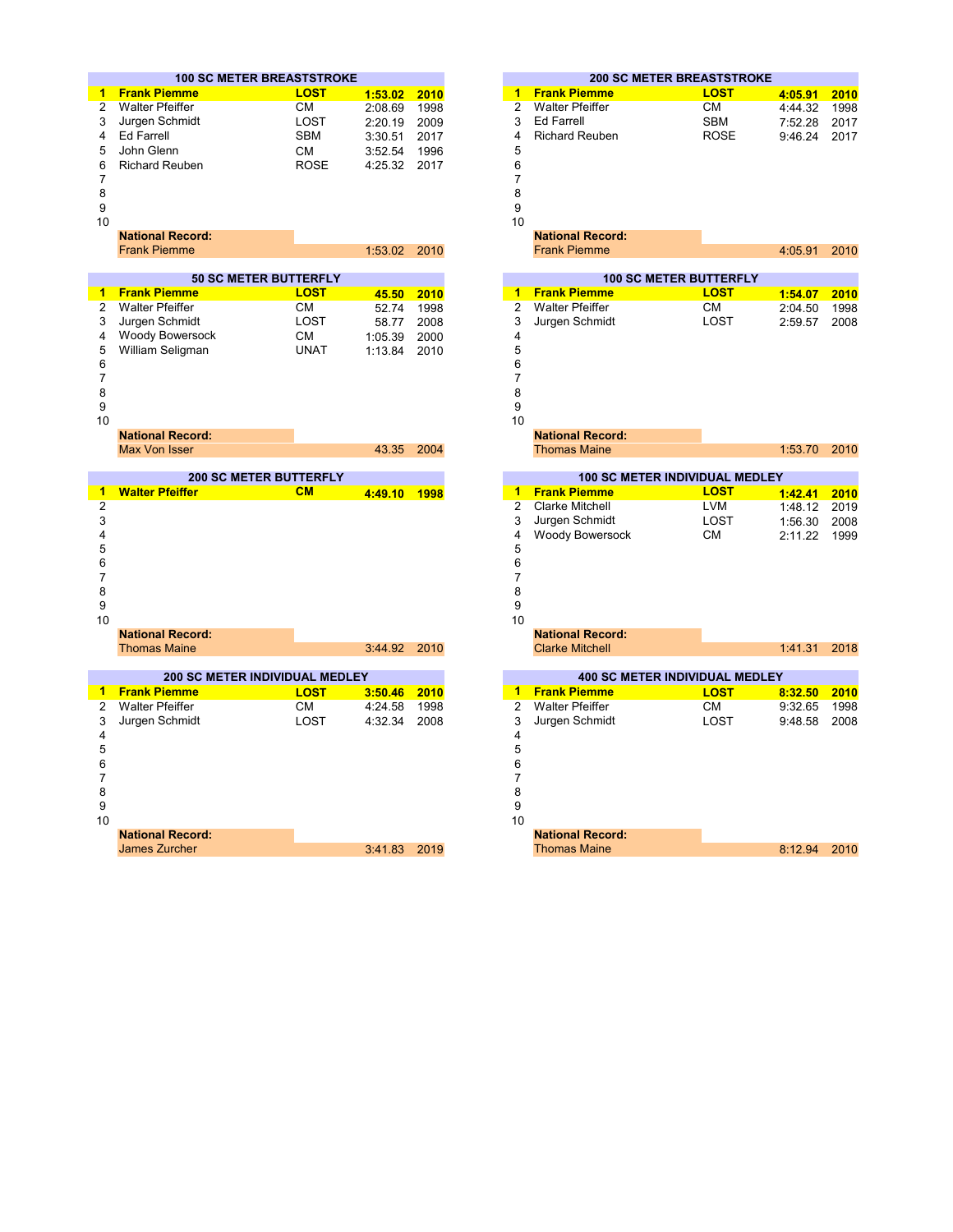## 100 SC METER BREASTSTROKE

| Rank | Name | Team | Time | Year |
|---|---|---|---|---|
| **1** | **Frank Piemme** | **LOST** | **1:53.02** | **2010** |
| 2 | Walter Pfeiffer | CM | 2:08.69 | 1998 |
| 3 | Jurgen Schmidt | LOST | 2:20.19 | 2009 |
| 4 | Ed Farrell | SBM | 3:30.51 | 2017 |
| 5 | John Glenn | CM | 3:52.54 | 1996 |
| 6 | Richard Reuben | ROSE | 4:25.32 | 2017 |
| 7 | | | | |
| 8 | | | | |
| 9 | | | | |
| 10 | | | | |
| | **National Record:** | | | |
| | Frank Piemme | | 1:53.02 | 2010 |

## 200 SC METER BREASTSTROKE

| Rank | Name | Team | Time | Year |
|---|---|---|---|---|
| **1** | **Frank Piemme** | **LOST** | **4:05.91** | **2010** |
| 2 | Walter Pfeiffer | CM | 4:44.32 | 1998 |
| 3 | Ed Farrell | SBM | 7:52.28 | 2017 |
| 4 | Richard Reuben | ROSE | 9:46.24 | 2017 |
| 5 | | | | |
| 6 | | | | |
| 7 | | | | |
| 8 | | | | |
| 9 | | | | |
| 10 | | | | |
| | **National Record:** | | | |
| | Frank Piemme | | 4:05.91 | 2010 |

## 50 SC METER BUTTERFLY

| Rank | Name | Team | Time | Year |
|---|---|---|---|---|
| **1** | **Frank Piemme** | **LOST** | **45.50** | **2010** |
| 2 | Walter Pfeiffer | CM | 52.74 | 1998 |
| 3 | Jurgen Schmidt | LOST | 58.77 | 2008 |
| 4 | Woody Bowersock | CM | 1:05.39 | 2000 |
| 5 | William Seligman | UNAT | 1:13.84 | 2010 |
| 6 | | | | |
| 7 | | | | |
| 8 | | | | |
| 9 | | | | |
| 10 | | | | |
| | **National Record:** | | | |
| | Max Von Isser | | 43.35 | 2004 |

## 100 SC METER BUTTERFLY

| Rank | Name | Team | Time | Year |
|---|---|---|---|---|
| **1** | **Frank Piemme** | **LOST** | **1:54.07** | **2010** |
| 2 | Walter Pfeiffer | CM | 2:04.50 | 1998 |
| 3 | Jurgen Schmidt | LOST | 2:59.57 | 2008 |
| 4 | | | | |
| 5 | | | | |
| 6 | | | | |
| 7 | | | | |
| 8 | | | | |
| 9 | | | | |
| 10 | | | | |
| | **National Record:** | | | |
| | Thomas Maine | | 1:53.70 | 2010 |

## 200 SC METER BUTTERFLY

| Rank | Name | Team | Time | Year |
|---|---|---|---|---|
| **1** | **Walter Pfeiffer** | **CM** | **4:49.10** | **1998** |
| 2 | | | | |
| 3 | | | | |
| 4 | | | | |
| 5 | | | | |
| 6 | | | | |
| 7 | | | | |
| 8 | | | | |
| 9 | | | | |
| 10 | | | | |
| | **National Record:** | | | |
| | Thomas Maine | | 3:44.92 | 2010 |

## 100 SC METER INDIVIDUAL MEDLEY

| Rank | Name | Team | Time | Year |
|---|---|---|---|---|
| **1** | **Frank Piemme** | **LOST** | **1:42.41** | **2010** |
| 2 | Clarke Mitchell | LVM | 1:48.12 | 2019 |
| 3 | Jurgen Schmidt | LOST | 1:56.30 | 2008 |
| 4 | Woody Bowersock | CM | 2:11.22 | 1999 |
| 5 | | | | |
| 6 | | | | |
| 7 | | | | |
| 8 | | | | |
| 9 | | | | |
| 10 | | | | |
| | **National Record:** | | | |
| | Clarke Mitchell | | 1:41.31 | 2018 |

## 200 SC METER INDIVIDUAL MEDLEY

| Rank | Name | Team | Time | Year |
|---|---|---|---|---|
| **1** | **Frank Piemme** | **LOST** | **3:50.46** | **2010** |
| 2 | Walter Pfeiffer | CM | 4:24.58 | 1998 |
| 3 | Jurgen Schmidt | LOST | 4:32.34 | 2008 |
| 4 | | | | |
| 5 | | | | |
| 6 | | | | |
| 7 | | | | |
| 8 | | | | |
| 9 | | | | |
| 10 | | | | |
| | **National Record:** | | | |
| | James Zurcher | | 3:41.83 | 2019 |

## 400 SC METER INDIVIDUAL MEDLEY

| Rank | Name | Team | Time | Year |
|---|---|---|---|---|
| **1** | **Frank Piemme** | **LOST** | **8:32.50** | **2010** |
| 2 | Walter Pfeiffer | CM | 9:32.65 | 1998 |
| 3 | Jurgen Schmidt | LOST | 9:48.58 | 2008 |
| 4 | | | | |
| 5 | | | | |
| 6 | | | | |
| 7 | | | | |
| 8 | | | | |
| 9 | | | | |
| 10 | | | | |
| | **National Record:** | | | |
| | Thomas Maine | | 8:12.94 | 2010 |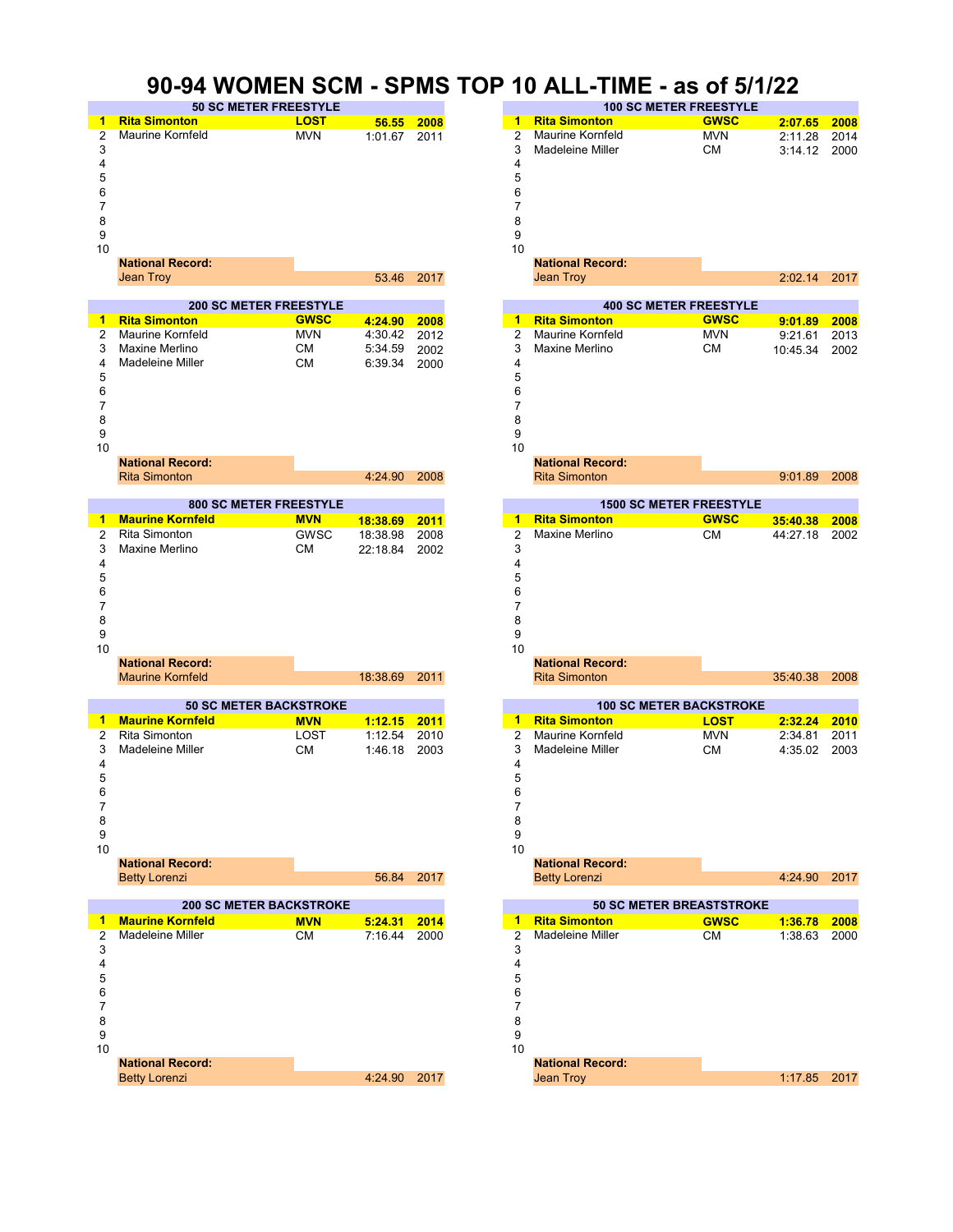# 90-94 WOMEN SCM - SPMS TOP 10 ALL-TIME - as of 5/1/22

### 50 SC METER FREESTYLE

| | Name | Team | Time | Year |
|---|---|---|---|---|
| 1 | **Rita Simonton** | **LOST** | **56.55** | **2008** |
| 2 | Maurine Kornfeld | MVN | 1:01.67 | 2011 |
| 3 | | | | |
| 4 | | | | |
| 5 | | | | |
| 6 | | | | |
| 7 | | | | |
| 8 | | | | |
| 9 | | | | |
| 10 | | | | |
| | **National Record:** | | | |
| | Jean Troy | | 53.46 | 2017 |

### 100 SC METER FREESTYLE

| | Name | Team | Time | Year |
|---|---|---|---|---|
| 1 | **Rita Simonton** | **GWSC** | **2:07.65** | **2008** |
| 2 | Maurine Kornfeld | MVN | 2:11.28 | 2014 |
| 3 | Madeleine Miller | CM | 3:14.12 | 2000 |
| 4 | | | | |
| 5 | | | | |
| 6 | | | | |
| 7 | | | | |
| 8 | | | | |
| 9 | | | | |
| 10 | | | | |
| | **National Record:** | | | |
| | Jean Troy | | 2:02.14 | 2017 |

### 200 SC METER FREESTYLE

| | Name | Team | Time | Year |
|---|---|---|---|---|
| 1 | **Rita Simonton** | **GWSC** | **4:24.90** | **2008** |
| 2 | Maurine Kornfeld | MVN | 4:30.42 | 2012 |
| 3 | Maxine Merlino | CM | 5:34.59 | 2002 |
| 4 | Madeleine Miller | CM | 6:39.34 | 2000 |
| 5 | | | | |
| 6 | | | | |
| 7 | | | | |
| 8 | | | | |
| 9 | | | | |
| 10 | | | | |
| | **National Record:** | | | |
| | Rita Simonton | | 4:24.90 | 2008 |

### 400 SC METER FREESTYLE

| | Name | Team | Time | Year |
|---|---|---|---|---|
| 1 | **Rita Simonton** | **GWSC** | **9:01.89** | **2008** |
| 2 | Maurine Kornfeld | MVN | 9:21.61 | 2013 |
| 3 | Maxine Merlino | CM | 10:45.34 | 2002 |
| 4 | | | | |
| 5 | | | | |
| 6 | | | | |
| 7 | | | | |
| 8 | | | | |
| 9 | | | | |
| 10 | | | | |
| | **National Record:** | | | |
| | Rita Simonton | | 9:01.89 | 2008 |

### 800 SC METER FREESTYLE

| | Name | Team | Time | Year |
|---|---|---|---|---|
| 1 | **Maurine Kornfeld** | **MVN** | **18:38.69** | **2011** |
| 2 | Rita Simonton | GWSC | 18:38.98 | 2008 |
| 3 | Maxine Merlino | CM | 22:18.84 | 2002 |
| 4 | | | | |
| 5 | | | | |
| 6 | | | | |
| 7 | | | | |
| 8 | | | | |
| 9 | | | | |
| 10 | | | | |
| | **National Record:** | | | |
| | Maurine Kornfeld | | 18:38.69 | 2011 |

### 1500 SC METER FREESTYLE

| | Name | Team | Time | Year |
|---|---|---|---|---|
| 1 | **Rita Simonton** | **GWSC** | **35:40.38** | **2008** |
| 2 | Maxine Merlino | CM | 44:27.18 | 2002 |
| 3 | | | | |
| 4 | | | | |
| 5 | | | | |
| 6 | | | | |
| 7 | | | | |
| 8 | | | | |
| 9 | | | | |
| 10 | | | | |
| | **National Record:** | | | |
| | Rita Simonton | | 35:40.38 | 2008 |

### 50 SC METER BACKSTROKE

| | Name | Team | Time | Year |
|---|---|---|---|---|
| 1 | **Maurine Kornfeld** | **MVN** | **1:12.15** | **2011** |
| 2 | Rita Simonton | LOST | 1:12.54 | 2010 |
| 3 | Madeleine Miller | CM | 1:46.18 | 2003 |
| 4 | | | | |
| 5 | | | | |
| 6 | | | | |
| 7 | | | | |
| 8 | | | | |
| 9 | | | | |
| 10 | | | | |
| | **National Record:** | | | |
| | Betty Lorenzi | | 56.84 | 2017 |

### 100 SC METER BACKSTROKE

| | Name | Team | Time | Year |
|---|---|---|---|---|
| 1 | **Rita Simonton** | **LOST** | **2:32.24** | **2010** |
| 2 | Maurine Kornfeld | MVN | 2:34.81 | 2011 |
| 3 | Madeleine Miller | CM | 4:35.02 | 2003 |
| 4 | | | | |
| 5 | | | | |
| 6 | | | | |
| 7 | | | | |
| 8 | | | | |
| 9 | | | | |
| 10 | | | | |
| | **National Record:** | | | |
| | Betty Lorenzi | | 4:24.90 | 2017 |

### 200 SC METER BACKSTROKE

| | Name | Team | Time | Year |
|---|---|---|---|---|
| 1 | **Maurine Kornfeld** | **MVN** | **5:24.31** | **2014** |
| 2 | Madeleine Miller | CM | 7:16.44 | 2000 |
| 3 | | | | |
| 4 | | | | |
| 5 | | | | |
| 6 | | | | |
| 7 | | | | |
| 8 | | | | |
| 9 | | | | |
| 10 | | | | |
| | **National Record:** | | | |
| | Betty Lorenzi | | 4:24.90 | 2017 |

### 50 SC METER BREASTSTROKE

| | Name | Team | Time | Year |
|---|---|---|---|---|
| 1 | **Rita Simonton** | **GWSC** | **1:36.78** | **2008** |
| 2 | Madeleine Miller | CM | 1:38.63 | 2000 |
| 3 | | | | |
| 4 | | | | |
| 5 | | | | |
| 6 | | | | |
| 7 | | | | |
| 8 | | | | |
| 9 | | | | |
| 10 | | | | |
| | **National Record:** | | | |
| | Jean Troy | | 1:17.85 | 2017 |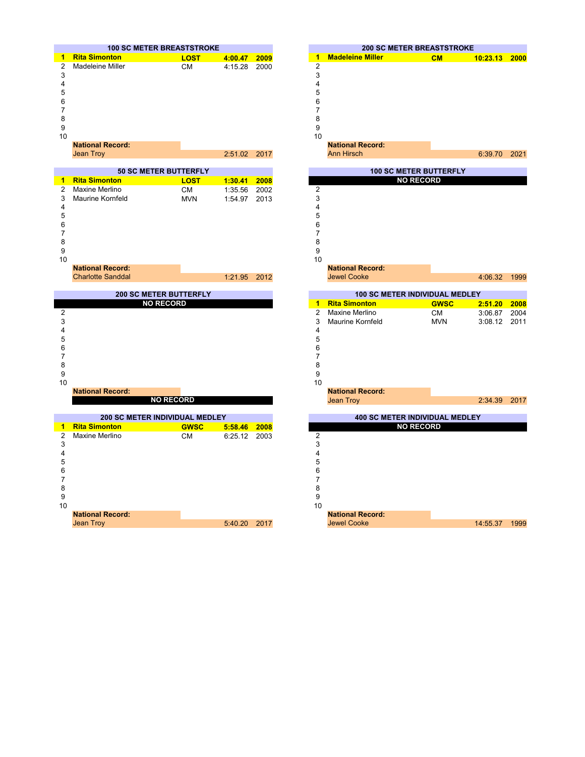## 100 SC METER BREASTSTROKE

| Rank | Name | Club | Time | Year |
|---|---|---|---|---|
| 1 | **Rita Simonton** | **LOST** | **4:00.47** | **2009** |
| 2 | Madeleine Miller | CM | 4:15.28 | 2000 |
| 3 | | | | |
| 4 | | | | |
| 5 | | | | |
| 6 | | | | |
| 7 | | | | |
| 8 | | | | |
| 9 | | | | |
| 10 | | | | |

**National Record:**
Jean Troy 2:51.02 2017

## 200 SC METER BREASTSTROKE

| Rank | Name | Club | Time | Year |
|---|---|---|---|---|
| 1 | **Madeleine Miller** | **CM** | **10:23.13** | **2000** |
| 2 | | | | |
| 3 | | | | |
| 4 | | | | |
| 5 | | | | |
| 6 | | | | |
| 7 | | | | |
| 8 | | | | |
| 9 | | | | |
| 10 | | | | |

**National Record:**
Ann Hirsch 6:39.70 2021

## 50 SC METER BUTTERFLY

| Rank | Name | Club | Time | Year |
|---|---|---|---|---|
| 1 | **Rita Simonton** | **LOST** | **1:30.41** | **2008** |
| 2 | Maxine Merlino | CM | 1:35.56 | 2002 |
| 3 | Maurine Kornfeld | MVN | 1:54.97 | 2013 |
| 4 | | | | |
| 5 | | | | |
| 6 | | | | |
| 7 | | | | |
| 8 | | | | |
| 9 | | | | |
| 10 | | | | |

**National Record:**
Charlotte Sanddal 1:21.95 2012

## 100 SC METER BUTTERFLY

**NO RECORD**

| Rank | Name | Club | Time | Year |
|---|---|---|---|---|
| 2 | | | | |
| 3 | | | | |
| 4 | | | | |
| 5 | | | | |
| 6 | | | | |
| 7 | | | | |
| 8 | | | | |
| 9 | | | | |
| 10 | | | | |

**National Record:**
Jewel Cooke 4:06.32 1999

## 200 SC METER BUTTERFLY

**NO RECORD**

| Rank | Name | Club | Time | Year |
|---|---|---|---|---|
| 2 | | | | |
| 3 | | | | |
| 4 | | | | |
| 5 | | | | |
| 6 | | | | |
| 7 | | | | |
| 8 | | | | |
| 9 | | | | |
| 10 | | | | |

**National Record:**
**NO RECORD**

## 100 SC METER INDIVIDUAL MEDLEY

| Rank | Name | Club | Time | Year |
|---|---|---|---|---|
| 1 | **Rita Simonton** | **GWSC** | **2:51.20** | **2008** |
| 2 | Maxine Merlino | CM | 3:06.87 | 2004 |
| 3 | Maurine Kornfeld | MVN | 3:08.12 | 2011 |
| 4 | | | | |
| 5 | | | | |
| 6 | | | | |
| 7 | | | | |
| 8 | | | | |
| 9 | | | | |
| 10 | | | | |

**National Record:**
Jean Troy 2:34.39 2017

## 200 SC METER INDIVIDUAL MEDLEY

| Rank | Name | Club | Time | Year |
|---|---|---|---|---|
| 1 | **Rita Simonton** | **GWSC** | **5:58.46** | **2008** |
| 2 | Maxine Merlino | CM | 6:25.12 | 2003 |
| 3 | | | | |
| 4 | | | | |
| 5 | | | | |
| 6 | | | | |
| 7 | | | | |
| 8 | | | | |
| 9 | | | | |
| 10 | | | | |

**National Record:**
Jean Troy 5:40.20 2017

## 400 SC METER INDIVIDUAL MEDLEY

**NO RECORD**

| Rank | Name | Club | Time | Year |
|---|---|---|---|---|
| 2 | | | | |
| 3 | | | | |
| 4 | | | | |
| 5 | | | | |
| 6 | | | | |
| 7 | | | | |
| 8 | | | | |
| 9 | | | | |
| 10 | | | | |

**National Record:**
Jewel Cooke 14:55.37 1999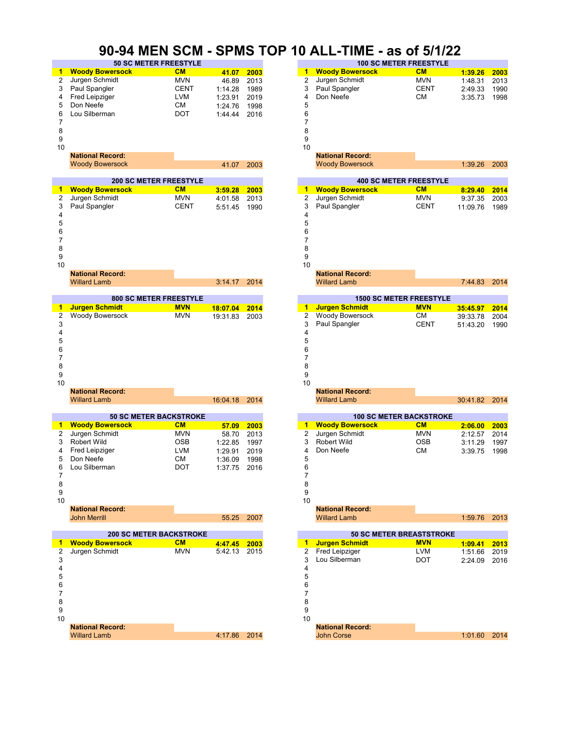# 90-94 MEN SCM - SPMS TOP 10 ALL-TIME - as of 5/1/22

### 50 SC METER FREESTYLE

| | Name | Club | Time | Year |
|---|---|---|---|---|
| 1 | **Woody Bowersock** | **CM** | **41.07** | **2003** |
| 2 | Jurgen Schmidt | MVN | 46.89 | 2013 |
| 3 | Paul Spangler | CENT | 1:14.28 | 1989 |
| 4 | Fred Leipziger | LVM | 1:23.91 | 2019 |
| 5 | Don Neefe | CM | 1:24.76 | 1998 |
| 6 | Lou Silberman | DOT | 1:44.44 | 2016 |
| 7 | | | | |
| 8 | | | | |
| 9 | | | | |
| 10 | | | | |
| | **National Record:** | | | |
| | Woody Bowersock | | 41.07 | 2003 |

### 100 SC METER FREESTYLE

| | Name | Club | Time | Year |
|---|---|---|---|---|
| 1 | **Woody Bowersock** | **CM** | **1:39.26** | **2003** |
| 2 | Jurgen Schmidt | MVN | 1:48.31 | 2013 |
| 3 | Paul Spangler | CENT | 2:49.33 | 1990 |
| 4 | Don Neefe | CM | 3:35.73 | 1998 |
| 5 | | | | |
| 6 | | | | |
| 7 | | | | |
| 8 | | | | |
| 9 | | | | |
| 10 | | | | |
| | **National Record:** | | | |
| | Woody Bowersock | | 1:39.26 | 2003 |

### 200 SC METER FREESTYLE

| | Name | Club | Time | Year |
|---|---|---|---|---|
| 1 | **Woody Bowersock** | **CM** | **3:59.28** | **2003** |
| 2 | Jurgen Schmidt | MVN | 4:01.58 | 2013 |
| 3 | Paul Spangler | CENT | 5:51.45 | 1990 |
| 4 | | | | |
| 5 | | | | |
| 6 | | | | |
| 7 | | | | |
| 8 | | | | |
| 9 | | | | |
| 10 | | | | |
| | **National Record:** | | | |
| | Willard Lamb | | 3:14.17 | 2014 |

### 400 SC METER FREESTYLE

| | Name | Club | Time | Year |
|---|---|---|---|---|
| 1 | **Woody Bowersock** | **CM** | **8:29.40** | **2014** |
| 2 | Jurgen Schmidt | MVN | 9:37.35 | 2003 |
| 3 | Paul Spangler | CENT | 11:09.76 | 1989 |
| 4 | | | | |
| 5 | | | | |
| 6 | | | | |
| 7 | | | | |
| 8 | | | | |
| 9 | | | | |
| 10 | | | | |
| | **National Record:** | | | |
| | Willard Lamb | | 7:44.83 | 2014 |

### 800 SC METER FREESTYLE

| | Name | Club | Time | Year |
|---|---|---|---|---|
| 1 | **Jurgen Schmidt** | **MVN** | **18:07.04** | **2014** |
| 2 | Woody Bowersock | MVN | 19:31.83 | 2003 |
| 3 | | | | |
| 4 | | | | |
| 5 | | | | |
| 6 | | | | |
| 7 | | | | |
| 8 | | | | |
| 9 | | | | |
| 10 | | | | |
| | **National Record:** | | | |
| | Willard Lamb | | 16:04.18 | 2014 |

### 1500 SC METER FREESTYLE

| | Name | Club | Time | Year |
|---|---|---|---|---|
| 1 | **Jurgen Schmidt** | **MVN** | **35:45.97** | **2014** |
| 2 | Woody Bowersock | CM | 39:33.78 | 2004 |
| 3 | Paul Spangler | CENT | 51:43.20 | 1990 |
| 4 | | | | |
| 5 | | | | |
| 6 | | | | |
| 7 | | | | |
| 8 | | | | |
| 9 | | | | |
| 10 | | | | |
| | **National Record:** | | | |
| | Willard Lamb | | 30:41.82 | 2014 |

### 50 SC METER BACKSTROKE

| | Name | Club | Time | Year |
|---|---|---|---|---|
| 1 | **Woody Bowersock** | **CM** | **57.09** | **2003** |
| 2 | Jurgen Schmidt | MVN | 58.70 | 2013 |
| 3 | Robert Wild | OSB | 1:22.85 | 1997 |
| 4 | Fred Leipziger | LVM | 1:29.91 | 2019 |
| 5 | Don Neefe | CM | 1:36.09 | 1998 |
| 6 | Lou Silberman | DOT | 1:37.75 | 2016 |
| 7 | | | | |
| 8 | | | | |
| 9 | | | | |
| 10 | | | | |
| | **National Record:** | | | |
| | John Merrill | | 55.25 | 2007 |

### 100 SC METER BACKSTROKE

| | Name | Club | Time | Year |
|---|---|---|---|---|
| 1 | **Woody Bowersock** | **CM** | **2:06.00** | **2003** |
| 2 | Jurgen Schmidt | MVN | 2:12.57 | 2014 |
| 3 | Robert Wild | OSB | 3:11.29 | 1997 |
| 4 | Don Neefe | CM | 3:39.75 | 1998 |
| 5 | | | | |
| 6 | | | | |
| 7 | | | | |
| 8 | | | | |
| 9 | | | | |
| 10 | | | | |
| | **National Record:** | | | |
| | Willard Lamb | | 1:59.76 | 2013 |

### 200 SC METER BACKSTROKE

| | Name | Club | Time | Year |
|---|---|---|---|---|
| 1 | **Woody Bowersock** | **CM** | **4:47.45** | **2003** |
| 2 | Jurgen Schmidt | MVN | 5:42.13 | 2015 |
| 3 | | | | |
| 4 | | | | |
| 5 | | | | |
| 6 | | | | |
| 7 | | | | |
| 8 | | | | |
| 9 | | | | |
| 10 | | | | |
| | **National Record:** | | | |
| | Willard Lamb | | 4:17.86 | 2014 |

### 50 SC METER BREASTSTROKE

| | Name | Club | Time | Year |
|---|---|---|---|---|
| 1 | **Jurgen Schmidt** | **MVN** | **1:09.41** | **2013** |
| 2 | Fred Leipziger | LVM | 1:51.66 | 2019 |
| 3 | Lou Silberman | DOT | 2:24.09 | 2016 |
| 4 | | | | |
| 5 | | | | |
| 6 | | | | |
| 7 | | | | |
| 8 | | | | |
| 9 | | | | |
| 10 | | | | |
| | **National Record:** | | | |
| | John Corse | | 1:01.60 | 2014 |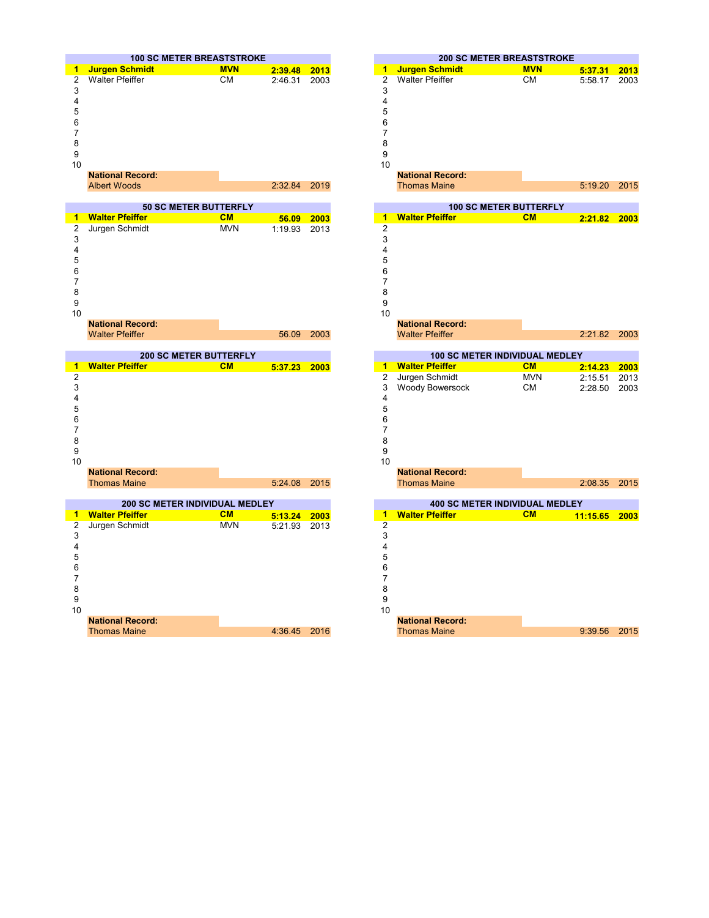### 100 SC METER BREASTSTROKE

| Rank | Name | Team | Time | Year |
|---|---|---|---|---|
| **1** | **Jurgen Schmidt** | **MVN** | **2:39.48** | **2013** |
| 2 | Walter Pfeiffer | CM | 2:46.31 | 2003 |
| 3 | | | | |
| 4 | | | | |
| 5 | | | | |
| 6 | | | | |
| 7 | | | | |
| 8 | | | | |
| 9 | | | | |
| 10 | | | | |
| | **National Record:** | | | |
| | Albert Woods | | 2:32.84 | 2019 |

### 200 SC METER BREASTSTROKE

| Rank | Name | Team | Time | Year |
|---|---|---|---|---|
| **1** | **Jurgen Schmidt** | **MVN** | **5:37.31** | **2013** |
| 2 | Walter Pfeiffer | CM | 5:58.17 | 2003 |
| 3 | | | | |
| 4 | | | | |
| 5 | | | | |
| 6 | | | | |
| 7 | | | | |
| 8 | | | | |
| 9 | | | | |
| 10 | | | | |
| | **National Record:** | | | |
| | Thomas Maine | | 5:19.20 | 2015 |

### 50 SC METER BUTTERFLY

| Rank | Name | Team | Time | Year |
|---|---|---|---|---|
| **1** | **Walter Pfeiffer** | **CM** | **56.09** | **2003** |
| 2 | Jurgen Schmidt | MVN | 1:19.93 | 2013 |
| 3 | | | | |
| 4 | | | | |
| 5 | | | | |
| 6 | | | | |
| 7 | | | | |
| 8 | | | | |
| 9 | | | | |
| 10 | | | | |
| | **National Record:** | | | |
| | Walter Pfeiffer | | 56.09 | 2003 |

### 100 SC METER BUTTERFLY

| Rank | Name | Team | Time | Year |
|---|---|---|---|---|
| **1** | **Walter Pfeiffer** | **CM** | **2:21.82** | **2003** |
| 2 | | | | |
| 3 | | | | |
| 4 | | | | |
| 5 | | | | |
| 6 | | | | |
| 7 | | | | |
| 8 | | | | |
| 9 | | | | |
| 10 | | | | |
| | **National Record:** | | | |
| | Walter Pfeiffer | | 2:21.82 | 2003 |

### 200 SC METER BUTTERFLY

| Rank | Name | Team | Time | Year |
|---|---|---|---|---|
| **1** | **Walter Pfeiffer** | **CM** | **5:37.23** | **2003** |
| 2 | | | | |
| 3 | | | | |
| 4 | | | | |
| 5 | | | | |
| 6 | | | | |
| 7 | | | | |
| 8 | | | | |
| 9 | | | | |
| 10 | | | | |
| | **National Record:** | | | |
| | Thomas Maine | | 5:24.08 | 2015 |

### 100 SC METER INDIVIDUAL MEDLEY

| Rank | Name | Team | Time | Year |
|---|---|---|---|---|
| **1** | **Walter Pfeiffer** | **CM** | **2:14.23** | **2003** |
| 2 | Jurgen Schmidt | MVN | 2:15.51 | 2013 |
| 3 | Woody Bowersock | CM | 2:28.50 | 2003 |
| 4 | | | | |
| 5 | | | | |
| 6 | | | | |
| 7 | | | | |
| 8 | | | | |
| 9 | | | | |
| 10 | | | | |
| | **National Record:** | | | |
| | Thomas Maine | | 2:08.35 | 2015 |

### 200 SC METER INDIVIDUAL MEDLEY

| Rank | Name | Team | Time | Year |
|---|---|---|---|---|
| **1** | **Walter Pfeiffer** | **CM** | **5:13.24** | **2003** |
| 2 | Jurgen Schmidt | MVN | 5:21.93 | 2013 |
| 3 | | | | |
| 4 | | | | |
| 5 | | | | |
| 6 | | | | |
| 7 | | | | |
| 8 | | | | |
| 9 | | | | |
| 10 | | | | |
| | **National Record:** | | | |
| | Thomas Maine | | 4:36.45 | 2016 |

### 400 SC METER INDIVIDUAL MEDLEY

| Rank | Name | Team | Time | Year |
|---|---|---|---|---|
| **1** | **Walter Pfeiffer** | **CM** | **11:15.65** | **2003** |
| 2 | | | | |
| 3 | | | | |
| 4 | | | | |
| 5 | | | | |
| 6 | | | | |
| 7 | | | | |
| 8 | | | | |
| 9 | | | | |
| 10 | | | | |
| | **National Record:** | | | |
| | Thomas Maine | | 9:39.56 | 2015 |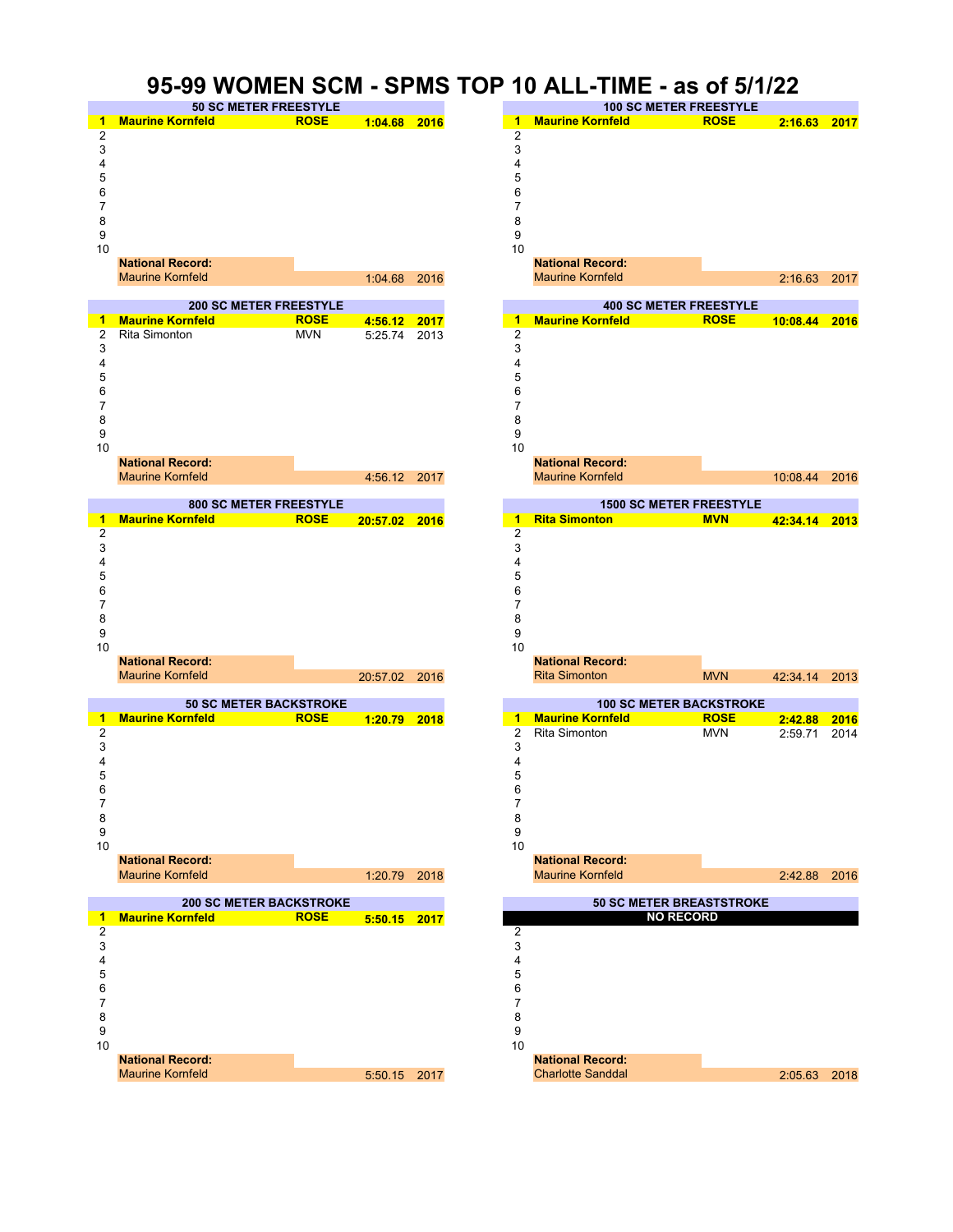# 95-99 WOMEN SCM - SPMS TOP 10 ALL-TIME - as of 5/1/22

### 50 SC METER FREESTYLE

| Rank | Name | Club | Time | Year |
|---|---|---|---|---|
| 1 | **Maurine Kornfeld** | **ROSE** | **1:04.68** | **2016** |
| 2 | | | | |
| 3 | | | | |
| 4 | | | | |
| 5 | | | | |
| 6 | | | | |
| 7 | | | | |
| 8 | | | | |
| 9 | | | | |
| 10 | | | | |

**National Record:**
Maurine Kornfeld 1:04.68 2016

### 100 SC METER FREESTYLE

| Rank | Name | Club | Time | Year |
|---|---|---|---|---|
| 1 | **Maurine Kornfeld** | **ROSE** | **2:16.63** | **2017** |
| 2 | | | | |
| 3 | | | | |
| 4 | | | | |
| 5 | | | | |
| 6 | | | | |
| 7 | | | | |
| 8 | | | | |
| 9 | | | | |
| 10 | | | | |

**National Record:**
Maurine Kornfeld 2:16.63 2017

### 200 SC METER FREESTYLE

| Rank | Name | Club | Time | Year |
|---|---|---|---|---|
| 1 | **Maurine Kornfeld** | **ROSE** | **4:56.12** | **2017** |
| 2 | Rita Simonton | MVN | 5:25.74 | 2013 |
| 3 | | | | |
| 4 | | | | |
| 5 | | | | |
| 6 | | | | |
| 7 | | | | |
| 8 | | | | |
| 9 | | | | |
| 10 | | | | |

**National Record:**
Maurine Kornfeld 4:56.12 2017

### 400 SC METER FREESTYLE

| Rank | Name | Club | Time | Year |
|---|---|---|---|---|
| 1 | **Maurine Kornfeld** | **ROSE** | **10:08.44** | **2016** |
| 2 | | | | |
| 3 | | | | |
| 4 | | | | |
| 5 | | | | |
| 6 | | | | |
| 7 | | | | |
| 8 | | | | |
| 9 | | | | |
| 10 | | | | |

**National Record:**
Maurine Kornfeld 10:08.44 2016

### 800 SC METER FREESTYLE

| Rank | Name | Club | Time | Year |
|---|---|---|---|---|
| 1 | **Maurine Kornfeld** | **ROSE** | **20:57.02** | **2016** |
| 2 | | | | |
| 3 | | | | |
| 4 | | | | |
| 5 | | | | |
| 6 | | | | |
| 7 | | | | |
| 8 | | | | |
| 9 | | | | |
| 10 | | | | |

**National Record:**
Maurine Kornfeld 20:57.02 2016

### 1500 SC METER FREESTYLE

| Rank | Name | Club | Time | Year |
|---|---|---|---|---|
| 1 | **Rita Simonton** | **MVN** | **42:34.14** | **2013** |
| 2 | | | | |
| 3 | | | | |
| 4 | | | | |
| 5 | | | | |
| 6 | | | | |
| 7 | | | | |
| 8 | | | | |
| 9 | | | | |
| 10 | | | | |

**National Record:**
Rita Simonton MVN 42:34.14 2013

### 50 SC METER BACKSTROKE

| Rank | Name | Club | Time | Year |
|---|---|---|---|---|
| 1 | **Maurine Kornfeld** | **ROSE** | **1:20.79** | **2018** |
| 2 | | | | |
| 3 | | | | |
| 4 | | | | |
| 5 | | | | |
| 6 | | | | |
| 7 | | | | |
| 8 | | | | |
| 9 | | | | |
| 10 | | | | |

**National Record:**
Maurine Kornfeld 1:20.79 2018

### 100 SC METER BACKSTROKE

| Rank | Name | Club | Time | Year |
|---|---|---|---|---|
| 1 | **Maurine Kornfeld** | **ROSE** | **2:42.88** | **2016** |
| 2 | Rita Simonton | MVN | 2:59.71 | 2014 |
| 3 | | | | |
| 4 | | | | |
| 5 | | | | |
| 6 | | | | |
| 7 | | | | |
| 8 | | | | |
| 9 | | | | |
| 10 | | | | |

**National Record:**
Maurine Kornfeld 2:42.88 2016

### 200 SC METER BACKSTROKE

| Rank | Name | Club | Time | Year |
|---|---|---|---|---|
| 1 | **Maurine Kornfeld** | **ROSE** | **5:50.15** | **2017** |
| 2 | | | | |
| 3 | | | | |
| 4 | | | | |
| 5 | | | | |
| 6 | | | | |
| 7 | | | | |
| 8 | | | | |
| 9 | | | | |
| 10 | | | | |

**National Record:**
Maurine Kornfeld 5:50.15 2017

### 50 SC METER BREASTSTROKE

**NO RECORD**

| Rank | Name | Club | Time | Year |
|---|---|---|---|---|
| 2 | | | | |
| 3 | | | | |
| 4 | | | | |
| 5 | | | | |
| 6 | | | | |
| 7 | | | | |
| 8 | | | | |
| 9 | | | | |
| 10 | | | | |

**National Record:**
Charlotte Sanddal 2:05.63 2018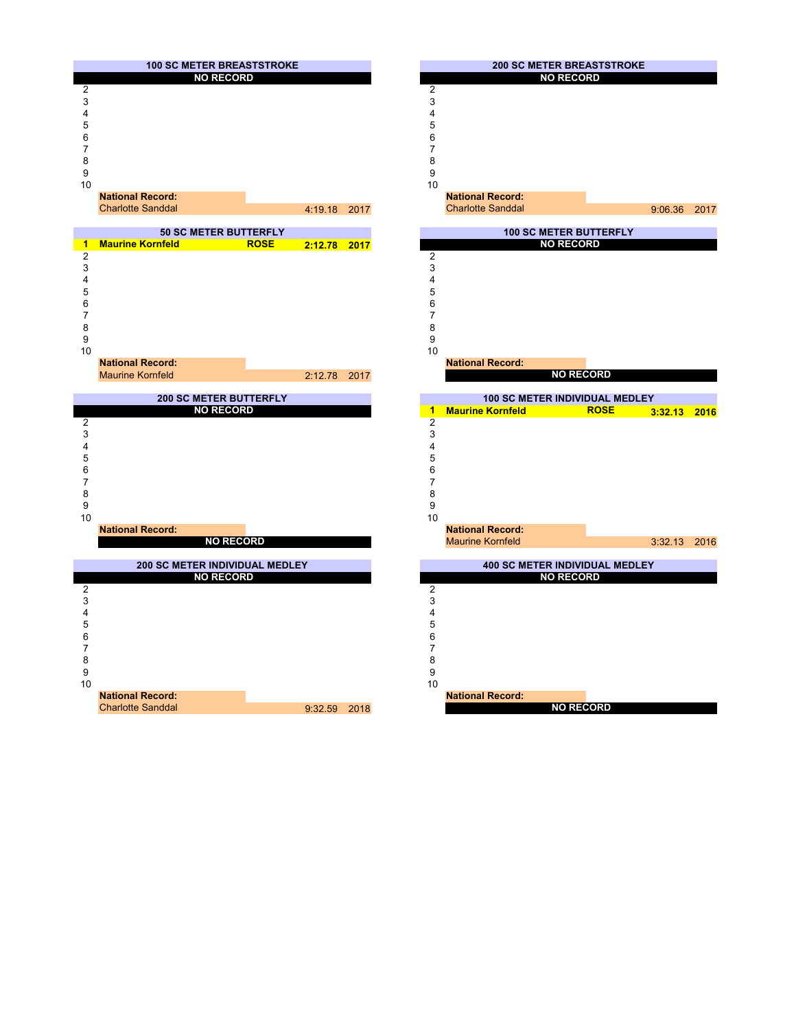## 100 SC METER BREASTSTROKE

| Place | Name | Team | Time | Year |
|---|---|---|---|---|
| | NO RECORD | | | |
| 2 | | | | |
| 3 | | | | |
| 4 | | | | |
| 5 | | | | |
| 6 | | | | |
| 7 | | | | |
| 8 | | | | |
| 9 | | | | |
| 10 | | | | |

**National Record:**
Charlotte Sanddal 4:19.18 2017

## 200 SC METER BREASTSTROKE

| Place | Name | Team | Time | Year |
|---|---|---|---|---|
| | NO RECORD | | | |
| 2 | | | | |
| 3 | | | | |
| 4 | | | | |
| 5 | | | | |
| 6 | | | | |
| 7 | | | | |
| 8 | | | | |
| 9 | | | | |
| 10 | | | | |

**National Record:**
Charlotte Sanddal 9:06.36 2017

## 50 SC METER BUTTERFLY

| Place | Name | Team | Time | Year |
|---|---|---|---|---|
| **1** | **Maurine Kornfeld** | **ROSE** | **2:12.78** | **2017** |
| 2 | | | | |
| 3 | | | | |
| 4 | | | | |
| 5 | | | | |
| 6 | | | | |
| 7 | | | | |
| 8 | | | | |
| 9 | | | | |
| 10 | | | | |

**National Record:**
Maurine Kornfeld 2:12.78 2017

## 100 SC METER BUTTERFLY

| Place | Name | Team | Time | Year |
|---|---|---|---|---|
| | NO RECORD | | | |
| 2 | | | | |
| 3 | | | | |
| 4 | | | | |
| 5 | | | | |
| 6 | | | | |
| 7 | | | | |
| 8 | | | | |
| 9 | | | | |
| 10 | | | | |

**National Record:**
NO RECORD

## 200 SC METER BUTTERFLY

| Place | Name | Team | Time | Year |
|---|---|---|---|---|
| | NO RECORD | | | |
| 2 | | | | |
| 3 | | | | |
| 4 | | | | |
| 5 | | | | |
| 6 | | | | |
| 7 | | | | |
| 8 | | | | |
| 9 | | | | |
| 10 | | | | |

**National Record:**
NO RECORD

## 100 SC METER INDIVIDUAL MEDLEY

| Place | Name | Team | Time | Year |
|---|---|---|---|---|
| **1** | **Maurine Kornfeld** | **ROSE** | **3:32.13** | **2016** |
| 2 | | | | |
| 3 | | | | |
| 4 | | | | |
| 5 | | | | |
| 6 | | | | |
| 7 | | | | |
| 8 | | | | |
| 9 | | | | |
| 10 | | | | |

**National Record:**
Maurine Kornfeld 3:32.13 2016

## 200 SC METER INDIVIDUAL MEDLEY

| Place | Name | Team | Time | Year |
|---|---|---|---|---|
| | NO RECORD | | | |
| 2 | | | | |
| 3 | | | | |
| 4 | | | | |
| 5 | | | | |
| 6 | | | | |
| 7 | | | | |
| 8 | | | | |
| 9 | | | | |
| 10 | | | | |

**National Record:**
Charlotte Sanddal 9:32.59 2018

## 400 SC METER INDIVIDUAL MEDLEY

| Place | Name | Team | Time | Year |
|---|---|---|---|---|
| | NO RECORD | | | |
| 2 | | | | |
| 3 | | | | |
| 4 | | | | |
| 5 | | | | |
| 6 | | | | |
| 7 | | | | |
| 8 | | | | |
| 9 | | | | |
| 10 | | | | |

**National Record:**
NO RECORD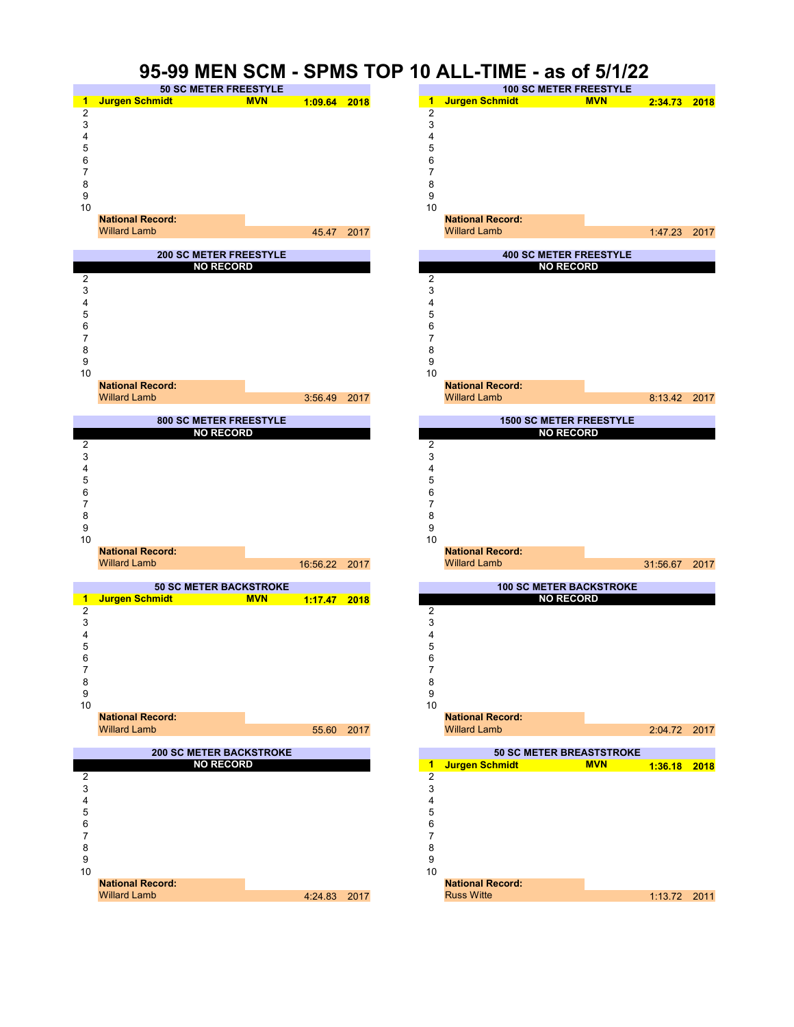# 95-99 MEN SCM - SPMS TOP 10 ALL-TIME - as of 5/1/22

## 50 SC METER FREESTYLE

| Rank | Name | Club | Time | Year |
|---|---|---|---|---|
| 1 | **Jurgen Schmidt** | **MVN** | **1:09.64** | **2018** |
| 2 | | | | |
| 3 | | | | |
| 4 | | | | |
| 5 | | | | |
| 6 | | | | |
| 7 | | | | |
| 8 | | | | |
| 9 | | | | |
| 10 | | | | |

**National Record:**
Willard Lamb 45.47 2017

## 100 SC METER FREESTYLE

| Rank | Name | Club | Time | Year |
|---|---|---|---|---|
| 1 | **Jurgen Schmidt** | **MVN** | **2:34.73** | **2018** |
| 2 | | | | |
| 3 | | | | |
| 4 | | | | |
| 5 | | | | |
| 6 | | | | |
| 7 | | | | |
| 8 | | | | |
| 9 | | | | |
| 10 | | | | |

**National Record:**
Willard Lamb 1:47.23 2017

## 200 SC METER FREESTYLE

**NO RECORD**

| Rank | Name | Club | Time | Year |
|---|---|---|---|---|
| 2 | | | | |
| 3 | | | | |
| 4 | | | | |
| 5 | | | | |
| 6 | | | | |
| 7 | | | | |
| 8 | | | | |
| 9 | | | | |
| 10 | | | | |

**National Record:**
Willard Lamb 3:56.49 2017

## 400 SC METER FREESTYLE

**NO RECORD**

| Rank | Name | Club | Time | Year |
|---|---|---|---|---|
| 2 | | | | |
| 3 | | | | |
| 4 | | | | |
| 5 | | | | |
| 6 | | | | |
| 7 | | | | |
| 8 | | | | |
| 9 | | | | |
| 10 | | | | |

**National Record:**
Willard Lamb 8:13.42 2017

## 800 SC METER FREESTYLE

**NO RECORD**

| Rank | Name | Club | Time | Year |
|---|---|---|---|---|
| 2 | | | | |
| 3 | | | | |
| 4 | | | | |
| 5 | | | | |
| 6 | | | | |
| 7 | | | | |
| 8 | | | | |
| 9 | | | | |
| 10 | | | | |

**National Record:**
Willard Lamb 16:56.22 2017

## 1500 SC METER FREESTYLE

**NO RECORD**

| Rank | Name | Club | Time | Year |
|---|---|---|---|---|
| 2 | | | | |
| 3 | | | | |
| 4 | | | | |
| 5 | | | | |
| 6 | | | | |
| 7 | | | | |
| 8 | | | | |
| 9 | | | | |
| 10 | | | | |

**National Record:**
Willard Lamb 31:56.67 2017

## 50 SC METER BACKSTROKE

| Rank | Name | Club | Time | Year |
|---|---|---|---|---|
| 1 | **Jurgen Schmidt** | **MVN** | **1:17.47** | **2018** |
| 2 | | | | |
| 3 | | | | |
| 4 | | | | |
| 5 | | | | |
| 6 | | | | |
| 7 | | | | |
| 8 | | | | |
| 9 | | | | |
| 10 | | | | |

**National Record:**
Willard Lamb 55.60 2017

## 100 SC METER BACKSTROKE

**NO RECORD**

| Rank | Name | Club | Time | Year |
|---|---|---|---|---|
| 2 | | | | |
| 3 | | | | |
| 4 | | | | |
| 5 | | | | |
| 6 | | | | |
| 7 | | | | |
| 8 | | | | |
| 9 | | | | |
| 10 | | | | |

**National Record:**
Willard Lamb 2:04.72 2017

## 200 SC METER BACKSTROKE

**NO RECORD**

| Rank | Name | Club | Time | Year |
|---|---|---|---|---|
| 2 | | | | |
| 3 | | | | |
| 4 | | | | |
| 5 | | | | |
| 6 | | | | |
| 7 | | | | |
| 8 | | | | |
| 9 | | | | |
| 10 | | | | |

**National Record:**
Willard Lamb 4:24.83 2017

## 50 SC METER BREASTSTROKE

| Rank | Name | Club | Time | Year |
|---|---|---|---|---|
| 1 | **Jurgen Schmidt** | **MVN** | **1:36.18** | **2018** |
| 2 | | | | |
| 3 | | | | |
| 4 | | | | |
| 5 | | | | |
| 6 | | | | |
| 7 | | | | |
| 8 | | | | |
| 9 | | | | |
| 10 | | | | |

**National Record:**
Russ Witte 1:13.72 2011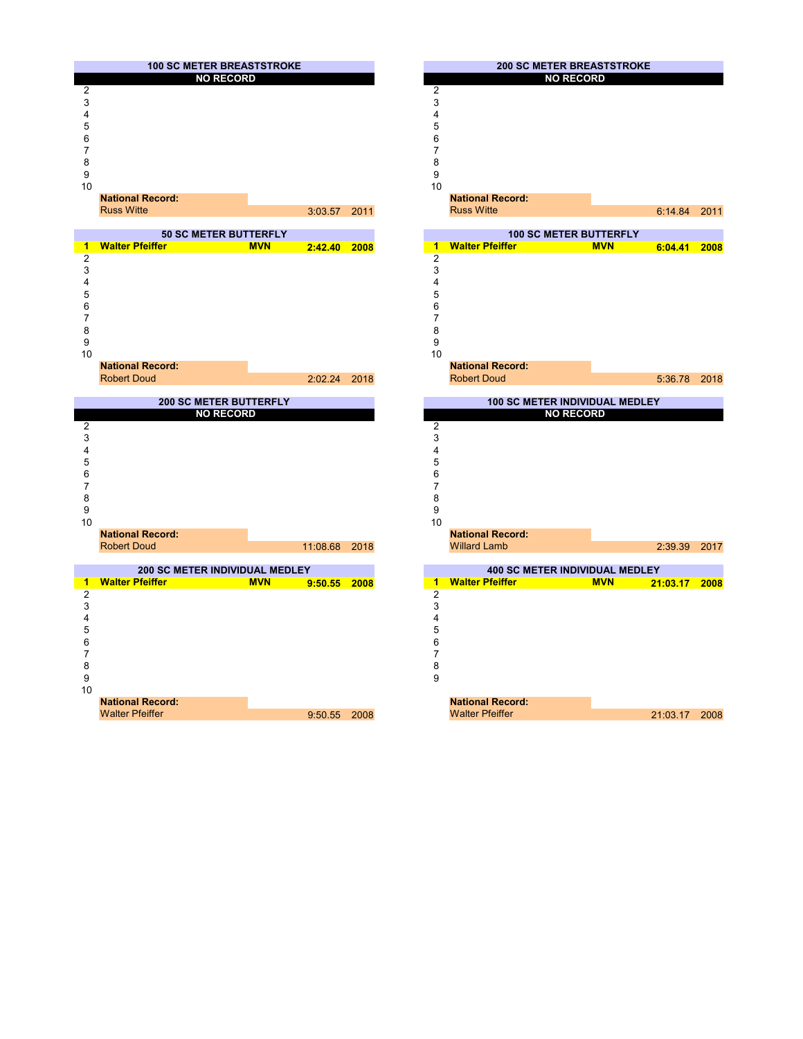### 100 SC METER BREASTSTROKE

**NO RECORD**

| Place | Name | Team | Time | Year |
|---|---|---|---|---|
| 2 | | | | |
| 3 | | | | |
| 4 | | | | |
| 5 | | | | |
| 6 | | | | |
| 7 | | | | |
| 8 | | | | |
| 9 | | | | |
| 10 | | | | |

**National Record:**
Russ Witte 3:03.57 2011

### 200 SC METER BREASTSTROKE

**NO RECORD**

| Place | Name | Team | Time | Year |
|---|---|---|---|---|
| 2 | | | | |
| 3 | | | | |
| 4 | | | | |
| 5 | | | | |
| 6 | | | | |
| 7 | | | | |
| 8 | | | | |
| 9 | | | | |
| 10 | | | | |

**National Record:**
Russ Witte 6:14.84 2011

### 50 SC METER BUTTERFLY

| Place | Name | Team | Time | Year |
|---|---|---|---|---|
| **1** | **Walter Pfeiffer** | **MVN** | **2:42.40** | **2008** |
| 2 | | | | |
| 3 | | | | |
| 4 | | | | |
| 5 | | | | |
| 6 | | | | |
| 7 | | | | |
| 8 | | | | |
| 9 | | | | |
| 10 | | | | |

**National Record:**
Robert Doud 2:02.24 2018

### 100 SC METER BUTTERFLY

| Place | Name | Team | Time | Year |
|---|---|---|---|---|
| **1** | **Walter Pfeiffer** | **MVN** | **6:04.41** | **2008** |
| 2 | | | | |
| 3 | | | | |
| 4 | | | | |
| 5 | | | | |
| 6 | | | | |
| 7 | | | | |
| 8 | | | | |
| 9 | | | | |
| 10 | | | | |

**National Record:**
Robert Doud 5:36.78 2018

### 200 SC METER BUTTERFLY

**NO RECORD**

| Place | Name | Team | Time | Year |
|---|---|---|---|---|
| 2 | | | | |
| 3 | | | | |
| 4 | | | | |
| 5 | | | | |
| 6 | | | | |
| 7 | | | | |
| 8 | | | | |
| 9 | | | | |
| 10 | | | | |

**National Record:**
Robert Doud 11:08.68 2018

### 100 SC METER INDIVIDUAL MEDLEY

**NO RECORD**

| Place | Name | Team | Time | Year |
|---|---|---|---|---|
| 2 | | | | |
| 3 | | | | |
| 4 | | | | |
| 5 | | | | |
| 6 | | | | |
| 7 | | | | |
| 8 | | | | |
| 9 | | | | |
| 10 | | | | |

**National Record:**
Willard Lamb 2:39.39 2017

### 200 SC METER INDIVIDUAL MEDLEY

| Place | Name | Team | Time | Year |
|---|---|---|---|---|
| **1** | **Walter Pfeiffer** | **MVN** | **9:50.55** | **2008** |
| 2 | | | | |
| 3 | | | | |
| 4 | | | | |
| 5 | | | | |
| 6 | | | | |
| 7 | | | | |
| 8 | | | | |
| 9 | | | | |
| 10 | | | | |

**National Record:**
Walter Pfeiffer 9:50.55 2008

### 400 SC METER INDIVIDUAL MEDLEY

| Place | Name | Team | Time | Year |
|---|---|---|---|---|
| **1** | **Walter Pfeiffer** | **MVN** | **21:03.17** | **2008** |
| 2 | | | | |
| 3 | | | | |
| 4 | | | | |
| 5 | | | | |
| 6 | | | | |
| 7 | | | | |
| 8 | | | | |
| 9 | | | | |

**National Record:**
Walter Pfeiffer 21:03.17 2008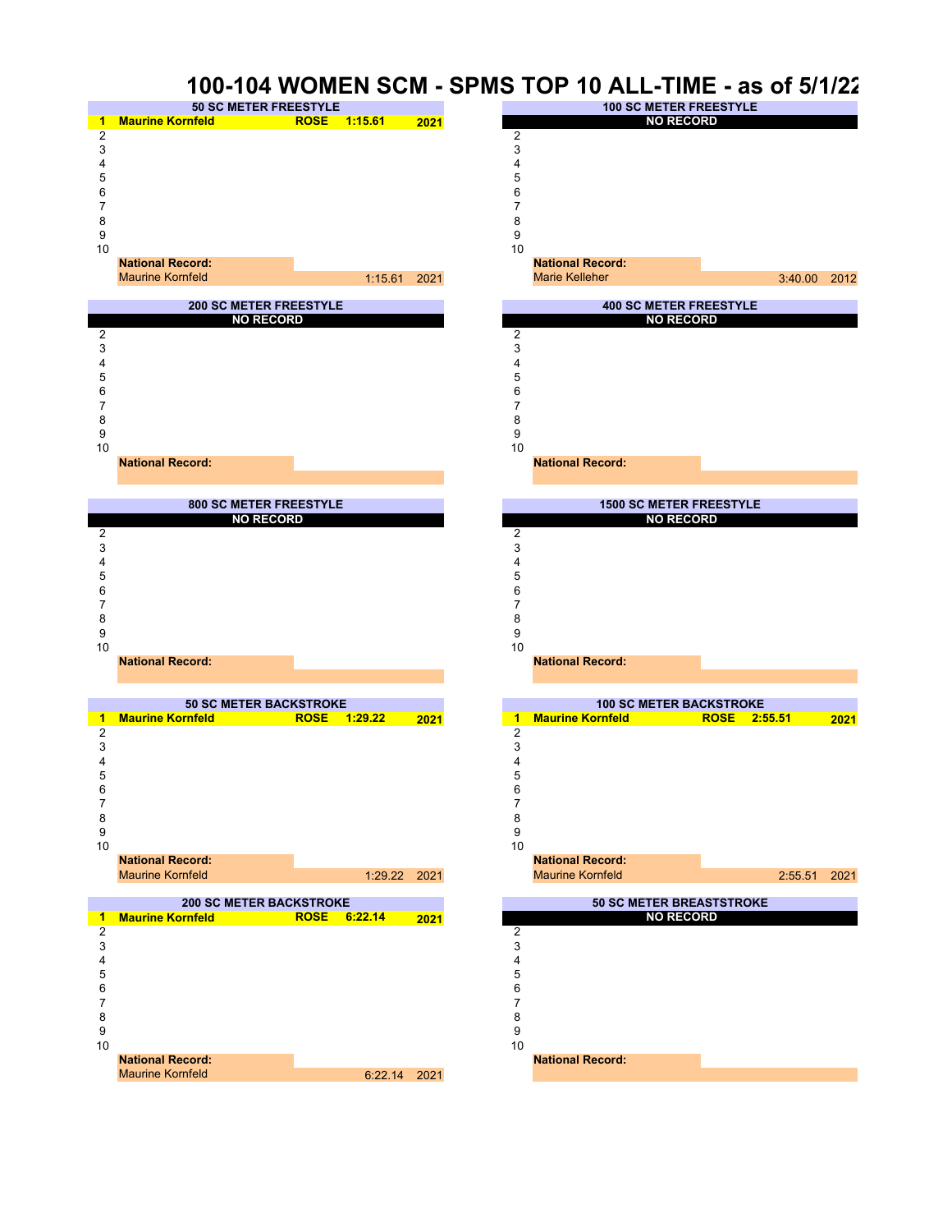# 100-104 WOMEN SCM - SPMS TOP 10 ALL-TIME - as of 5/1/22

## 50 SC METER FREESTYLE

| Rank | Name | Club | Time | Year |
|---|---|---|---|---|
| 1 | Maurine Kornfeld | ROSE | 1:15.61 | 2021 |
| 2 | | | | |
| 3 | | | | |
| 4 | | | | |
| 5 | | | | |
| 6 | | | | |
| 7 | | | | |
| 8 | | | | |
| 9 | | | | |
| 10 | | | | |

**National Record:**
Maurine Kornfeld 1:15.61 2021

## 100 SC METER FREESTYLE

NO RECORD

| Rank | Name | Club | Time | Year |
|---|---|---|---|---|
| 2 | | | | |
| 3 | | | | |
| 4 | | | | |
| 5 | | | | |
| 6 | | | | |
| 7 | | | | |
| 8 | | | | |
| 9 | | | | |
| 10 | | | | |

**National Record:**
Marie Kelleher 3:40.00 2012

## 200 SC METER FREESTYLE

NO RECORD

| Rank | Name | Club | Time | Year |
|---|---|---|---|---|
| 2 | | | | |
| 3 | | | | |
| 4 | | | | |
| 5 | | | | |
| 6 | | | | |
| 7 | | | | |
| 8 | | | | |
| 9 | | | | |
| 10 | | | | |

**National Record:**

## 400 SC METER FREESTYLE

NO RECORD

| Rank | Name | Club | Time | Year |
|---|---|---|---|---|
| 2 | | | | |
| 3 | | | | |
| 4 | | | | |
| 5 | | | | |
| 6 | | | | |
| 7 | | | | |
| 8 | | | | |
| 9 | | | | |
| 10 | | | | |

**National Record:**

## 800 SC METER FREESTYLE

NO RECORD

| Rank | Name | Club | Time | Year |
|---|---|---|---|---|
| 2 | | | | |
| 3 | | | | |
| 4 | | | | |
| 5 | | | | |
| 6 | | | | |
| 7 | | | | |
| 8 | | | | |
| 9 | | | | |
| 10 | | | | |

**National Record:**

## 1500 SC METER FREESTYLE

NO RECORD

| Rank | Name | Club | Time | Year |
|---|---|---|---|---|
| 2 | | | | |
| 3 | | | | |
| 4 | | | | |
| 5 | | | | |
| 6 | | | | |
| 7 | | | | |
| 8 | | | | |
| 9 | | | | |
| 10 | | | | |

**National Record:**

## 50 SC METER BACKSTROKE

| Rank | Name | Club | Time | Year |
|---|---|---|---|---|
| 1 | Maurine Kornfeld | ROSE | 1:29.22 | 2021 |
| 2 | | | | |
| 3 | | | | |
| 4 | | | | |
| 5 | | | | |
| 6 | | | | |
| 7 | | | | |
| 8 | | | | |
| 9 | | | | |
| 10 | | | | |

**National Record:**
Maurine Kornfeld 1:29.22 2021

## 100 SC METER BACKSTROKE

| Rank | Name | Club | Time | Year |
|---|---|---|---|---|
| 1 | Maurine Kornfeld | ROSE | 2:55.51 | 2021 |
| 2 | | | | |
| 3 | | | | |
| 4 | | | | |
| 5 | | | | |
| 6 | | | | |
| 7 | | | | |
| 8 | | | | |
| 9 | | | | |
| 10 | | | | |

**National Record:**
Maurine Kornfeld 2:55.51 2021

## 200 SC METER BACKSTROKE

| Rank | Name | Club | Time | Year |
|---|---|---|---|---|
| 1 | Maurine Kornfeld | ROSE | 6:22.14 | 2021 |
| 2 | | | | |
| 3 | | | | |
| 4 | | | | |
| 5 | | | | |
| 6 | | | | |
| 7 | | | | |
| 8 | | | | |
| 9 | | | | |
| 10 | | | | |

**National Record:**
Maurine Kornfeld 6:22.14 2021

## 50 SC METER BREASTSTROKE

NO RECORD

| Rank | Name | Club | Time | Year |
|---|---|---|---|---|
| 2 | | | | |
| 3 | | | | |
| 4 | | | | |
| 5 | | | | |
| 6 | | | | |
| 7 | | | | |
| 8 | | | | |
| 9 | | | | |
| 10 | | | | |

**National Record:**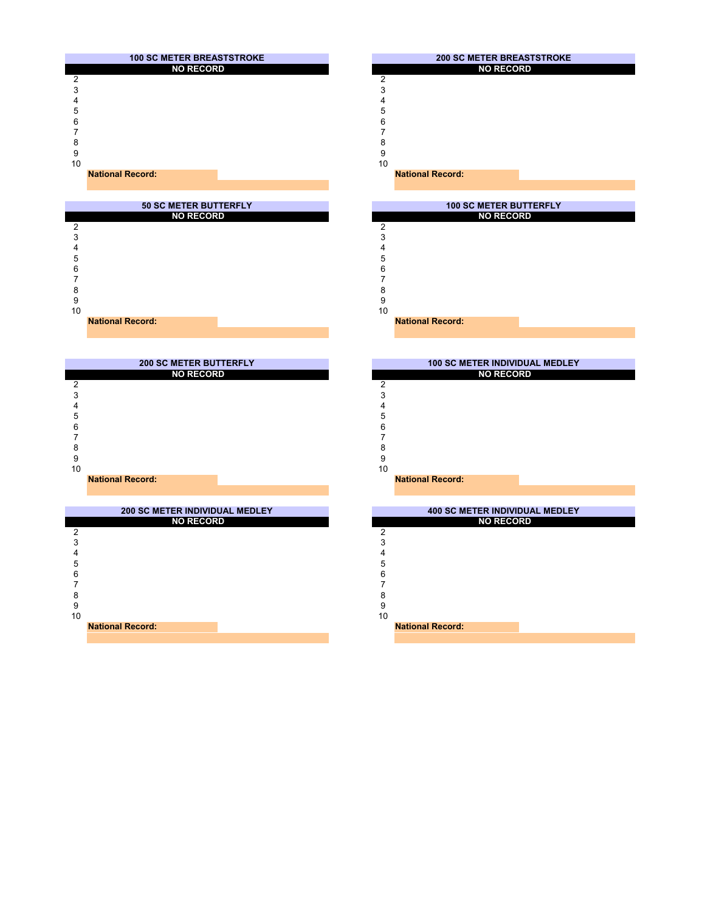| 100 SC METER BREASTSTROKE | |
|---|---|
| NO RECORD | |
| 2 | |
| 3 | |
| 4 | |
| 5 | |
| 6 | |
| 7 | |
| 8 | |
| 9 | |
| 10 | |
| | **National Record:** |

| 200 SC METER BREASTSTROKE | |
|---|---|
| NO RECORD | |
| 2 | |
| 3 | |
| 4 | |
| 5 | |
| 6 | |
| 7 | |
| 8 | |
| 9 | |
| 10 | |
| | **National Record:** |

| 50 SC METER BUTTERFLY | |
|---|---|
| NO RECORD | |
| 2 | |
| 3 | |
| 4 | |
| 5 | |
| 6 | |
| 7 | |
| 8 | |
| 9 | |
| 10 | |
| | **National Record:** |

| 100 SC METER BUTTERFLY | |
|---|---|
| NO RECORD | |
| 2 | |
| 3 | |
| 4 | |
| 5 | |
| 6 | |
| 7 | |
| 8 | |
| 9 | |
| 10 | |
| | **National Record:** |

| 200 SC METER BUTTERFLY | |
|---|---|
| NO RECORD | |
| 2 | |
| 3 | |
| 4 | |
| 5 | |
| 6 | |
| 7 | |
| 8 | |
| 9 | |
| 10 | |
| | **National Record:** |

| 100 SC METER INDIVIDUAL MEDLEY | |
|---|---|
| NO RECORD | |
| 2 | |
| 3 | |
| 4 | |
| 5 | |
| 6 | |
| 7 | |
| 8 | |
| 9 | |
| 10 | |
| | **National Record:** |

| 200 SC METER INDIVIDUAL MEDLEY | |
|---|---|
| NO RECORD | |
| 2 | |
| 3 | |
| 4 | |
| 5 | |
| 6 | |
| 7 | |
| 8 | |
| 9 | |
| 10 | |
| | **National Record:** |

| 400 SC METER INDIVIDUAL MEDLEY | |
|---|---|
| NO RECORD | |
| 2 | |
| 3 | |
| 4 | |
| 5 | |
| 6 | |
| 7 | |
| 8 | |
| 9 | |
| 10 | |
| | **National Record:** |